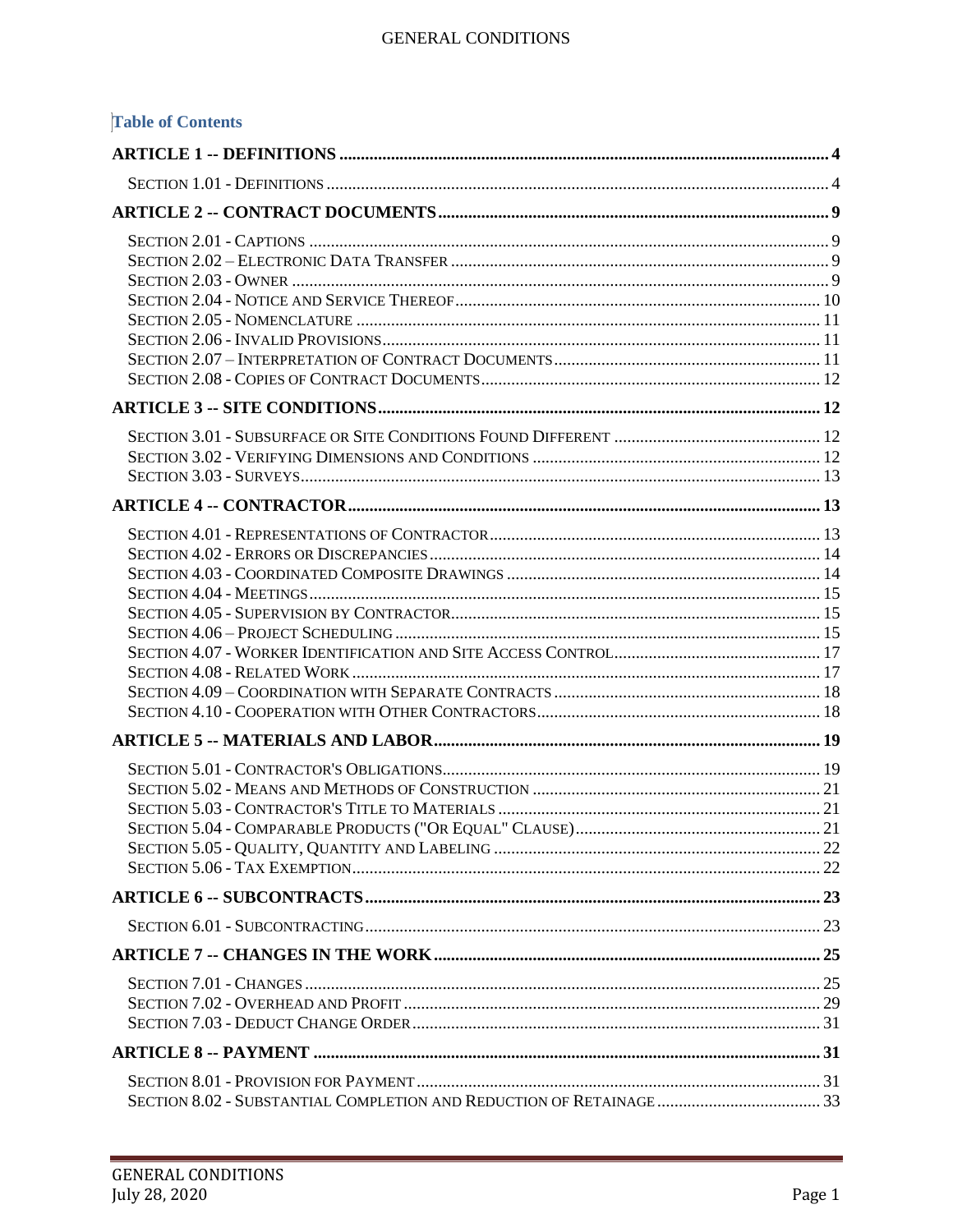## Table of Contents

**ARTICLE 1 -- DEFINITIONS** .......... 4

SECTION 1.01 - DEFINITIONS .......... 4

**ARTICLE 2 -- CONTRACT DOCUMENTS** .......... 9

SECTION 2.01 - CAPTIONS .......... 9
SECTION 2.02 – ELECTRONIC DATA TRANSFER .......... 9
SECTION 2.03 - OWNER .......... 9
SECTION 2.04 - NOTICE AND SERVICE THEREOF .......... 10
SECTION 2.05 - NOMENCLATURE .......... 11
SECTION 2.06 - INVALID PROVISIONS .......... 11
SECTION 2.07 – INTERPRETATION OF CONTRACT DOCUMENTS .......... 11
SECTION 2.08 - COPIES OF CONTRACT DOCUMENTS .......... 12

**ARTICLE 3 -- SITE CONDITIONS** .......... 12

SECTION 3.01 - SUBSURFACE OR SITE CONDITIONS FOUND DIFFERENT .......... 12
SECTION 3.02 - VERIFYING DIMENSIONS AND CONDITIONS .......... 12
SECTION 3.03 - SURVEYS .......... 13

**ARTICLE 4 -- CONTRACTOR** .......... 13

SECTION 4.01 - REPRESENTATIONS OF CONTRACTOR .......... 13
SECTION 4.02 - ERRORS OR DISCREPANCIES .......... 14
SECTION 4.03 - COORDINATED COMPOSITE DRAWINGS .......... 14
SECTION 4.04 - MEETINGS .......... 15
SECTION 4.05 - SUPERVISION BY CONTRACTOR .......... 15
SECTION 4.06 – PROJECT SCHEDULING .......... 15
SECTION 4.07 - WORKER IDENTIFICATION AND SITE ACCESS CONTROL .......... 17
SECTION 4.08 - RELATED WORK .......... 17
SECTION 4.09 – COORDINATION WITH SEPARATE CONTRACTS .......... 18
SECTION 4.10 - COOPERATION WITH OTHER CONTRACTORS .......... 18

**ARTICLE 5 -- MATERIALS AND LABOR** .......... 19

SECTION 5.01 - CONTRACTOR'S OBLIGATIONS .......... 19
SECTION 5.02 - MEANS AND METHODS OF CONSTRUCTION .......... 21
SECTION 5.03 - CONTRACTOR'S TITLE TO MATERIALS .......... 21
SECTION 5.04 - COMPARABLE PRODUCTS ("OR EQUAL" CLAUSE) .......... 21
SECTION 5.05 - QUALITY, QUANTITY AND LABELING .......... 22
SECTION 5.06 - TAX EXEMPTION .......... 22

**ARTICLE 6 -- SUBCONTRACTS** .......... 23

SECTION 6.01 - SUBCONTRACTING .......... 23

**ARTICLE 7 -- CHANGES IN THE WORK** .......... 25

SECTION 7.01 - CHANGES .......... 25
SECTION 7.02 - OVERHEAD AND PROFIT .......... 29
SECTION 7.03 - DEDUCT CHANGE ORDER .......... 31

**ARTICLE 8 -- PAYMENT** .......... 31

SECTION 8.01 - PROVISION FOR PAYMENT .......... 31
SECTION 8.02 - SUBSTANTIAL COMPLETION AND REDUCTION OF RETAINAGE .......... 33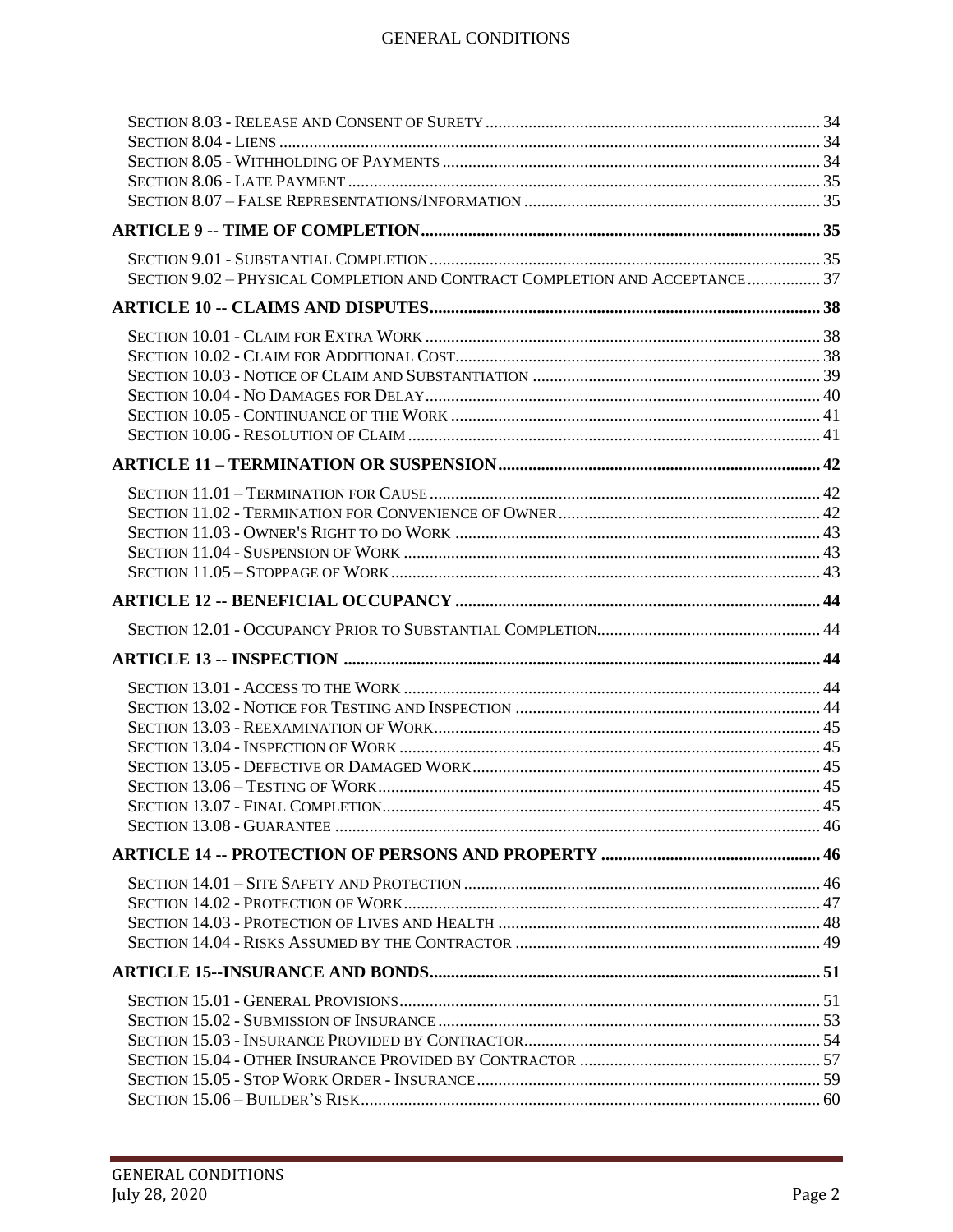Section 8.03 - Release and Consent of Surety ..... 34
Section 8.04 - Liens ..... 34
Section 8.05 - Withholding of Payments ..... 34
Section 8.06 - Late Payment ..... 35
Section 8.07 – False Representations/Information ..... 35

**ARTICLE 9 -- TIME OF COMPLETION ..... 35**

Section 9.01 - Substantial Completion ..... 35
Section 9.02 – Physical Completion and Contract Completion and Acceptance ..... 37

**ARTICLE 10 -- CLAIMS AND DISPUTES ..... 38**

Section 10.01 - Claim for Extra Work ..... 38
Section 10.02 - Claim for Additional Cost ..... 38
Section 10.03 - Notice of Claim and Substantiation ..... 39
Section 10.04 - No Damages for Delay ..... 40
Section 10.05 - Continuance of the Work ..... 41
Section 10.06 - Resolution of Claim ..... 41

**ARTICLE 11 – TERMINATION OR SUSPENSION ..... 42**

Section 11.01 – Termination for Cause ..... 42
Section 11.02 - Termination for Convenience of Owner ..... 42
Section 11.03 - Owner's Right to do Work ..... 43
Section 11.04 - Suspension of Work ..... 43
Section 11.05 – Stoppage of Work ..... 43

**ARTICLE 12 -- BENEFICIAL OCCUPANCY ..... 44**

Section 12.01 - Occupancy Prior to Substantial Completion ..... 44

**ARTICLE 13 -- INSPECTION ..... 44**

Section 13.01 - Access to the Work ..... 44
Section 13.02 - Notice for Testing and Inspection ..... 44
Section 13.03 - Reexamination of Work ..... 45
Section 13.04 - Inspection of Work ..... 45
Section 13.05 - Defective or Damaged Work ..... 45
Section 13.06 – Testing of Work ..... 45
Section 13.07 - Final Completion ..... 45
Section 13.08 - Guarantee ..... 46

**ARTICLE 14 -- PROTECTION OF PERSONS AND PROPERTY ..... 46**

Section 14.01 – Site Safety and Protection ..... 46
Section 14.02 - Protection of Work ..... 47
Section 14.03 - Protection of Lives and Health ..... 48
Section 14.04 - Risks Assumed by the Contractor ..... 49

**ARTICLE 15--INSURANCE AND BONDS ..... 51**

Section 15.01 - General Provisions ..... 51
Section 15.02 - Submission of Insurance ..... 53
Section 15.03 - Insurance Provided by Contractor ..... 54
Section 15.04 - Other Insurance Provided by Contractor ..... 57
Section 15.05 - Stop Work Order - Insurance ..... 59
Section 15.06 – Builder's Risk ..... 60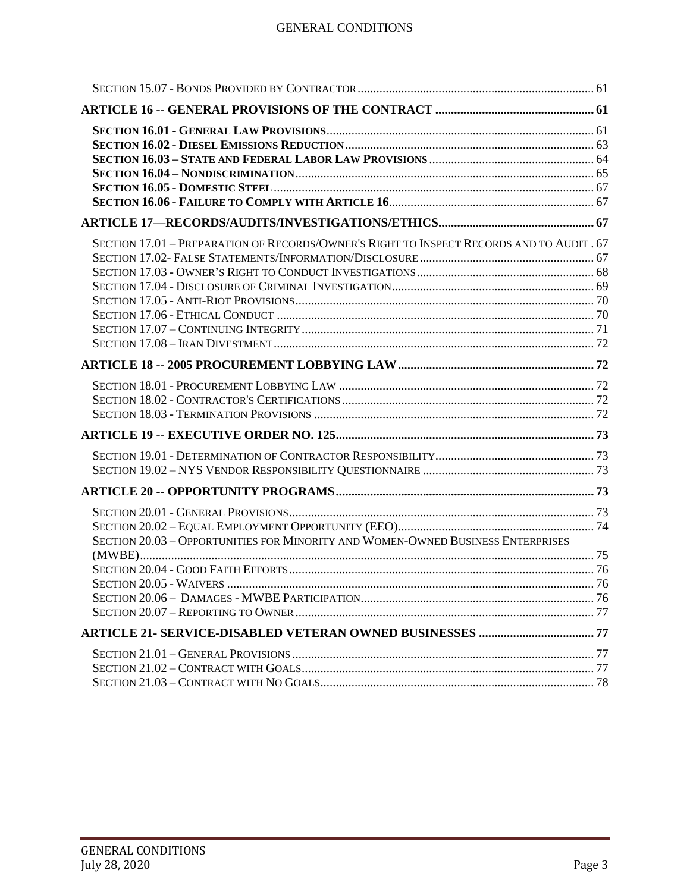SECTION 15.07 - BONDS PROVIDED BY CONTRACTOR ........ 61

**ARTICLE 16 -- GENERAL PROVISIONS OF THE CONTRACT ........ 61**

**SECTION 16.01 - GENERAL LAW PROVISIONS ........ 61**
**SECTION 16.02 - DIESEL EMISSIONS REDUCTION ........ 63**
**SECTION 16.03 – STATE AND FEDERAL LABOR LAW PROVISIONS ........ 64**
**SECTION 16.04 – NONDISCRIMINATION ........ 65**
**SECTION 16.05 - DOMESTIC STEEL ........ 67**
**SECTION 16.06 - FAILURE TO COMPLY WITH ARTICLE 16 ........ 67**

**ARTICLE 17—RECORDS/AUDITS/INVESTIGATIONS/ETHICS ........ 67**

SECTION 17.01 – PREPARATION OF RECORDS/OWNER'S RIGHT TO INSPECT RECORDS AND TO AUDIT . 67
SECTION 17.02- FALSE STATEMENTS/INFORMATION/DISCLOSURE ........ 67
SECTION 17.03 - OWNER'S RIGHT TO CONDUCT INVESTIGATIONS ........ 68
SECTION 17.04 - DISCLOSURE OF CRIMINAL INVESTIGATION ........ 69
SECTION 17.05 - ANTI-RIOT PROVISIONS ........ 70
SECTION 17.06 - ETHICAL CONDUCT ........ 70
SECTION 17.07 – CONTINUING INTEGRITY ........ 71
SECTION 17.08 – IRAN DIVESTMENT ........ 72

**ARTICLE 18 -- 2005 PROCUREMENT LOBBYING LAW ........ 72**

SECTION 18.01 - PROCUREMENT LOBBYING LAW ........ 72
SECTION 18.02 - CONTRACTOR'S CERTIFICATIONS ........ 72
SECTION 18.03 - TERMINATION PROVISIONS ........ 72

**ARTICLE 19 -- EXECUTIVE ORDER NO. 125 ........ 73**

SECTION 19.01 - DETERMINATION OF CONTRACTOR RESPONSIBILITY ........ 73
SECTION 19.02 – NYS VENDOR RESPONSIBILITY QUESTIONNAIRE ........ 73

**ARTICLE 20 -- OPPORTUNITY PROGRAMS ........ 73**

SECTION 20.01 - GENERAL PROVISIONS ........ 73
SECTION 20.02 – EQUAL EMPLOYMENT OPPORTUNITY (EEO) ........ 74
SECTION 20.03 – OPPORTUNITIES FOR MINORITY AND WOMEN-OWNED BUSINESS ENTERPRISES (MWBE) ........ 75
SECTION 20.04 - GOOD FAITH EFFORTS ........ 76
SECTION 20.05 - WAIVERS ........ 76
SECTION 20.06 – DAMAGES - MWBE PARTICIPATION ........ 76
SECTION 20.07 – REPORTING TO OWNER ........ 77

**ARTICLE 21- SERVICE-DISABLED VETERAN OWNED BUSINESSES ........ 77**

SECTION 21.01 – GENERAL PROVISIONS ........ 77
SECTION 21.02 – CONTRACT WITH GOALS ........ 77
SECTION 21.03 – CONTRACT WITH NO GOALS ........ 78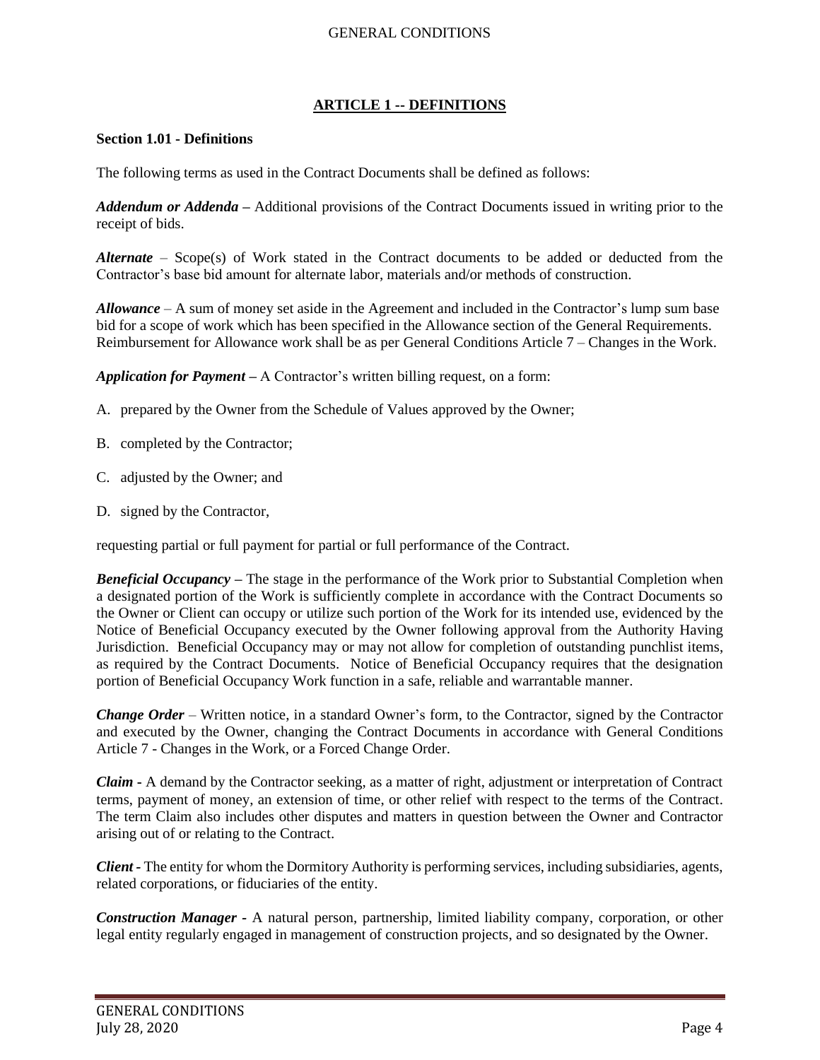## ARTICLE 1 -- DEFINITIONS

### Section 1.01 - Definitions

The following terms as used in the Contract Documents shall be defined as follows:

***Addendum or Addenda*** – Additional provisions of the Contract Documents issued in writing prior to the receipt of bids.

***Alternate*** – Scope(s) of Work stated in the Contract documents to be added or deducted from the Contractor's base bid amount for alternate labor, materials and/or methods of construction.

***Allowance*** – A sum of money set aside in the Agreement and included in the Contractor's lump sum base bid for a scope of work which has been specified in the Allowance section of the General Requirements. Reimbursement for Allowance work shall be as per General Conditions Article 7 – Changes in the Work.

***Application for Payment*** – A Contractor's written billing request, on a form:

A. prepared by the Owner from the Schedule of Values approved by the Owner;

B. completed by the Contractor;

C. adjusted by the Owner; and

D. signed by the Contractor,

requesting partial or full payment for partial or full performance of the Contract.

***Beneficial Occupancy*** – The stage in the performance of the Work prior to Substantial Completion when a designated portion of the Work is sufficiently complete in accordance with the Contract Documents so the Owner or Client can occupy or utilize such portion of the Work for its intended use, evidenced by the Notice of Beneficial Occupancy executed by the Owner following approval from the Authority Having Jurisdiction. Beneficial Occupancy may or may not allow for completion of outstanding punchlist items, as required by the Contract Documents. Notice of Beneficial Occupancy requires that the designation portion of Beneficial Occupancy Work function in a safe, reliable and warrantable manner.

***Change Order*** – Written notice, in a standard Owner's form, to the Contractor, signed by the Contractor and executed by the Owner, changing the Contract Documents in accordance with General Conditions Article 7 - Changes in the Work, or a Forced Change Order.

***Claim*** - A demand by the Contractor seeking, as a matter of right, adjustment or interpretation of Contract terms, payment of money, an extension of time, or other relief with respect to the terms of the Contract. The term Claim also includes other disputes and matters in question between the Owner and Contractor arising out of or relating to the Contract.

***Client*** - The entity for whom the Dormitory Authority is performing services, including subsidiaries, agents, related corporations, or fiduciaries of the entity.

***Construction Manager*** - A natural person, partnership, limited liability company, corporation, or other legal entity regularly engaged in management of construction projects, and so designated by the Owner.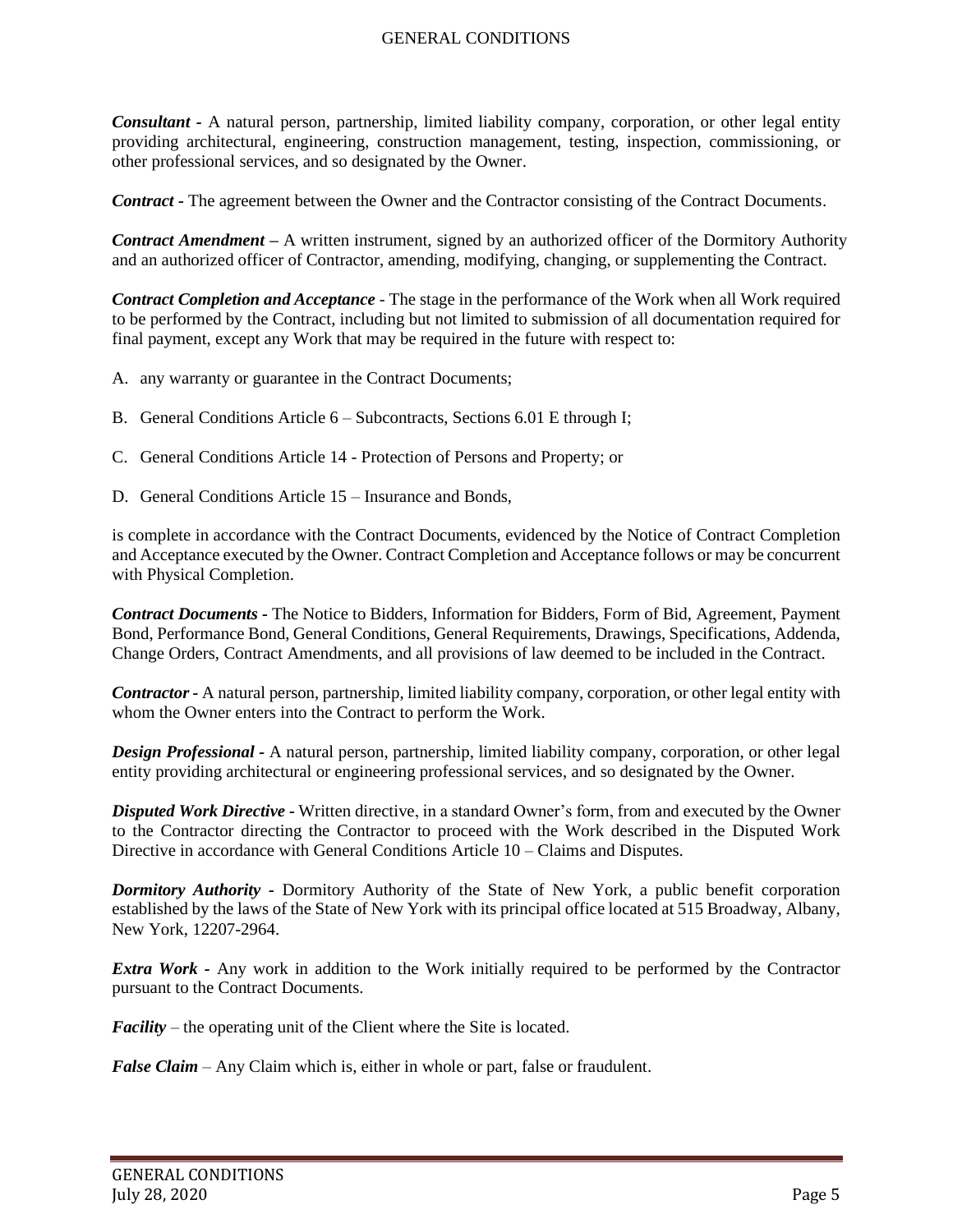***Consultant*** - A natural person, partnership, limited liability company, corporation, or other legal entity providing architectural, engineering, construction management, testing, inspection, commissioning, or other professional services, and so designated by the Owner.

***Contract*** - The agreement between the Owner and the Contractor consisting of the Contract Documents.

***Contract Amendment*** – A written instrument, signed by an authorized officer of the Dormitory Authority and an authorized officer of Contractor, amending, modifying, changing, or supplementing the Contract.

***Contract Completion and Acceptance*** - The stage in the performance of the Work when all Work required to be performed by the Contract, including but not limited to submission of all documentation required for final payment, except any Work that may be required in the future with respect to:

A. any warranty or guarantee in the Contract Documents;

B. General Conditions Article 6 – Subcontracts, Sections 6.01 E through I;

C. General Conditions Article 14 - Protection of Persons and Property; or

D. General Conditions Article 15 – Insurance and Bonds,

is complete in accordance with the Contract Documents, evidenced by the Notice of Contract Completion and Acceptance executed by the Owner. Contract Completion and Acceptance follows or may be concurrent with Physical Completion.

***Contract Documents*** - The Notice to Bidders, Information for Bidders, Form of Bid, Agreement, Payment Bond, Performance Bond, General Conditions, General Requirements, Drawings, Specifications, Addenda, Change Orders, Contract Amendments, and all provisions of law deemed to be included in the Contract.

***Contractor*** - A natural person, partnership, limited liability company, corporation, or other legal entity with whom the Owner enters into the Contract to perform the Work.

***Design Professional*** - A natural person, partnership, limited liability company, corporation, or other legal entity providing architectural or engineering professional services, and so designated by the Owner.

***Disputed Work Directive*** - Written directive, in a standard Owner's form, from and executed by the Owner to the Contractor directing the Contractor to proceed with the Work described in the Disputed Work Directive in accordance with General Conditions Article 10 – Claims and Disputes.

***Dormitory Authority*** - Dormitory Authority of the State of New York, a public benefit corporation established by the laws of the State of New York with its principal office located at 515 Broadway, Albany, New York, 12207-2964.

***Extra Work*** - Any work in addition to the Work initially required to be performed by the Contractor pursuant to the Contract Documents.

***Facility*** – the operating unit of the Client where the Site is located.

***False Claim*** – Any Claim which is, either in whole or part, false or fraudulent.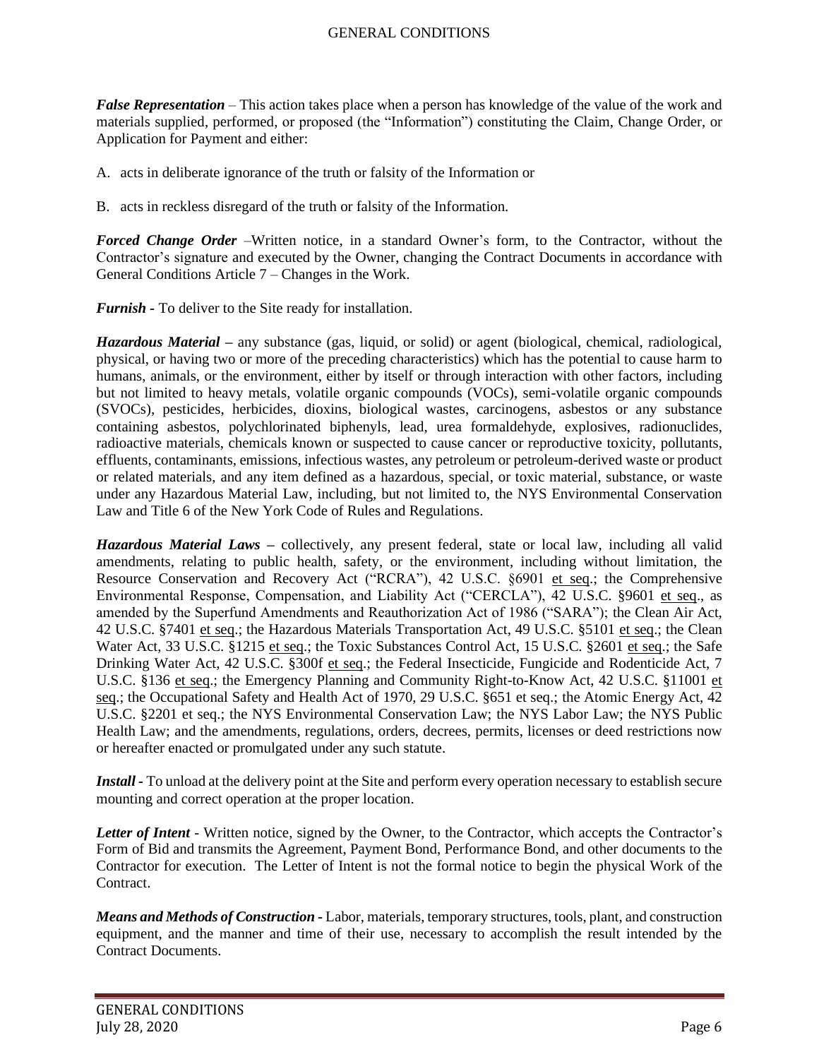***False Representation*** – This action takes place when a person has knowledge of the value of the work and materials supplied, performed, or proposed (the "Information") constituting the Claim, Change Order, or Application for Payment and either:

A. acts in deliberate ignorance of the truth or falsity of the Information or

B. acts in reckless disregard of the truth or falsity of the Information.

***Forced Change Order*** –Written notice, in a standard Owner's form, to the Contractor, without the Contractor's signature and executed by the Owner, changing the Contract Documents in accordance with General Conditions Article 7 – Changes in the Work.

***Furnish*** **-** To deliver to the Site ready for installation.

***Hazardous Material*** **–** any substance (gas, liquid, or solid) or agent (biological, chemical, radiological, physical, or having two or more of the preceding characteristics) which has the potential to cause harm to humans, animals, or the environment, either by itself or through interaction with other factors, including but not limited to heavy metals, volatile organic compounds (VOCs), semi-volatile organic compounds (SVOCs), pesticides, herbicides, dioxins, biological wastes, carcinogens, asbestos or any substance containing asbestos, polychlorinated biphenyls, lead, urea formaldehyde, explosives, radionuclides, radioactive materials, chemicals known or suspected to cause cancer or reproductive toxicity, pollutants, effluents, contaminants, emissions, infectious wastes, any petroleum or petroleum-derived waste or product or related materials, and any item defined as a hazardous, special, or toxic material, substance, or waste under any Hazardous Material Law, including, but not limited to, the NYS Environmental Conservation Law and Title 6 of the New York Code of Rules and Regulations.

***Hazardous Material Laws*** **–** collectively, any present federal, state or local law, including all valid amendments, relating to public health, safety, or the environment, including without limitation, the Resource Conservation and Recovery Act ("RCRA"), 42 U.S.C. §6901 et seq.; the Comprehensive Environmental Response, Compensation, and Liability Act ("CERCLA"), 42 U.S.C. §9601 et seq., as amended by the Superfund Amendments and Reauthorization Act of 1986 ("SARA"); the Clean Air Act, 42 U.S.C. §7401 et seq.; the Hazardous Materials Transportation Act, 49 U.S.C. §5101 et seq.; the Clean Water Act, 33 U.S.C. §1215 et seq.; the Toxic Substances Control Act, 15 U.S.C. §2601 et seq.; the Safe Drinking Water Act, 42 U.S.C. §300f et seq.; the Federal Insecticide, Fungicide and Rodenticide Act, 7 U.S.C. §136 et seq.; the Emergency Planning and Community Right-to-Know Act, 42 U.S.C. §11001 et seq.; the Occupational Safety and Health Act of 1970, 29 U.S.C. §651 et seq.; the Atomic Energy Act, 42 U.S.C. §2201 et seq.; the NYS Environmental Conservation Law; the NYS Labor Law; the NYS Public Health Law; and the amendments, regulations, orders, decrees, permits, licenses or deed restrictions now or hereafter enacted or promulgated under any such statute.

***Install*** **-** To unload at the delivery point at the Site and perform every operation necessary to establish secure mounting and correct operation at the proper location.

***Letter of Intent*** - Written notice, signed by the Owner, to the Contractor, which accepts the Contractor's Form of Bid and transmits the Agreement, Payment Bond, Performance Bond, and other documents to the Contractor for execution. The Letter of Intent is not the formal notice to begin the physical Work of the Contract.

***Means and Methods of Construction*** **-** Labor, materials, temporary structures, tools, plant, and construction equipment, and the manner and time of their use, necessary to accomplish the result intended by the Contract Documents.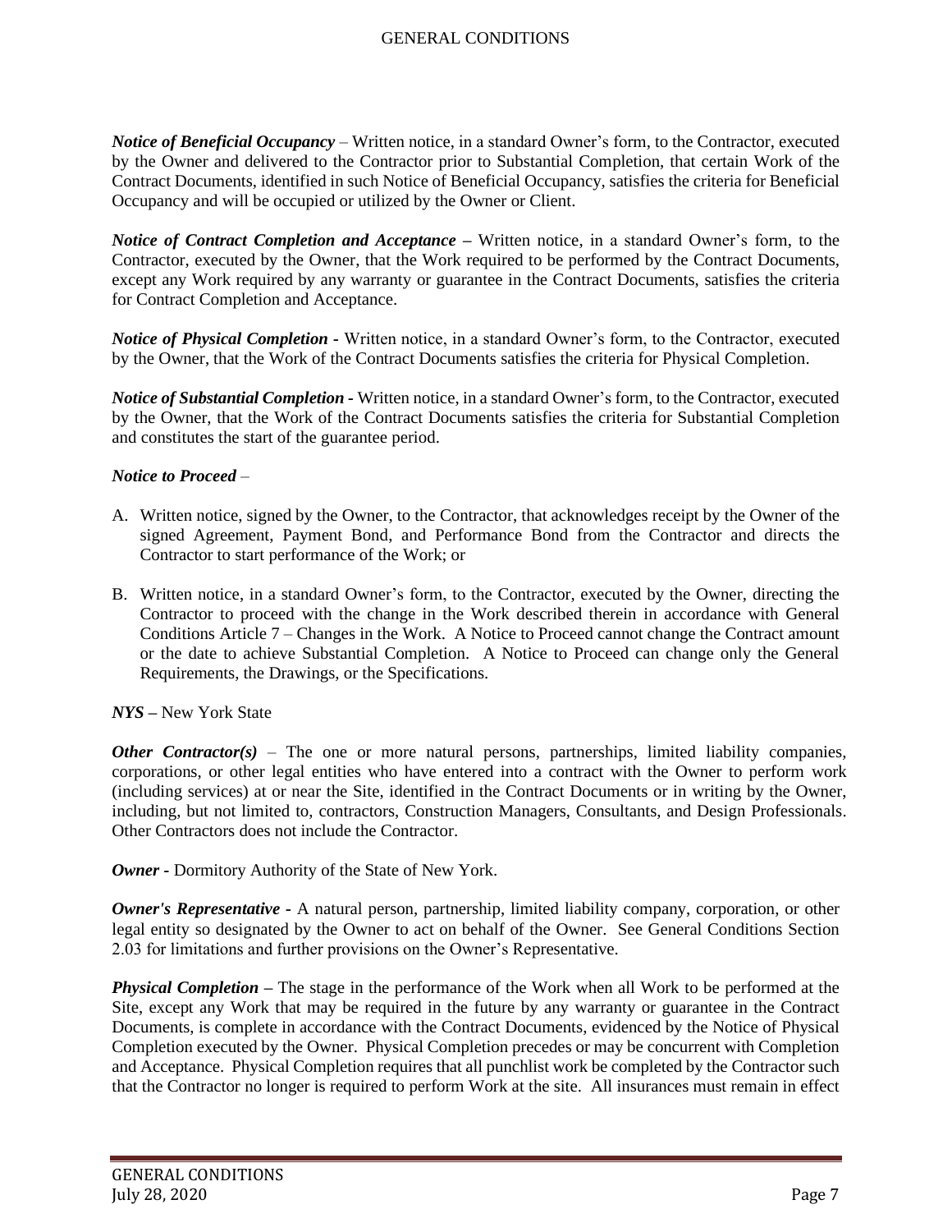***Notice of Beneficial Occupancy*** – Written notice, in a standard Owner's form, to the Contractor, executed by the Owner and delivered to the Contractor prior to Substantial Completion, that certain Work of the Contract Documents, identified in such Notice of Beneficial Occupancy, satisfies the criteria for Beneficial Occupancy and will be occupied or utilized by the Owner or Client.

***Notice of Contract Completion and Acceptance*** – Written notice, in a standard Owner's form, to the Contractor, executed by the Owner, that the Work required to be performed by the Contract Documents, except any Work required by any warranty or guarantee in the Contract Documents, satisfies the criteria for Contract Completion and Acceptance.

***Notice of Physical Completion*** - Written notice, in a standard Owner's form, to the Contractor, executed by the Owner, that the Work of the Contract Documents satisfies the criteria for Physical Completion.

***Notice of Substantial Completion*** - Written notice, in a standard Owner's form, to the Contractor, executed by the Owner, that the Work of the Contract Documents satisfies the criteria for Substantial Completion and constitutes the start of the guarantee period.

***Notice to Proceed*** –

A. Written notice, signed by the Owner, to the Contractor, that acknowledges receipt by the Owner of the signed Agreement, Payment Bond, and Performance Bond from the Contractor and directs the Contractor to start performance of the Work; or

B. Written notice, in a standard Owner's form, to the Contractor, executed by the Owner, directing the Contractor to proceed with the change in the Work described therein in accordance with General Conditions Article 7 – Changes in the Work. A Notice to Proceed cannot change the Contract amount or the date to achieve Substantial Completion. A Notice to Proceed can change only the General Requirements, the Drawings, or the Specifications.

***NYS*** – New York State

***Other Contractor(s)*** – The one or more natural persons, partnerships, limited liability companies, corporations, or other legal entities who have entered into a contract with the Owner to perform work (including services) at or near the Site, identified in the Contract Documents or in writing by the Owner, including, but not limited to, contractors, Construction Managers, Consultants, and Design Professionals. Other Contractors does not include the Contractor.

***Owner*** - Dormitory Authority of the State of New York.

***Owner's Representative*** - A natural person, partnership, limited liability company, corporation, or other legal entity so designated by the Owner to act on behalf of the Owner. See General Conditions Section 2.03 for limitations and further provisions on the Owner's Representative.

***Physical Completion*** – The stage in the performance of the Work when all Work to be performed at the Site, except any Work that may be required in the future by any warranty or guarantee in the Contract Documents, is complete in accordance with the Contract Documents, evidenced by the Notice of Physical Completion executed by the Owner. Physical Completion precedes or may be concurrent with Completion and Acceptance. Physical Completion requires that all punchlist work be completed by the Contractor such that the Contractor no longer is required to perform Work at the site. All insurances must remain in effect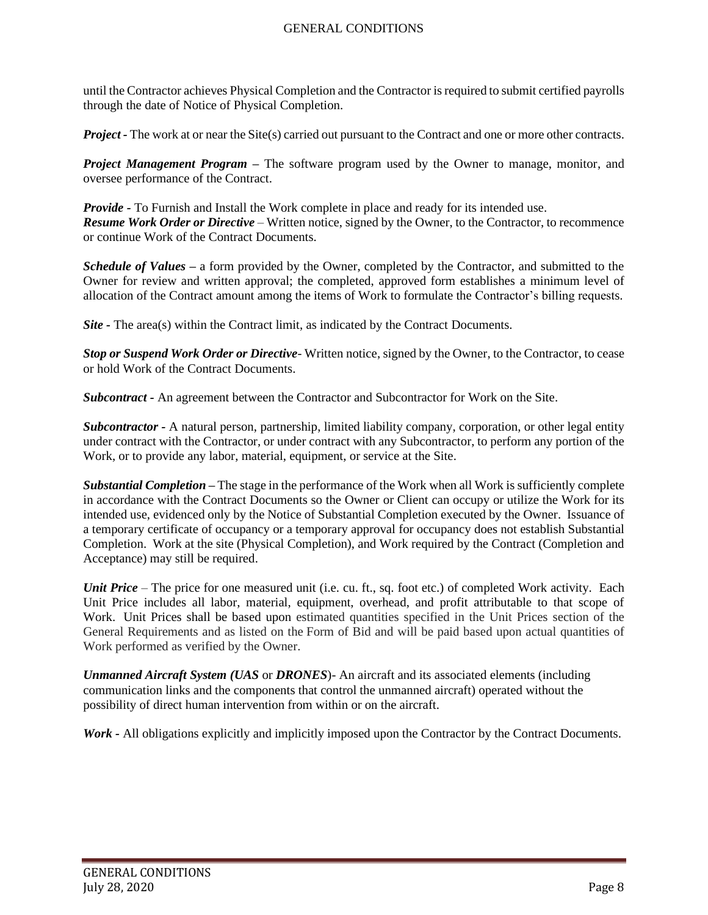until the Contractor achieves Physical Completion and the Contractor is required to submit certified payrolls through the date of Notice of Physical Completion.

***Project*** - The work at or near the Site(s) carried out pursuant to the Contract and one or more other contracts.

***Project Management Program*** – The software program used by the Owner to manage, monitor, and oversee performance of the Contract.

***Provide*** - To Furnish and Install the Work complete in place and ready for its intended use.
***Resume Work Order or Directive*** – Written notice, signed by the Owner, to the Contractor, to recommence or continue Work of the Contract Documents.

***Schedule of Values*** – a form provided by the Owner, completed by the Contractor, and submitted to the Owner for review and written approval; the completed, approved form establishes a minimum level of allocation of the Contract amount among the items of Work to formulate the Contractor's billing requests.

***Site*** - The area(s) within the Contract limit, as indicated by the Contract Documents.

***Stop or Suspend Work Order or Directive***- Written notice, signed by the Owner, to the Contractor, to cease or hold Work of the Contract Documents.

***Subcontract*** - An agreement between the Contractor and Subcontractor for Work on the Site.

***Subcontractor*** - A natural person, partnership, limited liability company, corporation, or other legal entity under contract with the Contractor, or under contract with any Subcontractor, to perform any portion of the Work, or to provide any labor, material, equipment, or service at the Site.

***Substantial Completion*** – The stage in the performance of the Work when all Work is sufficiently complete in accordance with the Contract Documents so the Owner or Client can occupy or utilize the Work for its intended use, evidenced only by the Notice of Substantial Completion executed by the Owner. Issuance of a temporary certificate of occupancy or a temporary approval for occupancy does not establish Substantial Completion. Work at the site (Physical Completion), and Work required by the Contract (Completion and Acceptance) may still be required.

***Unit Price*** – The price for one measured unit (i.e. cu. ft., sq. foot etc.) of completed Work activity. Each Unit Price includes all labor, material, equipment, overhead, and profit attributable to that scope of Work. Unit Prices shall be based upon estimated quantities specified in the Unit Prices section of the General Requirements and as listed on the Form of Bid and will be paid based upon actual quantities of Work performed as verified by the Owner.

***Unmanned Aircraft System (UAS*** or ***DRONES***)- An aircraft and its associated elements (including communication links and the components that control the unmanned aircraft) operated without the possibility of direct human intervention from within or on the aircraft.

***Work*** - All obligations explicitly and implicitly imposed upon the Contractor by the Contract Documents.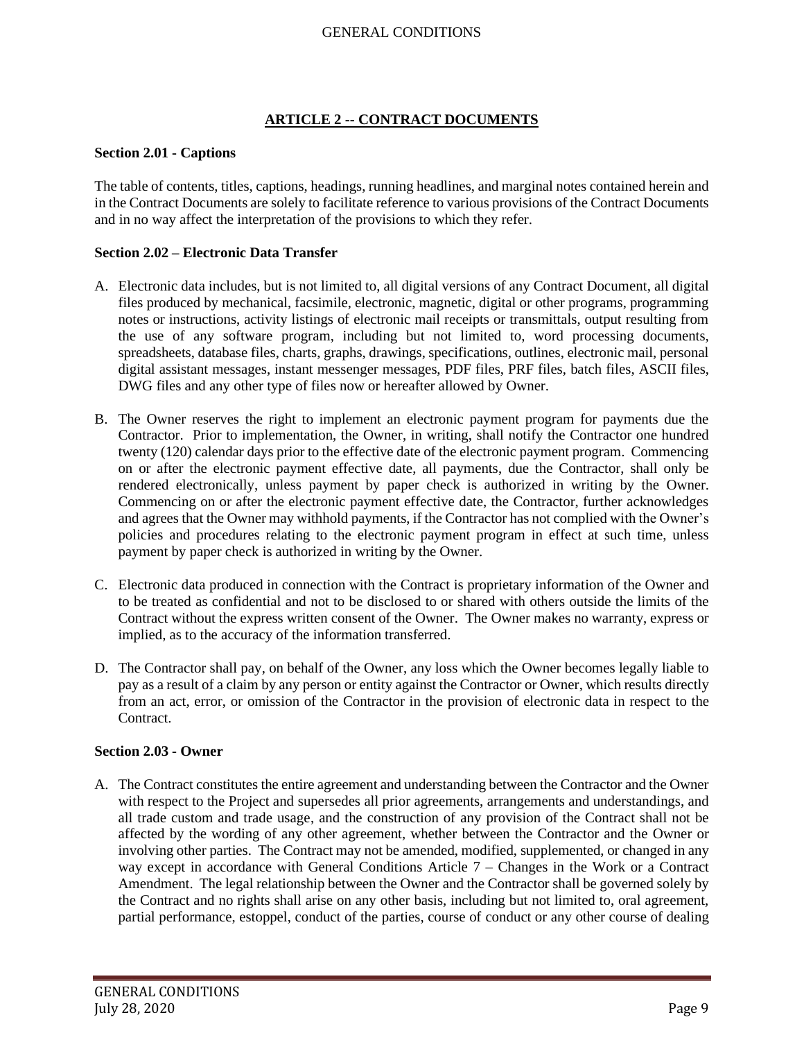## ARTICLE 2 -- CONTRACT DOCUMENTS

### Section 2.01 - Captions

The table of contents, titles, captions, headings, running headlines, and marginal notes contained herein and in the Contract Documents are solely to facilitate reference to various provisions of the Contract Documents and in no way affect the interpretation of the provisions to which they refer.

### Section 2.02 – Electronic Data Transfer

A. Electronic data includes, but is not limited to, all digital versions of any Contract Document, all digital files produced by mechanical, facsimile, electronic, magnetic, digital or other programs, programming notes or instructions, activity listings of electronic mail receipts or transmittals, output resulting from the use of any software program, including but not limited to, word processing documents, spreadsheets, database files, charts, graphs, drawings, specifications, outlines, electronic mail, personal digital assistant messages, instant messenger messages, PDF files, PRF files, batch files, ASCII files, DWG files and any other type of files now or hereafter allowed by Owner.

B. The Owner reserves the right to implement an electronic payment program for payments due the Contractor. Prior to implementation, the Owner, in writing, shall notify the Contractor one hundred twenty (120) calendar days prior to the effective date of the electronic payment program. Commencing on or after the electronic payment effective date, all payments, due the Contractor, shall only be rendered electronically, unless payment by paper check is authorized in writing by the Owner. Commencing on or after the electronic payment effective date, the Contractor, further acknowledges and agrees that the Owner may withhold payments, if the Contractor has not complied with the Owner's policies and procedures relating to the electronic payment program in effect at such time, unless payment by paper check is authorized in writing by the Owner.

C. Electronic data produced in connection with the Contract is proprietary information of the Owner and to be treated as confidential and not to be disclosed to or shared with others outside the limits of the Contract without the express written consent of the Owner. The Owner makes no warranty, express or implied, as to the accuracy of the information transferred.

D. The Contractor shall pay, on behalf of the Owner, any loss which the Owner becomes legally liable to pay as a result of a claim by any person or entity against the Contractor or Owner, which results directly from an act, error, or omission of the Contractor in the provision of electronic data in respect to the Contract.

### Section 2.03 - Owner

A. The Contract constitutes the entire agreement and understanding between the Contractor and the Owner with respect to the Project and supersedes all prior agreements, arrangements and understandings, and all trade custom and trade usage, and the construction of any provision of the Contract shall not be affected by the wording of any other agreement, whether between the Contractor and the Owner or involving other parties. The Contract may not be amended, modified, supplemented, or changed in any way except in accordance with General Conditions Article 7 – Changes in the Work or a Contract Amendment. The legal relationship between the Owner and the Contractor shall be governed solely by the Contract and no rights shall arise on any other basis, including but not limited to, oral agreement, partial performance, estoppel, conduct of the parties, course of conduct or any other course of dealing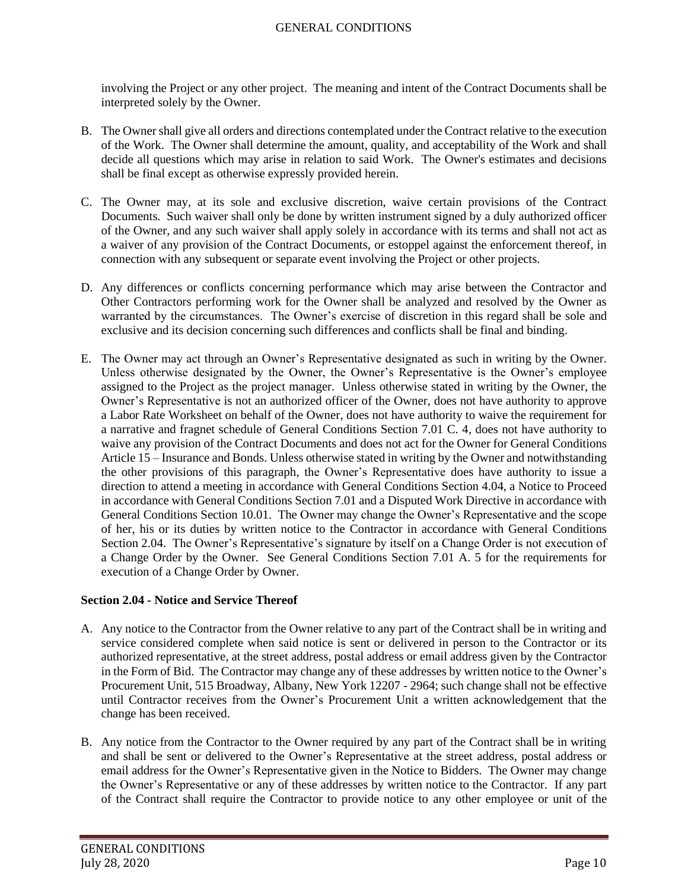involving the Project or any other project. The meaning and intent of the Contract Documents shall be interpreted solely by the Owner.

B. The Owner shall give all orders and directions contemplated under the Contract relative to the execution of the Work. The Owner shall determine the amount, quality, and acceptability of the Work and shall decide all questions which may arise in relation to said Work. The Owner's estimates and decisions shall be final except as otherwise expressly provided herein.

C. The Owner may, at its sole and exclusive discretion, waive certain provisions of the Contract Documents. Such waiver shall only be done by written instrument signed by a duly authorized officer of the Owner, and any such waiver shall apply solely in accordance with its terms and shall not act as a waiver of any provision of the Contract Documents, or estoppel against the enforcement thereof, in connection with any subsequent or separate event involving the Project or other projects.

D. Any differences or conflicts concerning performance which may arise between the Contractor and Other Contractors performing work for the Owner shall be analyzed and resolved by the Owner as warranted by the circumstances. The Owner's exercise of discretion in this regard shall be sole and exclusive and its decision concerning such differences and conflicts shall be final and binding.

E. The Owner may act through an Owner's Representative designated as such in writing by the Owner. Unless otherwise designated by the Owner, the Owner's Representative is the Owner's employee assigned to the Project as the project manager. Unless otherwise stated in writing by the Owner, the Owner's Representative is not an authorized officer of the Owner, does not have authority to approve a Labor Rate Worksheet on behalf of the Owner, does not have authority to waive the requirement for a narrative and fragnet schedule of General Conditions Section 7.01 C. 4, does not have authority to waive any provision of the Contract Documents and does not act for the Owner for General Conditions Article 15 – Insurance and Bonds. Unless otherwise stated in writing by the Owner and notwithstanding the other provisions of this paragraph, the Owner's Representative does have authority to issue a direction to attend a meeting in accordance with General Conditions Section 4.04, a Notice to Proceed in accordance with General Conditions Section 7.01 and a Disputed Work Directive in accordance with General Conditions Section 10.01. The Owner may change the Owner's Representative and the scope of her, his or its duties by written notice to the Contractor in accordance with General Conditions Section 2.04. The Owner's Representative's signature by itself on a Change Order is not execution of a Change Order by the Owner. See General Conditions Section 7.01 A. 5 for the requirements for execution of a Change Order by Owner.

**Section 2.04 - Notice and Service Thereof**

A. Any notice to the Contractor from the Owner relative to any part of the Contract shall be in writing and service considered complete when said notice is sent or delivered in person to the Contractor or its authorized representative, at the street address, postal address or email address given by the Contractor in the Form of Bid. The Contractor may change any of these addresses by written notice to the Owner's Procurement Unit, 515 Broadway, Albany, New York 12207 - 2964; such change shall not be effective until Contractor receives from the Owner's Procurement Unit a written acknowledgement that the change has been received.

B. Any notice from the Contractor to the Owner required by any part of the Contract shall be in writing and shall be sent or delivered to the Owner's Representative at the street address, postal address or email address for the Owner's Representative given in the Notice to Bidders. The Owner may change the Owner's Representative or any of these addresses by written notice to the Contractor. If any part of the Contract shall require the Contractor to provide notice to any other employee or unit of the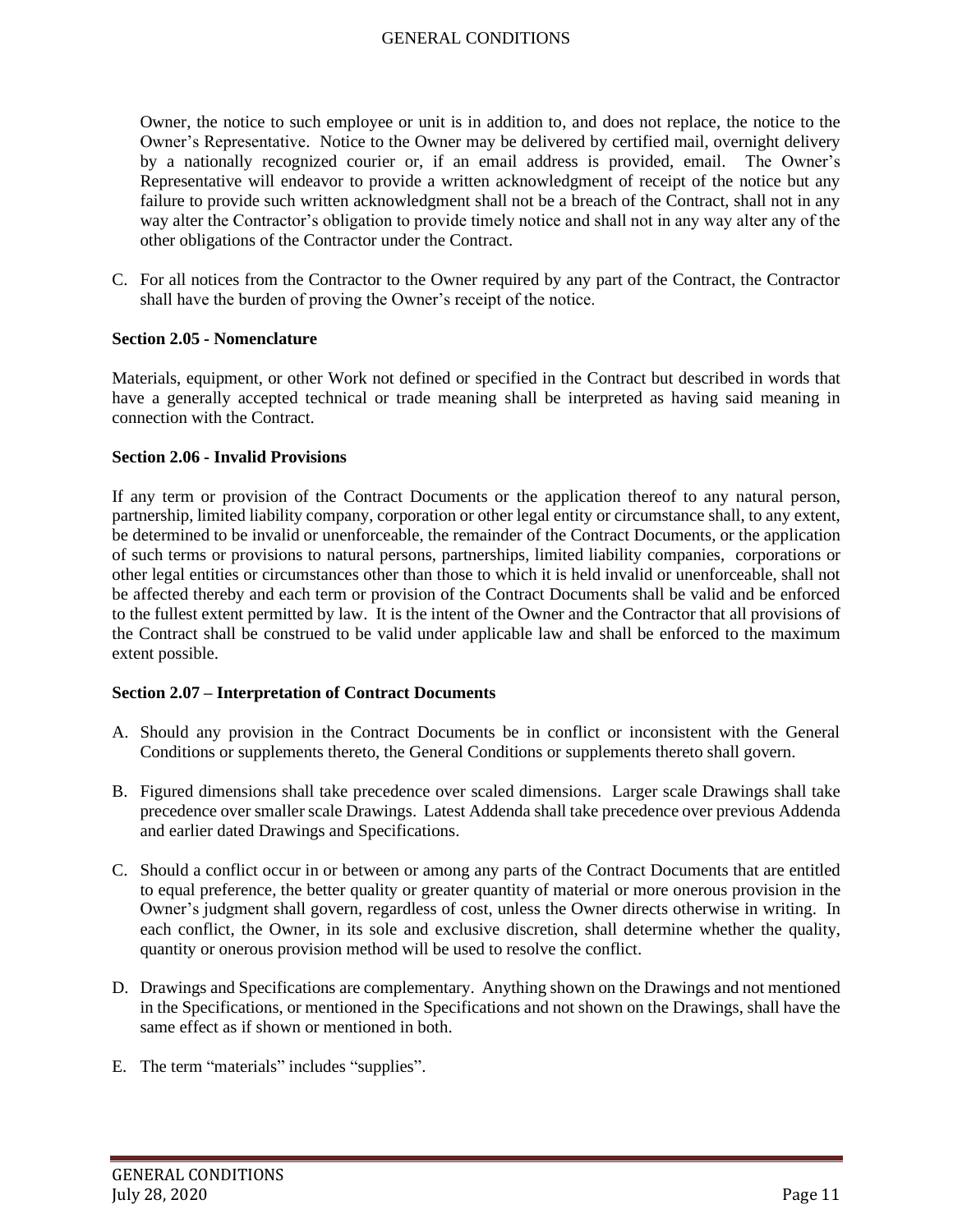Owner, the notice to such employee or unit is in addition to, and does not replace, the notice to the Owner's Representative. Notice to the Owner may be delivered by certified mail, overnight delivery by a nationally recognized courier or, if an email address is provided, email. The Owner's Representative will endeavor to provide a written acknowledgment of receipt of the notice but any failure to provide such written acknowledgment shall not be a breach of the Contract, shall not in any way alter the Contractor's obligation to provide timely notice and shall not in any way alter any of the other obligations of the Contractor under the Contract.

C. For all notices from the Contractor to the Owner required by any part of the Contract, the Contractor shall have the burden of proving the Owner's receipt of the notice.

**Section 2.05 - Nomenclature**

Materials, equipment, or other Work not defined or specified in the Contract but described in words that have a generally accepted technical or trade meaning shall be interpreted as having said meaning in connection with the Contract.

**Section 2.06 - Invalid Provisions**

If any term or provision of the Contract Documents or the application thereof to any natural person, partnership, limited liability company, corporation or other legal entity or circumstance shall, to any extent, be determined to be invalid or unenforceable, the remainder of the Contract Documents, or the application of such terms or provisions to natural persons, partnerships, limited liability companies, corporations or other legal entities or circumstances other than those to which it is held invalid or unenforceable, shall not be affected thereby and each term or provision of the Contract Documents shall be valid and be enforced to the fullest extent permitted by law. It is the intent of the Owner and the Contractor that all provisions of the Contract shall be construed to be valid under applicable law and shall be enforced to the maximum extent possible.

**Section 2.07 – Interpretation of Contract Documents**

A. Should any provision in the Contract Documents be in conflict or inconsistent with the General Conditions or supplements thereto, the General Conditions or supplements thereto shall govern.

B. Figured dimensions shall take precedence over scaled dimensions. Larger scale Drawings shall take precedence over smaller scale Drawings. Latest Addenda shall take precedence over previous Addenda and earlier dated Drawings and Specifications.

C. Should a conflict occur in or between or among any parts of the Contract Documents that are entitled to equal preference, the better quality or greater quantity of material or more onerous provision in the Owner's judgment shall govern, regardless of cost, unless the Owner directs otherwise in writing. In each conflict, the Owner, in its sole and exclusive discretion, shall determine whether the quality, quantity or onerous provision method will be used to resolve the conflict.

D. Drawings and Specifications are complementary. Anything shown on the Drawings and not mentioned in the Specifications, or mentioned in the Specifications and not shown on the Drawings, shall have the same effect as if shown or mentioned in both.

E. The term "materials" includes "supplies".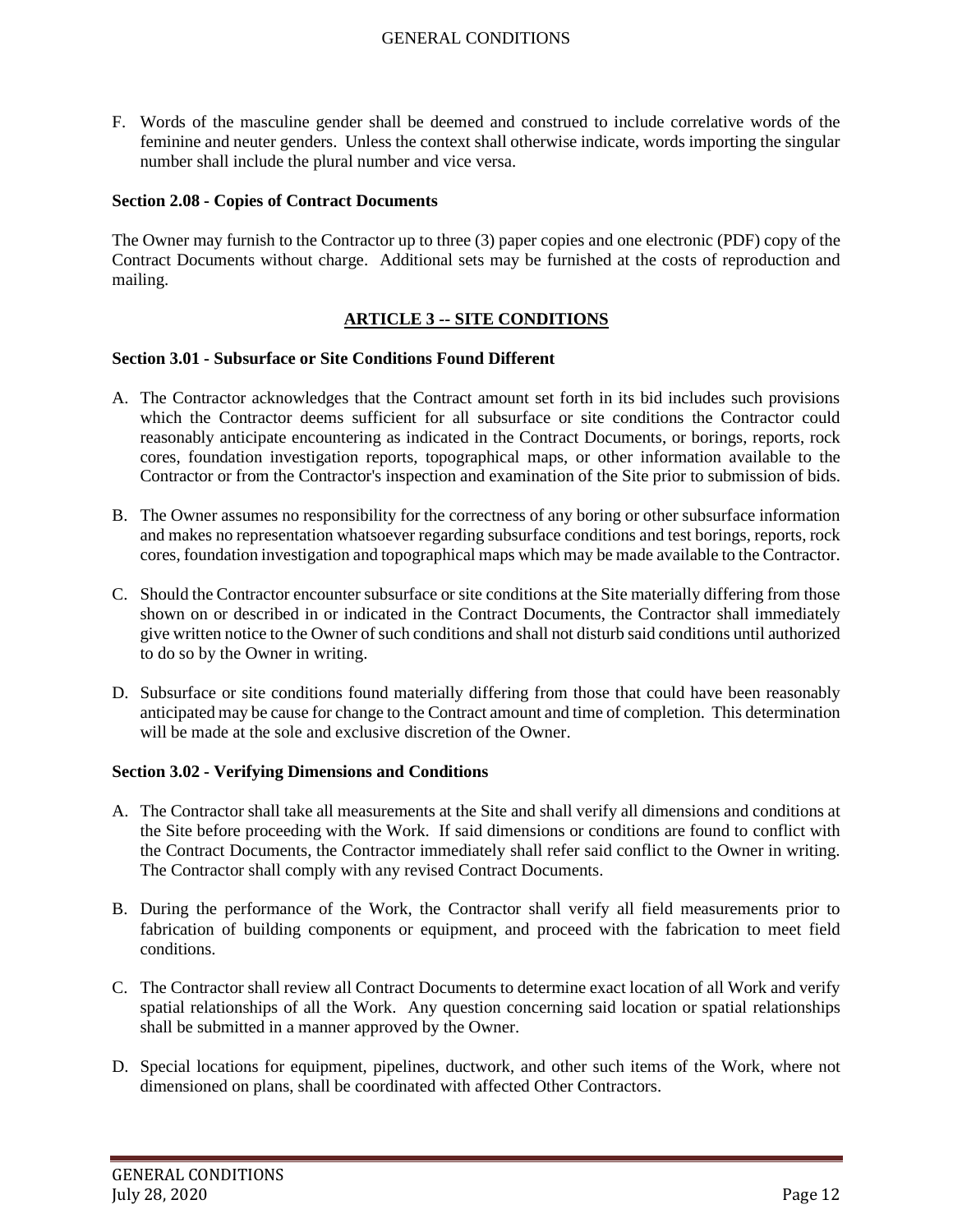F. Words of the masculine gender shall be deemed and construed to include correlative words of the feminine and neuter genders. Unless the context shall otherwise indicate, words importing the singular number shall include the plural number and vice versa.

**Section 2.08 - Copies of Contract Documents**

The Owner may furnish to the Contractor up to three (3) paper copies and one electronic (PDF) copy of the Contract Documents without charge. Additional sets may be furnished at the costs of reproduction and mailing.

## ARTICLE 3 -- SITE CONDITIONS

**Section 3.01 - Subsurface or Site Conditions Found Different**

A. The Contractor acknowledges that the Contract amount set forth in its bid includes such provisions which the Contractor deems sufficient for all subsurface or site conditions the Contractor could reasonably anticipate encountering as indicated in the Contract Documents, or borings, reports, rock cores, foundation investigation reports, topographical maps, or other information available to the Contractor or from the Contractor's inspection and examination of the Site prior to submission of bids.

B. The Owner assumes no responsibility for the correctness of any boring or other subsurface information and makes no representation whatsoever regarding subsurface conditions and test borings, reports, rock cores, foundation investigation and topographical maps which may be made available to the Contractor.

C. Should the Contractor encounter subsurface or site conditions at the Site materially differing from those shown on or described in or indicated in the Contract Documents, the Contractor shall immediately give written notice to the Owner of such conditions and shall not disturb said conditions until authorized to do so by the Owner in writing.

D. Subsurface or site conditions found materially differing from those that could have been reasonably anticipated may be cause for change to the Contract amount and time of completion. This determination will be made at the sole and exclusive discretion of the Owner.

**Section 3.02 - Verifying Dimensions and Conditions**

A. The Contractor shall take all measurements at the Site and shall verify all dimensions and conditions at the Site before proceeding with the Work. If said dimensions or conditions are found to conflict with the Contract Documents, the Contractor immediately shall refer said conflict to the Owner in writing. The Contractor shall comply with any revised Contract Documents.

B. During the performance of the Work, the Contractor shall verify all field measurements prior to fabrication of building components or equipment, and proceed with the fabrication to meet field conditions.

C. The Contractor shall review all Contract Documents to determine exact location of all Work and verify spatial relationships of all the Work. Any question concerning said location or spatial relationships shall be submitted in a manner approved by the Owner.

D. Special locations for equipment, pipelines, ductwork, and other such items of the Work, where not dimensioned on plans, shall be coordinated with affected Other Contractors.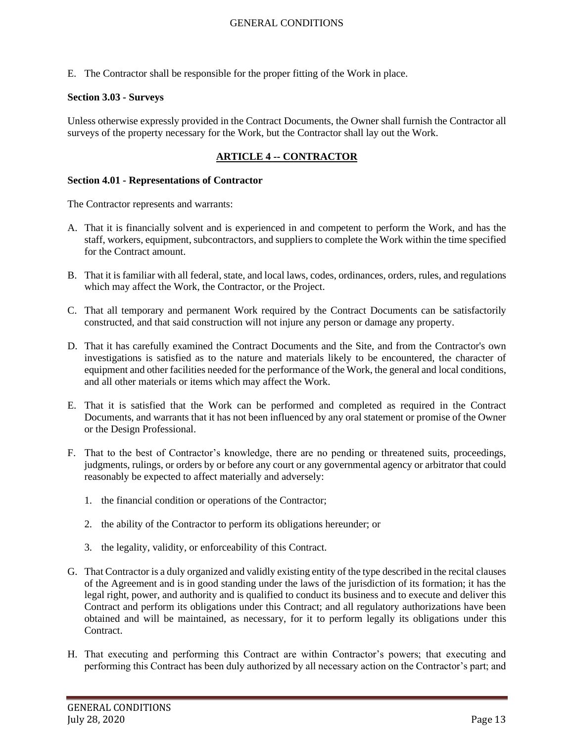E. The Contractor shall be responsible for the proper fitting of the Work in place.

**Section 3.03 - Surveys**

Unless otherwise expressly provided in the Contract Documents, the Owner shall furnish the Contractor all surveys of the property necessary for the Work, but the Contractor shall lay out the Work.

## ARTICLE 4 -- CONTRACTOR

**Section 4.01 - Representations of Contractor**

The Contractor represents and warrants:

A. That it is financially solvent and is experienced in and competent to perform the Work, and has the staff, workers, equipment, subcontractors, and suppliers to complete the Work within the time specified for the Contract amount.

B. That it is familiar with all federal, state, and local laws, codes, ordinances, orders, rules, and regulations which may affect the Work, the Contractor, or the Project.

C. That all temporary and permanent Work required by the Contract Documents can be satisfactorily constructed, and that said construction will not injure any person or damage any property.

D. That it has carefully examined the Contract Documents and the Site, and from the Contractor's own investigations is satisfied as to the nature and materials likely to be encountered, the character of equipment and other facilities needed for the performance of the Work, the general and local conditions, and all other materials or items which may affect the Work.

E. That it is satisfied that the Work can be performed and completed as required in the Contract Documents, and warrants that it has not been influenced by any oral statement or promise of the Owner or the Design Professional.

F. That to the best of Contractor's knowledge, there are no pending or threatened suits, proceedings, judgments, rulings, or orders by or before any court or any governmental agency or arbitrator that could reasonably be expected to affect materially and adversely:

   1. the financial condition or operations of the Contractor;

   2. the ability of the Contractor to perform its obligations hereunder; or

   3. the legality, validity, or enforceability of this Contract.

G. That Contractor is a duly organized and validly existing entity of the type described in the recital clauses of the Agreement and is in good standing under the laws of the jurisdiction of its formation; it has the legal right, power, and authority and is qualified to conduct its business and to execute and deliver this Contract and perform its obligations under this Contract; and all regulatory authorizations have been obtained and will be maintained, as necessary, for it to perform legally its obligations under this Contract.

H. That executing and performing this Contract are within Contractor's powers; that executing and performing this Contract has been duly authorized by all necessary action on the Contractor's part; and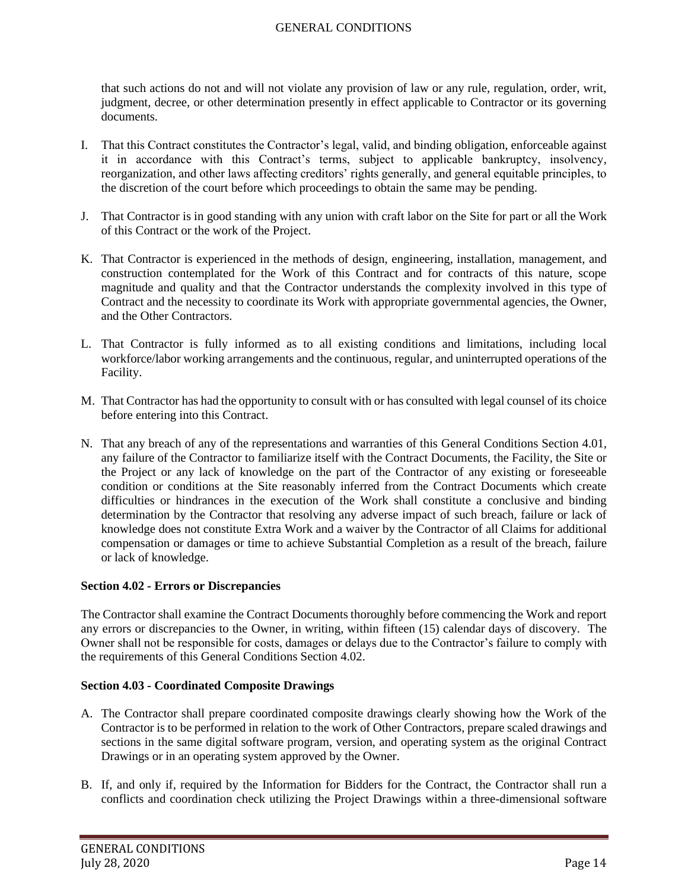that such actions do not and will not violate any provision of law or any rule, regulation, order, writ, judgment, decree, or other determination presently in effect applicable to Contractor or its governing documents.

I. That this Contract constitutes the Contractor's legal, valid, and binding obligation, enforceable against it in accordance with this Contract's terms, subject to applicable bankruptcy, insolvency, reorganization, and other laws affecting creditors' rights generally, and general equitable principles, to the discretion of the court before which proceedings to obtain the same may be pending.

J. That Contractor is in good standing with any union with craft labor on the Site for part or all the Work of this Contract or the work of the Project.

K. That Contractor is experienced in the methods of design, engineering, installation, management, and construction contemplated for the Work of this Contract and for contracts of this nature, scope magnitude and quality and that the Contractor understands the complexity involved in this type of Contract and the necessity to coordinate its Work with appropriate governmental agencies, the Owner, and the Other Contractors.

L. That Contractor is fully informed as to all existing conditions and limitations, including local workforce/labor working arrangements and the continuous, regular, and uninterrupted operations of the Facility.

M. That Contractor has had the opportunity to consult with or has consulted with legal counsel of its choice before entering into this Contract.

N. That any breach of any of the representations and warranties of this General Conditions Section 4.01, any failure of the Contractor to familiarize itself with the Contract Documents, the Facility, the Site or the Project or any lack of knowledge on the part of the Contractor of any existing or foreseeable condition or conditions at the Site reasonably inferred from the Contract Documents which create difficulties or hindrances in the execution of the Work shall constitute a conclusive and binding determination by the Contractor that resolving any adverse impact of such breach, failure or lack of knowledge does not constitute Extra Work and a waiver by the Contractor of all Claims for additional compensation or damages or time to achieve Substantial Completion as a result of the breach, failure or lack of knowledge.

**Section 4.02 - Errors or Discrepancies**

The Contractor shall examine the Contract Documents thoroughly before commencing the Work and report any errors or discrepancies to the Owner, in writing, within fifteen (15) calendar days of discovery. The Owner shall not be responsible for costs, damages or delays due to the Contractor's failure to comply with the requirements of this General Conditions Section 4.02.

**Section 4.03 - Coordinated Composite Drawings**

A. The Contractor shall prepare coordinated composite drawings clearly showing how the Work of the Contractor is to be performed in relation to the work of Other Contractors, prepare scaled drawings and sections in the same digital software program, version, and operating system as the original Contract Drawings or in an operating system approved by the Owner.

B. If, and only if, required by the Information for Bidders for the Contract, the Contractor shall run a conflicts and coordination check utilizing the Project Drawings within a three-dimensional software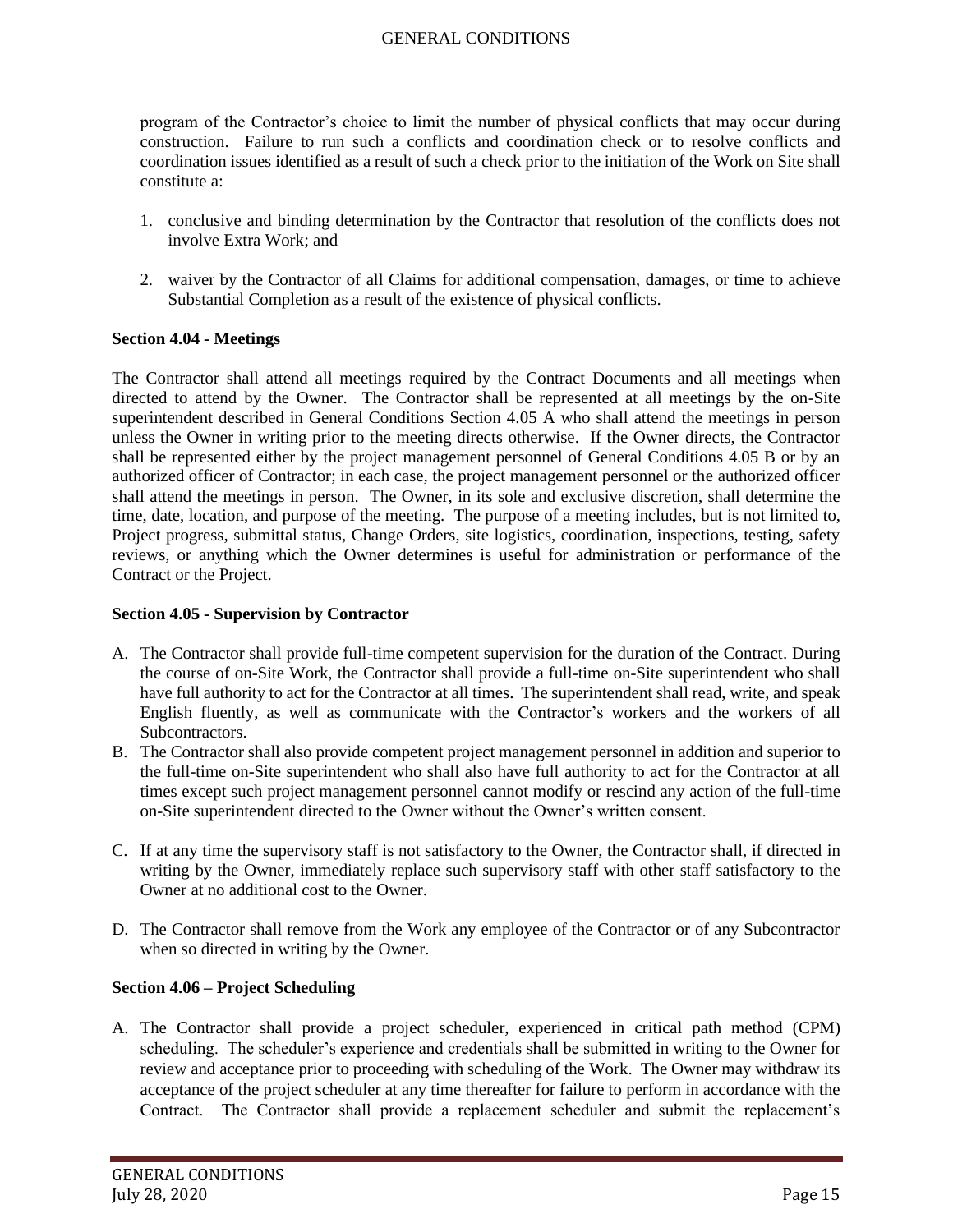program of the Contractor's choice to limit the number of physical conflicts that may occur during construction. Failure to run such a conflicts and coordination check or to resolve conflicts and coordination issues identified as a result of such a check prior to the initiation of the Work on Site shall constitute a:

1. conclusive and binding determination by the Contractor that resolution of the conflicts does not involve Extra Work; and

2. waiver by the Contractor of all Claims for additional compensation, damages, or time to achieve Substantial Completion as a result of the existence of physical conflicts.

**Section 4.04 - Meetings**

The Contractor shall attend all meetings required by the Contract Documents and all meetings when directed to attend by the Owner. The Contractor shall be represented at all meetings by the on-Site superintendent described in General Conditions Section 4.05 A who shall attend the meetings in person unless the Owner in writing prior to the meeting directs otherwise. If the Owner directs, the Contractor shall be represented either by the project management personnel of General Conditions 4.05 B or by an authorized officer of Contractor; in each case, the project management personnel or the authorized officer shall attend the meetings in person. The Owner, in its sole and exclusive discretion, shall determine the time, date, location, and purpose of the meeting. The purpose of a meeting includes, but is not limited to, Project progress, submittal status, Change Orders, site logistics, coordination, inspections, testing, safety reviews, or anything which the Owner determines is useful for administration or performance of the Contract or the Project.

**Section 4.05 - Supervision by Contractor**

A. The Contractor shall provide full-time competent supervision for the duration of the Contract. During the course of on-Site Work, the Contractor shall provide a full-time on-Site superintendent who shall have full authority to act for the Contractor at all times. The superintendent shall read, write, and speak English fluently, as well as communicate with the Contractor's workers and the workers of all Subcontractors.

B. The Contractor shall also provide competent project management personnel in addition and superior to the full-time on-Site superintendent who shall also have full authority to act for the Contractor at all times except such project management personnel cannot modify or rescind any action of the full-time on-Site superintendent directed to the Owner without the Owner's written consent.

C. If at any time the supervisory staff is not satisfactory to the Owner, the Contractor shall, if directed in writing by the Owner, immediately replace such supervisory staff with other staff satisfactory to the Owner at no additional cost to the Owner.

D. The Contractor shall remove from the Work any employee of the Contractor or of any Subcontractor when so directed in writing by the Owner.

**Section 4.06 – Project Scheduling**

A. The Contractor shall provide a project scheduler, experienced in critical path method (CPM) scheduling. The scheduler's experience and credentials shall be submitted in writing to the Owner for review and acceptance prior to proceeding with scheduling of the Work. The Owner may withdraw its acceptance of the project scheduler at any time thereafter for failure to perform in accordance with the Contract. The Contractor shall provide a replacement scheduler and submit the replacement's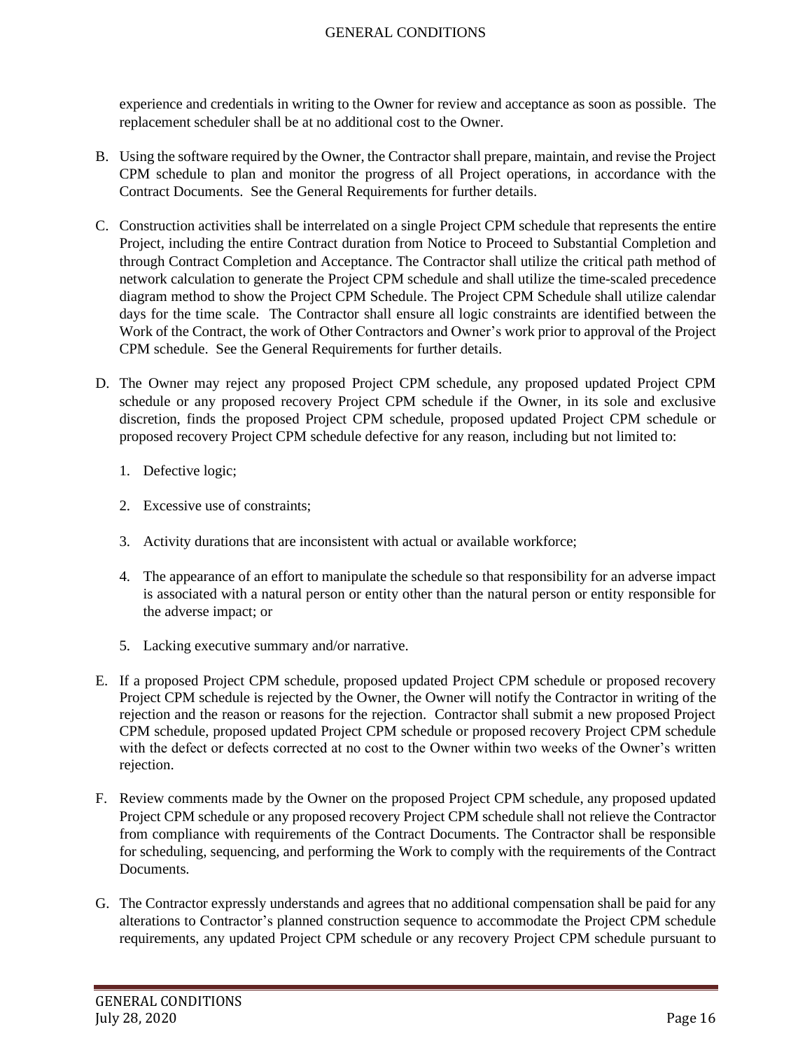experience and credentials in writing to the Owner for review and acceptance as soon as possible. The replacement scheduler shall be at no additional cost to the Owner.

B. Using the software required by the Owner, the Contractor shall prepare, maintain, and revise the Project CPM schedule to plan and monitor the progress of all Project operations, in accordance with the Contract Documents. See the General Requirements for further details.

C. Construction activities shall be interrelated on a single Project CPM schedule that represents the entire Project, including the entire Contract duration from Notice to Proceed to Substantial Completion and through Contract Completion and Acceptance. The Contractor shall utilize the critical path method of network calculation to generate the Project CPM schedule and shall utilize the time-scaled precedence diagram method to show the Project CPM Schedule. The Project CPM Schedule shall utilize calendar days for the time scale. The Contractor shall ensure all logic constraints are identified between the Work of the Contract, the work of Other Contractors and Owner's work prior to approval of the Project CPM schedule. See the General Requirements for further details.

D. The Owner may reject any proposed Project CPM schedule, any proposed updated Project CPM schedule or any proposed recovery Project CPM schedule if the Owner, in its sole and exclusive discretion, finds the proposed Project CPM schedule, proposed updated Project CPM schedule or proposed recovery Project CPM schedule defective for any reason, including but not limited to:

   1. Defective logic;

   2. Excessive use of constraints;

   3. Activity durations that are inconsistent with actual or available workforce;

   4. The appearance of an effort to manipulate the schedule so that responsibility for an adverse impact is associated with a natural person or entity other than the natural person or entity responsible for the adverse impact; or

   5. Lacking executive summary and/or narrative.

E. If a proposed Project CPM schedule, proposed updated Project CPM schedule or proposed recovery Project CPM schedule is rejected by the Owner, the Owner will notify the Contractor in writing of the rejection and the reason or reasons for the rejection. Contractor shall submit a new proposed Project CPM schedule, proposed updated Project CPM schedule or proposed recovery Project CPM schedule with the defect or defects corrected at no cost to the Owner within two weeks of the Owner's written rejection.

F. Review comments made by the Owner on the proposed Project CPM schedule, any proposed updated Project CPM schedule or any proposed recovery Project CPM schedule shall not relieve the Contractor from compliance with requirements of the Contract Documents. The Contractor shall be responsible for scheduling, sequencing, and performing the Work to comply with the requirements of the Contract Documents.

G. The Contractor expressly understands and agrees that no additional compensation shall be paid for any alterations to Contractor's planned construction sequence to accommodate the Project CPM schedule requirements, any updated Project CPM schedule or any recovery Project CPM schedule pursuant to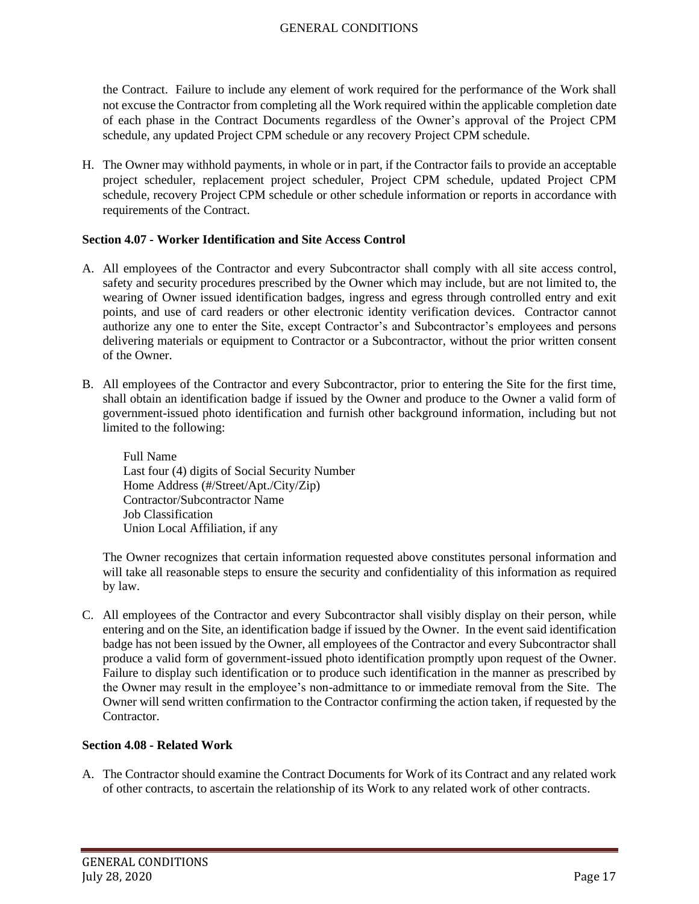the Contract. Failure to include any element of work required for the performance of the Work shall not excuse the Contractor from completing all the Work required within the applicable completion date of each phase in the Contract Documents regardless of the Owner's approval of the Project CPM schedule, any updated Project CPM schedule or any recovery Project CPM schedule.

H. The Owner may withhold payments, in whole or in part, if the Contractor fails to provide an acceptable project scheduler, replacement project scheduler, Project CPM schedule, updated Project CPM schedule, recovery Project CPM schedule or other schedule information or reports in accordance with requirements of the Contract.

### Section 4.07 - Worker Identification and Site Access Control

A. All employees of the Contractor and every Subcontractor shall comply with all site access control, safety and security procedures prescribed by the Owner which may include, but are not limited to, the wearing of Owner issued identification badges, ingress and egress through controlled entry and exit points, and use of card readers or other electronic identity verification devices. Contractor cannot authorize any one to enter the Site, except Contractor's and Subcontractor's employees and persons delivering materials or equipment to Contractor or a Subcontractor, without the prior written consent of the Owner.

B. All employees of the Contractor and every Subcontractor, prior to entering the Site for the first time, shall obtain an identification badge if issued by the Owner and produce to the Owner a valid form of government-issued photo identification and furnish other background information, including but not limited to the following:

   Full Name
   Last four (4) digits of Social Security Number
   Home Address (#/Street/Apt./City/Zip)
   Contractor/Subcontractor Name
   Job Classification
   Union Local Affiliation, if any

   The Owner recognizes that certain information requested above constitutes personal information and will take all reasonable steps to ensure the security and confidentiality of this information as required by law.

C. All employees of the Contractor and every Subcontractor shall visibly display on their person, while entering and on the Site, an identification badge if issued by the Owner. In the event said identification badge has not been issued by the Owner, all employees of the Contractor and every Subcontractor shall produce a valid form of government-issued photo identification promptly upon request of the Owner. Failure to display such identification or to produce such identification in the manner as prescribed by the Owner may result in the employee's non-admittance to or immediate removal from the Site. The Owner will send written confirmation to the Contractor confirming the action taken, if requested by the Contractor.

### Section 4.08 - Related Work

A. The Contractor should examine the Contract Documents for Work of its Contract and any related work of other contracts, to ascertain the relationship of its Work to any related work of other contracts.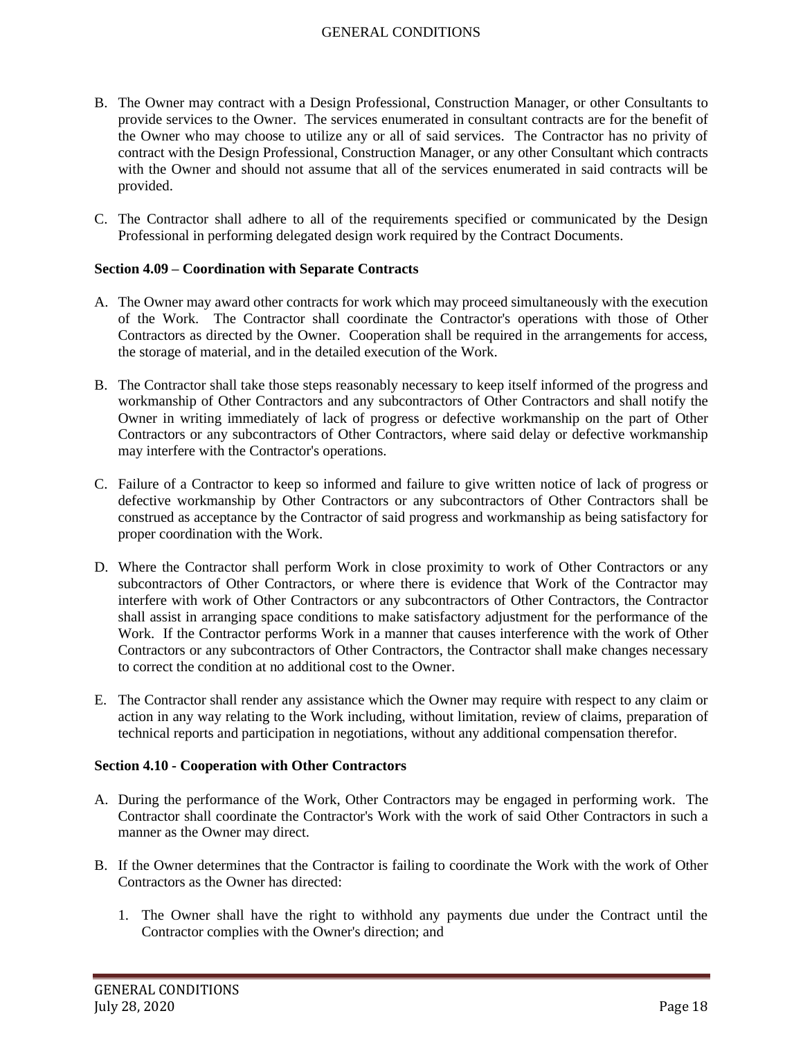B. The Owner may contract with a Design Professional, Construction Manager, or other Consultants to provide services to the Owner. The services enumerated in consultant contracts are for the benefit of the Owner who may choose to utilize any or all of said services. The Contractor has no privity of contract with the Design Professional, Construction Manager, or any other Consultant which contracts with the Owner and should not assume that all of the services enumerated in said contracts will be provided.

C. The Contractor shall adhere to all of the requirements specified or communicated by the Design Professional in performing delegated design work required by the Contract Documents.

**Section 4.09 – Coordination with Separate Contracts**

A. The Owner may award other contracts for work which may proceed simultaneously with the execution of the Work. The Contractor shall coordinate the Contractor's operations with those of Other Contractors as directed by the Owner. Cooperation shall be required in the arrangements for access, the storage of material, and in the detailed execution of the Work.

B. The Contractor shall take those steps reasonably necessary to keep itself informed of the progress and workmanship of Other Contractors and any subcontractors of Other Contractors and shall notify the Owner in writing immediately of lack of progress or defective workmanship on the part of Other Contractors or any subcontractors of Other Contractors, where said delay or defective workmanship may interfere with the Contractor's operations.

C. Failure of a Contractor to keep so informed and failure to give written notice of lack of progress or defective workmanship by Other Contractors or any subcontractors of Other Contractors shall be construed as acceptance by the Contractor of said progress and workmanship as being satisfactory for proper coordination with the Work.

D. Where the Contractor shall perform Work in close proximity to work of Other Contractors or any subcontractors of Other Contractors, or where there is evidence that Work of the Contractor may interfere with work of Other Contractors or any subcontractors of Other Contractors, the Contractor shall assist in arranging space conditions to make satisfactory adjustment for the performance of the Work. If the Contractor performs Work in a manner that causes interference with the work of Other Contractors or any subcontractors of Other Contractors, the Contractor shall make changes necessary to correct the condition at no additional cost to the Owner.

E. The Contractor shall render any assistance which the Owner may require with respect to any claim or action in any way relating to the Work including, without limitation, review of claims, preparation of technical reports and participation in negotiations, without any additional compensation therefor.

**Section 4.10 - Cooperation with Other Contractors**

A. During the performance of the Work, Other Contractors may be engaged in performing work. The Contractor shall coordinate the Contractor's Work with the work of said Other Contractors in such a manner as the Owner may direct.

B. If the Owner determines that the Contractor is failing to coordinate the Work with the work of Other Contractors as the Owner has directed:

   1. The Owner shall have the right to withhold any payments due under the Contract until the Contractor complies with the Owner's direction; and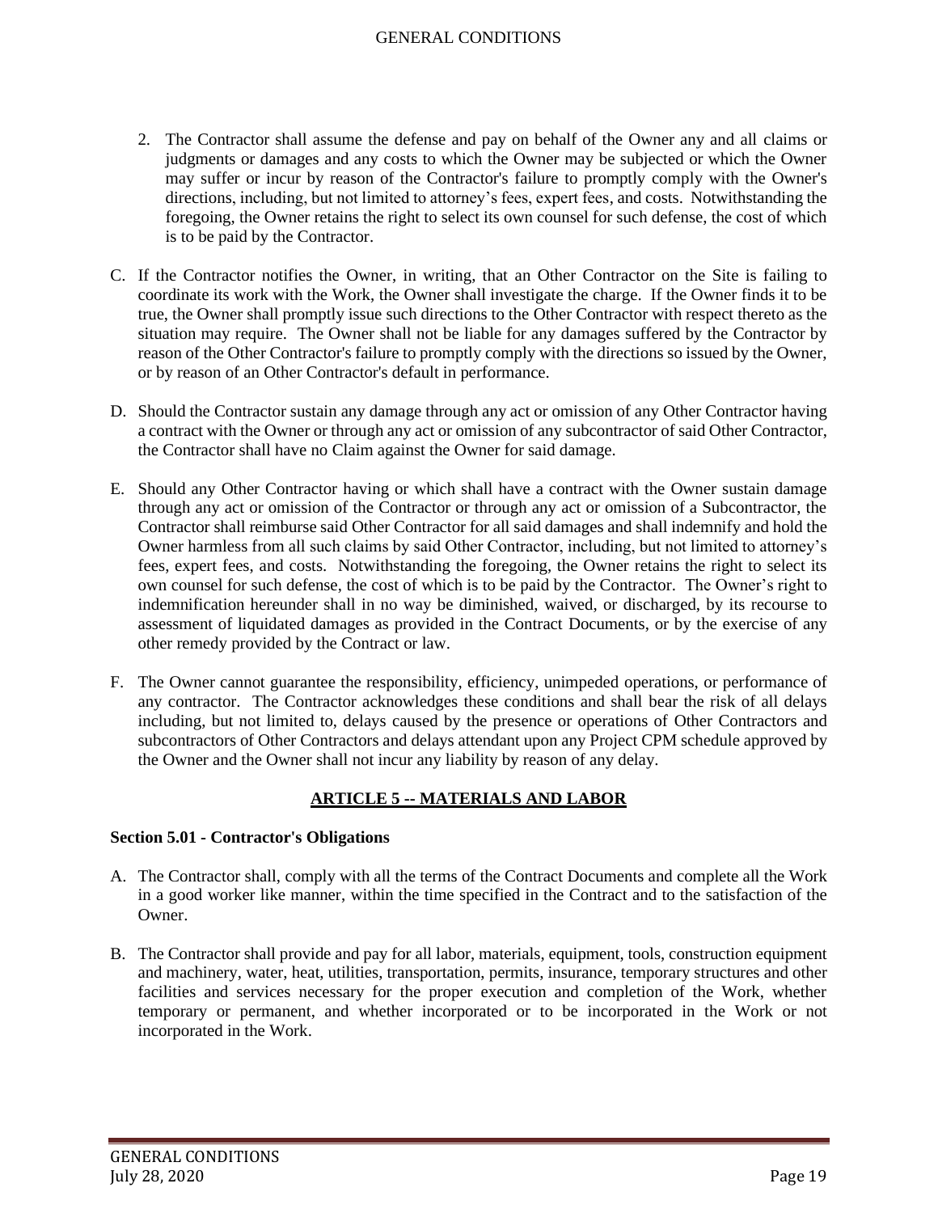2. The Contractor shall assume the defense and pay on behalf of the Owner any and all claims or judgments or damages and any costs to which the Owner may be subjected or which the Owner may suffer or incur by reason of the Contractor's failure to promptly comply with the Owner's directions, including, but not limited to attorney's fees, expert fees, and costs. Notwithstanding the foregoing, the Owner retains the right to select its own counsel for such defense, the cost of which is to be paid by the Contractor.

C. If the Contractor notifies the Owner, in writing, that an Other Contractor on the Site is failing to coordinate its work with the Work, the Owner shall investigate the charge. If the Owner finds it to be true, the Owner shall promptly issue such directions to the Other Contractor with respect thereto as the situation may require. The Owner shall not be liable for any damages suffered by the Contractor by reason of the Other Contractor's failure to promptly comply with the directions so issued by the Owner, or by reason of an Other Contractor's default in performance.

D. Should the Contractor sustain any damage through any act or omission of any Other Contractor having a contract with the Owner or through any act or omission of any subcontractor of said Other Contractor, the Contractor shall have no Claim against the Owner for said damage.

E. Should any Other Contractor having or which shall have a contract with the Owner sustain damage through any act or omission of the Contractor or through any act or omission of a Subcontractor, the Contractor shall reimburse said Other Contractor for all said damages and shall indemnify and hold the Owner harmless from all such claims by said Other Contractor, including, but not limited to attorney's fees, expert fees, and costs. Notwithstanding the foregoing, the Owner retains the right to select its own counsel for such defense, the cost of which is to be paid by the Contractor. The Owner's right to indemnification hereunder shall in no way be diminished, waived, or discharged, by its recourse to assessment of liquidated damages as provided in the Contract Documents, or by the exercise of any other remedy provided by the Contract or law.

F. The Owner cannot guarantee the responsibility, efficiency, unimpeded operations, or performance of any contractor. The Contractor acknowledges these conditions and shall bear the risk of all delays including, but not limited to, delays caused by the presence or operations of Other Contractors and subcontractors of Other Contractors and delays attendant upon any Project CPM schedule approved by the Owner and the Owner shall not incur any liability by reason of any delay.

## ARTICLE 5 -- MATERIALS AND LABOR

### Section 5.01 - Contractor's Obligations

A. The Contractor shall, comply with all the terms of the Contract Documents and complete all the Work in a good worker like manner, within the time specified in the Contract and to the satisfaction of the Owner.

B. The Contractor shall provide and pay for all labor, materials, equipment, tools, construction equipment and machinery, water, heat, utilities, transportation, permits, insurance, temporary structures and other facilities and services necessary for the proper execution and completion of the Work, whether temporary or permanent, and whether incorporated or to be incorporated in the Work or not incorporated in the Work.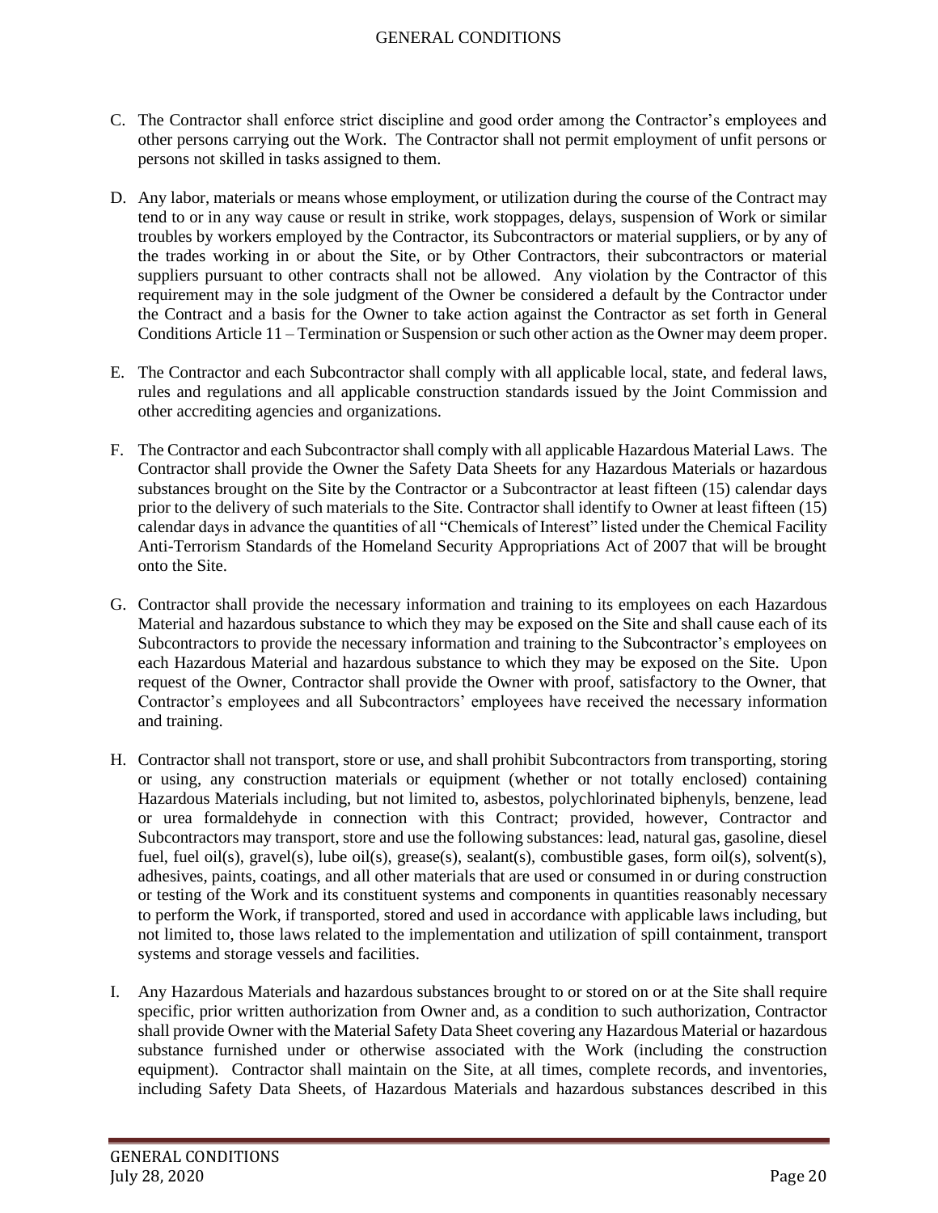C. The Contractor shall enforce strict discipline and good order among the Contractor's employees and other persons carrying out the Work. The Contractor shall not permit employment of unfit persons or persons not skilled in tasks assigned to them.

D. Any labor, materials or means whose employment, or utilization during the course of the Contract may tend to or in any way cause or result in strike, work stoppages, delays, suspension of Work or similar troubles by workers employed by the Contractor, its Subcontractors or material suppliers, or by any of the trades working in or about the Site, or by Other Contractors, their subcontractors or material suppliers pursuant to other contracts shall not be allowed. Any violation by the Contractor of this requirement may in the sole judgment of the Owner be considered a default by the Contractor under the Contract and a basis for the Owner to take action against the Contractor as set forth in General Conditions Article 11 – Termination or Suspension or such other action as the Owner may deem proper.

E. The Contractor and each Subcontractor shall comply with all applicable local, state, and federal laws, rules and regulations and all applicable construction standards issued by the Joint Commission and other accrediting agencies and organizations.

F. The Contractor and each Subcontractor shall comply with all applicable Hazardous Material Laws. The Contractor shall provide the Owner the Safety Data Sheets for any Hazardous Materials or hazardous substances brought on the Site by the Contractor or a Subcontractor at least fifteen (15) calendar days prior to the delivery of such materials to the Site. Contractor shall identify to Owner at least fifteen (15) calendar days in advance the quantities of all "Chemicals of Interest" listed under the Chemical Facility Anti-Terrorism Standards of the Homeland Security Appropriations Act of 2007 that will be brought onto the Site.

G. Contractor shall provide the necessary information and training to its employees on each Hazardous Material and hazardous substance to which they may be exposed on the Site and shall cause each of its Subcontractors to provide the necessary information and training to the Subcontractor's employees on each Hazardous Material and hazardous substance to which they may be exposed on the Site. Upon request of the Owner, Contractor shall provide the Owner with proof, satisfactory to the Owner, that Contractor's employees and all Subcontractors' employees have received the necessary information and training.

H. Contractor shall not transport, store or use, and shall prohibit Subcontractors from transporting, storing or using, any construction materials or equipment (whether or not totally enclosed) containing Hazardous Materials including, but not limited to, asbestos, polychlorinated biphenyls, benzene, lead or urea formaldehyde in connection with this Contract; provided, however, Contractor and Subcontractors may transport, store and use the following substances: lead, natural gas, gasoline, diesel fuel, fuel oil(s), gravel(s), lube oil(s), grease(s), sealant(s), combustible gases, form oil(s), solvent(s), adhesives, paints, coatings, and all other materials that are used or consumed in or during construction or testing of the Work and its constituent systems and components in quantities reasonably necessary to perform the Work, if transported, stored and used in accordance with applicable laws including, but not limited to, those laws related to the implementation and utilization of spill containment, transport systems and storage vessels and facilities.

I. Any Hazardous Materials and hazardous substances brought to or stored on or at the Site shall require specific, prior written authorization from Owner and, as a condition to such authorization, Contractor shall provide Owner with the Material Safety Data Sheet covering any Hazardous Material or hazardous substance furnished under or otherwise associated with the Work (including the construction equipment). Contractor shall maintain on the Site, at all times, complete records, and inventories, including Safety Data Sheets, of Hazardous Materials and hazardous substances described in this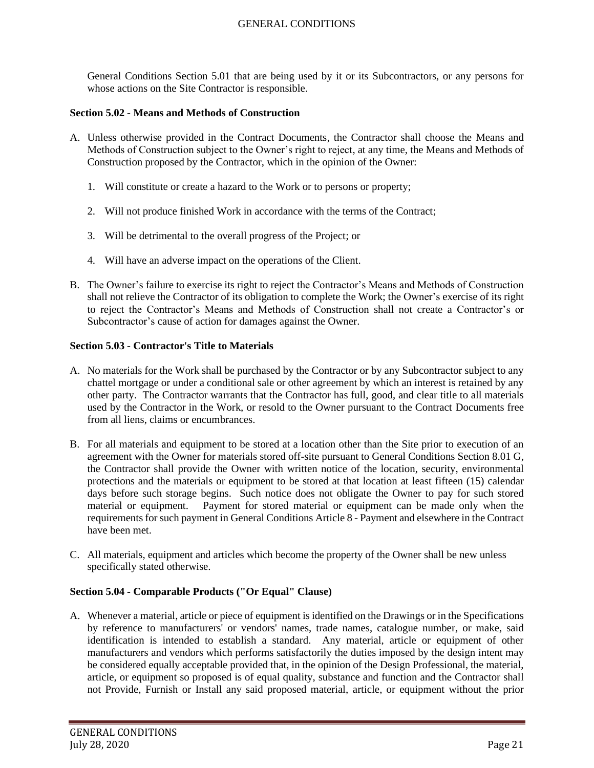General Conditions Section 5.01 that are being used by it or its Subcontractors, or any persons for whose actions on the Site Contractor is responsible.

**Section 5.02 - Means and Methods of Construction**

A. Unless otherwise provided in the Contract Documents, the Contractor shall choose the Means and Methods of Construction subject to the Owner's right to reject, at any time, the Means and Methods of Construction proposed by the Contractor, which in the opinion of the Owner:

   1. Will constitute or create a hazard to the Work or to persons or property;

   2. Will not produce finished Work in accordance with the terms of the Contract;

   3. Will be detrimental to the overall progress of the Project; or

   4. Will have an adverse impact on the operations of the Client.

B. The Owner's failure to exercise its right to reject the Contractor's Means and Methods of Construction shall not relieve the Contractor of its obligation to complete the Work; the Owner's exercise of its right to reject the Contractor's Means and Methods of Construction shall not create a Contractor's or Subcontractor's cause of action for damages against the Owner.

**Section 5.03 - Contractor's Title to Materials**

A. No materials for the Work shall be purchased by the Contractor or by any Subcontractor subject to any chattel mortgage or under a conditional sale or other agreement by which an interest is retained by any other party. The Contractor warrants that the Contractor has full, good, and clear title to all materials used by the Contractor in the Work, or resold to the Owner pursuant to the Contract Documents free from all liens, claims or encumbrances.

B. For all materials and equipment to be stored at a location other than the Site prior to execution of an agreement with the Owner for materials stored off-site pursuant to General Conditions Section 8.01 G, the Contractor shall provide the Owner with written notice of the location, security, environmental protections and the materials or equipment to be stored at that location at least fifteen (15) calendar days before such storage begins. Such notice does not obligate the Owner to pay for such stored material or equipment. Payment for stored material or equipment can be made only when the requirements for such payment in General Conditions Article 8 - Payment and elsewhere in the Contract have been met.

C. All materials, equipment and articles which become the property of the Owner shall be new unless specifically stated otherwise.

**Section 5.04 - Comparable Products ("Or Equal" Clause)**

A. Whenever a material, article or piece of equipment is identified on the Drawings or in the Specifications by reference to manufacturers' or vendors' names, trade names, catalogue number, or make, said identification is intended to establish a standard. Any material, article or equipment of other manufacturers and vendors which performs satisfactorily the duties imposed by the design intent may be considered equally acceptable provided that, in the opinion of the Design Professional, the material, article, or equipment so proposed is of equal quality, substance and function and the Contractor shall not Provide, Furnish or Install any said proposed material, article, or equipment without the prior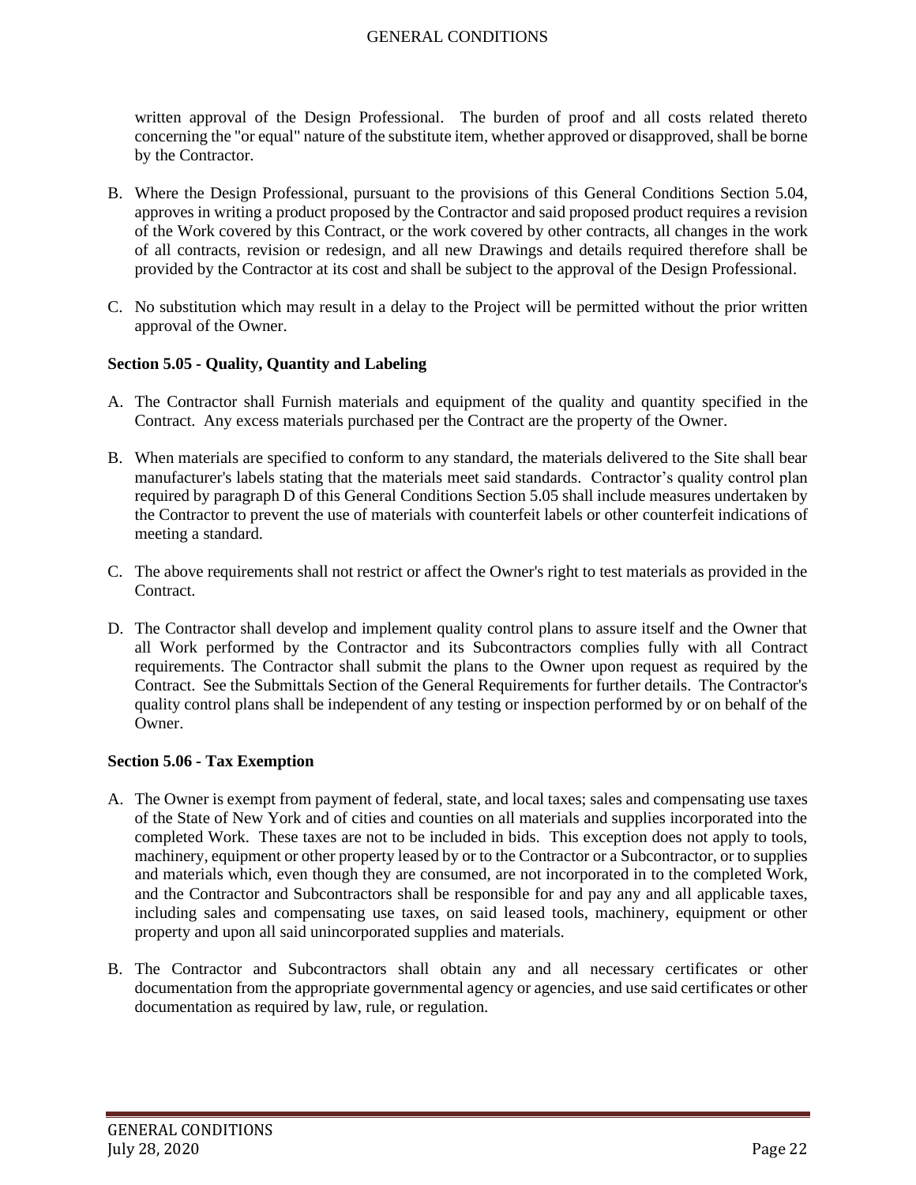written approval of the Design Professional. The burden of proof and all costs related thereto concerning the "or equal" nature of the substitute item, whether approved or disapproved, shall be borne by the Contractor.

B. Where the Design Professional, pursuant to the provisions of this General Conditions Section 5.04, approves in writing a product proposed by the Contractor and said proposed product requires a revision of the Work covered by this Contract, or the work covered by other contracts, all changes in the work of all contracts, revision or redesign, and all new Drawings and details required therefore shall be provided by the Contractor at its cost and shall be subject to the approval of the Design Professional.

C. No substitution which may result in a delay to the Project will be permitted without the prior written approval of the Owner.

**Section 5.05 - Quality, Quantity and Labeling**

A. The Contractor shall Furnish materials and equipment of the quality and quantity specified in the Contract. Any excess materials purchased per the Contract are the property of the Owner.

B. When materials are specified to conform to any standard, the materials delivered to the Site shall bear manufacturer's labels stating that the materials meet said standards. Contractor's quality control plan required by paragraph D of this General Conditions Section 5.05 shall include measures undertaken by the Contractor to prevent the use of materials with counterfeit labels or other counterfeit indications of meeting a standard.

C. The above requirements shall not restrict or affect the Owner's right to test materials as provided in the Contract.

D. The Contractor shall develop and implement quality control plans to assure itself and the Owner that all Work performed by the Contractor and its Subcontractors complies fully with all Contract requirements. The Contractor shall submit the plans to the Owner upon request as required by the Contract. See the Submittals Section of the General Requirements for further details. The Contractor's quality control plans shall be independent of any testing or inspection performed by or on behalf of the Owner.

**Section 5.06 - Tax Exemption**

A. The Owner is exempt from payment of federal, state, and local taxes; sales and compensating use taxes of the State of New York and of cities and counties on all materials and supplies incorporated into the completed Work. These taxes are not to be included in bids. This exception does not apply to tools, machinery, equipment or other property leased by or to the Contractor or a Subcontractor, or to supplies and materials which, even though they are consumed, are not incorporated in to the completed Work, and the Contractor and Subcontractors shall be responsible for and pay any and all applicable taxes, including sales and compensating use taxes, on said leased tools, machinery, equipment or other property and upon all said unincorporated supplies and materials.

B. The Contractor and Subcontractors shall obtain any and all necessary certificates or other documentation from the appropriate governmental agency or agencies, and use said certificates or other documentation as required by law, rule, or regulation.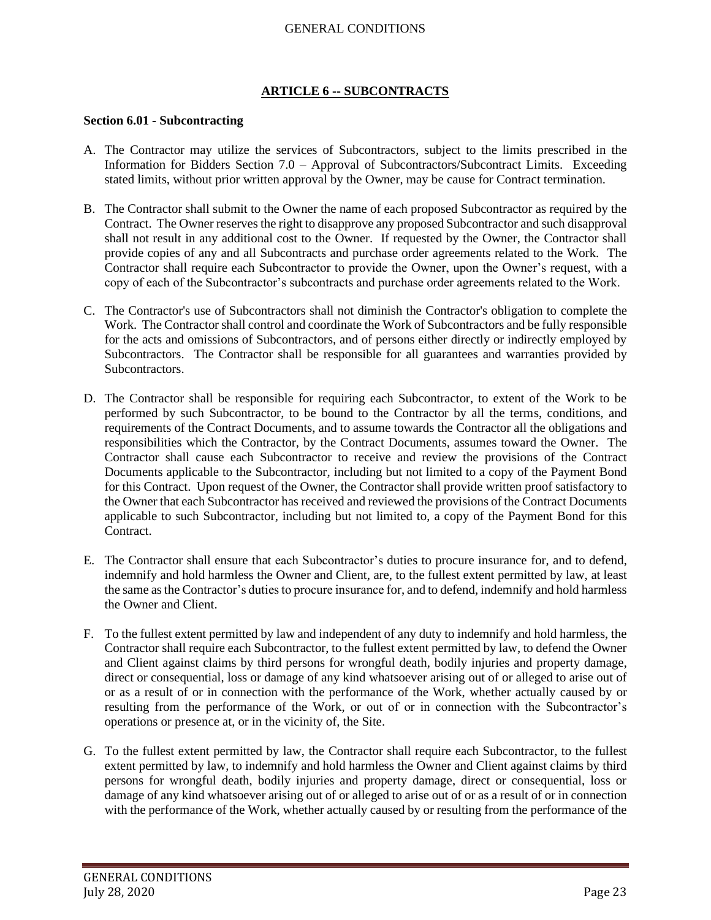## ARTICLE 6 -- SUBCONTRACTS

**Section 6.01 - Subcontracting**

A. The Contractor may utilize the services of Subcontractors, subject to the limits prescribed in the Information for Bidders Section 7.0 – Approval of Subcontractors/Subcontract Limits. Exceeding stated limits, without prior written approval by the Owner, may be cause for Contract termination.

B. The Contractor shall submit to the Owner the name of each proposed Subcontractor as required by the Contract. The Owner reserves the right to disapprove any proposed Subcontractor and such disapproval shall not result in any additional cost to the Owner. If requested by the Owner, the Contractor shall provide copies of any and all Subcontracts and purchase order agreements related to the Work. The Contractor shall require each Subcontractor to provide the Owner, upon the Owner's request, with a copy of each of the Subcontractor's subcontracts and purchase order agreements related to the Work.

C. The Contractor's use of Subcontractors shall not diminish the Contractor's obligation to complete the Work. The Contractor shall control and coordinate the Work of Subcontractors and be fully responsible for the acts and omissions of Subcontractors, and of persons either directly or indirectly employed by Subcontractors. The Contractor shall be responsible for all guarantees and warranties provided by Subcontractors.

D. The Contractor shall be responsible for requiring each Subcontractor, to extent of the Work to be performed by such Subcontractor, to be bound to the Contractor by all the terms, conditions, and requirements of the Contract Documents, and to assume towards the Contractor all the obligations and responsibilities which the Contractor, by the Contract Documents, assumes toward the Owner. The Contractor shall cause each Subcontractor to receive and review the provisions of the Contract Documents applicable to the Subcontractor, including but not limited to a copy of the Payment Bond for this Contract. Upon request of the Owner, the Contractor shall provide written proof satisfactory to the Owner that each Subcontractor has received and reviewed the provisions of the Contract Documents applicable to such Subcontractor, including but not limited to, a copy of the Payment Bond for this Contract.

E. The Contractor shall ensure that each Subcontractor's duties to procure insurance for, and to defend, indemnify and hold harmless the Owner and Client, are, to the fullest extent permitted by law, at least the same as the Contractor's duties to procure insurance for, and to defend, indemnify and hold harmless the Owner and Client.

F. To the fullest extent permitted by law and independent of any duty to indemnify and hold harmless, the Contractor shall require each Subcontractor, to the fullest extent permitted by law, to defend the Owner and Client against claims by third persons for wrongful death, bodily injuries and property damage, direct or consequential, loss or damage of any kind whatsoever arising out of or alleged to arise out of or as a result of or in connection with the performance of the Work, whether actually caused by or resulting from the performance of the Work, or out of or in connection with the Subcontractor's operations or presence at, or in the vicinity of, the Site.

G. To the fullest extent permitted by law, the Contractor shall require each Subcontractor, to the fullest extent permitted by law, to indemnify and hold harmless the Owner and Client against claims by third persons for wrongful death, bodily injuries and property damage, direct or consequential, loss or damage of any kind whatsoever arising out of or alleged to arise out of or as a result of or in connection with the performance of the Work, whether actually caused by or resulting from the performance of the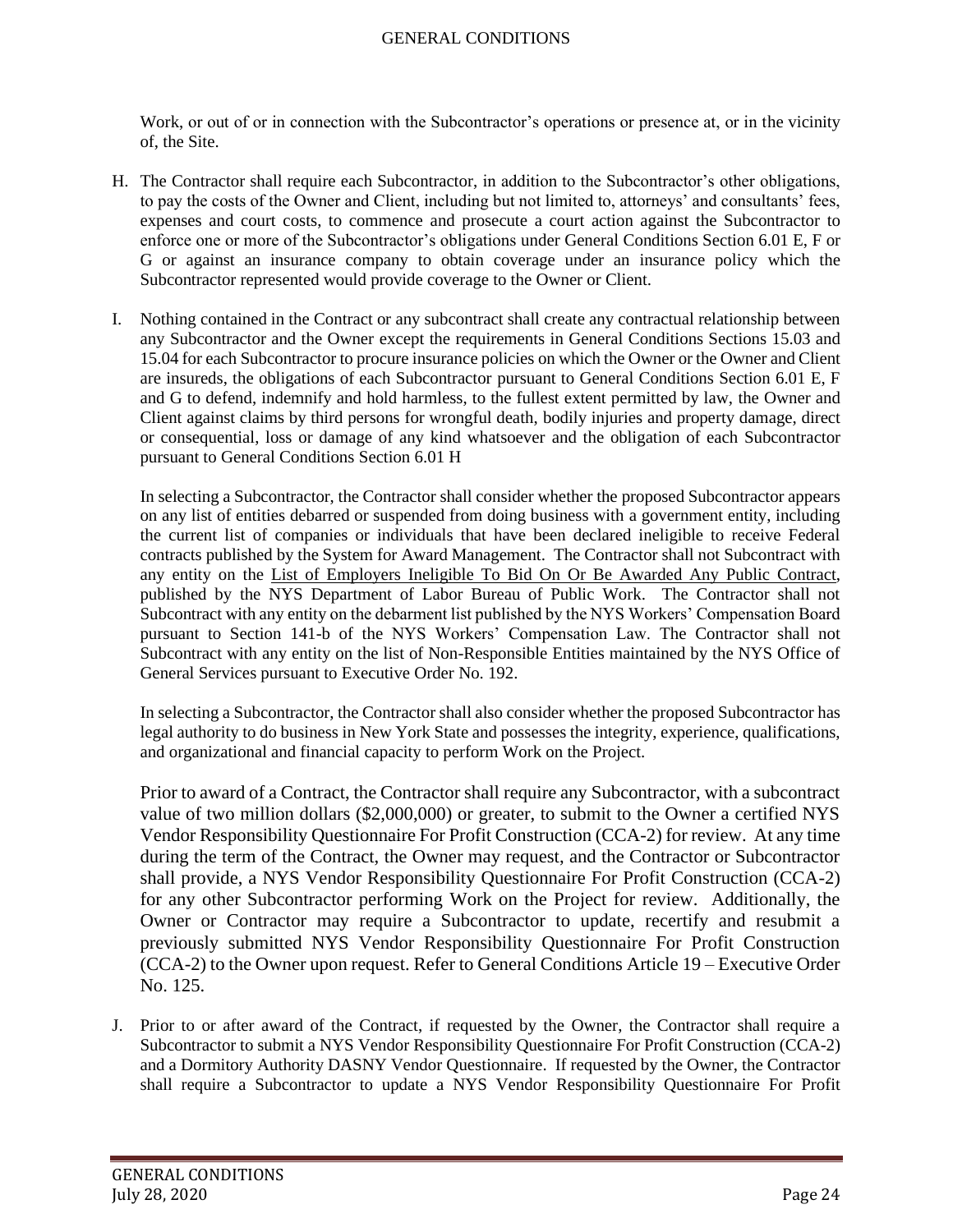Work, or out of or in connection with the Subcontractor's operations or presence at, or in the vicinity of, the Site.

H. The Contractor shall require each Subcontractor, in addition to the Subcontractor's other obligations, to pay the costs of the Owner and Client, including but not limited to, attorneys' and consultants' fees, expenses and court costs, to commence and prosecute a court action against the Subcontractor to enforce one or more of the Subcontractor's obligations under General Conditions Section 6.01 E, F or G or against an insurance company to obtain coverage under an insurance policy which the Subcontractor represented would provide coverage to the Owner or Client.

I. Nothing contained in the Contract or any subcontract shall create any contractual relationship between any Subcontractor and the Owner except the requirements in General Conditions Sections 15.03 and 15.04 for each Subcontractor to procure insurance policies on which the Owner or the Owner and Client are insureds, the obligations of each Subcontractor pursuant to General Conditions Section 6.01 E, F and G to defend, indemnify and hold harmless, to the fullest extent permitted by law, the Owner and Client against claims by third persons for wrongful death, bodily injuries and property damage, direct or consequential, loss or damage of any kind whatsoever and the obligation of each Subcontractor pursuant to General Conditions Section 6.01 H

   In selecting a Subcontractor, the Contractor shall consider whether the proposed Subcontractor appears on any list of entities debarred or suspended from doing business with a government entity, including the current list of companies or individuals that have been declared ineligible to receive Federal contracts published by the System for Award Management. The Contractor shall not Subcontract with any entity on the List of Employers Ineligible To Bid On Or Be Awarded Any Public Contract, published by the NYS Department of Labor Bureau of Public Work. The Contractor shall not Subcontract with any entity on the debarment list published by the NYS Workers' Compensation Board pursuant to Section 141-b of the NYS Workers' Compensation Law. The Contractor shall not Subcontract with any entity on the list of Non-Responsible Entities maintained by the NYS Office of General Services pursuant to Executive Order No. 192.

   In selecting a Subcontractor, the Contractor shall also consider whether the proposed Subcontractor has legal authority to do business in New York State and possesses the integrity, experience, qualifications, and organizational and financial capacity to perform Work on the Project.

   Prior to award of a Contract, the Contractor shall require any Subcontractor, with a subcontract value of two million dollars ($2,000,000) or greater, to submit to the Owner a certified NYS Vendor Responsibility Questionnaire For Profit Construction (CCA-2) for review. At any time during the term of the Contract, the Owner may request, and the Contractor or Subcontractor shall provide, a NYS Vendor Responsibility Questionnaire For Profit Construction (CCA-2) for any other Subcontractor performing Work on the Project for review. Additionally, the Owner or Contractor may require a Subcontractor to update, recertify and resubmit a previously submitted NYS Vendor Responsibility Questionnaire For Profit Construction (CCA-2) to the Owner upon request. Refer to General Conditions Article 19 – Executive Order No. 125.

J. Prior to or after award of the Contract, if requested by the Owner, the Contractor shall require a Subcontractor to submit a NYS Vendor Responsibility Questionnaire For Profit Construction (CCA-2) and a Dormitory Authority DASNY Vendor Questionnaire. If requested by the Owner, the Contractor shall require a Subcontractor to update a NYS Vendor Responsibility Questionnaire For Profit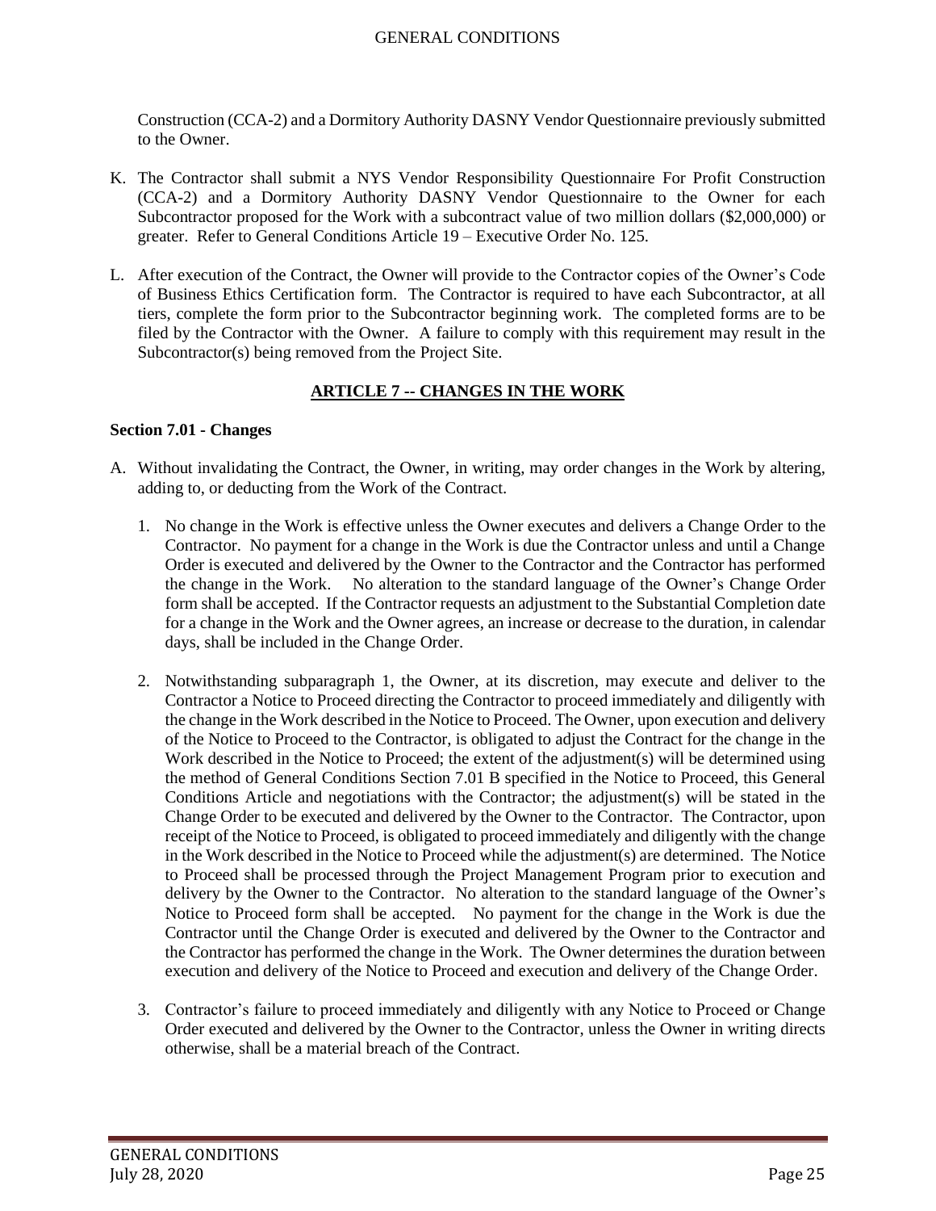Construction (CCA-2) and a Dormitory Authority DASNY Vendor Questionnaire previously submitted to the Owner.

K. The Contractor shall submit a NYS Vendor Responsibility Questionnaire For Profit Construction (CCA-2) and a Dormitory Authority DASNY Vendor Questionnaire to the Owner for each Subcontractor proposed for the Work with a subcontract value of two million dollars ($2,000,000) or greater. Refer to General Conditions Article 19 – Executive Order No. 125.

L. After execution of the Contract, the Owner will provide to the Contractor copies of the Owner's Code of Business Ethics Certification form. The Contractor is required to have each Subcontractor, at all tiers, complete the form prior to the Subcontractor beginning work. The completed forms are to be filed by the Contractor with the Owner. A failure to comply with this requirement may result in the Subcontractor(s) being removed from the Project Site.

## ARTICLE 7 -- CHANGES IN THE WORK

### Section 7.01 - Changes

A. Without invalidating the Contract, the Owner, in writing, may order changes in the Work by altering, adding to, or deducting from the Work of the Contract.

1. No change in the Work is effective unless the Owner executes and delivers a Change Order to the Contractor. No payment for a change in the Work is due the Contractor unless and until a Change Order is executed and delivered by the Owner to the Contractor and the Contractor has performed the change in the Work. No alteration to the standard language of the Owner's Change Order form shall be accepted. If the Contractor requests an adjustment to the Substantial Completion date for a change in the Work and the Owner agrees, an increase or decrease to the duration, in calendar days, shall be included in the Change Order.

2. Notwithstanding subparagraph 1, the Owner, at its discretion, may execute and deliver to the Contractor a Notice to Proceed directing the Contractor to proceed immediately and diligently with the change in the Work described in the Notice to Proceed. The Owner, upon execution and delivery of the Notice to Proceed to the Contractor, is obligated to adjust the Contract for the change in the Work described in the Notice to Proceed; the extent of the adjustment(s) will be determined using the method of General Conditions Section 7.01 B specified in the Notice to Proceed, this General Conditions Article and negotiations with the Contractor; the adjustment(s) will be stated in the Change Order to be executed and delivered by the Owner to the Contractor. The Contractor, upon receipt of the Notice to Proceed, is obligated to proceed immediately and diligently with the change in the Work described in the Notice to Proceed while the adjustment(s) are determined. The Notice to Proceed shall be processed through the Project Management Program prior to execution and delivery by the Owner to the Contractor. No alteration to the standard language of the Owner's Notice to Proceed form shall be accepted. No payment for the change in the Work is due the Contractor until the Change Order is executed and delivered by the Owner to the Contractor and the Contractor has performed the change in the Work. The Owner determines the duration between execution and delivery of the Notice to Proceed and execution and delivery of the Change Order.

3. Contractor's failure to proceed immediately and diligently with any Notice to Proceed or Change Order executed and delivered by the Owner to the Contractor, unless the Owner in writing directs otherwise, shall be a material breach of the Contract.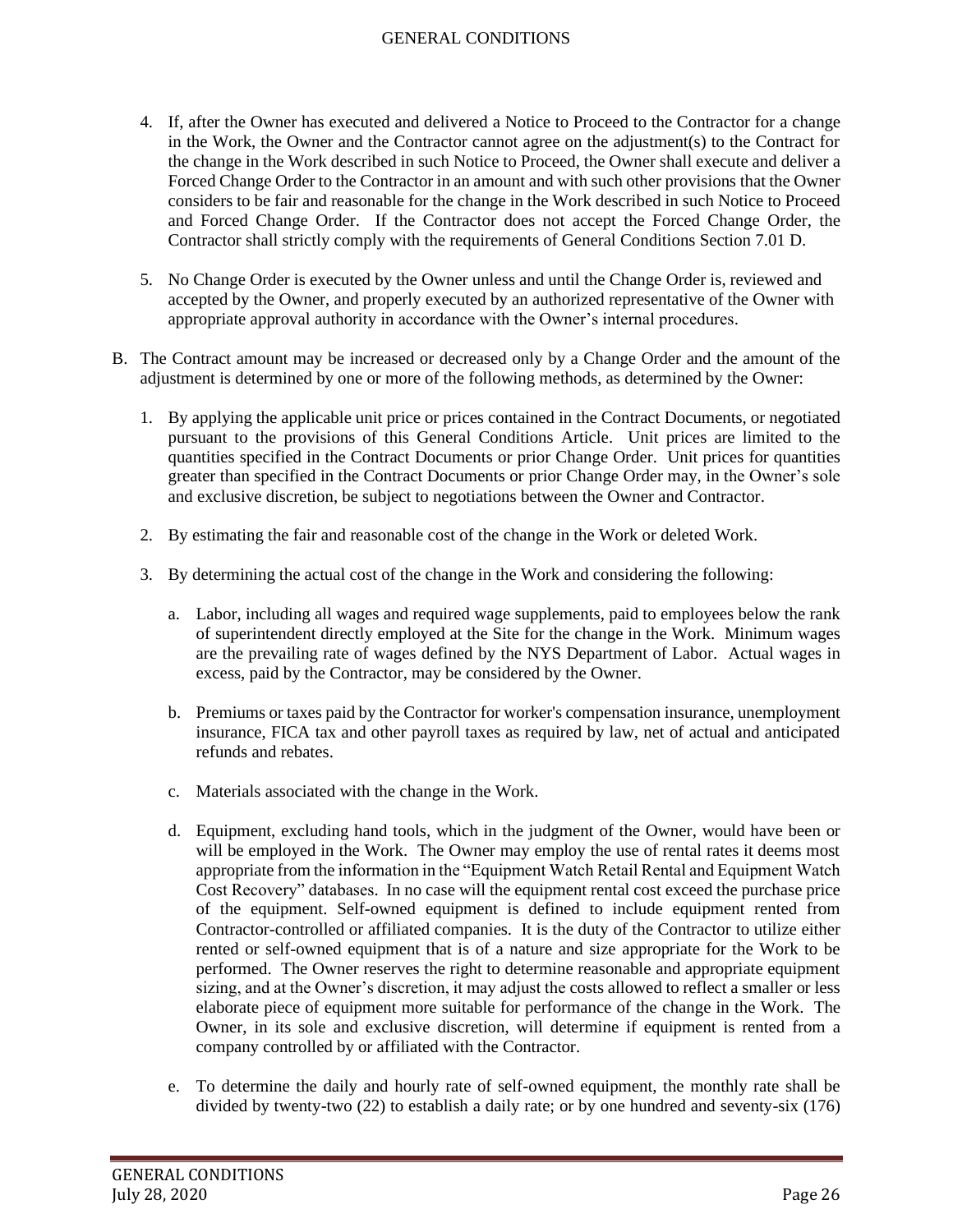4. If, after the Owner has executed and delivered a Notice to Proceed to the Contractor for a change in the Work, the Owner and the Contractor cannot agree on the adjustment(s) to the Contract for the change in the Work described in such Notice to Proceed, the Owner shall execute and deliver a Forced Change Order to the Contractor in an amount and with such other provisions that the Owner considers to be fair and reasonable for the change in the Work described in such Notice to Proceed and Forced Change Order. If the Contractor does not accept the Forced Change Order, the Contractor shall strictly comply with the requirements of General Conditions Section 7.01 D.

5. No Change Order is executed by the Owner unless and until the Change Order is, reviewed and accepted by the Owner, and properly executed by an authorized representative of the Owner with appropriate approval authority in accordance with the Owner's internal procedures.

B. The Contract amount may be increased or decreased only by a Change Order and the amount of the adjustment is determined by one or more of the following methods, as determined by the Owner:

   1. By applying the applicable unit price or prices contained in the Contract Documents, or negotiated pursuant to the provisions of this General Conditions Article. Unit prices are limited to the quantities specified in the Contract Documents or prior Change Order. Unit prices for quantities greater than specified in the Contract Documents or prior Change Order may, in the Owner's sole and exclusive discretion, be subject to negotiations between the Owner and Contractor.

   2. By estimating the fair and reasonable cost of the change in the Work or deleted Work.

   3. By determining the actual cost of the change in the Work and considering the following:

      a. Labor, including all wages and required wage supplements, paid to employees below the rank of superintendent directly employed at the Site for the change in the Work. Minimum wages are the prevailing rate of wages defined by the NYS Department of Labor. Actual wages in excess, paid by the Contractor, may be considered by the Owner.

      b. Premiums or taxes paid by the Contractor for worker's compensation insurance, unemployment insurance, FICA tax and other payroll taxes as required by law, net of actual and anticipated refunds and rebates.

      c. Materials associated with the change in the Work.

      d. Equipment, excluding hand tools, which in the judgment of the Owner, would have been or will be employed in the Work. The Owner may employ the use of rental rates it deems most appropriate from the information in the "Equipment Watch Retail Rental and Equipment Watch Cost Recovery" databases. In no case will the equipment rental cost exceed the purchase price of the equipment. Self-owned equipment is defined to include equipment rented from Contractor-controlled or affiliated companies. It is the duty of the Contractor to utilize either rented or self-owned equipment that is of a nature and size appropriate for the Work to be performed. The Owner reserves the right to determine reasonable and appropriate equipment sizing, and at the Owner's discretion, it may adjust the costs allowed to reflect a smaller or less elaborate piece of equipment more suitable for performance of the change in the Work. The Owner, in its sole and exclusive discretion, will determine if equipment is rented from a company controlled by or affiliated with the Contractor.

      e. To determine the daily and hourly rate of self-owned equipment, the monthly rate shall be divided by twenty-two (22) to establish a daily rate; or by one hundred and seventy-six (176)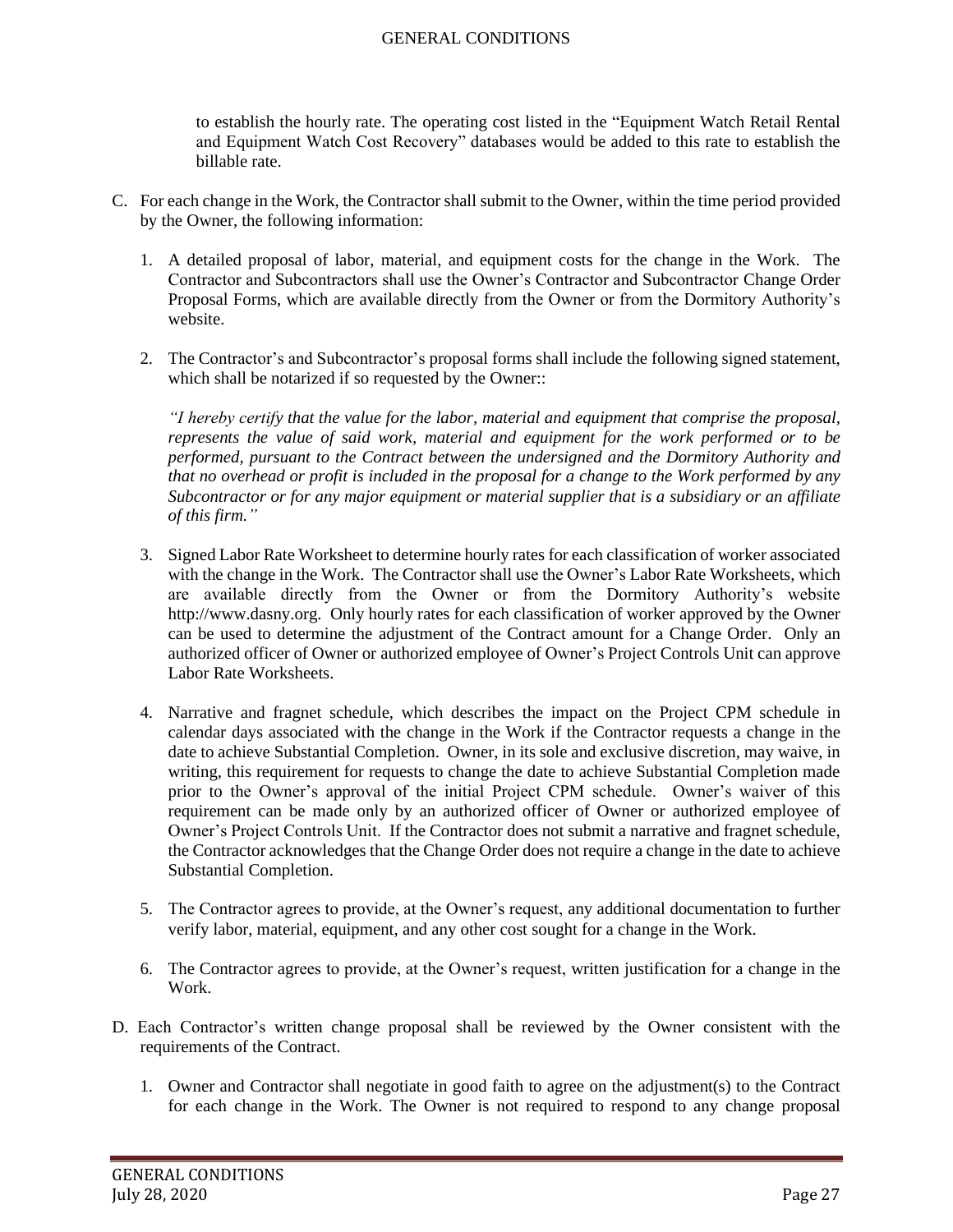to establish the hourly rate. The operating cost listed in the "Equipment Watch Retail Rental and Equipment Watch Cost Recovery" databases would be added to this rate to establish the billable rate.

C. For each change in the Work, the Contractor shall submit to the Owner, within the time period provided by the Owner, the following information:

1. A detailed proposal of labor, material, and equipment costs for the change in the Work. The Contractor and Subcontractors shall use the Owner's Contractor and Subcontractor Change Order Proposal Forms, which are available directly from the Owner or from the Dormitory Authority's website.

2. The Contractor's and Subcontractor's proposal forms shall include the following signed statement, which shall be notarized if so requested by the Owner::

   *"I hereby certify that the value for the labor, material and equipment that comprise the proposal, represents the value of said work, material and equipment for the work performed or to be performed, pursuant to the Contract between the undersigned and the Dormitory Authority and that no overhead or profit is included in the proposal for a change to the Work performed by any Subcontractor or for any major equipment or material supplier that is a subsidiary or an affiliate of this firm."*

3. Signed Labor Rate Worksheet to determine hourly rates for each classification of worker associated with the change in the Work. The Contractor shall use the Owner's Labor Rate Worksheets, which are available directly from the Owner or from the Dormitory Authority's website http://www.dasny.org. Only hourly rates for each classification of worker approved by the Owner can be used to determine the adjustment of the Contract amount for a Change Order. Only an authorized officer of Owner or authorized employee of Owner's Project Controls Unit can approve Labor Rate Worksheets.

4. Narrative and fragnet schedule, which describes the impact on the Project CPM schedule in calendar days associated with the change in the Work if the Contractor requests a change in the date to achieve Substantial Completion. Owner, in its sole and exclusive discretion, may waive, in writing, this requirement for requests to change the date to achieve Substantial Completion made prior to the Owner's approval of the initial Project CPM schedule. Owner's waiver of this requirement can be made only by an authorized officer of Owner or authorized employee of Owner's Project Controls Unit. If the Contractor does not submit a narrative and fragnet schedule, the Contractor acknowledges that the Change Order does not require a change in the date to achieve Substantial Completion.

5. The Contractor agrees to provide, at the Owner's request, any additional documentation to further verify labor, material, equipment, and any other cost sought for a change in the Work.

6. The Contractor agrees to provide, at the Owner's request, written justification for a change in the Work.

D. Each Contractor's written change proposal shall be reviewed by the Owner consistent with the requirements of the Contract.

1. Owner and Contractor shall negotiate in good faith to agree on the adjustment(s) to the Contract for each change in the Work. The Owner is not required to respond to any change proposal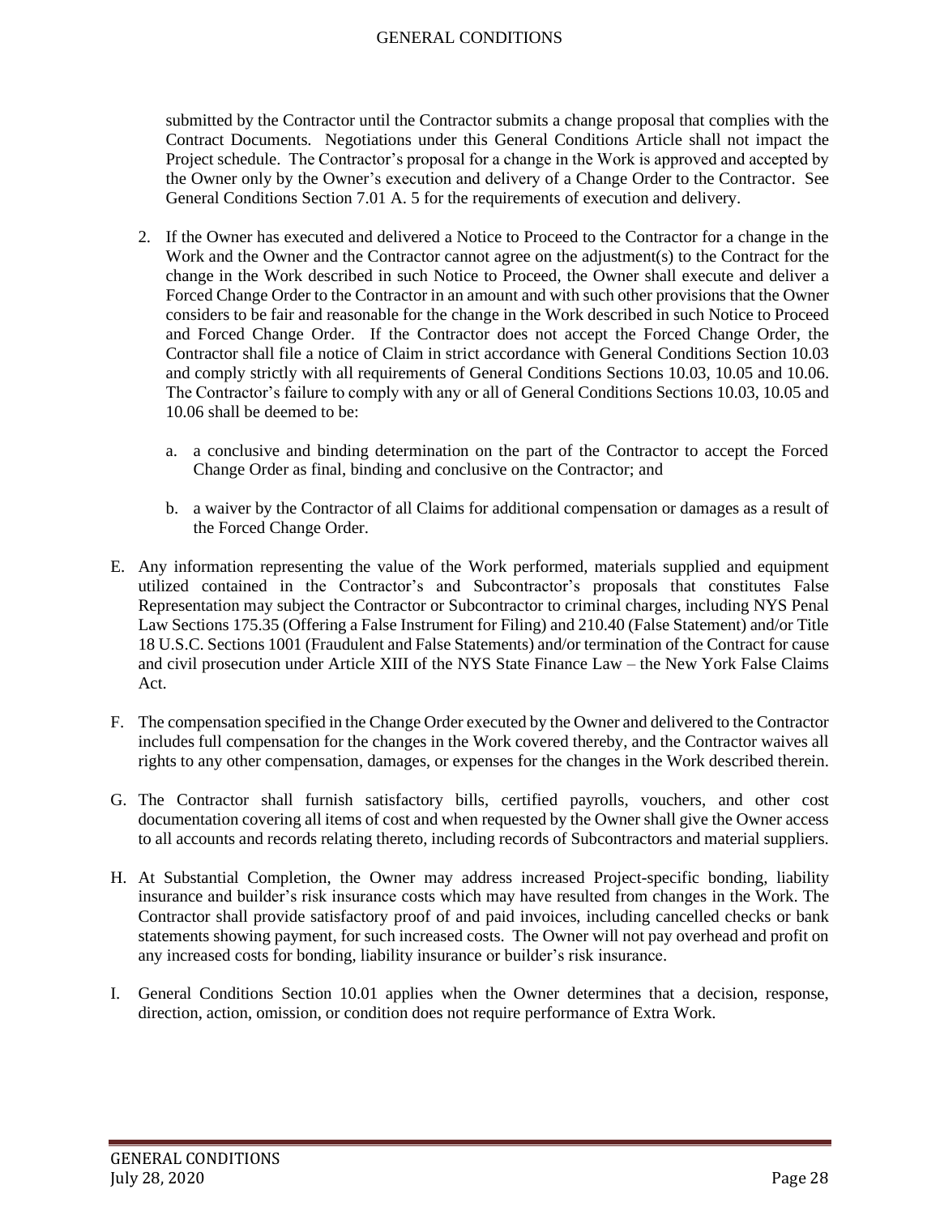submitted by the Contractor until the Contractor submits a change proposal that complies with the Contract Documents. Negotiations under this General Conditions Article shall not impact the Project schedule. The Contractor's proposal for a change in the Work is approved and accepted by the Owner only by the Owner's execution and delivery of a Change Order to the Contractor. See General Conditions Section 7.01 A. 5 for the requirements of execution and delivery.

2. If the Owner has executed and delivered a Notice to Proceed to the Contractor for a change in the Work and the Owner and the Contractor cannot agree on the adjustment(s) to the Contract for the change in the Work described in such Notice to Proceed, the Owner shall execute and deliver a Forced Change Order to the Contractor in an amount and with such other provisions that the Owner considers to be fair and reasonable for the change in the Work described in such Notice to Proceed and Forced Change Order. If the Contractor does not accept the Forced Change Order, the Contractor shall file a notice of Claim in strict accordance with General Conditions Section 10.03 and comply strictly with all requirements of General Conditions Sections 10.03, 10.05 and 10.06. The Contractor's failure to comply with any or all of General Conditions Sections 10.03, 10.05 and 10.06 shall be deemed to be:

   a. a conclusive and binding determination on the part of the Contractor to accept the Forced Change Order as final, binding and conclusive on the Contractor; and

   b. a waiver by the Contractor of all Claims for additional compensation or damages as a result of the Forced Change Order.

E. Any information representing the value of the Work performed, materials supplied and equipment utilized contained in the Contractor's and Subcontractor's proposals that constitutes False Representation may subject the Contractor or Subcontractor to criminal charges, including NYS Penal Law Sections 175.35 (Offering a False Instrument for Filing) and 210.40 (False Statement) and/or Title 18 U.S.C. Sections 1001 (Fraudulent and False Statements) and/or termination of the Contract for cause and civil prosecution under Article XIII of the NYS State Finance Law – the New York False Claims Act.

F. The compensation specified in the Change Order executed by the Owner and delivered to the Contractor includes full compensation for the changes in the Work covered thereby, and the Contractor waives all rights to any other compensation, damages, or expenses for the changes in the Work described therein.

G. The Contractor shall furnish satisfactory bills, certified payrolls, vouchers, and other cost documentation covering all items of cost and when requested by the Owner shall give the Owner access to all accounts and records relating thereto, including records of Subcontractors and material suppliers.

H. At Substantial Completion, the Owner may address increased Project-specific bonding, liability insurance and builder's risk insurance costs which may have resulted from changes in the Work. The Contractor shall provide satisfactory proof of and paid invoices, including cancelled checks or bank statements showing payment, for such increased costs. The Owner will not pay overhead and profit on any increased costs for bonding, liability insurance or builder's risk insurance.

I. General Conditions Section 10.01 applies when the Owner determines that a decision, response, direction, action, omission, or condition does not require performance of Extra Work.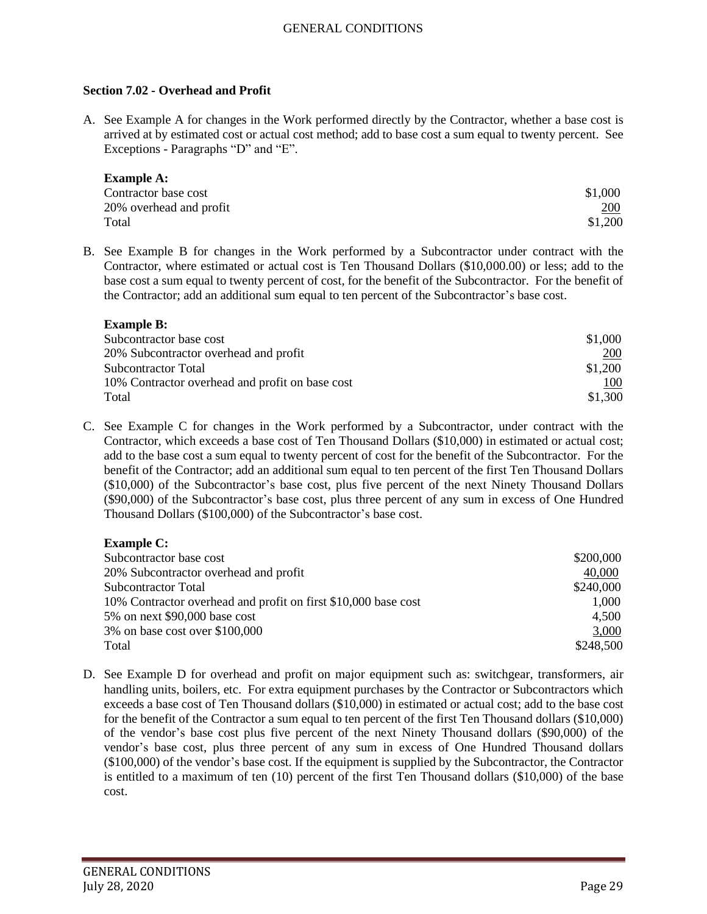### Section 7.02 - Overhead and Profit

A. See Example A for changes in the Work performed directly by the Contractor, whether a base cost is arrived at by estimated cost or actual cost method; add to base cost a sum equal to twenty percent. See Exceptions - Paragraphs "D" and "E".

**Example A:**

| | |
|---|---:|
| Contractor base cost | $1,000 |
| 20% overhead and profit | 200 |
| Total | $1,200 |

B. See Example B for changes in the Work performed by a Subcontractor under contract with the Contractor, where estimated or actual cost is Ten Thousand Dollars ($10,000.00) or less; add to the base cost a sum equal to twenty percent of cost, for the benefit of the Subcontractor. For the benefit of the Contractor; add an additional sum equal to ten percent of the Subcontractor's base cost.

**Example B:**

| | |
|---|---:|
| Subcontractor base cost | $1,000 |
| 20% Subcontractor overhead and profit | 200 |
| Subcontractor Total | $1,200 |
| 10% Contractor overhead and profit on base cost | 100 |
| Total | $1,300 |

C. See Example C for changes in the Work performed by a Subcontractor, under contract with the Contractor, which exceeds a base cost of Ten Thousand Dollars ($10,000) in estimated or actual cost; add to the base cost a sum equal to twenty percent of cost for the benefit of the Subcontractor. For the benefit of the Contractor; add an additional sum equal to ten percent of the first Ten Thousand Dollars ($10,000) of the Subcontractor's base cost, plus five percent of the next Ninety Thousand Dollars ($90,000) of the Subcontractor's base cost, plus three percent of any sum in excess of One Hundred Thousand Dollars ($100,000) of the Subcontractor's base cost.

**Example C:**

| | |
|---|---:|
| Subcontractor base cost | $200,000 |
| 20% Subcontractor overhead and profit | 40,000 |
| Subcontractor Total | $240,000 |
| 10% Contractor overhead and profit on first $10,000 base cost | 1,000 |
| 5% on next $90,000 base cost | 4,500 |
| 3% on base cost over $100,000 | 3,000 |
| Total | $248,500 |

D. See Example D for overhead and profit on major equipment such as: switchgear, transformers, air handling units, boilers, etc. For extra equipment purchases by the Contractor or Subcontractors which exceeds a base cost of Ten Thousand dollars ($10,000) in estimated or actual cost; add to the base cost for the benefit of the Contractor a sum equal to ten percent of the first Ten Thousand dollars ($10,000) of the vendor's base cost plus five percent of the next Ninety Thousand dollars ($90,000) of the vendor's base cost, plus three percent of any sum in excess of One Hundred Thousand dollars ($100,000) of the vendor's base cost. If the equipment is supplied by the Subcontractor, the Contractor is entitled to a maximum of ten (10) percent of the first Ten Thousand dollars ($10,000) of the base cost.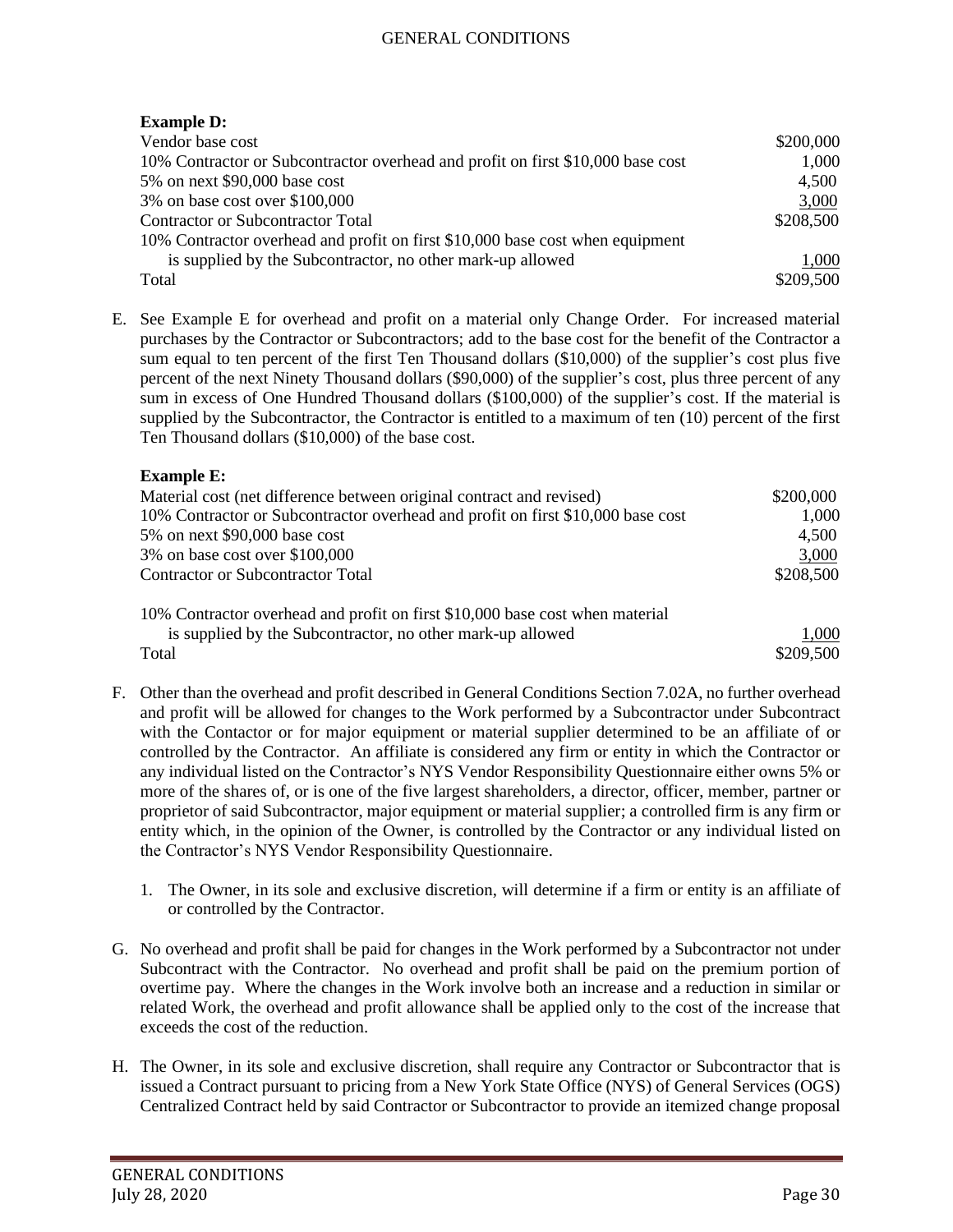**Example D:**

| | |
|---|---:|
| Vendor base cost | $200,000 |
| 10% Contractor or Subcontractor overhead and profit on first $10,000 base cost | 1,000 |
| 5% on next $90,000 base cost | 4,500 |
| 3% on base cost over $100,000 | 3,000 |
| Contractor or Subcontractor Total | $208,500 |
| 10% Contractor overhead and profit on first $10,000 base cost when equipment is supplied by the Subcontractor, no other mark-up allowed | 1,000 |
| Total | $209,500 |

E. See Example E for overhead and profit on a material only Change Order. For increased material purchases by the Contractor or Subcontractors; add to the base cost for the benefit of the Contractor a sum equal to ten percent of the first Ten Thousand dollars ($10,000) of the supplier's cost plus five percent of the next Ninety Thousand dollars ($90,000) of the supplier's cost, plus three percent of any sum in excess of One Hundred Thousand dollars ($100,000) of the supplier's cost. If the material is supplied by the Subcontractor, the Contractor is entitled to a maximum of ten (10) percent of the first Ten Thousand dollars ($10,000) of the base cost.

**Example E:**

| | |
|---|---:|
| Material cost (net difference between original contract and revised) | $200,000 |
| 10% Contractor or Subcontractor overhead and profit on first $10,000 base cost | 1,000 |
| 5% on next $90,000 base cost | 4,500 |
| 3% on base cost over $100,000 | 3,000 |
| Contractor or Subcontractor Total | $208,500 |
| 10% Contractor overhead and profit on first $10,000 base cost when material is supplied by the Subcontractor, no other mark-up allowed | 1,000 |
| Total | $209,500 |

F. Other than the overhead and profit described in General Conditions Section 7.02A, no further overhead and profit will be allowed for changes to the Work performed by a Subcontractor under Subcontract with the Contactor or for major equipment or material supplier determined to be an affiliate of or controlled by the Contractor. An affiliate is considered any firm or entity in which the Contractor or any individual listed on the Contractor's NYS Vendor Responsibility Questionnaire either owns 5% or more of the shares of, or is one of the five largest shareholders, a director, officer, member, partner or proprietor of said Subcontractor, major equipment or material supplier; a controlled firm is any firm or entity which, in the opinion of the Owner, is controlled by the Contractor or any individual listed on the Contractor's NYS Vendor Responsibility Questionnaire.

1. The Owner, in its sole and exclusive discretion, will determine if a firm or entity is an affiliate of or controlled by the Contractor.

G. No overhead and profit shall be paid for changes in the Work performed by a Subcontractor not under Subcontract with the Contractor. No overhead and profit shall be paid on the premium portion of overtime pay. Where the changes in the Work involve both an increase and a reduction in similar or related Work, the overhead and profit allowance shall be applied only to the cost of the increase that exceeds the cost of the reduction.

H. The Owner, in its sole and exclusive discretion, shall require any Contractor or Subcontractor that is issued a Contract pursuant to pricing from a New York State Office (NYS) of General Services (OGS) Centralized Contract held by said Contractor or Subcontractor to provide an itemized change proposal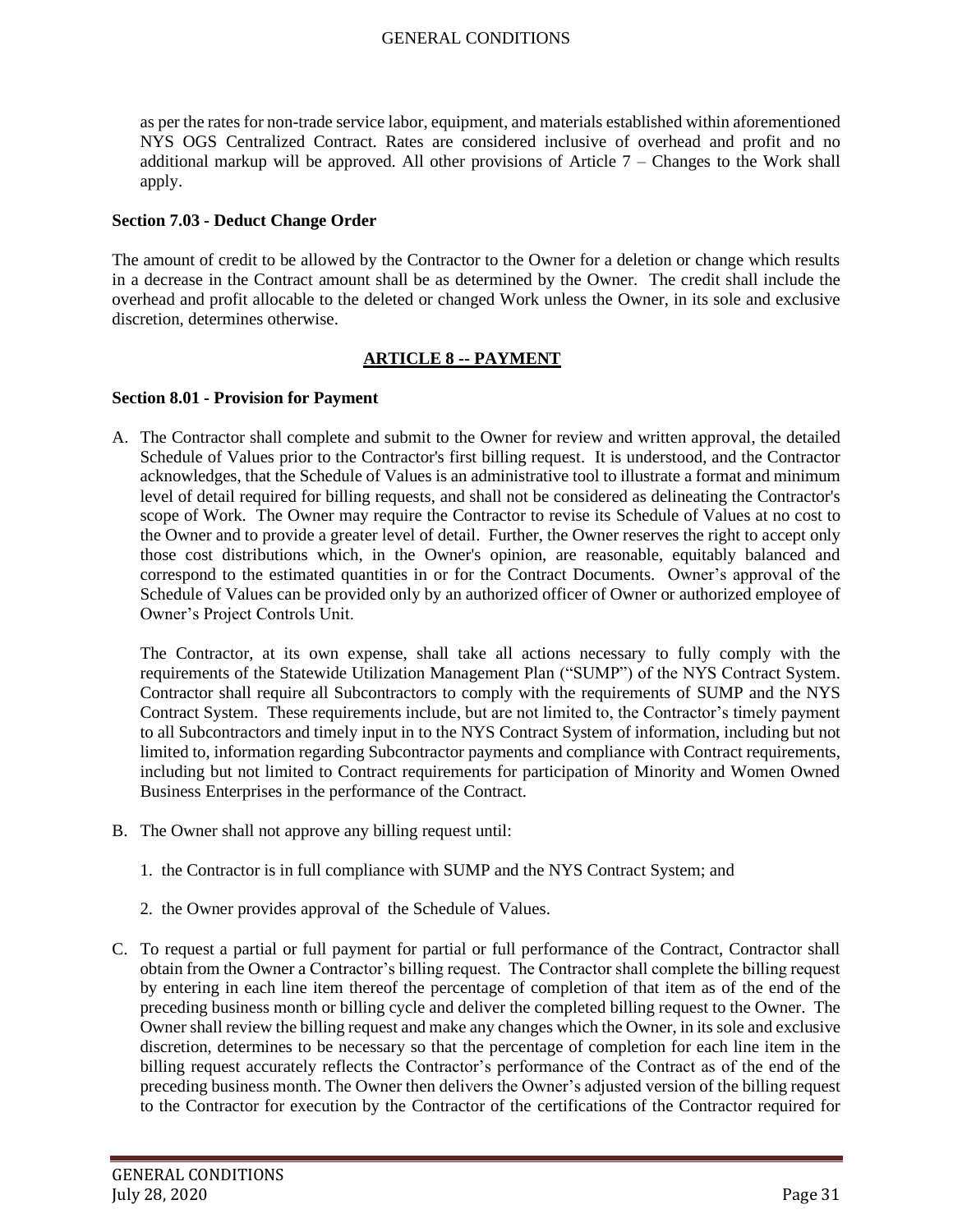as per the rates for non-trade service labor, equipment, and materials established within aforementioned NYS OGS Centralized Contract. Rates are considered inclusive of overhead and profit and no additional markup will be approved. All other provisions of Article 7 – Changes to the Work shall apply.

**Section 7.03 - Deduct Change Order**

The amount of credit to be allowed by the Contractor to the Owner for a deletion or change which results in a decrease in the Contract amount shall be as determined by the Owner. The credit shall include the overhead and profit allocable to the deleted or changed Work unless the Owner, in its sole and exclusive discretion, determines otherwise.

## ARTICLE 8 -- PAYMENT

**Section 8.01 - Provision for Payment**

A. The Contractor shall complete and submit to the Owner for review and written approval, the detailed Schedule of Values prior to the Contractor's first billing request. It is understood, and the Contractor acknowledges, that the Schedule of Values is an administrative tool to illustrate a format and minimum level of detail required for billing requests, and shall not be considered as delineating the Contractor's scope of Work. The Owner may require the Contractor to revise its Schedule of Values at no cost to the Owner and to provide a greater level of detail. Further, the Owner reserves the right to accept only those cost distributions which, in the Owner's opinion, are reasonable, equitably balanced and correspond to the estimated quantities in or for the Contract Documents. Owner's approval of the Schedule of Values can be provided only by an authorized officer of Owner or authorized employee of Owner's Project Controls Unit.

   The Contractor, at its own expense, shall take all actions necessary to fully comply with the requirements of the Statewide Utilization Management Plan ("SUMP") of the NYS Contract System. Contractor shall require all Subcontractors to comply with the requirements of SUMP and the NYS Contract System. These requirements include, but are not limited to, the Contractor's timely payment to all Subcontractors and timely input in to the NYS Contract System of information, including but not limited to, information regarding Subcontractor payments and compliance with Contract requirements, including but not limited to Contract requirements for participation of Minority and Women Owned Business Enterprises in the performance of the Contract.

B. The Owner shall not approve any billing request until:

   1. the Contractor is in full compliance with SUMP and the NYS Contract System; and

   2. the Owner provides approval of the Schedule of Values.

C. To request a partial or full payment for partial or full performance of the Contract, Contractor shall obtain from the Owner a Contractor's billing request. The Contractor shall complete the billing request by entering in each line item thereof the percentage of completion of that item as of the end of the preceding business month or billing cycle and deliver the completed billing request to the Owner. The Owner shall review the billing request and make any changes which the Owner, in its sole and exclusive discretion, determines to be necessary so that the percentage of completion for each line item in the billing request accurately reflects the Contractor's performance of the Contract as of the end of the preceding business month. The Owner then delivers the Owner's adjusted version of the billing request to the Contractor for execution by the Contractor of the certifications of the Contractor required for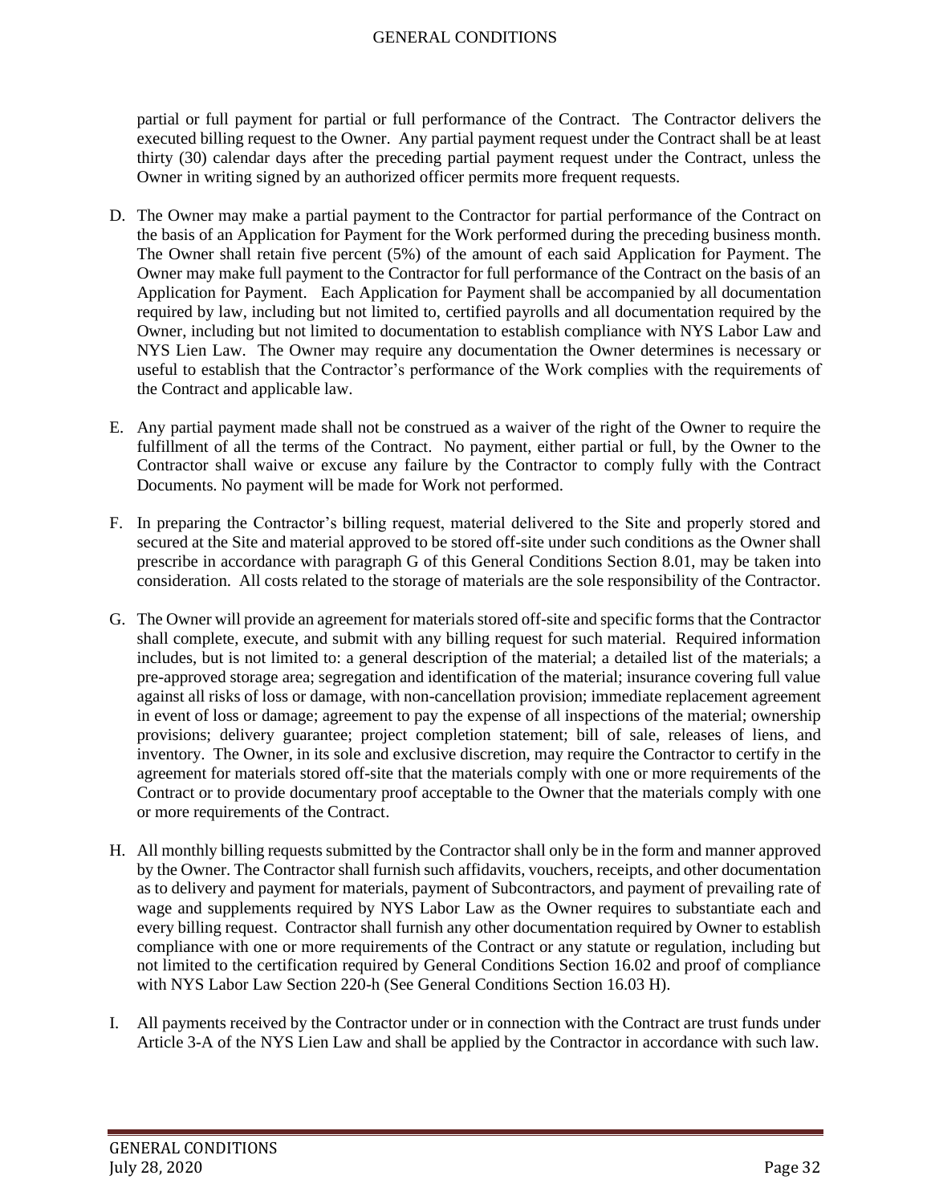partial or full payment for partial or full performance of the Contract. The Contractor delivers the executed billing request to the Owner. Any partial payment request under the Contract shall be at least thirty (30) calendar days after the preceding partial payment request under the Contract, unless the Owner in writing signed by an authorized officer permits more frequent requests.

D. The Owner may make a partial payment to the Contractor for partial performance of the Contract on the basis of an Application for Payment for the Work performed during the preceding business month. The Owner shall retain five percent (5%) of the amount of each said Application for Payment. The Owner may make full payment to the Contractor for full performance of the Contract on the basis of an Application for Payment. Each Application for Payment shall be accompanied by all documentation required by law, including but not limited to, certified payrolls and all documentation required by the Owner, including but not limited to documentation to establish compliance with NYS Labor Law and NYS Lien Law. The Owner may require any documentation the Owner determines is necessary or useful to establish that the Contractor's performance of the Work complies with the requirements of the Contract and applicable law.

E. Any partial payment made shall not be construed as a waiver of the right of the Owner to require the fulfillment of all the terms of the Contract. No payment, either partial or full, by the Owner to the Contractor shall waive or excuse any failure by the Contractor to comply fully with the Contract Documents. No payment will be made for Work not performed.

F. In preparing the Contractor's billing request, material delivered to the Site and properly stored and secured at the Site and material approved to be stored off-site under such conditions as the Owner shall prescribe in accordance with paragraph G of this General Conditions Section 8.01, may be taken into consideration. All costs related to the storage of materials are the sole responsibility of the Contractor.

G. The Owner will provide an agreement for materials stored off-site and specific forms that the Contractor shall complete, execute, and submit with any billing request for such material. Required information includes, but is not limited to: a general description of the material; a detailed list of the materials; a pre-approved storage area; segregation and identification of the material; insurance covering full value against all risks of loss or damage, with non-cancellation provision; immediate replacement agreement in event of loss or damage; agreement to pay the expense of all inspections of the material; ownership provisions; delivery guarantee; project completion statement; bill of sale, releases of liens, and inventory. The Owner, in its sole and exclusive discretion, may require the Contractor to certify in the agreement for materials stored off-site that the materials comply with one or more requirements of the Contract or to provide documentary proof acceptable to the Owner that the materials comply with one or more requirements of the Contract.

H. All monthly billing requests submitted by the Contractor shall only be in the form and manner approved by the Owner. The Contractor shall furnish such affidavits, vouchers, receipts, and other documentation as to delivery and payment for materials, payment of Subcontractors, and payment of prevailing rate of wage and supplements required by NYS Labor Law as the Owner requires to substantiate each and every billing request. Contractor shall furnish any other documentation required by Owner to establish compliance with one or more requirements of the Contract or any statute or regulation, including but not limited to the certification required by General Conditions Section 16.02 and proof of compliance with NYS Labor Law Section 220-h (See General Conditions Section 16.03 H).

I. All payments received by the Contractor under or in connection with the Contract are trust funds under Article 3-A of the NYS Lien Law and shall be applied by the Contractor in accordance with such law.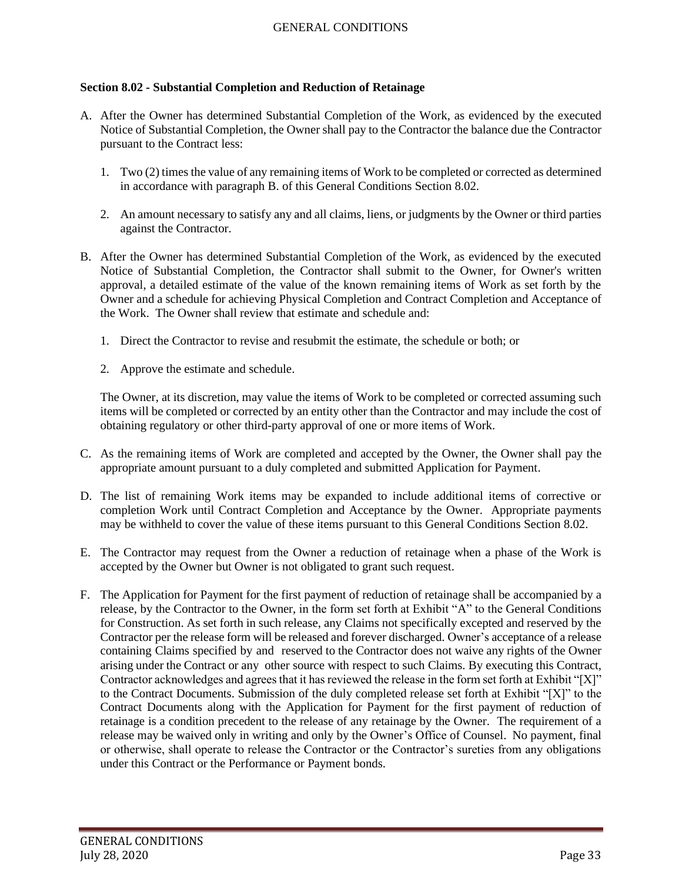### Section 8.02 - Substantial Completion and Reduction of Retainage

A. After the Owner has determined Substantial Completion of the Work, as evidenced by the executed Notice of Substantial Completion, the Owner shall pay to the Contractor the balance due the Contractor pursuant to the Contract less:

   1. Two (2) times the value of any remaining items of Work to be completed or corrected as determined in accordance with paragraph B. of this General Conditions Section 8.02.

   2. An amount necessary to satisfy any and all claims, liens, or judgments by the Owner or third parties against the Contractor.

B. After the Owner has determined Substantial Completion of the Work, as evidenced by the executed Notice of Substantial Completion, the Contractor shall submit to the Owner, for Owner's written approval, a detailed estimate of the value of the known remaining items of Work as set forth by the Owner and a schedule for achieving Physical Completion and Contract Completion and Acceptance of the Work. The Owner shall review that estimate and schedule and:

   1. Direct the Contractor to revise and resubmit the estimate, the schedule or both; or

   2. Approve the estimate and schedule.

   The Owner, at its discretion, may value the items of Work to be completed or corrected assuming such items will be completed or corrected by an entity other than the Contractor and may include the cost of obtaining regulatory or other third-party approval of one or more items of Work.

C. As the remaining items of Work are completed and accepted by the Owner, the Owner shall pay the appropriate amount pursuant to a duly completed and submitted Application for Payment.

D. The list of remaining Work items may be expanded to include additional items of corrective or completion Work until Contract Completion and Acceptance by the Owner. Appropriate payments may be withheld to cover the value of these items pursuant to this General Conditions Section 8.02.

E. The Contractor may request from the Owner a reduction of retainage when a phase of the Work is accepted by the Owner but Owner is not obligated to grant such request.

F. The Application for Payment for the first payment of reduction of retainage shall be accompanied by a release, by the Contractor to the Owner, in the form set forth at Exhibit "A" to the General Conditions for Construction. As set forth in such release, any Claims not specifically excepted and reserved by the Contractor per the release form will be released and forever discharged. Owner's acceptance of a release containing Claims specified by and reserved to the Contractor does not waive any rights of the Owner arising under the Contract or any other source with respect to such Claims. By executing this Contract, Contractor acknowledges and agrees that it has reviewed the release in the form set forth at Exhibit "[X]" to the Contract Documents. Submission of the duly completed release set forth at Exhibit "[X]" to the Contract Documents along with the Application for Payment for the first payment of reduction of retainage is a condition precedent to the release of any retainage by the Owner. The requirement of a release may be waived only in writing and only by the Owner's Office of Counsel. No payment, final or otherwise, shall operate to release the Contractor or the Contractor's sureties from any obligations under this Contract or the Performance or Payment bonds.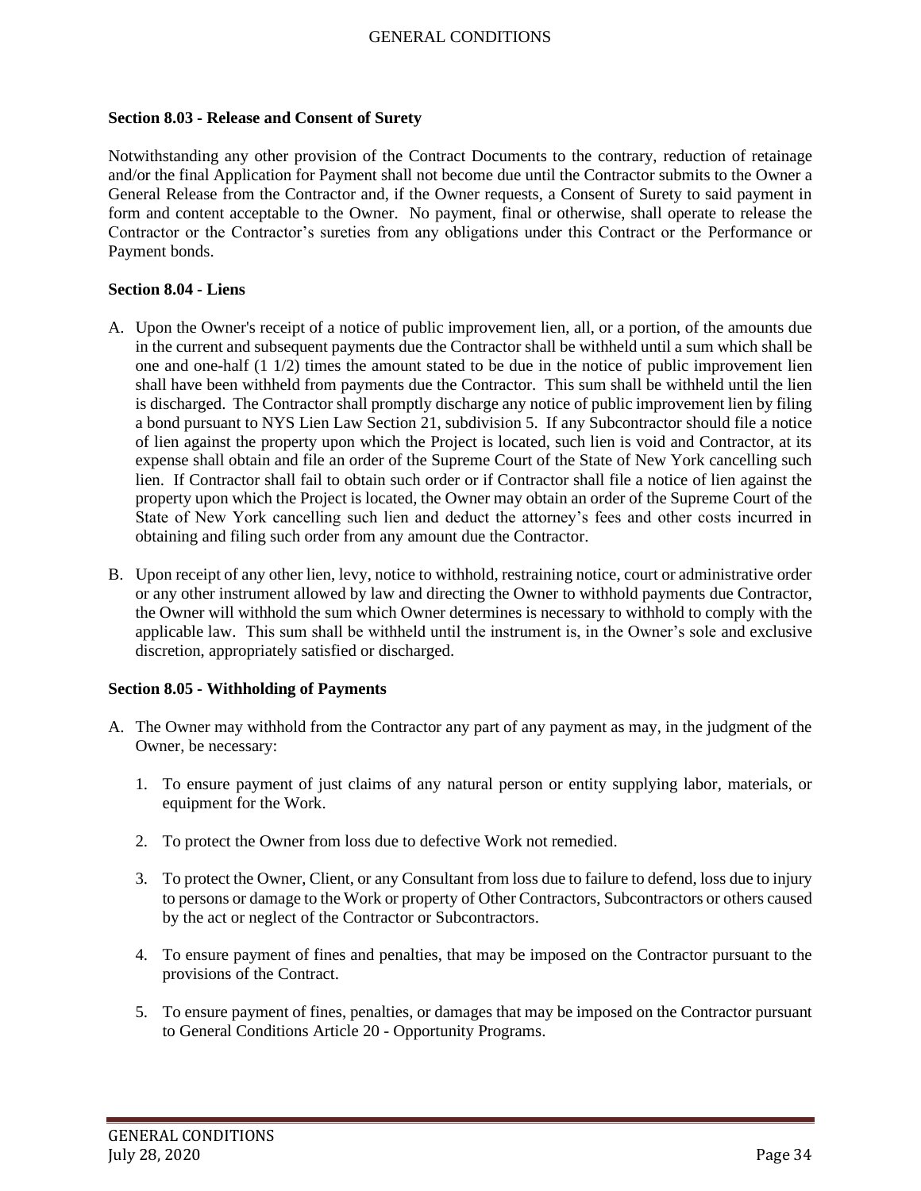### Section 8.03 - Release and Consent of Surety

Notwithstanding any other provision of the Contract Documents to the contrary, reduction of retainage and/or the final Application for Payment shall not become due until the Contractor submits to the Owner a General Release from the Contractor and, if the Owner requests, a Consent of Surety to said payment in form and content acceptable to the Owner. No payment, final or otherwise, shall operate to release the Contractor or the Contractor's sureties from any obligations under this Contract or the Performance or Payment bonds.

### Section 8.04 - Liens

A. Upon the Owner's receipt of a notice of public improvement lien, all, or a portion, of the amounts due in the current and subsequent payments due the Contractor shall be withheld until a sum which shall be one and one-half (1 1/2) times the amount stated to be due in the notice of public improvement lien shall have been withheld from payments due the Contractor. This sum shall be withheld until the lien is discharged. The Contractor shall promptly discharge any notice of public improvement lien by filing a bond pursuant to NYS Lien Law Section 21, subdivision 5. If any Subcontractor should file a notice of lien against the property upon which the Project is located, such lien is void and Contractor, at its expense shall obtain and file an order of the Supreme Court of the State of New York cancelling such lien. If Contractor shall fail to obtain such order or if Contractor shall file a notice of lien against the property upon which the Project is located, the Owner may obtain an order of the Supreme Court of the State of New York cancelling such lien and deduct the attorney's fees and other costs incurred in obtaining and filing such order from any amount due the Contractor.

B. Upon receipt of any other lien, levy, notice to withhold, restraining notice, court or administrative order or any other instrument allowed by law and directing the Owner to withhold payments due Contractor, the Owner will withhold the sum which Owner determines is necessary to withhold to comply with the applicable law. This sum shall be withheld until the instrument is, in the Owner's sole and exclusive discretion, appropriately satisfied or discharged.

### Section 8.05 - Withholding of Payments

A. The Owner may withhold from the Contractor any part of any payment as may, in the judgment of the Owner, be necessary:

   1. To ensure payment of just claims of any natural person or entity supplying labor, materials, or equipment for the Work.

   2. To protect the Owner from loss due to defective Work not remedied.

   3. To protect the Owner, Client, or any Consultant from loss due to failure to defend, loss due to injury to persons or damage to the Work or property of Other Contractors, Subcontractors or others caused by the act or neglect of the Contractor or Subcontractors.

   4. To ensure payment of fines and penalties, that may be imposed on the Contractor pursuant to the provisions of the Contract.

   5. To ensure payment of fines, penalties, or damages that may be imposed on the Contractor pursuant to General Conditions Article 20 - Opportunity Programs.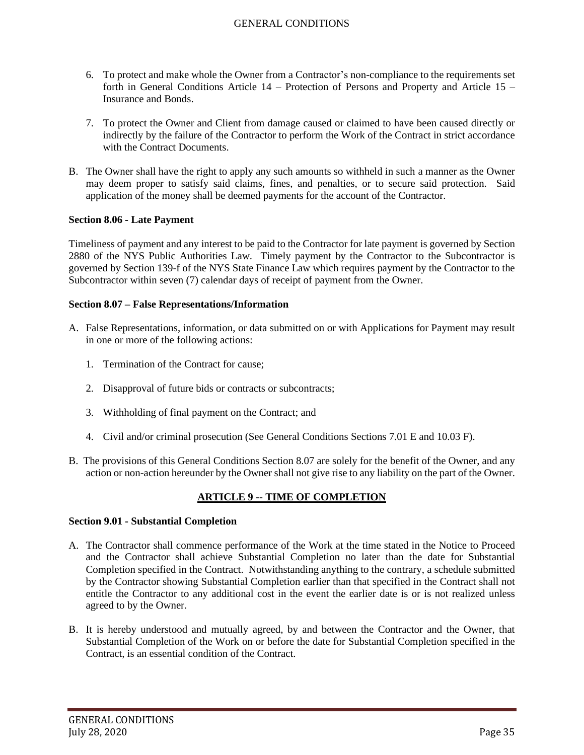6. To protect and make whole the Owner from a Contractor's non-compliance to the requirements set forth in General Conditions Article 14 – Protection of Persons and Property and Article 15 – Insurance and Bonds.

7. To protect the Owner and Client from damage caused or claimed to have been caused directly or indirectly by the failure of the Contractor to perform the Work of the Contract in strict accordance with the Contract Documents.

B. The Owner shall have the right to apply any such amounts so withheld in such a manner as the Owner may deem proper to satisfy said claims, fines, and penalties, or to secure said protection. Said application of the money shall be deemed payments for the account of the Contractor.

**Section 8.06 - Late Payment**

Timeliness of payment and any interest to be paid to the Contractor for late payment is governed by Section 2880 of the NYS Public Authorities Law. Timely payment by the Contractor to the Subcontractor is governed by Section 139-f of the NYS State Finance Law which requires payment by the Contractor to the Subcontractor within seven (7) calendar days of receipt of payment from the Owner.

**Section 8.07 – False Representations/Information**

A. False Representations, information, or data submitted on or with Applications for Payment may result in one or more of the following actions:

   1. Termination of the Contract for cause;

   2. Disapproval of future bids or contracts or subcontracts;

   3. Withholding of final payment on the Contract; and

   4. Civil and/or criminal prosecution (See General Conditions Sections 7.01 E and 10.03 F).

B. The provisions of this General Conditions Section 8.07 are solely for the benefit of the Owner, and any action or non-action hereunder by the Owner shall not give rise to any liability on the part of the Owner.

## ARTICLE 9 -- TIME OF COMPLETION

**Section 9.01 - Substantial Completion**

A. The Contractor shall commence performance of the Work at the time stated in the Notice to Proceed and the Contractor shall achieve Substantial Completion no later than the date for Substantial Completion specified in the Contract. Notwithstanding anything to the contrary, a schedule submitted by the Contractor showing Substantial Completion earlier than that specified in the Contract shall not entitle the Contractor to any additional cost in the event the earlier date is or is not realized unless agreed to by the Owner.

B. It is hereby understood and mutually agreed, by and between the Contractor and the Owner, that Substantial Completion of the Work on or before the date for Substantial Completion specified in the Contract, is an essential condition of the Contract.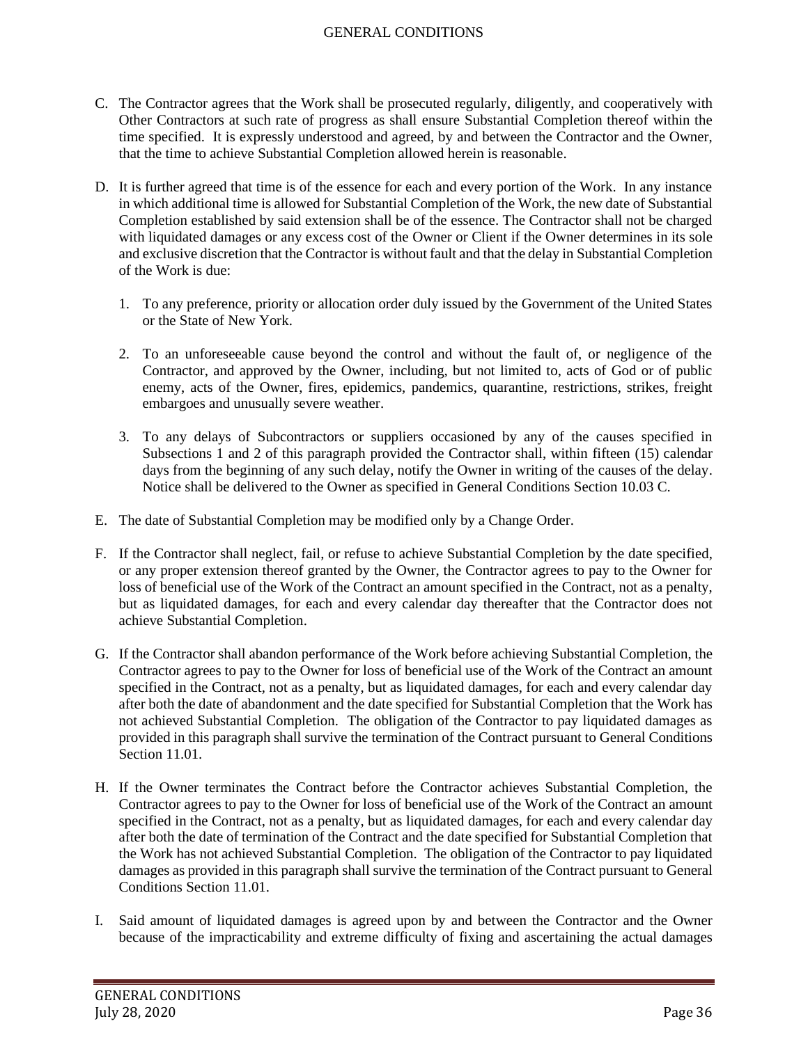C. The Contractor agrees that the Work shall be prosecuted regularly, diligently, and cooperatively with Other Contractors at such rate of progress as shall ensure Substantial Completion thereof within the time specified. It is expressly understood and agreed, by and between the Contractor and the Owner, that the time to achieve Substantial Completion allowed herein is reasonable.

D. It is further agreed that time is of the essence for each and every portion of the Work. In any instance in which additional time is allowed for Substantial Completion of the Work, the new date of Substantial Completion established by said extension shall be of the essence. The Contractor shall not be charged with liquidated damages or any excess cost of the Owner or Client if the Owner determines in its sole and exclusive discretion that the Contractor is without fault and that the delay in Substantial Completion of the Work is due:

   1. To any preference, priority or allocation order duly issued by the Government of the United States or the State of New York.

   2. To an unforeseeable cause beyond the control and without the fault of, or negligence of the Contractor, and approved by the Owner, including, but not limited to, acts of God or of public enemy, acts of the Owner, fires, epidemics, pandemics, quarantine, restrictions, strikes, freight embargoes and unusually severe weather.

   3. To any delays of Subcontractors or suppliers occasioned by any of the causes specified in Subsections 1 and 2 of this paragraph provided the Contractor shall, within fifteen (15) calendar days from the beginning of any such delay, notify the Owner in writing of the causes of the delay. Notice shall be delivered to the Owner as specified in General Conditions Section 10.03 C.

E. The date of Substantial Completion may be modified only by a Change Order.

F. If the Contractor shall neglect, fail, or refuse to achieve Substantial Completion by the date specified, or any proper extension thereof granted by the Owner, the Contractor agrees to pay to the Owner for loss of beneficial use of the Work of the Contract an amount specified in the Contract, not as a penalty, but as liquidated damages, for each and every calendar day thereafter that the Contractor does not achieve Substantial Completion.

G. If the Contractor shall abandon performance of the Work before achieving Substantial Completion, the Contractor agrees to pay to the Owner for loss of beneficial use of the Work of the Contract an amount specified in the Contract, not as a penalty, but as liquidated damages, for each and every calendar day after both the date of abandonment and the date specified for Substantial Completion that the Work has not achieved Substantial Completion. The obligation of the Contractor to pay liquidated damages as provided in this paragraph shall survive the termination of the Contract pursuant to General Conditions Section 11.01.

H. If the Owner terminates the Contract before the Contractor achieves Substantial Completion, the Contractor agrees to pay to the Owner for loss of beneficial use of the Work of the Contract an amount specified in the Contract, not as a penalty, but as liquidated damages, for each and every calendar day after both the date of termination of the Contract and the date specified for Substantial Completion that the Work has not achieved Substantial Completion. The obligation of the Contractor to pay liquidated damages as provided in this paragraph shall survive the termination of the Contract pursuant to General Conditions Section 11.01.

I. Said amount of liquidated damages is agreed upon by and between the Contractor and the Owner because of the impracticability and extreme difficulty of fixing and ascertaining the actual damages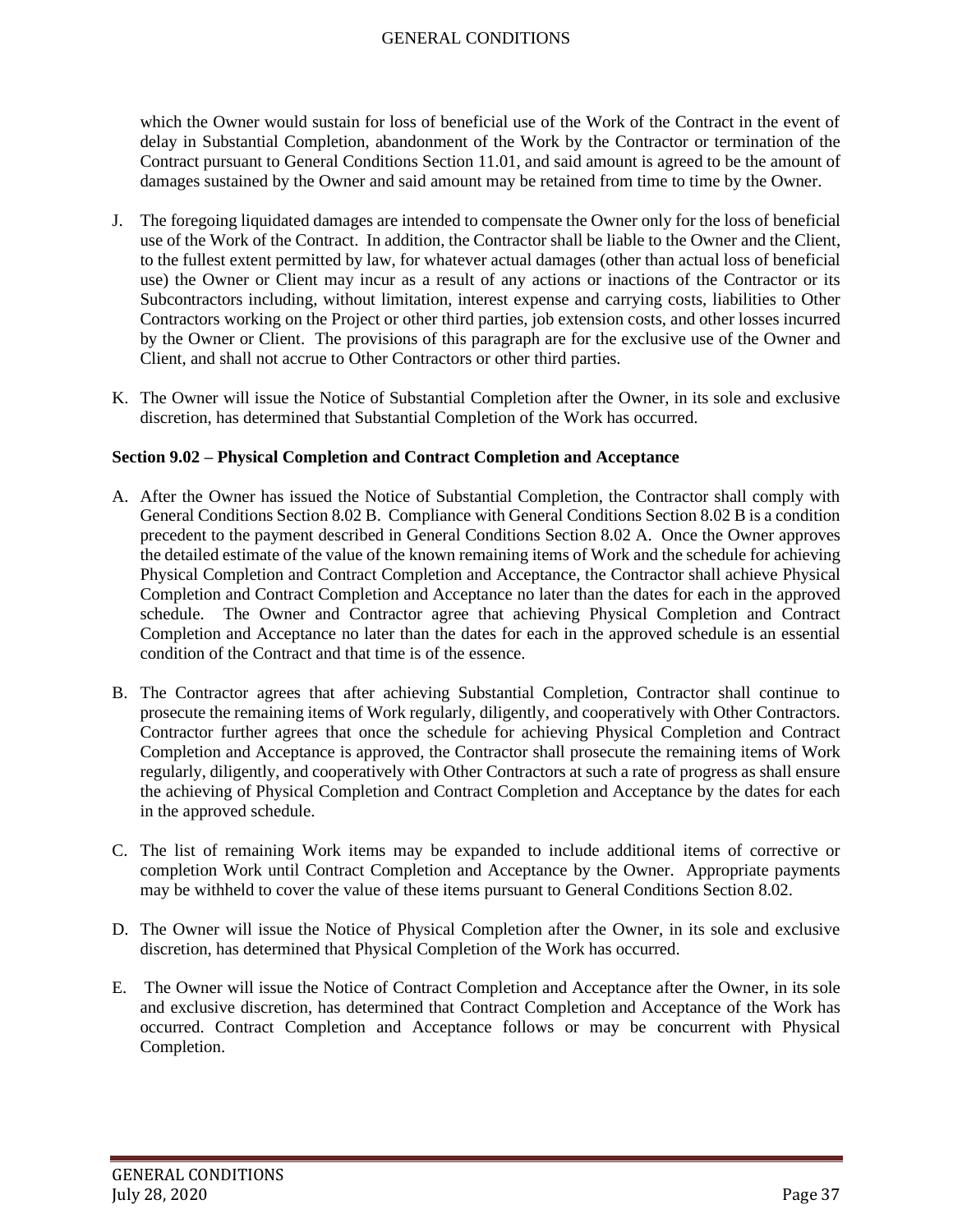which the Owner would sustain for loss of beneficial use of the Work of the Contract in the event of delay in Substantial Completion, abandonment of the Work by the Contractor or termination of the Contract pursuant to General Conditions Section 11.01, and said amount is agreed to be the amount of damages sustained by the Owner and said amount may be retained from time to time by the Owner.

J. The foregoing liquidated damages are intended to compensate the Owner only for the loss of beneficial use of the Work of the Contract. In addition, the Contractor shall be liable to the Owner and the Client, to the fullest extent permitted by law, for whatever actual damages (other than actual loss of beneficial use) the Owner or Client may incur as a result of any actions or inactions of the Contractor or its Subcontractors including, without limitation, interest expense and carrying costs, liabilities to Other Contractors working on the Project or other third parties, job extension costs, and other losses incurred by the Owner or Client. The provisions of this paragraph are for the exclusive use of the Owner and Client, and shall not accrue to Other Contractors or other third parties.

K. The Owner will issue the Notice of Substantial Completion after the Owner, in its sole and exclusive discretion, has determined that Substantial Completion of the Work has occurred.

**Section 9.02 – Physical Completion and Contract Completion and Acceptance**

A. After the Owner has issued the Notice of Substantial Completion, the Contractor shall comply with General Conditions Section 8.02 B. Compliance with General Conditions Section 8.02 B is a condition precedent to the payment described in General Conditions Section 8.02 A. Once the Owner approves the detailed estimate of the value of the known remaining items of Work and the schedule for achieving Physical Completion and Contract Completion and Acceptance, the Contractor shall achieve Physical Completion and Contract Completion and Acceptance no later than the dates for each in the approved schedule. The Owner and Contractor agree that achieving Physical Completion and Contract Completion and Acceptance no later than the dates for each in the approved schedule is an essential condition of the Contract and that time is of the essence.

B. The Contractor agrees that after achieving Substantial Completion, Contractor shall continue to prosecute the remaining items of Work regularly, diligently, and cooperatively with Other Contractors. Contractor further agrees that once the schedule for achieving Physical Completion and Contract Completion and Acceptance is approved, the Contractor shall prosecute the remaining items of Work regularly, diligently, and cooperatively with Other Contractors at such a rate of progress as shall ensure the achieving of Physical Completion and Contract Completion and Acceptance by the dates for each in the approved schedule.

C. The list of remaining Work items may be expanded to include additional items of corrective or completion Work until Contract Completion and Acceptance by the Owner. Appropriate payments may be withheld to cover the value of these items pursuant to General Conditions Section 8.02.

D. The Owner will issue the Notice of Physical Completion after the Owner, in its sole and exclusive discretion, has determined that Physical Completion of the Work has occurred.

E. The Owner will issue the Notice of Contract Completion and Acceptance after the Owner, in its sole and exclusive discretion, has determined that Contract Completion and Acceptance of the Work has occurred. Contract Completion and Acceptance follows or may be concurrent with Physical Completion.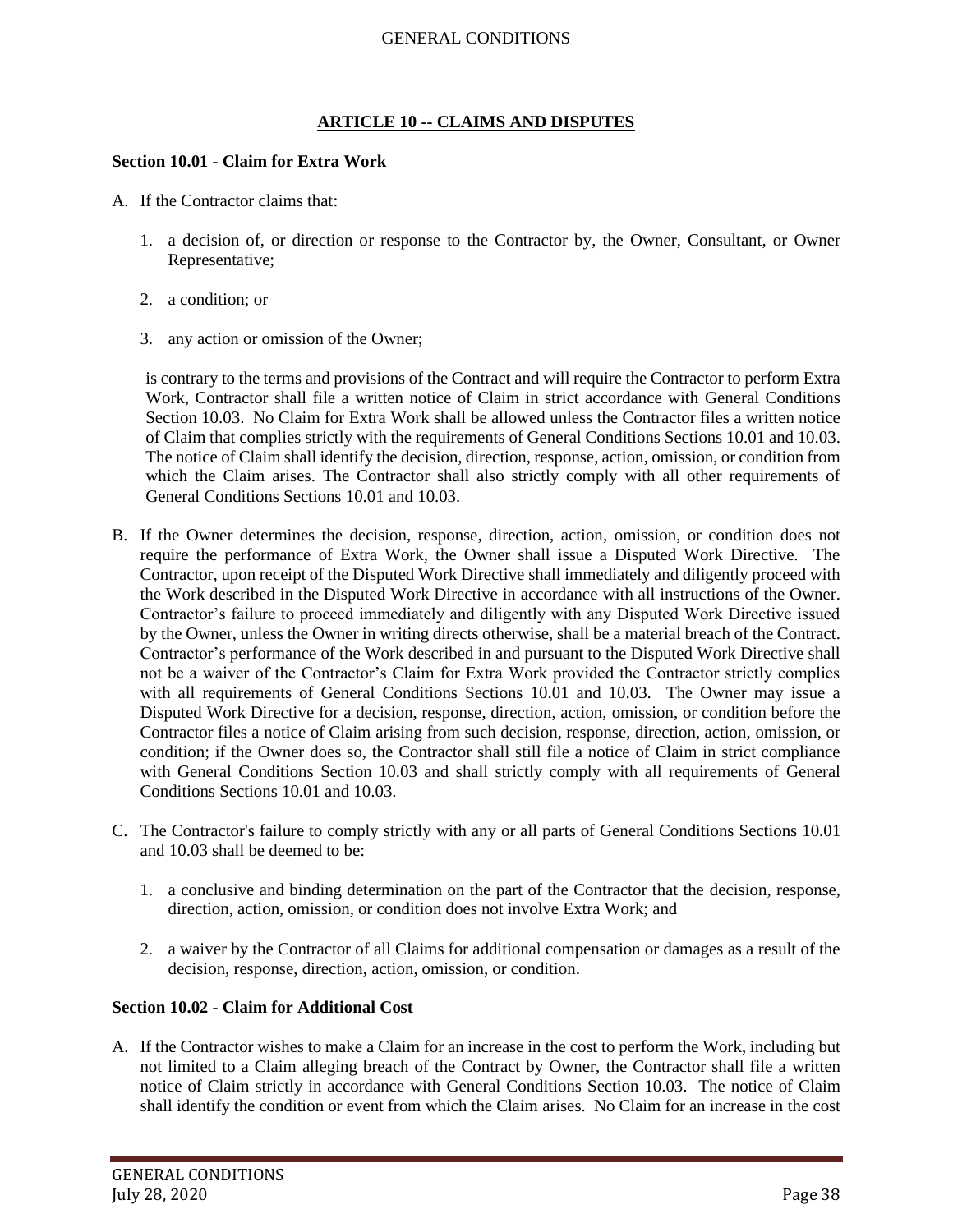## ARTICLE 10 -- CLAIMS AND DISPUTES

### Section 10.01 - Claim for Extra Work

A. If the Contractor claims that:

   1. a decision of, or direction or response to the Contractor by, the Owner, Consultant, or Owner Representative;

   2. a condition; or

   3. any action or omission of the Owner;

   is contrary to the terms and provisions of the Contract and will require the Contractor to perform Extra Work, Contractor shall file a written notice of Claim in strict accordance with General Conditions Section 10.03. No Claim for Extra Work shall be allowed unless the Contractor files a written notice of Claim that complies strictly with the requirements of General Conditions Sections 10.01 and 10.03. The notice of Claim shall identify the decision, direction, response, action, omission, or condition from which the Claim arises. The Contractor shall also strictly comply with all other requirements of General Conditions Sections 10.01 and 10.03.

B. If the Owner determines the decision, response, direction, action, omission, or condition does not require the performance of Extra Work, the Owner shall issue a Disputed Work Directive. The Contractor, upon receipt of the Disputed Work Directive shall immediately and diligently proceed with the Work described in the Disputed Work Directive in accordance with all instructions of the Owner. Contractor's failure to proceed immediately and diligently with any Disputed Work Directive issued by the Owner, unless the Owner in writing directs otherwise, shall be a material breach of the Contract. Contractor's performance of the Work described in and pursuant to the Disputed Work Directive shall not be a waiver of the Contractor's Claim for Extra Work provided the Contractor strictly complies with all requirements of General Conditions Sections 10.01 and 10.03. The Owner may issue a Disputed Work Directive for a decision, response, direction, action, omission, or condition before the Contractor files a notice of Claim arising from such decision, response, direction, action, omission, or condition; if the Owner does so, the Contractor shall still file a notice of Claim in strict compliance with General Conditions Section 10.03 and shall strictly comply with all requirements of General Conditions Sections 10.01 and 10.03.

C. The Contractor's failure to comply strictly with any or all parts of General Conditions Sections 10.01 and 10.03 shall be deemed to be:

   1. a conclusive and binding determination on the part of the Contractor that the decision, response, direction, action, omission, or condition does not involve Extra Work; and

   2. a waiver by the Contractor of all Claims for additional compensation or damages as a result of the decision, response, direction, action, omission, or condition.

### Section 10.02 - Claim for Additional Cost

A. If the Contractor wishes to make a Claim for an increase in the cost to perform the Work, including but not limited to a Claim alleging breach of the Contract by Owner, the Contractor shall file a written notice of Claim strictly in accordance with General Conditions Section 10.03. The notice of Claim shall identify the condition or event from which the Claim arises. No Claim for an increase in the cost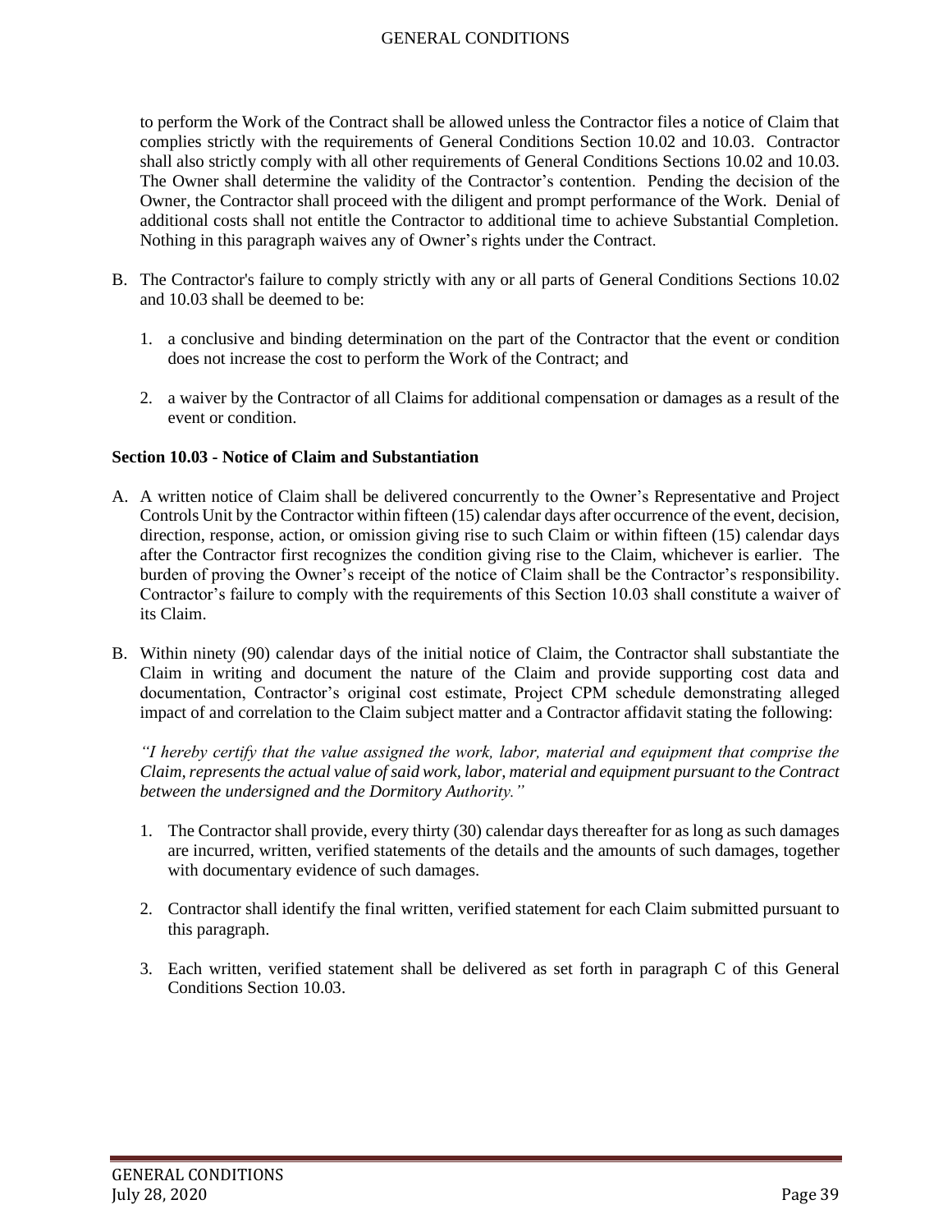to perform the Work of the Contract shall be allowed unless the Contractor files a notice of Claim that complies strictly with the requirements of General Conditions Section 10.02 and 10.03. Contractor shall also strictly comply with all other requirements of General Conditions Sections 10.02 and 10.03. The Owner shall determine the validity of the Contractor's contention. Pending the decision of the Owner, the Contractor shall proceed with the diligent and prompt performance of the Work. Denial of additional costs shall not entitle the Contractor to additional time to achieve Substantial Completion. Nothing in this paragraph waives any of Owner's rights under the Contract.

B. The Contractor's failure to comply strictly with any or all parts of General Conditions Sections 10.02 and 10.03 shall be deemed to be:

   1. a conclusive and binding determination on the part of the Contractor that the event or condition does not increase the cost to perform the Work of the Contract; and

   2. a waiver by the Contractor of all Claims for additional compensation or damages as a result of the event or condition.

**Section 10.03 - Notice of Claim and Substantiation**

A. A written notice of Claim shall be delivered concurrently to the Owner's Representative and Project Controls Unit by the Contractor within fifteen (15) calendar days after occurrence of the event, decision, direction, response, action, or omission giving rise to such Claim or within fifteen (15) calendar days after the Contractor first recognizes the condition giving rise to the Claim, whichever is earlier. The burden of proving the Owner's receipt of the notice of Claim shall be the Contractor's responsibility. Contractor's failure to comply with the requirements of this Section 10.03 shall constitute a waiver of its Claim.

B. Within ninety (90) calendar days of the initial notice of Claim, the Contractor shall substantiate the Claim in writing and document the nature of the Claim and provide supporting cost data and documentation, Contractor's original cost estimate, Project CPM schedule demonstrating alleged impact of and correlation to the Claim subject matter and a Contractor affidavit stating the following:

   *"I hereby certify that the value assigned the work, labor, material and equipment that comprise the Claim, represents the actual value of said work, labor, material and equipment pursuant to the Contract between the undersigned and the Dormitory Authority."*

   1. The Contractor shall provide, every thirty (30) calendar days thereafter for as long as such damages are incurred, written, verified statements of the details and the amounts of such damages, together with documentary evidence of such damages.

   2. Contractor shall identify the final written, verified statement for each Claim submitted pursuant to this paragraph.

   3. Each written, verified statement shall be delivered as set forth in paragraph C of this General Conditions Section 10.03.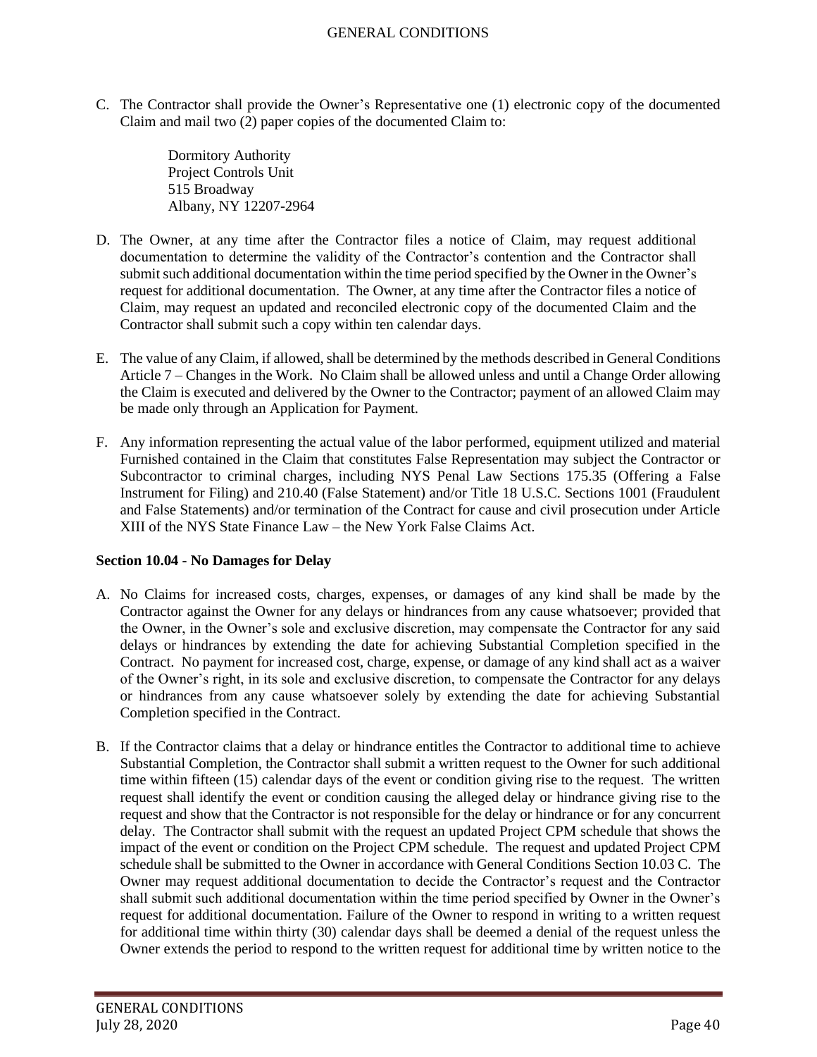C. The Contractor shall provide the Owner's Representative one (1) electronic copy of the documented Claim and mail two (2) paper copies of the documented Claim to:

   Dormitory Authority
   Project Controls Unit
   515 Broadway
   Albany, NY 12207-2964

D. The Owner, at any time after the Contractor files a notice of Claim, may request additional documentation to determine the validity of the Contractor's contention and the Contractor shall submit such additional documentation within the time period specified by the Owner in the Owner's request for additional documentation. The Owner, at any time after the Contractor files a notice of Claim, may request an updated and reconciled electronic copy of the documented Claim and the Contractor shall submit such a copy within ten calendar days.

E. The value of any Claim, if allowed, shall be determined by the methods described in General Conditions Article 7 – Changes in the Work. No Claim shall be allowed unless and until a Change Order allowing the Claim is executed and delivered by the Owner to the Contractor; payment of an allowed Claim may be made only through an Application for Payment.

F. Any information representing the actual value of the labor performed, equipment utilized and material Furnished contained in the Claim that constitutes False Representation may subject the Contractor or Subcontractor to criminal charges, including NYS Penal Law Sections 175.35 (Offering a False Instrument for Filing) and 210.40 (False Statement) and/or Title 18 U.S.C. Sections 1001 (Fraudulent and False Statements) and/or termination of the Contract for cause and civil prosecution under Article XIII of the NYS State Finance Law – the New York False Claims Act.

**Section 10.04 - No Damages for Delay**

A. No Claims for increased costs, charges, expenses, or damages of any kind shall be made by the Contractor against the Owner for any delays or hindrances from any cause whatsoever; provided that the Owner, in the Owner's sole and exclusive discretion, may compensate the Contractor for any said delays or hindrances by extending the date for achieving Substantial Completion specified in the Contract. No payment for increased cost, charge, expense, or damage of any kind shall act as a waiver of the Owner's right, in its sole and exclusive discretion, to compensate the Contractor for any delays or hindrances from any cause whatsoever solely by extending the date for achieving Substantial Completion specified in the Contract.

B. If the Contractor claims that a delay or hindrance entitles the Contractor to additional time to achieve Substantial Completion, the Contractor shall submit a written request to the Owner for such additional time within fifteen (15) calendar days of the event or condition giving rise to the request. The written request shall identify the event or condition causing the alleged delay or hindrance giving rise to the request and show that the Contractor is not responsible for the delay or hindrance or for any concurrent delay. The Contractor shall submit with the request an updated Project CPM schedule that shows the impact of the event or condition on the Project CPM schedule. The request and updated Project CPM schedule shall be submitted to the Owner in accordance with General Conditions Section 10.03 C. The Owner may request additional documentation to decide the Contractor's request and the Contractor shall submit such additional documentation within the time period specified by Owner in the Owner's request for additional documentation. Failure of the Owner to respond in writing to a written request for additional time within thirty (30) calendar days shall be deemed a denial of the request unless the Owner extends the period to respond to the written request for additional time by written notice to the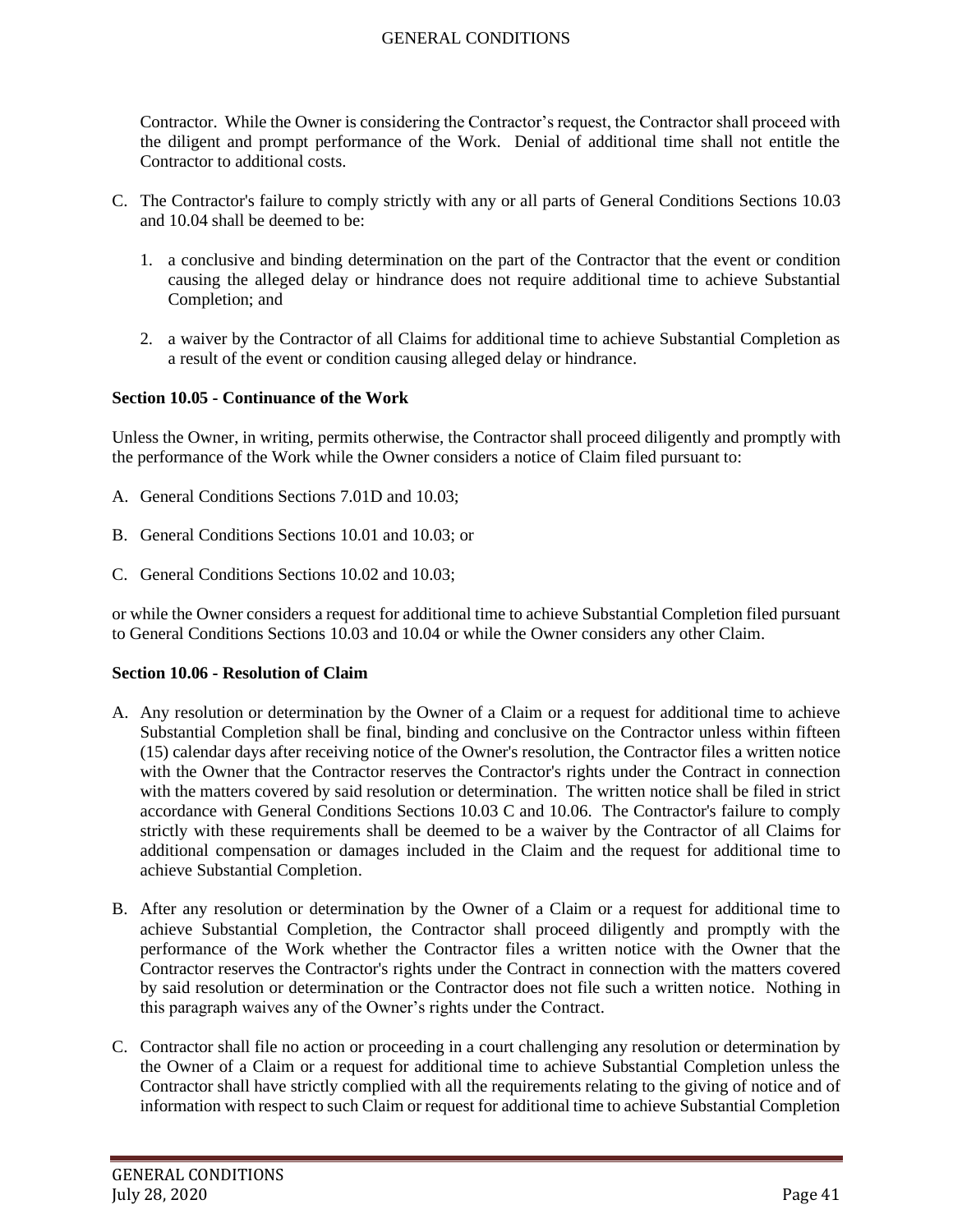Contractor. While the Owner is considering the Contractor's request, the Contractor shall proceed with the diligent and prompt performance of the Work. Denial of additional time shall not entitle the Contractor to additional costs.

C. The Contractor's failure to comply strictly with any or all parts of General Conditions Sections 10.03 and 10.04 shall be deemed to be:

   1. a conclusive and binding determination on the part of the Contractor that the event or condition causing the alleged delay or hindrance does not require additional time to achieve Substantial Completion; and

   2. a waiver by the Contractor of all Claims for additional time to achieve Substantial Completion as a result of the event or condition causing alleged delay or hindrance.

**Section 10.05 - Continuance of the Work**

Unless the Owner, in writing, permits otherwise, the Contractor shall proceed diligently and promptly with the performance of the Work while the Owner considers a notice of Claim filed pursuant to:

A. General Conditions Sections 7.01D and 10.03;

B. General Conditions Sections 10.01 and 10.03; or

C. General Conditions Sections 10.02 and 10.03;

or while the Owner considers a request for additional time to achieve Substantial Completion filed pursuant to General Conditions Sections 10.03 and 10.04 or while the Owner considers any other Claim.

**Section 10.06 - Resolution of Claim**

A. Any resolution or determination by the Owner of a Claim or a request for additional time to achieve Substantial Completion shall be final, binding and conclusive on the Contractor unless within fifteen (15) calendar days after receiving notice of the Owner's resolution, the Contractor files a written notice with the Owner that the Contractor reserves the Contractor's rights under the Contract in connection with the matters covered by said resolution or determination. The written notice shall be filed in strict accordance with General Conditions Sections 10.03 C and 10.06. The Contractor's failure to comply strictly with these requirements shall be deemed to be a waiver by the Contractor of all Claims for additional compensation or damages included in the Claim and the request for additional time to achieve Substantial Completion.

B. After any resolution or determination by the Owner of a Claim or a request for additional time to achieve Substantial Completion, the Contractor shall proceed diligently and promptly with the performance of the Work whether the Contractor files a written notice with the Owner that the Contractor reserves the Contractor's rights under the Contract in connection with the matters covered by said resolution or determination or the Contractor does not file such a written notice. Nothing in this paragraph waives any of the Owner's rights under the Contract.

C. Contractor shall file no action or proceeding in a court challenging any resolution or determination by the Owner of a Claim or a request for additional time to achieve Substantial Completion unless the Contractor shall have strictly complied with all the requirements relating to the giving of notice and of information with respect to such Claim or request for additional time to achieve Substantial Completion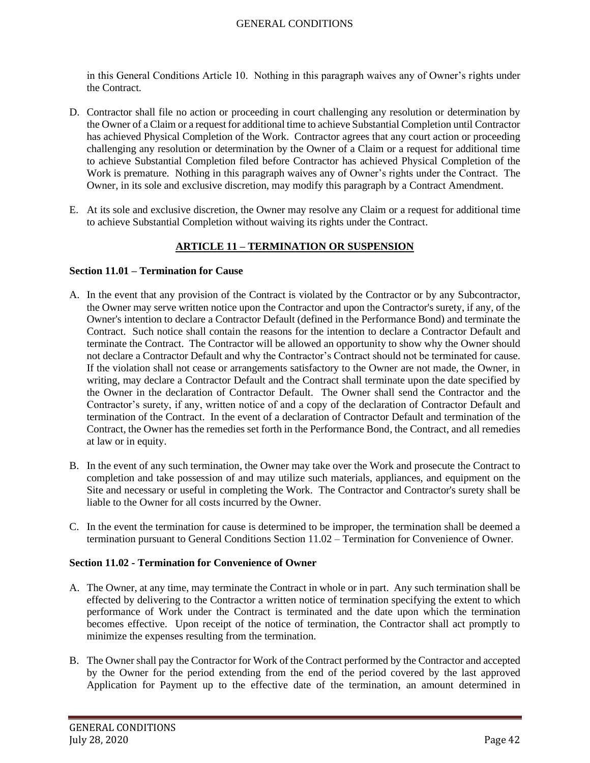in this General Conditions Article 10. Nothing in this paragraph waives any of Owner's rights under the Contract.

D. Contractor shall file no action or proceeding in court challenging any resolution or determination by the Owner of a Claim or a request for additional time to achieve Substantial Completion until Contractor has achieved Physical Completion of the Work. Contractor agrees that any court action or proceeding challenging any resolution or determination by the Owner of a Claim or a request for additional time to achieve Substantial Completion filed before Contractor has achieved Physical Completion of the Work is premature. Nothing in this paragraph waives any of Owner's rights under the Contract. The Owner, in its sole and exclusive discretion, may modify this paragraph by a Contract Amendment.

E. At its sole and exclusive discretion, the Owner may resolve any Claim or a request for additional time to achieve Substantial Completion without waiving its rights under the Contract.

## ARTICLE 11 – TERMINATION OR SUSPENSION

### Section 11.01 – Termination for Cause

A. In the event that any provision of the Contract is violated by the Contractor or by any Subcontractor, the Owner may serve written notice upon the Contractor and upon the Contractor's surety, if any, of the Owner's intention to declare a Contractor Default (defined in the Performance Bond) and terminate the Contract. Such notice shall contain the reasons for the intention to declare a Contractor Default and terminate the Contract. The Contractor will be allowed an opportunity to show why the Owner should not declare a Contractor Default and why the Contractor's Contract should not be terminated for cause. If the violation shall not cease or arrangements satisfactory to the Owner are not made, the Owner, in writing, may declare a Contractor Default and the Contract shall terminate upon the date specified by the Owner in the declaration of Contractor Default. The Owner shall send the Contractor and the Contractor's surety, if any, written notice of and a copy of the declaration of Contractor Default and termination of the Contract. In the event of a declaration of Contractor Default and termination of the Contract, the Owner has the remedies set forth in the Performance Bond, the Contract, and all remedies at law or in equity.

B. In the event of any such termination, the Owner may take over the Work and prosecute the Contract to completion and take possession of and may utilize such materials, appliances, and equipment on the Site and necessary or useful in completing the Work. The Contractor and Contractor's surety shall be liable to the Owner for all costs incurred by the Owner.

C. In the event the termination for cause is determined to be improper, the termination shall be deemed a termination pursuant to General Conditions Section 11.02 – Termination for Convenience of Owner.

### Section 11.02 - Termination for Convenience of Owner

A. The Owner, at any time, may terminate the Contract in whole or in part. Any such termination shall be effected by delivering to the Contractor a written notice of termination specifying the extent to which performance of Work under the Contract is terminated and the date upon which the termination becomes effective. Upon receipt of the notice of termination, the Contractor shall act promptly to minimize the expenses resulting from the termination.

B. The Owner shall pay the Contractor for Work of the Contract performed by the Contractor and accepted by the Owner for the period extending from the end of the period covered by the last approved Application for Payment up to the effective date of the termination, an amount determined in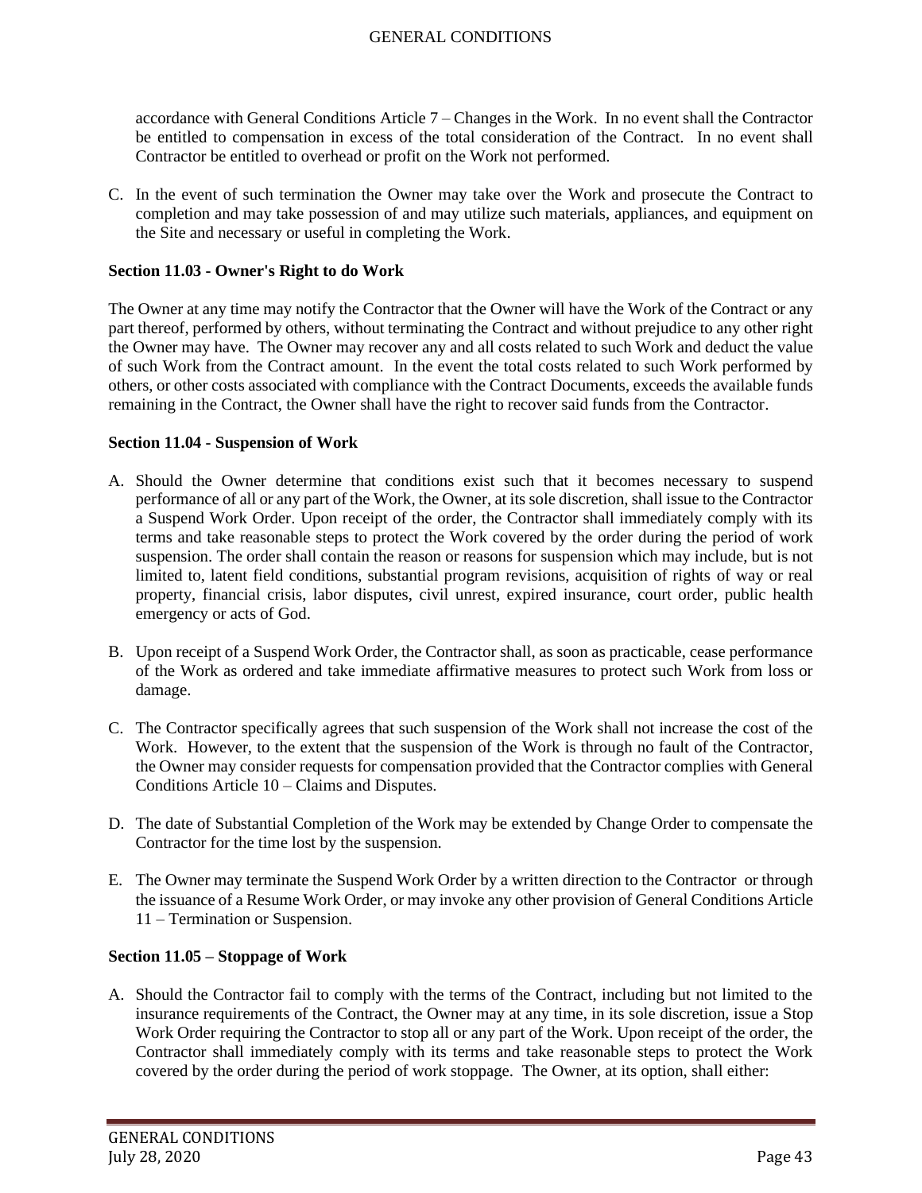accordance with General Conditions Article 7 – Changes in the Work. In no event shall the Contractor be entitled to compensation in excess of the total consideration of the Contract. In no event shall Contractor be entitled to overhead or profit on the Work not performed.

C. In the event of such termination the Owner may take over the Work and prosecute the Contract to completion and may take possession of and may utilize such materials, appliances, and equipment on the Site and necessary or useful in completing the Work.

**Section 11.03 - Owner's Right to do Work**

The Owner at any time may notify the Contractor that the Owner will have the Work of the Contract or any part thereof, performed by others, without terminating the Contract and without prejudice to any other right the Owner may have. The Owner may recover any and all costs related to such Work and deduct the value of such Work from the Contract amount. In the event the total costs related to such Work performed by others, or other costs associated with compliance with the Contract Documents, exceeds the available funds remaining in the Contract, the Owner shall have the right to recover said funds from the Contractor.

**Section 11.04 - Suspension of Work**

A. Should the Owner determine that conditions exist such that it becomes necessary to suspend performance of all or any part of the Work, the Owner, at its sole discretion, shall issue to the Contractor a Suspend Work Order. Upon receipt of the order, the Contractor shall immediately comply with its terms and take reasonable steps to protect the Work covered by the order during the period of work suspension. The order shall contain the reason or reasons for suspension which may include, but is not limited to, latent field conditions, substantial program revisions, acquisition of rights of way or real property, financial crisis, labor disputes, civil unrest, expired insurance, court order, public health emergency or acts of God.

B. Upon receipt of a Suspend Work Order, the Contractor shall, as soon as practicable, cease performance of the Work as ordered and take immediate affirmative measures to protect such Work from loss or damage.

C. The Contractor specifically agrees that such suspension of the Work shall not increase the cost of the Work. However, to the extent that the suspension of the Work is through no fault of the Contractor, the Owner may consider requests for compensation provided that the Contractor complies with General Conditions Article 10 – Claims and Disputes.

D. The date of Substantial Completion of the Work may be extended by Change Order to compensate the Contractor for the time lost by the suspension.

E. The Owner may terminate the Suspend Work Order by a written direction to the Contractor or through the issuance of a Resume Work Order, or may invoke any other provision of General Conditions Article 11 – Termination or Suspension.

**Section 11.05 – Stoppage of Work**

A. Should the Contractor fail to comply with the terms of the Contract, including but not limited to the insurance requirements of the Contract, the Owner may at any time, in its sole discretion, issue a Stop Work Order requiring the Contractor to stop all or any part of the Work. Upon receipt of the order, the Contractor shall immediately comply with its terms and take reasonable steps to protect the Work covered by the order during the period of work stoppage. The Owner, at its option, shall either: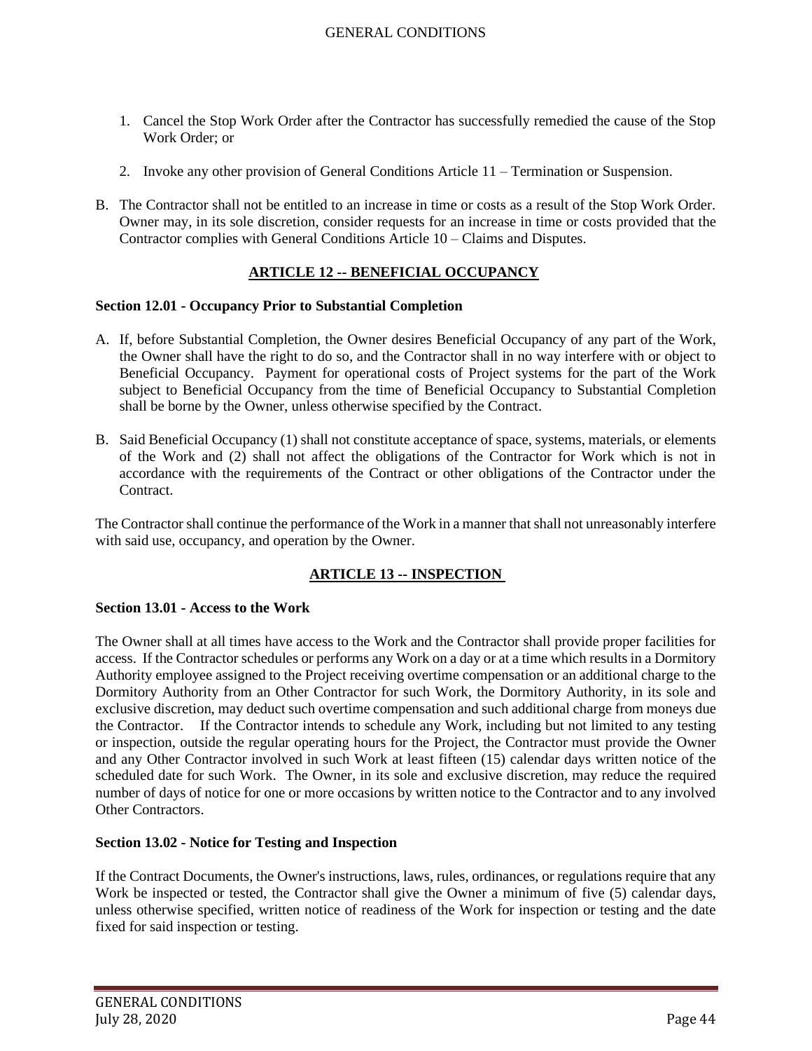1. Cancel the Stop Work Order after the Contractor has successfully remedied the cause of the Stop Work Order; or

2. Invoke any other provision of General Conditions Article 11 – Termination or Suspension.

B. The Contractor shall not be entitled to an increase in time or costs as a result of the Stop Work Order. Owner may, in its sole discretion, consider requests for an increase in time or costs provided that the Contractor complies with General Conditions Article 10 – Claims and Disputes.

## ARTICLE 12 -- BENEFICIAL OCCUPANCY

### Section 12.01 - Occupancy Prior to Substantial Completion

A. If, before Substantial Completion, the Owner desires Beneficial Occupancy of any part of the Work, the Owner shall have the right to do so, and the Contractor shall in no way interfere with or object to Beneficial Occupancy. Payment for operational costs of Project systems for the part of the Work subject to Beneficial Occupancy from the time of Beneficial Occupancy to Substantial Completion shall be borne by the Owner, unless otherwise specified by the Contract.

B. Said Beneficial Occupancy (1) shall not constitute acceptance of space, systems, materials, or elements of the Work and (2) shall not affect the obligations of the Contractor for Work which is not in accordance with the requirements of the Contract or other obligations of the Contractor under the Contract.

The Contractor shall continue the performance of the Work in a manner that shall not unreasonably interfere with said use, occupancy, and operation by the Owner.

## ARTICLE 13 -- INSPECTION

### Section 13.01 - Access to the Work

The Owner shall at all times have access to the Work and the Contractor shall provide proper facilities for access. If the Contractor schedules or performs any Work on a day or at a time which results in a Dormitory Authority employee assigned to the Project receiving overtime compensation or an additional charge to the Dormitory Authority from an Other Contractor for such Work, the Dormitory Authority, in its sole and exclusive discretion, may deduct such overtime compensation and such additional charge from moneys due the Contractor. If the Contractor intends to schedule any Work, including but not limited to any testing or inspection, outside the regular operating hours for the Project, the Contractor must provide the Owner and any Other Contractor involved in such Work at least fifteen (15) calendar days written notice of the scheduled date for such Work. The Owner, in its sole and exclusive discretion, may reduce the required number of days of notice for one or more occasions by written notice to the Contractor and to any involved Other Contractors.

### Section 13.02 - Notice for Testing and Inspection

If the Contract Documents, the Owner's instructions, laws, rules, ordinances, or regulations require that any Work be inspected or tested, the Contractor shall give the Owner a minimum of five (5) calendar days, unless otherwise specified, written notice of readiness of the Work for inspection or testing and the date fixed for said inspection or testing.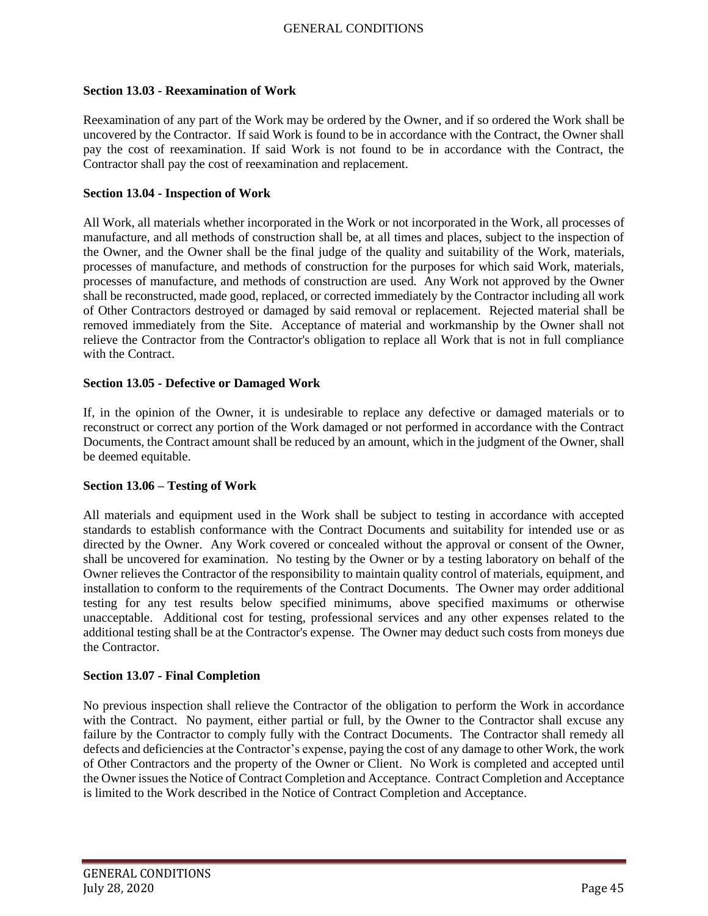### Section 13.03 - Reexamination of Work

Reexamination of any part of the Work may be ordered by the Owner, and if so ordered the Work shall be uncovered by the Contractor. If said Work is found to be in accordance with the Contract, the Owner shall pay the cost of reexamination. If said Work is not found to be in accordance with the Contract, the Contractor shall pay the cost of reexamination and replacement.

### Section 13.04 - Inspection of Work

All Work, all materials whether incorporated in the Work or not incorporated in the Work, all processes of manufacture, and all methods of construction shall be, at all times and places, subject to the inspection of the Owner, and the Owner shall be the final judge of the quality and suitability of the Work, materials, processes of manufacture, and methods of construction for the purposes for which said Work, materials, processes of manufacture, and methods of construction are used. Any Work not approved by the Owner shall be reconstructed, made good, replaced, or corrected immediately by the Contractor including all work of Other Contractors destroyed or damaged by said removal or replacement. Rejected material shall be removed immediately from the Site. Acceptance of material and workmanship by the Owner shall not relieve the Contractor from the Contractor's obligation to replace all Work that is not in full compliance with the Contract.

### Section 13.05 - Defective or Damaged Work

If, in the opinion of the Owner, it is undesirable to replace any defective or damaged materials or to reconstruct or correct any portion of the Work damaged or not performed in accordance with the Contract Documents, the Contract amount shall be reduced by an amount, which in the judgment of the Owner, shall be deemed equitable.

### Section 13.06 – Testing of Work

All materials and equipment used in the Work shall be subject to testing in accordance with accepted standards to establish conformance with the Contract Documents and suitability for intended use or as directed by the Owner. Any Work covered or concealed without the approval or consent of the Owner, shall be uncovered for examination. No testing by the Owner or by a testing laboratory on behalf of the Owner relieves the Contractor of the responsibility to maintain quality control of materials, equipment, and installation to conform to the requirements of the Contract Documents. The Owner may order additional testing for any test results below specified minimums, above specified maximums or otherwise unacceptable. Additional cost for testing, professional services and any other expenses related to the additional testing shall be at the Contractor's expense. The Owner may deduct such costs from moneys due the Contractor.

### Section 13.07 - Final Completion

No previous inspection shall relieve the Contractor of the obligation to perform the Work in accordance with the Contract. No payment, either partial or full, by the Owner to the Contractor shall excuse any failure by the Contractor to comply fully with the Contract Documents. The Contractor shall remedy all defects and deficiencies at the Contractor's expense, paying the cost of any damage to other Work, the work of Other Contractors and the property of the Owner or Client. No Work is completed and accepted until the Owner issues the Notice of Contract Completion and Acceptance. Contract Completion and Acceptance is limited to the Work described in the Notice of Contract Completion and Acceptance.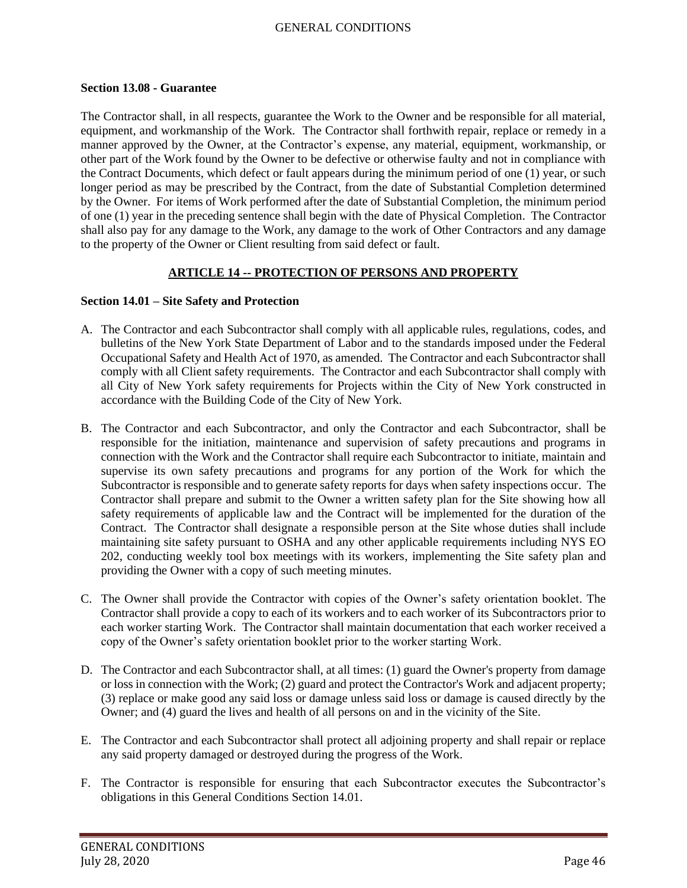**Section 13.08 - Guarantee**

The Contractor shall, in all respects, guarantee the Work to the Owner and be responsible for all material, equipment, and workmanship of the Work. The Contractor shall forthwith repair, replace or remedy in a manner approved by the Owner, at the Contractor's expense, any material, equipment, workmanship, or other part of the Work found by the Owner to be defective or otherwise faulty and not in compliance with the Contract Documents, which defect or fault appears during the minimum period of one (1) year, or such longer period as may be prescribed by the Contract, from the date of Substantial Completion determined by the Owner. For items of Work performed after the date of Substantial Completion, the minimum period of one (1) year in the preceding sentence shall begin with the date of Physical Completion. The Contractor shall also pay for any damage to the Work, any damage to the work of Other Contractors and any damage to the property of the Owner or Client resulting from said defect or fault.

## ARTICLE 14 -- PROTECTION OF PERSONS AND PROPERTY

**Section 14.01 – Site Safety and Protection**

A. The Contractor and each Subcontractor shall comply with all applicable rules, regulations, codes, and bulletins of the New York State Department of Labor and to the standards imposed under the Federal Occupational Safety and Health Act of 1970, as amended. The Contractor and each Subcontractor shall comply with all Client safety requirements. The Contractor and each Subcontractor shall comply with all City of New York safety requirements for Projects within the City of New York constructed in accordance with the Building Code of the City of New York.

B. The Contractor and each Subcontractor, and only the Contractor and each Subcontractor, shall be responsible for the initiation, maintenance and supervision of safety precautions and programs in connection with the Work and the Contractor shall require each Subcontractor to initiate, maintain and supervise its own safety precautions and programs for any portion of the Work for which the Subcontractor is responsible and to generate safety reports for days when safety inspections occur. The Contractor shall prepare and submit to the Owner a written safety plan for the Site showing how all safety requirements of applicable law and the Contract will be implemented for the duration of the Contract. The Contractor shall designate a responsible person at the Site whose duties shall include maintaining site safety pursuant to OSHA and any other applicable requirements including NYS EO 202, conducting weekly tool box meetings with its workers, implementing the Site safety plan and providing the Owner with a copy of such meeting minutes.

C. The Owner shall provide the Contractor with copies of the Owner's safety orientation booklet. The Contractor shall provide a copy to each of its workers and to each worker of its Subcontractors prior to each worker starting Work. The Contractor shall maintain documentation that each worker received a copy of the Owner's safety orientation booklet prior to the worker starting Work.

D. The Contractor and each Subcontractor shall, at all times: (1) guard the Owner's property from damage or loss in connection with the Work; (2) guard and protect the Contractor's Work and adjacent property; (3) replace or make good any said loss or damage unless said loss or damage is caused directly by the Owner; and (4) guard the lives and health of all persons on and in the vicinity of the Site.

E. The Contractor and each Subcontractor shall protect all adjoining property and shall repair or replace any said property damaged or destroyed during the progress of the Work.

F. The Contractor is responsible for ensuring that each Subcontractor executes the Subcontractor's obligations in this General Conditions Section 14.01.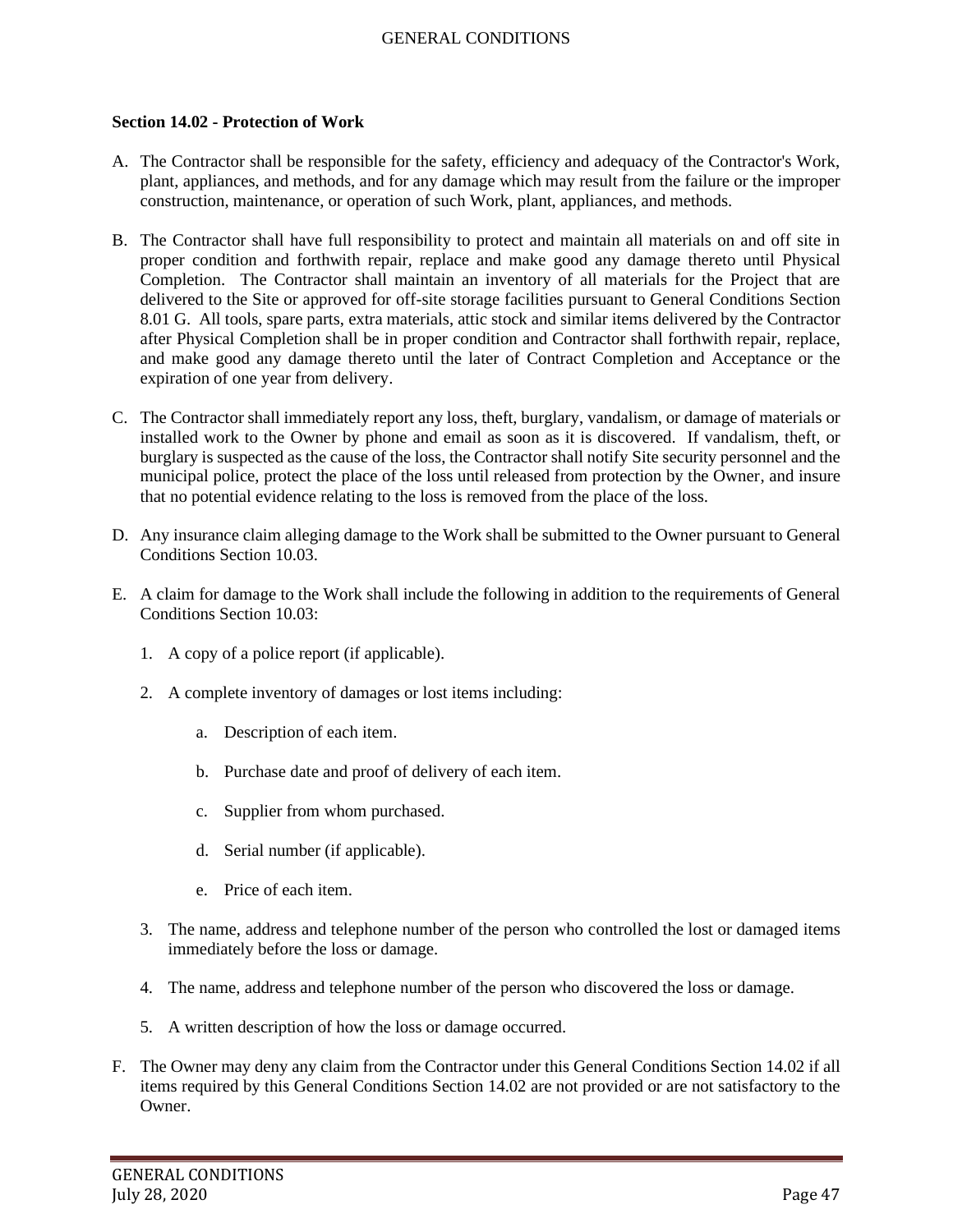**Section 14.02 - Protection of Work**

A. The Contractor shall be responsible for the safety, efficiency and adequacy of the Contractor's Work, plant, appliances, and methods, and for any damage which may result from the failure or the improper construction, maintenance, or operation of such Work, plant, appliances, and methods.

B. The Contractor shall have full responsibility to protect and maintain all materials on and off site in proper condition and forthwith repair, replace and make good any damage thereto until Physical Completion. The Contractor shall maintain an inventory of all materials for the Project that are delivered to the Site or approved for off-site storage facilities pursuant to General Conditions Section 8.01 G. All tools, spare parts, extra materials, attic stock and similar items delivered by the Contractor after Physical Completion shall be in proper condition and Contractor shall forthwith repair, replace, and make good any damage thereto until the later of Contract Completion and Acceptance or the expiration of one year from delivery.

C. The Contractor shall immediately report any loss, theft, burglary, vandalism, or damage of materials or installed work to the Owner by phone and email as soon as it is discovered. If vandalism, theft, or burglary is suspected as the cause of the loss, the Contractor shall notify Site security personnel and the municipal police, protect the place of the loss until released from protection by the Owner, and insure that no potential evidence relating to the loss is removed from the place of the loss.

D. Any insurance claim alleging damage to the Work shall be submitted to the Owner pursuant to General Conditions Section 10.03.

E. A claim for damage to the Work shall include the following in addition to the requirements of General Conditions Section 10.03:

   1. A copy of a police report (if applicable).

   2. A complete inventory of damages or lost items including:

      a. Description of each item.

      b. Purchase date and proof of delivery of each item.

      c. Supplier from whom purchased.

      d. Serial number (if applicable).

      e. Price of each item.

   3. The name, address and telephone number of the person who controlled the lost or damaged items immediately before the loss or damage.

   4. The name, address and telephone number of the person who discovered the loss or damage.

   5. A written description of how the loss or damage occurred.

F. The Owner may deny any claim from the Contractor under this General Conditions Section 14.02 if all items required by this General Conditions Section 14.02 are not provided or are not satisfactory to the Owner.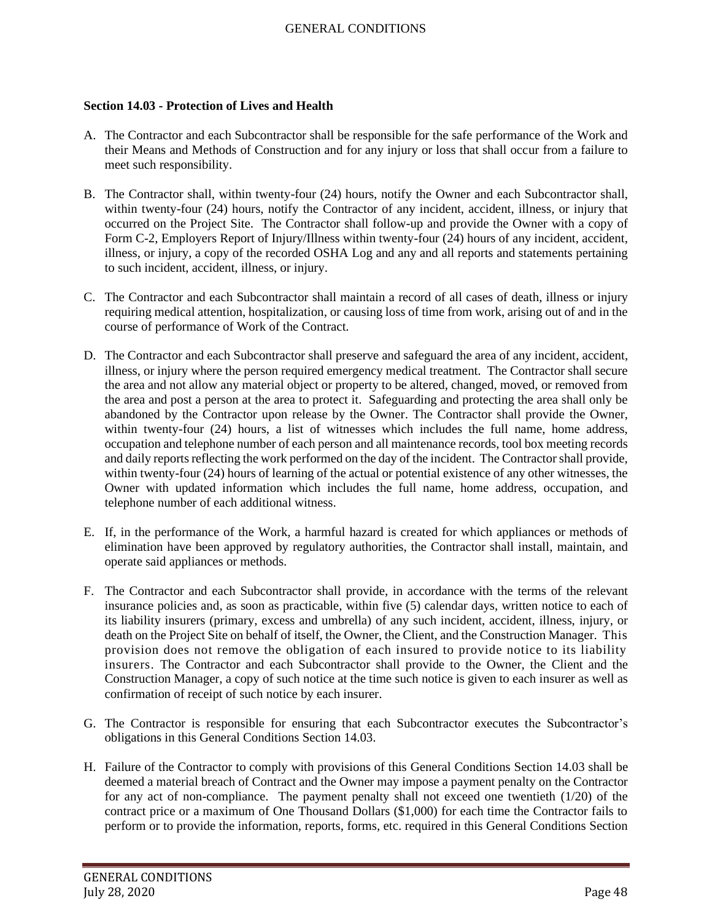**Section 14.03 - Protection of Lives and Health**

A. The Contractor and each Subcontractor shall be responsible for the safe performance of the Work and their Means and Methods of Construction and for any injury or loss that shall occur from a failure to meet such responsibility.

B. The Contractor shall, within twenty-four (24) hours, notify the Owner and each Subcontractor shall, within twenty-four (24) hours, notify the Contractor of any incident, accident, illness, or injury that occurred on the Project Site. The Contractor shall follow-up and provide the Owner with a copy of Form C-2, Employers Report of Injury/Illness within twenty-four (24) hours of any incident, accident, illness, or injury, a copy of the recorded OSHA Log and any and all reports and statements pertaining to such incident, accident, illness, or injury.

C. The Contractor and each Subcontractor shall maintain a record of all cases of death, illness or injury requiring medical attention, hospitalization, or causing loss of time from work, arising out of and in the course of performance of Work of the Contract.

D. The Contractor and each Subcontractor shall preserve and safeguard the area of any incident, accident, illness, or injury where the person required emergency medical treatment. The Contractor shall secure the area and not allow any material object or property to be altered, changed, moved, or removed from the area and post a person at the area to protect it. Safeguarding and protecting the area shall only be abandoned by the Contractor upon release by the Owner. The Contractor shall provide the Owner, within twenty-four (24) hours, a list of witnesses which includes the full name, home address, occupation and telephone number of each person and all maintenance records, tool box meeting records and daily reports reflecting the work performed on the day of the incident. The Contractor shall provide, within twenty-four (24) hours of learning of the actual or potential existence of any other witnesses, the Owner with updated information which includes the full name, home address, occupation, and telephone number of each additional witness.

E. If, in the performance of the Work, a harmful hazard is created for which appliances or methods of elimination have been approved by regulatory authorities, the Contractor shall install, maintain, and operate said appliances or methods.

F. The Contractor and each Subcontractor shall provide, in accordance with the terms of the relevant insurance policies and, as soon as practicable, within five (5) calendar days, written notice to each of its liability insurers (primary, excess and umbrella) of any such incident, accident, illness, injury, or death on the Project Site on behalf of itself, the Owner, the Client, and the Construction Manager. This provision does not remove the obligation of each insured to provide notice to its liability insurers. The Contractor and each Subcontractor shall provide to the Owner, the Client and the Construction Manager, a copy of such notice at the time such notice is given to each insurer as well as confirmation of receipt of such notice by each insurer.

G. The Contractor is responsible for ensuring that each Subcontractor executes the Subcontractor's obligations in this General Conditions Section 14.03.

H. Failure of the Contractor to comply with provisions of this General Conditions Section 14.03 shall be deemed a material breach of Contract and the Owner may impose a payment penalty on the Contractor for any act of non-compliance. The payment penalty shall not exceed one twentieth (1/20) of the contract price or a maximum of One Thousand Dollars ($1,000) for each time the Contractor fails to perform or to provide the information, reports, forms, etc. required in this General Conditions Section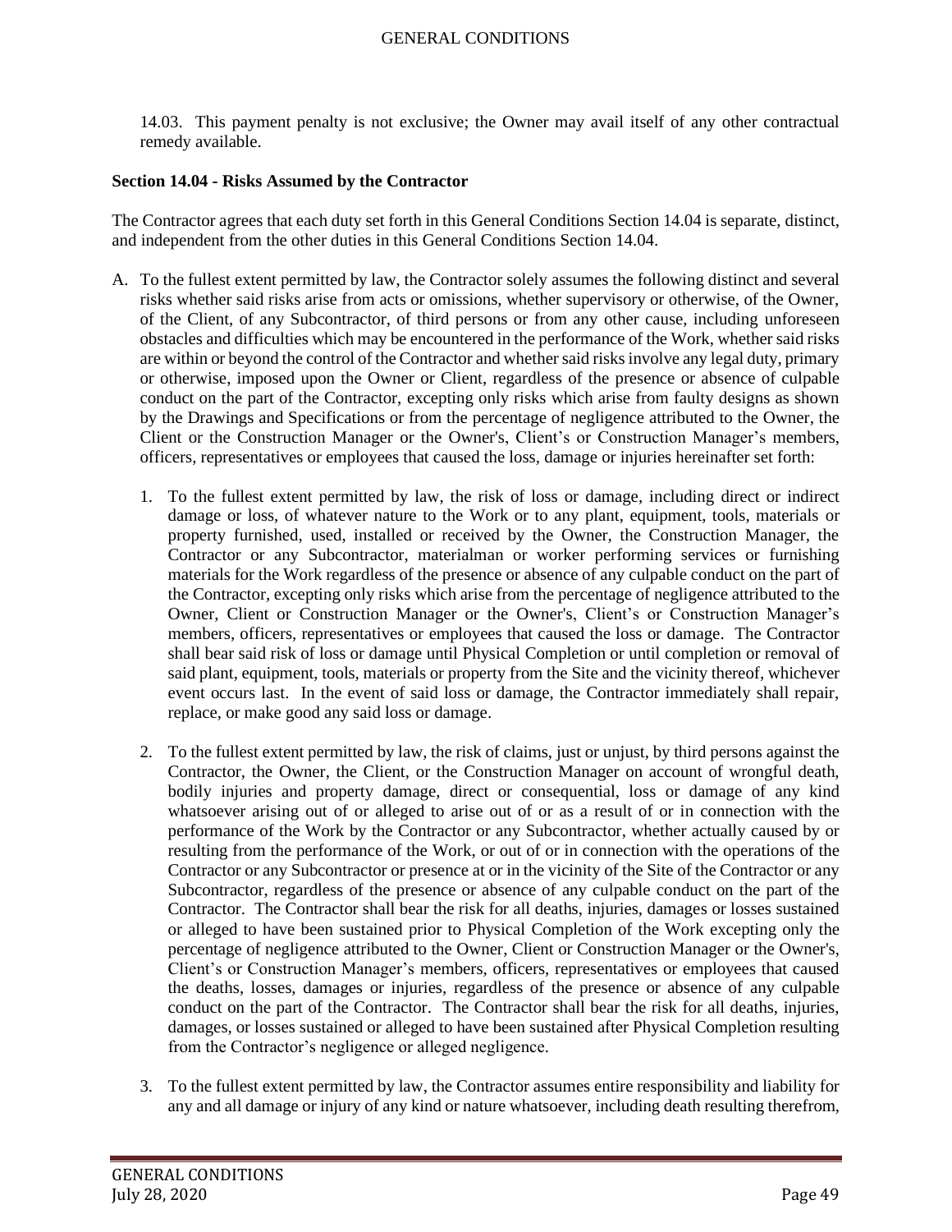14.03. This payment penalty is not exclusive; the Owner may avail itself of any other contractual remedy available.

**Section 14.04 - Risks Assumed by the Contractor**

The Contractor agrees that each duty set forth in this General Conditions Section 14.04 is separate, distinct, and independent from the other duties in this General Conditions Section 14.04.

A. To the fullest extent permitted by law, the Contractor solely assumes the following distinct and several risks whether said risks arise from acts or omissions, whether supervisory or otherwise, of the Owner, of the Client, of any Subcontractor, of third persons or from any other cause, including unforeseen obstacles and difficulties which may be encountered in the performance of the Work, whether said risks are within or beyond the control of the Contractor and whether said risks involve any legal duty, primary or otherwise, imposed upon the Owner or Client, regardless of the presence or absence of culpable conduct on the part of the Contractor, excepting only risks which arise from faulty designs as shown by the Drawings and Specifications or from the percentage of negligence attributed to the Owner, the Client or the Construction Manager or the Owner's, Client's or Construction Manager's members, officers, representatives or employees that caused the loss, damage or injuries hereinafter set forth:

   1. To the fullest extent permitted by law, the risk of loss or damage, including direct or indirect damage or loss, of whatever nature to the Work or to any plant, equipment, tools, materials or property furnished, used, installed or received by the Owner, the Construction Manager, the Contractor or any Subcontractor, materialman or worker performing services or furnishing materials for the Work regardless of the presence or absence of any culpable conduct on the part of the Contractor, excepting only risks which arise from the percentage of negligence attributed to the Owner, Client or Construction Manager or the Owner's, Client's or Construction Manager's members, officers, representatives or employees that caused the loss or damage. The Contractor shall bear said risk of loss or damage until Physical Completion or until completion or removal of said plant, equipment, tools, materials or property from the Site and the vicinity thereof, whichever event occurs last. In the event of said loss or damage, the Contractor immediately shall repair, replace, or make good any said loss or damage.

   2. To the fullest extent permitted by law, the risk of claims, just or unjust, by third persons against the Contractor, the Owner, the Client, or the Construction Manager on account of wrongful death, bodily injuries and property damage, direct or consequential, loss or damage of any kind whatsoever arising out of or alleged to arise out of or as a result of or in connection with the performance of the Work by the Contractor or any Subcontractor, whether actually caused by or resulting from the performance of the Work, or out of or in connection with the operations of the Contractor or any Subcontractor or presence at or in the vicinity of the Site of the Contractor or any Subcontractor, regardless of the presence or absence of any culpable conduct on the part of the Contractor. The Contractor shall bear the risk for all deaths, injuries, damages or losses sustained or alleged to have been sustained prior to Physical Completion of the Work excepting only the percentage of negligence attributed to the Owner, Client or Construction Manager or the Owner's, Client's or Construction Manager's members, officers, representatives or employees that caused the deaths, losses, damages or injuries, regardless of the presence or absence of any culpable conduct on the part of the Contractor. The Contractor shall bear the risk for all deaths, injuries, damages, or losses sustained or alleged to have been sustained after Physical Completion resulting from the Contractor's negligence or alleged negligence.

   3. To the fullest extent permitted by law, the Contractor assumes entire responsibility and liability for any and all damage or injury of any kind or nature whatsoever, including death resulting therefrom,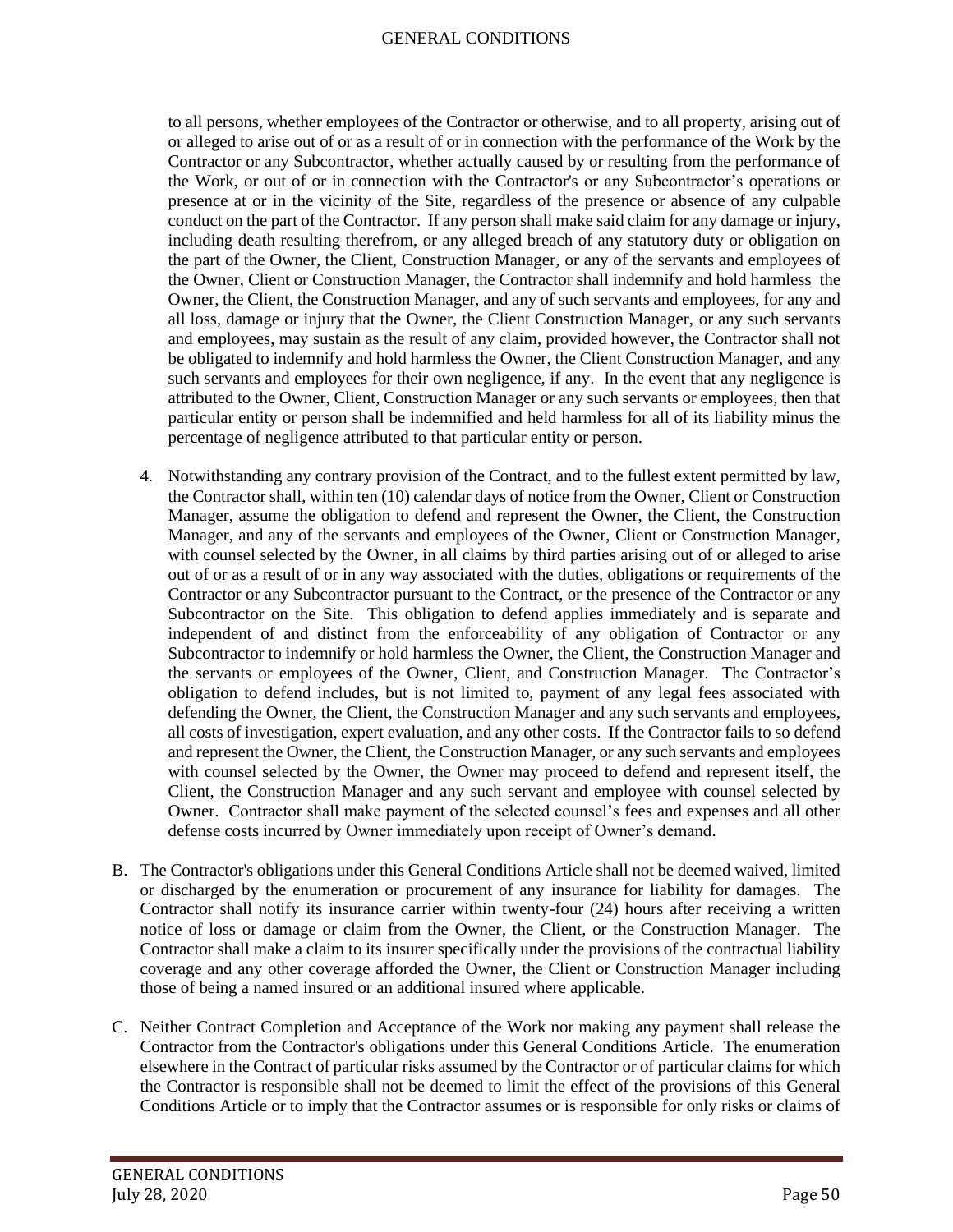to all persons, whether employees of the Contractor or otherwise, and to all property, arising out of or alleged to arise out of or as a result of or in connection with the performance of the Work by the Contractor or any Subcontractor, whether actually caused by or resulting from the performance of the Work, or out of or in connection with the Contractor's or any Subcontractor's operations or presence at or in the vicinity of the Site, regardless of the presence or absence of any culpable conduct on the part of the Contractor. If any person shall make said claim for any damage or injury, including death resulting therefrom, or any alleged breach of any statutory duty or obligation on the part of the Owner, the Client, Construction Manager, or any of the servants and employees of the Owner, Client or Construction Manager, the Contractor shall indemnify and hold harmless the Owner, the Client, the Construction Manager, and any of such servants and employees, for any and all loss, damage or injury that the Owner, the Client Construction Manager, or any such servants and employees, may sustain as the result of any claim, provided however, the Contractor shall not be obligated to indemnify and hold harmless the Owner, the Client Construction Manager, and any such servants and employees for their own negligence, if any. In the event that any negligence is attributed to the Owner, Client, Construction Manager or any such servants or employees, then that particular entity or person shall be indemnified and held harmless for all of its liability minus the percentage of negligence attributed to that particular entity or person.

4. Notwithstanding any contrary provision of the Contract, and to the fullest extent permitted by law, the Contractor shall, within ten (10) calendar days of notice from the Owner, Client or Construction Manager, assume the obligation to defend and represent the Owner, the Client, the Construction Manager, and any of the servants and employees of the Owner, Client or Construction Manager, with counsel selected by the Owner, in all claims by third parties arising out of or alleged to arise out of or as a result of or in any way associated with the duties, obligations or requirements of the Contractor or any Subcontractor pursuant to the Contract, or the presence of the Contractor or any Subcontractor on the Site. This obligation to defend applies immediately and is separate and independent of and distinct from the enforceability of any obligation of Contractor or any Subcontractor to indemnify or hold harmless the Owner, the Client, the Construction Manager and the servants or employees of the Owner, Client, and Construction Manager. The Contractor's obligation to defend includes, but is not limited to, payment of any legal fees associated with defending the Owner, the Client, the Construction Manager and any such servants and employees, all costs of investigation, expert evaluation, and any other costs. If the Contractor fails to so defend and represent the Owner, the Client, the Construction Manager, or any such servants and employees with counsel selected by the Owner, the Owner may proceed to defend and represent itself, the Client, the Construction Manager and any such servant and employee with counsel selected by Owner. Contractor shall make payment of the selected counsel's fees and expenses and all other defense costs incurred by Owner immediately upon receipt of Owner's demand.

B. The Contractor's obligations under this General Conditions Article shall not be deemed waived, limited or discharged by the enumeration or procurement of any insurance for liability for damages. The Contractor shall notify its insurance carrier within twenty-four (24) hours after receiving a written notice of loss or damage or claim from the Owner, the Client, or the Construction Manager. The Contractor shall make a claim to its insurer specifically under the provisions of the contractual liability coverage and any other coverage afforded the Owner, the Client or Construction Manager including those of being a named insured or an additional insured where applicable.

C. Neither Contract Completion and Acceptance of the Work nor making any payment shall release the Contractor from the Contractor's obligations under this General Conditions Article. The enumeration elsewhere in the Contract of particular risks assumed by the Contractor or of particular claims for which the Contractor is responsible shall not be deemed to limit the effect of the provisions of this General Conditions Article or to imply that the Contractor assumes or is responsible for only risks or claims of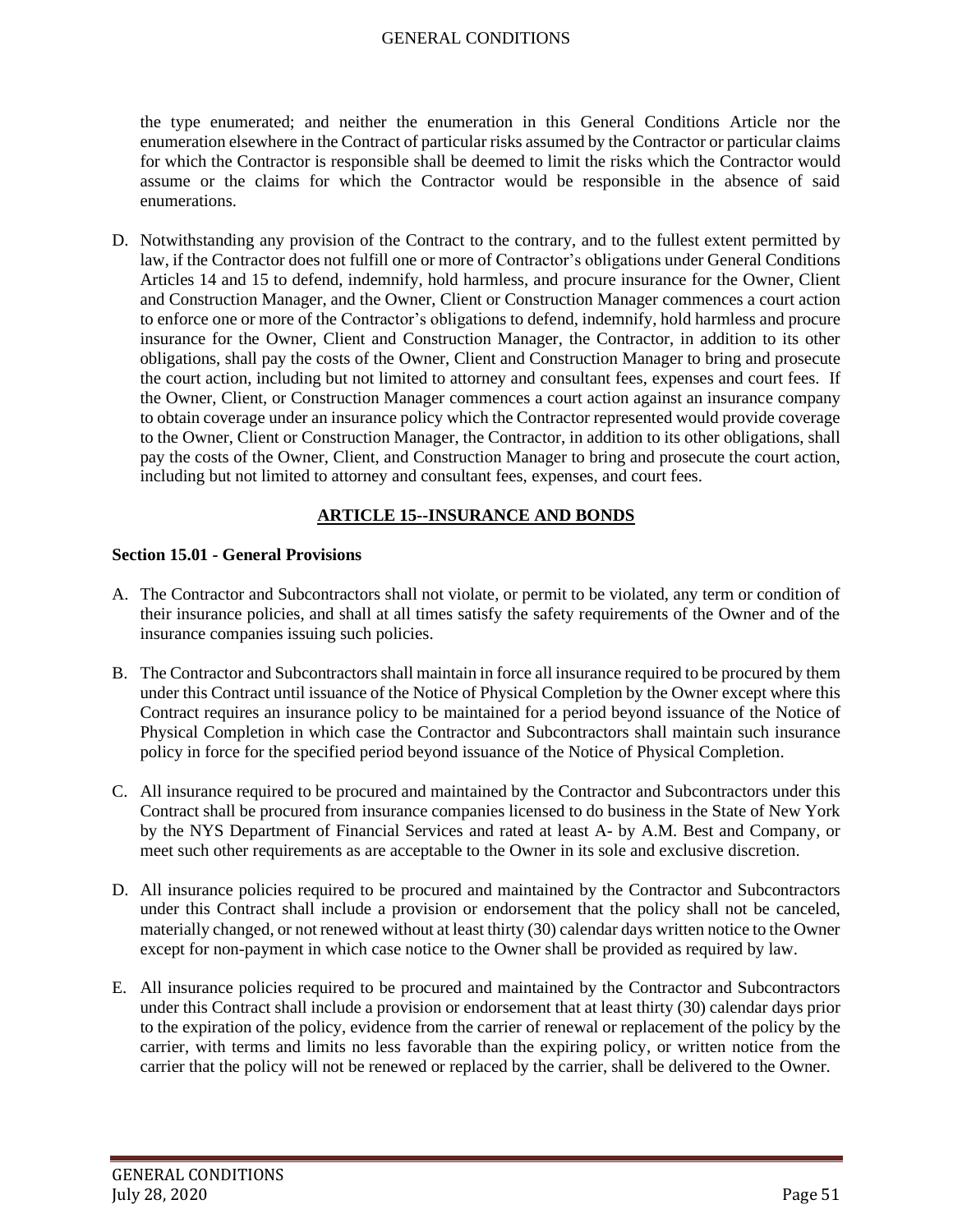the type enumerated; and neither the enumeration in this General Conditions Article nor the enumeration elsewhere in the Contract of particular risks assumed by the Contractor or particular claims for which the Contractor is responsible shall be deemed to limit the risks which the Contractor would assume or the claims for which the Contractor would be responsible in the absence of said enumerations.

D. Notwithstanding any provision of the Contract to the contrary, and to the fullest extent permitted by law, if the Contractor does not fulfill one or more of Contractor's obligations under General Conditions Articles 14 and 15 to defend, indemnify, hold harmless, and procure insurance for the Owner, Client and Construction Manager, and the Owner, Client or Construction Manager commences a court action to enforce one or more of the Contractor's obligations to defend, indemnify, hold harmless and procure insurance for the Owner, Client and Construction Manager, the Contractor, in addition to its other obligations, shall pay the costs of the Owner, Client and Construction Manager to bring and prosecute the court action, including but not limited to attorney and consultant fees, expenses and court fees. If the Owner, Client, or Construction Manager commences a court action against an insurance company to obtain coverage under an insurance policy which the Contractor represented would provide coverage to the Owner, Client or Construction Manager, the Contractor, in addition to its other obligations, shall pay the costs of the Owner, Client, and Construction Manager to bring and prosecute the court action, including but not limited to attorney and consultant fees, expenses, and court fees.

## ARTICLE 15--INSURANCE AND BONDS

### Section 15.01 - General Provisions

A. The Contractor and Subcontractors shall not violate, or permit to be violated, any term or condition of their insurance policies, and shall at all times satisfy the safety requirements of the Owner and of the insurance companies issuing such policies.

B. The Contractor and Subcontractors shall maintain in force all insurance required to be procured by them under this Contract until issuance of the Notice of Physical Completion by the Owner except where this Contract requires an insurance policy to be maintained for a period beyond issuance of the Notice of Physical Completion in which case the Contractor and Subcontractors shall maintain such insurance policy in force for the specified period beyond issuance of the Notice of Physical Completion.

C. All insurance required to be procured and maintained by the Contractor and Subcontractors under this Contract shall be procured from insurance companies licensed to do business in the State of New York by the NYS Department of Financial Services and rated at least A- by A.M. Best and Company, or meet such other requirements as are acceptable to the Owner in its sole and exclusive discretion.

D. All insurance policies required to be procured and maintained by the Contractor and Subcontractors under this Contract shall include a provision or endorsement that the policy shall not be canceled, materially changed, or not renewed without at least thirty (30) calendar days written notice to the Owner except for non-payment in which case notice to the Owner shall be provided as required by law.

E. All insurance policies required to be procured and maintained by the Contractor and Subcontractors under this Contract shall include a provision or endorsement that at least thirty (30) calendar days prior to the expiration of the policy, evidence from the carrier of renewal or replacement of the policy by the carrier, with terms and limits no less favorable than the expiring policy, or written notice from the carrier that the policy will not be renewed or replaced by the carrier, shall be delivered to the Owner.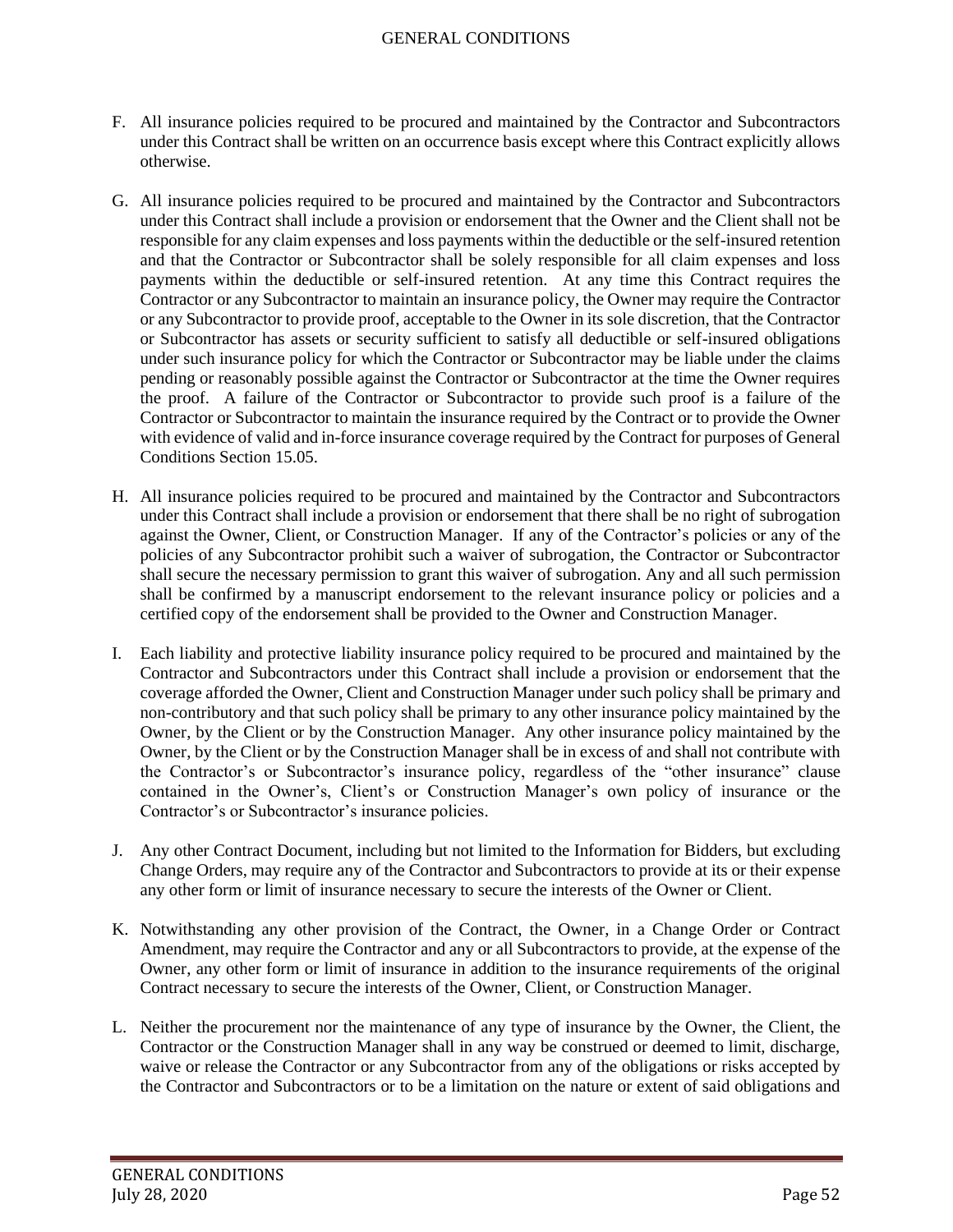F. All insurance policies required to be procured and maintained by the Contractor and Subcontractors under this Contract shall be written on an occurrence basis except where this Contract explicitly allows otherwise.

G. All insurance policies required to be procured and maintained by the Contractor and Subcontractors under this Contract shall include a provision or endorsement that the Owner and the Client shall not be responsible for any claim expenses and loss payments within the deductible or the self-insured retention and that the Contractor or Subcontractor shall be solely responsible for all claim expenses and loss payments within the deductible or self-insured retention. At any time this Contract requires the Contractor or any Subcontractor to maintain an insurance policy, the Owner may require the Contractor or any Subcontractor to provide proof, acceptable to the Owner in its sole discretion, that the Contractor or Subcontractor has assets or security sufficient to satisfy all deductible or self-insured obligations under such insurance policy for which the Contractor or Subcontractor may be liable under the claims pending or reasonably possible against the Contractor or Subcontractor at the time the Owner requires the proof. A failure of the Contractor or Subcontractor to provide such proof is a failure of the Contractor or Subcontractor to maintain the insurance required by the Contract or to provide the Owner with evidence of valid and in-force insurance coverage required by the Contract for purposes of General Conditions Section 15.05.

H. All insurance policies required to be procured and maintained by the Contractor and Subcontractors under this Contract shall include a provision or endorsement that there shall be no right of subrogation against the Owner, Client, or Construction Manager. If any of the Contractor's policies or any of the policies of any Subcontractor prohibit such a waiver of subrogation, the Contractor or Subcontractor shall secure the necessary permission to grant this waiver of subrogation. Any and all such permission shall be confirmed by a manuscript endorsement to the relevant insurance policy or policies and a certified copy of the endorsement shall be provided to the Owner and Construction Manager.

I. Each liability and protective liability insurance policy required to be procured and maintained by the Contractor and Subcontractors under this Contract shall include a provision or endorsement that the coverage afforded the Owner, Client and Construction Manager under such policy shall be primary and non-contributory and that such policy shall be primary to any other insurance policy maintained by the Owner, by the Client or by the Construction Manager. Any other insurance policy maintained by the Owner, by the Client or by the Construction Manager shall be in excess of and shall not contribute with the Contractor's or Subcontractor's insurance policy, regardless of the "other insurance" clause contained in the Owner's, Client's or Construction Manager's own policy of insurance or the Contractor's or Subcontractor's insurance policies.

J. Any other Contract Document, including but not limited to the Information for Bidders, but excluding Change Orders, may require any of the Contractor and Subcontractors to provide at its or their expense any other form or limit of insurance necessary to secure the interests of the Owner or Client.

K. Notwithstanding any other provision of the Contract, the Owner, in a Change Order or Contract Amendment, may require the Contractor and any or all Subcontractors to provide, at the expense of the Owner, any other form or limit of insurance in addition to the insurance requirements of the original Contract necessary to secure the interests of the Owner, Client, or Construction Manager.

L. Neither the procurement nor the maintenance of any type of insurance by the Owner, the Client, the Contractor or the Construction Manager shall in any way be construed or deemed to limit, discharge, waive or release the Contractor or any Subcontractor from any of the obligations or risks accepted by the Contractor and Subcontractors or to be a limitation on the nature or extent of said obligations and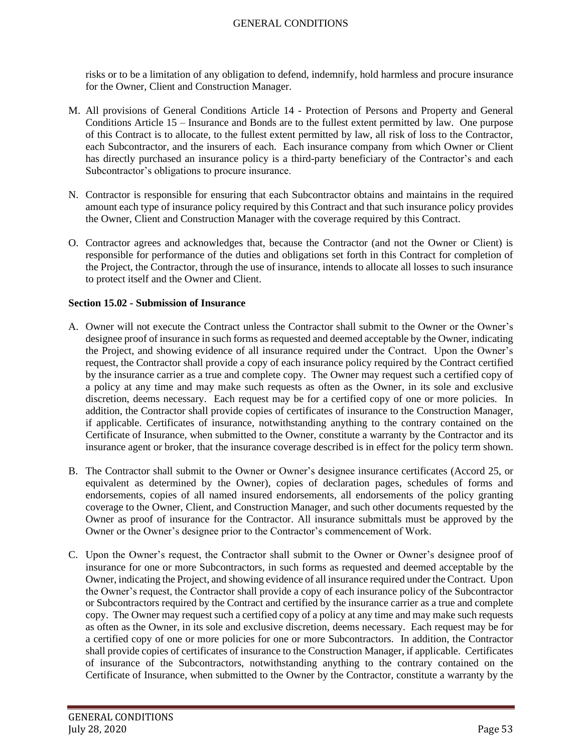risks or to be a limitation of any obligation to defend, indemnify, hold harmless and procure insurance for the Owner, Client and Construction Manager.

M. All provisions of General Conditions Article 14 - Protection of Persons and Property and General Conditions Article 15 – Insurance and Bonds are to the fullest extent permitted by law. One purpose of this Contract is to allocate, to the fullest extent permitted by law, all risk of loss to the Contractor, each Subcontractor, and the insurers of each. Each insurance company from which Owner or Client has directly purchased an insurance policy is a third-party beneficiary of the Contractor's and each Subcontractor's obligations to procure insurance.

N. Contractor is responsible for ensuring that each Subcontractor obtains and maintains in the required amount each type of insurance policy required by this Contract and that such insurance policy provides the Owner, Client and Construction Manager with the coverage required by this Contract.

O. Contractor agrees and acknowledges that, because the Contractor (and not the Owner or Client) is responsible for performance of the duties and obligations set forth in this Contract for completion of the Project, the Contractor, through the use of insurance, intends to allocate all losses to such insurance to protect itself and the Owner and Client.

**Section 15.02 - Submission of Insurance**

A. Owner will not execute the Contract unless the Contractor shall submit to the Owner or the Owner's designee proof of insurance in such forms as requested and deemed acceptable by the Owner, indicating the Project, and showing evidence of all insurance required under the Contract. Upon the Owner's request, the Contractor shall provide a copy of each insurance policy required by the Contract certified by the insurance carrier as a true and complete copy. The Owner may request such a certified copy of a policy at any time and may make such requests as often as the Owner, in its sole and exclusive discretion, deems necessary. Each request may be for a certified copy of one or more policies. In addition, the Contractor shall provide copies of certificates of insurance to the Construction Manager, if applicable. Certificates of insurance, notwithstanding anything to the contrary contained on the Certificate of Insurance, when submitted to the Owner, constitute a warranty by the Contractor and its insurance agent or broker, that the insurance coverage described is in effect for the policy term shown.

B. The Contractor shall submit to the Owner or Owner's designee insurance certificates (Accord 25, or equivalent as determined by the Owner), copies of declaration pages, schedules of forms and endorsements, copies of all named insured endorsements, all endorsements of the policy granting coverage to the Owner, Client, and Construction Manager, and such other documents requested by the Owner as proof of insurance for the Contractor. All insurance submittals must be approved by the Owner or the Owner's designee prior to the Contractor's commencement of Work.

C. Upon the Owner's request, the Contractor shall submit to the Owner or Owner's designee proof of insurance for one or more Subcontractors, in such forms as requested and deemed acceptable by the Owner, indicating the Project, and showing evidence of all insurance required under the Contract. Upon the Owner's request, the Contractor shall provide a copy of each insurance policy of the Subcontractor or Subcontractors required by the Contract and certified by the insurance carrier as a true and complete copy. The Owner may request such a certified copy of a policy at any time and may make such requests as often as the Owner, in its sole and exclusive discretion, deems necessary. Each request may be for a certified copy of one or more policies for one or more Subcontractors. In addition, the Contractor shall provide copies of certificates of insurance to the Construction Manager, if applicable. Certificates of insurance of the Subcontractors, notwithstanding anything to the contrary contained on the Certificate of Insurance, when submitted to the Owner by the Contractor, constitute a warranty by the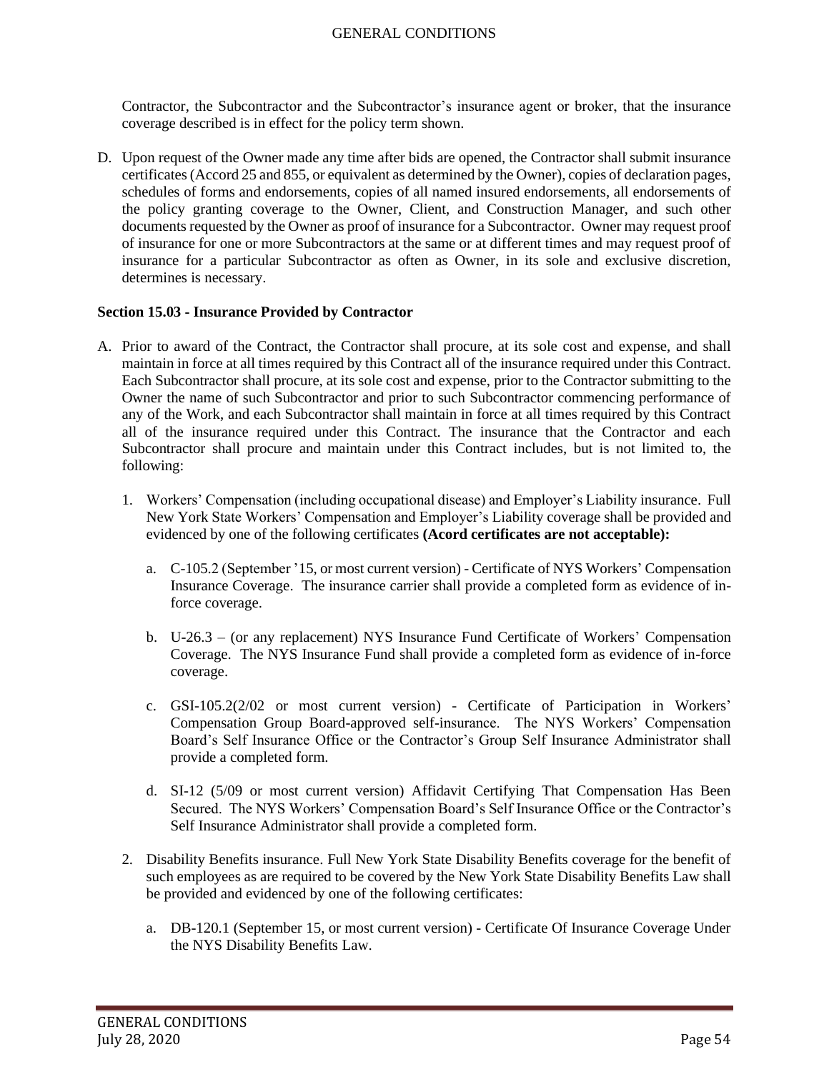Contractor, the Subcontractor and the Subcontractor's insurance agent or broker, that the insurance coverage described is in effect for the policy term shown.

D. Upon request of the Owner made any time after bids are opened, the Contractor shall submit insurance certificates (Accord 25 and 855, or equivalent as determined by the Owner), copies of declaration pages, schedules of forms and endorsements, copies of all named insured endorsements, all endorsements of the policy granting coverage to the Owner, Client, and Construction Manager, and such other documents requested by the Owner as proof of insurance for a Subcontractor. Owner may request proof of insurance for one or more Subcontractors at the same or at different times and may request proof of insurance for a particular Subcontractor as often as Owner, in its sole and exclusive discretion, determines is necessary.

**Section 15.03 - Insurance Provided by Contractor**

A. Prior to award of the Contract, the Contractor shall procure, at its sole cost and expense, and shall maintain in force at all times required by this Contract all of the insurance required under this Contract. Each Subcontractor shall procure, at its sole cost and expense, prior to the Contractor submitting to the Owner the name of such Subcontractor and prior to such Subcontractor commencing performance of any of the Work, and each Subcontractor shall maintain in force at all times required by this Contract all of the insurance required under this Contract. The insurance that the Contractor and each Subcontractor shall procure and maintain under this Contract includes, but is not limited to, the following:

   1. Workers' Compensation (including occupational disease) and Employer's Liability insurance. Full New York State Workers' Compensation and Employer's Liability coverage shall be provided and evidenced by one of the following certificates **(Acord certificates are not acceptable):**

      a. C-105.2 (September '15, or most current version) - Certificate of NYS Workers' Compensation Insurance Coverage. The insurance carrier shall provide a completed form as evidence of in-force coverage.

      b. U-26.3 – (or any replacement) NYS Insurance Fund Certificate of Workers' Compensation Coverage. The NYS Insurance Fund shall provide a completed form as evidence of in-force coverage.

      c. GSI-105.2(2/02 or most current version) - Certificate of Participation in Workers' Compensation Group Board-approved self-insurance. The NYS Workers' Compensation Board's Self Insurance Office or the Contractor's Group Self Insurance Administrator shall provide a completed form.

      d. SI-12 (5/09 or most current version) Affidavit Certifying That Compensation Has Been Secured. The NYS Workers' Compensation Board's Self Insurance Office or the Contractor's Self Insurance Administrator shall provide a completed form.

   2. Disability Benefits insurance. Full New York State Disability Benefits coverage for the benefit of such employees as are required to be covered by the New York State Disability Benefits Law shall be provided and evidenced by one of the following certificates:

      a. DB-120.1 (September 15, or most current version) - Certificate Of Insurance Coverage Under the NYS Disability Benefits Law.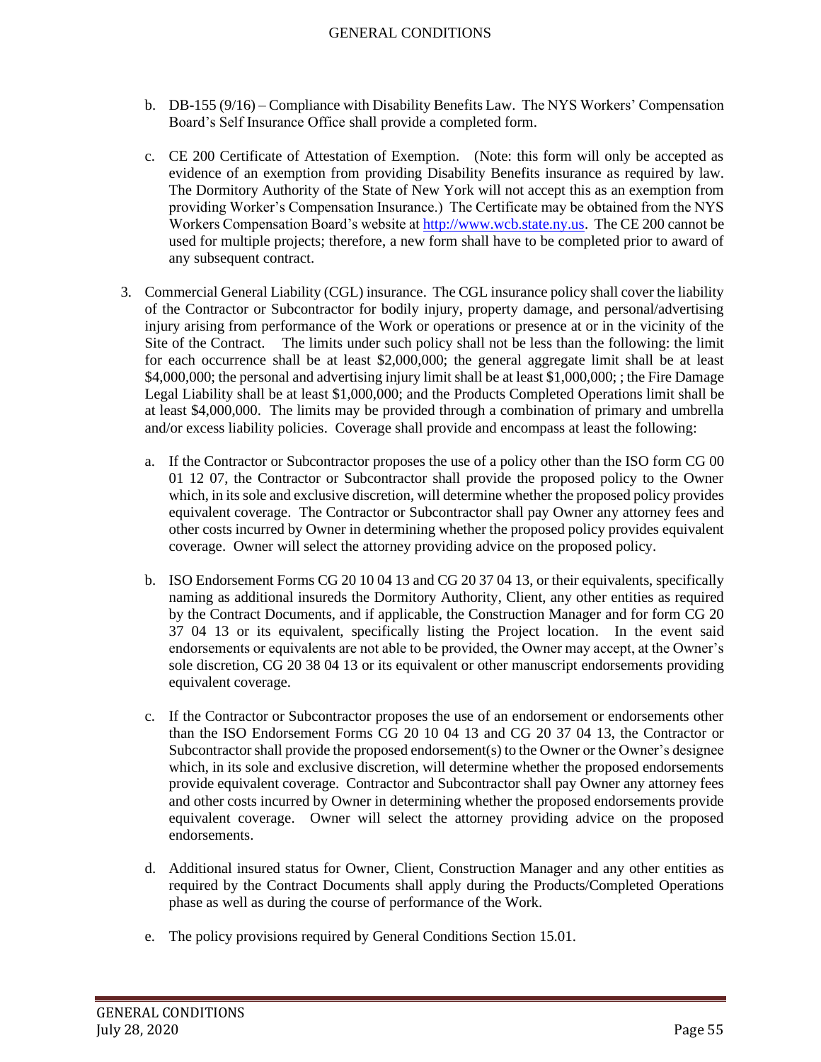b. DB-155 (9/16) – Compliance with Disability Benefits Law. The NYS Workers' Compensation Board's Self Insurance Office shall provide a completed form.

c. CE 200 Certificate of Attestation of Exemption. (Note: this form will only be accepted as evidence of an exemption from providing Disability Benefits insurance as required by law. The Dormitory Authority of the State of New York will not accept this as an exemption from providing Worker's Compensation Insurance.) The Certificate may be obtained from the NYS Workers Compensation Board's website at [http://www.wcb.state.ny.us](http://www.wcb.state.ny.us). The CE 200 cannot be used for multiple projects; therefore, a new form shall have to be completed prior to award of any subsequent contract.

3. Commercial General Liability (CGL) insurance. The CGL insurance policy shall cover the liability of the Contractor or Subcontractor for bodily injury, property damage, and personal/advertising injury arising from performance of the Work or operations or presence at or in the vicinity of the Site of the Contract. The limits under such policy shall not be less than the following: the limit for each occurrence shall be at least $2,000,000; the general aggregate limit shall be at least $4,000,000; the personal and advertising injury limit shall be at least $1,000,000; ; the Fire Damage Legal Liability shall be at least $1,000,000; and the Products Completed Operations limit shall be at least $4,000,000. The limits may be provided through a combination of primary and umbrella and/or excess liability policies. Coverage shall provide and encompass at least the following:

   a. If the Contractor or Subcontractor proposes the use of a policy other than the ISO form CG 00 01 12 07, the Contractor or Subcontractor shall provide the proposed policy to the Owner which, in its sole and exclusive discretion, will determine whether the proposed policy provides equivalent coverage. The Contractor or Subcontractor shall pay Owner any attorney fees and other costs incurred by Owner in determining whether the proposed policy provides equivalent coverage. Owner will select the attorney providing advice on the proposed policy.

   b. ISO Endorsement Forms CG 20 10 04 13 and CG 20 37 04 13, or their equivalents, specifically naming as additional insureds the Dormitory Authority, Client, any other entities as required by the Contract Documents, and if applicable, the Construction Manager and for form CG 20 37 04 13 or its equivalent, specifically listing the Project location. In the event said endorsements or equivalents are not able to be provided, the Owner may accept, at the Owner's sole discretion, CG 20 38 04 13 or its equivalent or other manuscript endorsements providing equivalent coverage.

   c. If the Contractor or Subcontractor proposes the use of an endorsement or endorsements other than the ISO Endorsement Forms CG 20 10 04 13 and CG 20 37 04 13, the Contractor or Subcontractor shall provide the proposed endorsement(s) to the Owner or the Owner's designee which, in its sole and exclusive discretion, will determine whether the proposed endorsements provide equivalent coverage. Contractor and Subcontractor shall pay Owner any attorney fees and other costs incurred by Owner in determining whether the proposed endorsements provide equivalent coverage. Owner will select the attorney providing advice on the proposed endorsements.

   d. Additional insured status for Owner, Client, Construction Manager and any other entities as required by the Contract Documents shall apply during the Products/Completed Operations phase as well as during the course of performance of the Work.

   e. The policy provisions required by General Conditions Section 15.01.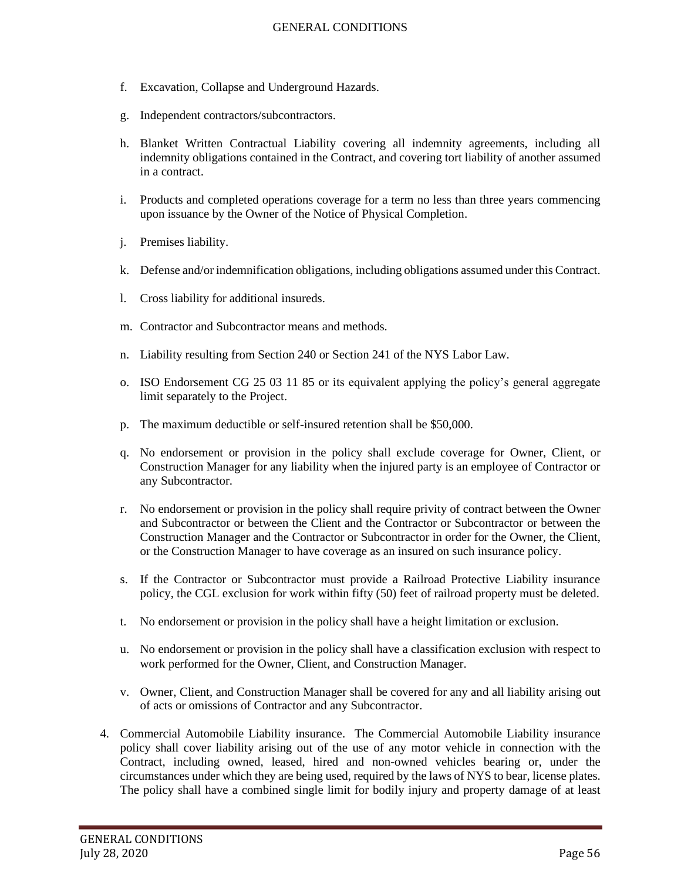f. Excavation, Collapse and Underground Hazards.

g. Independent contractors/subcontractors.

h. Blanket Written Contractual Liability covering all indemnity agreements, including all indemnity obligations contained in the Contract, and covering tort liability of another assumed in a contract.

i. Products and completed operations coverage for a term no less than three years commencing upon issuance by the Owner of the Notice of Physical Completion.

j. Premises liability.

k. Defense and/or indemnification obligations, including obligations assumed under this Contract.

l. Cross liability for additional insureds.

m. Contractor and Subcontractor means and methods.

n. Liability resulting from Section 240 or Section 241 of the NYS Labor Law.

o. ISO Endorsement CG 25 03 11 85 or its equivalent applying the policy's general aggregate limit separately to the Project.

p. The maximum deductible or self-insured retention shall be $50,000.

q. No endorsement or provision in the policy shall exclude coverage for Owner, Client, or Construction Manager for any liability when the injured party is an employee of Contractor or any Subcontractor.

r. No endorsement or provision in the policy shall require privity of contract between the Owner and Subcontractor or between the Client and the Contractor or Subcontractor or between the Construction Manager and the Contractor or Subcontractor in order for the Owner, the Client, or the Construction Manager to have coverage as an insured on such insurance policy.

s. If the Contractor or Subcontractor must provide a Railroad Protective Liability insurance policy, the CGL exclusion for work within fifty (50) feet of railroad property must be deleted.

t. No endorsement or provision in the policy shall have a height limitation or exclusion.

u. No endorsement or provision in the policy shall have a classification exclusion with respect to work performed for the Owner, Client, and Construction Manager.

v. Owner, Client, and Construction Manager shall be covered for any and all liability arising out of acts or omissions of Contractor and any Subcontractor.

4. Commercial Automobile Liability insurance. The Commercial Automobile Liability insurance policy shall cover liability arising out of the use of any motor vehicle in connection with the Contract, including owned, leased, hired and non-owned vehicles bearing or, under the circumstances under which they are being used, required by the laws of NYS to bear, license plates. The policy shall have a combined single limit for bodily injury and property damage of at least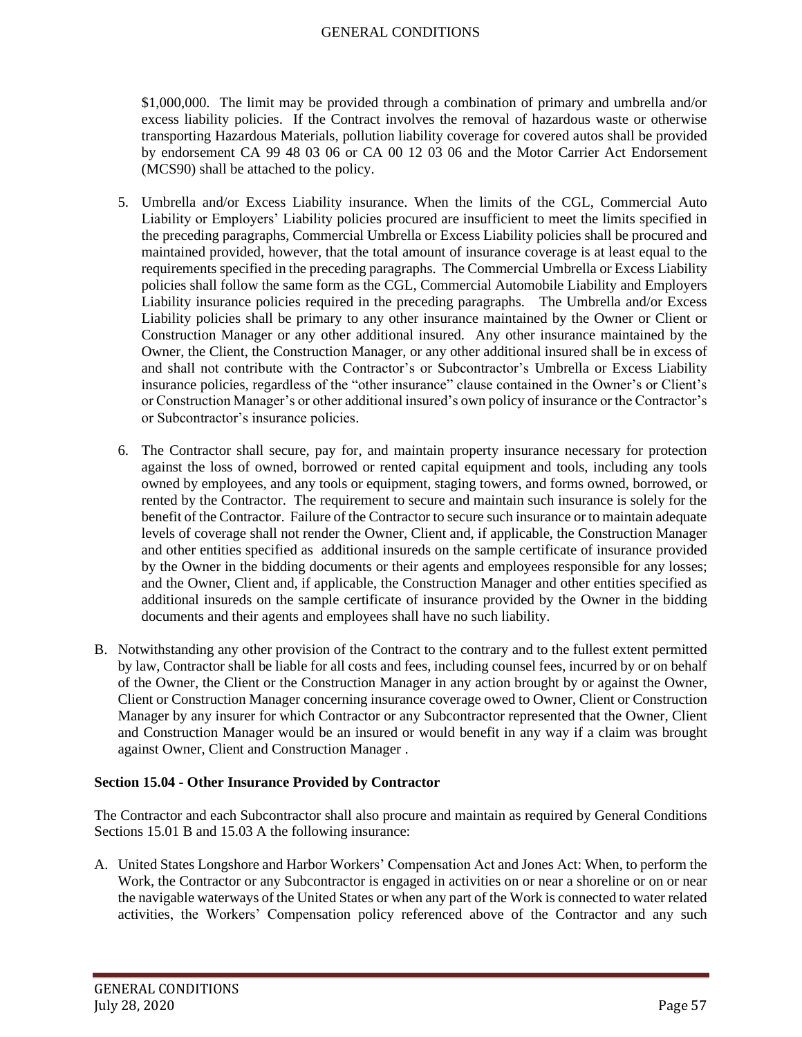$1,000,000. The limit may be provided through a combination of primary and umbrella and/or excess liability policies. If the Contract involves the removal of hazardous waste or otherwise transporting Hazardous Materials, pollution liability coverage for covered autos shall be provided by endorsement CA 99 48 03 06 or CA 00 12 03 06 and the Motor Carrier Act Endorsement (MCS90) shall be attached to the policy.

5. Umbrella and/or Excess Liability insurance. When the limits of the CGL, Commercial Auto Liability or Employers' Liability policies procured are insufficient to meet the limits specified in the preceding paragraphs, Commercial Umbrella or Excess Liability policies shall be procured and maintained provided, however, that the total amount of insurance coverage is at least equal to the requirements specified in the preceding paragraphs. The Commercial Umbrella or Excess Liability policies shall follow the same form as the CGL, Commercial Automobile Liability and Employers Liability insurance policies required in the preceding paragraphs. The Umbrella and/or Excess Liability policies shall be primary to any other insurance maintained by the Owner or Client or Construction Manager or any other additional insured. Any other insurance maintained by the Owner, the Client, the Construction Manager, or any other additional insured shall be in excess of and shall not contribute with the Contractor's or Subcontractor's Umbrella or Excess Liability insurance policies, regardless of the "other insurance" clause contained in the Owner's or Client's or Construction Manager's or other additional insured's own policy of insurance or the Contractor's or Subcontractor's insurance policies.

6. The Contractor shall secure, pay for, and maintain property insurance necessary for protection against the loss of owned, borrowed or rented capital equipment and tools, including any tools owned by employees, and any tools or equipment, staging towers, and forms owned, borrowed, or rented by the Contractor. The requirement to secure and maintain such insurance is solely for the benefit of the Contractor. Failure of the Contractor to secure such insurance or to maintain adequate levels of coverage shall not render the Owner, Client and, if applicable, the Construction Manager and other entities specified as additional insureds on the sample certificate of insurance provided by the Owner in the bidding documents or their agents and employees responsible for any losses; and the Owner, Client and, if applicable, the Construction Manager and other entities specified as additional insureds on the sample certificate of insurance provided by the Owner in the bidding documents and their agents and employees shall have no such liability.

B. Notwithstanding any other provision of the Contract to the contrary and to the fullest extent permitted by law, Contractor shall be liable for all costs and fees, including counsel fees, incurred by or on behalf of the Owner, the Client or the Construction Manager in any action brought by or against the Owner, Client or Construction Manager concerning insurance coverage owed to Owner, Client or Construction Manager by any insurer for which Contractor or any Subcontractor represented that the Owner, Client and Construction Manager would be an insured or would benefit in any way if a claim was brought against Owner, Client and Construction Manager .

**Section 15.04 - Other Insurance Provided by Contractor**

The Contractor and each Subcontractor shall also procure and maintain as required by General Conditions Sections 15.01 B and 15.03 A the following insurance:

A. United States Longshore and Harbor Workers' Compensation Act and Jones Act: When, to perform the Work, the Contractor or any Subcontractor is engaged in activities on or near a shoreline or on or near the navigable waterways of the United States or when any part of the Work is connected to water related activities, the Workers' Compensation policy referenced above of the Contractor and any such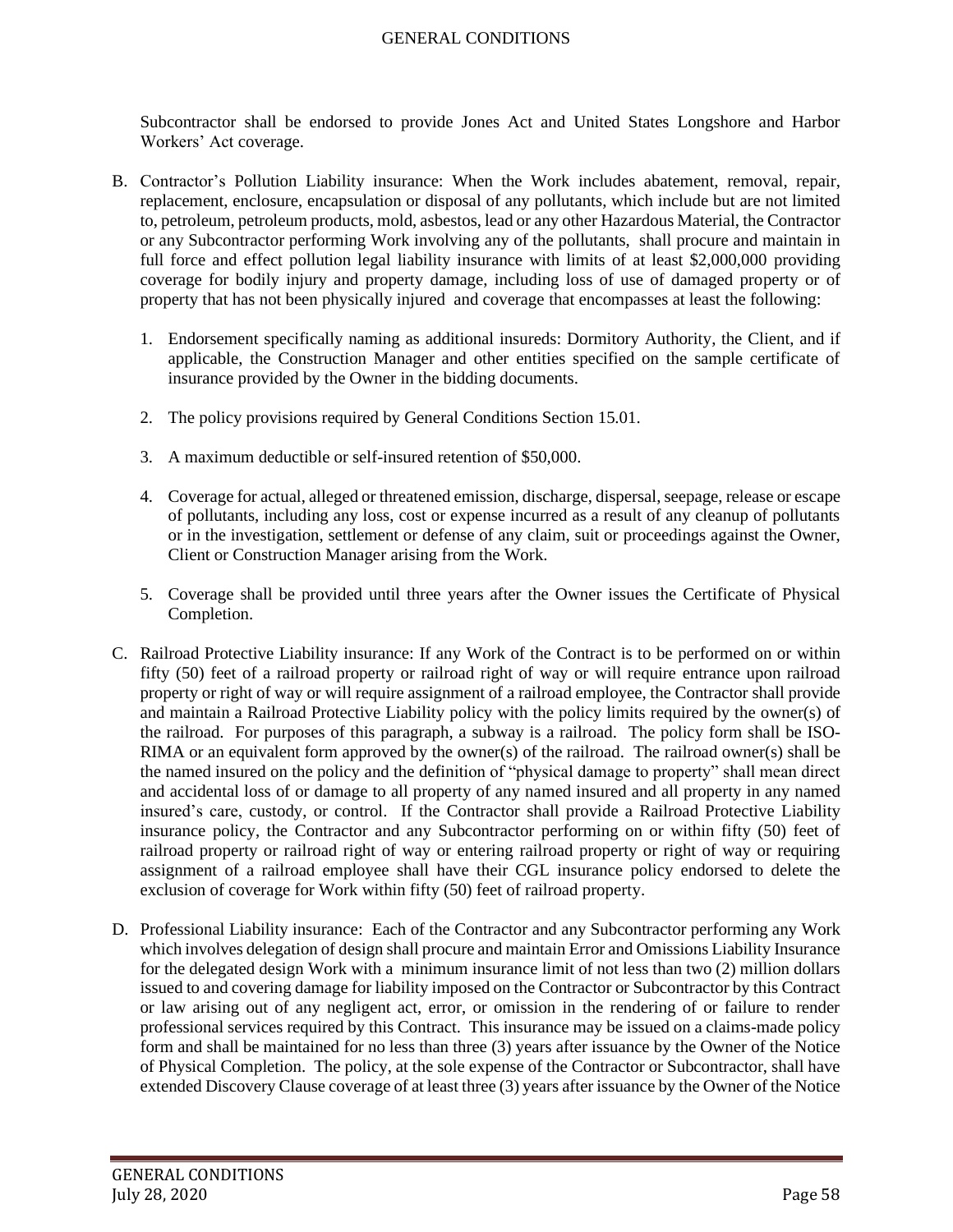Subcontractor shall be endorsed to provide Jones Act and United States Longshore and Harbor Workers' Act coverage.

B. Contractor's Pollution Liability insurance: When the Work includes abatement, removal, repair, replacement, enclosure, encapsulation or disposal of any pollutants, which include but are not limited to, petroleum, petroleum products, mold, asbestos, lead or any other Hazardous Material, the Contractor or any Subcontractor performing Work involving any of the pollutants, shall procure and maintain in full force and effect pollution legal liability insurance with limits of at least $2,000,000 providing coverage for bodily injury and property damage, including loss of use of damaged property or of property that has not been physically injured and coverage that encompasses at least the following:

   1. Endorsement specifically naming as additional insureds: Dormitory Authority, the Client, and if applicable, the Construction Manager and other entities specified on the sample certificate of insurance provided by the Owner in the bidding documents.

   2. The policy provisions required by General Conditions Section 15.01.

   3. A maximum deductible or self-insured retention of $50,000.

   4. Coverage for actual, alleged or threatened emission, discharge, dispersal, seepage, release or escape of pollutants, including any loss, cost or expense incurred as a result of any cleanup of pollutants or in the investigation, settlement or defense of any claim, suit or proceedings against the Owner, Client or Construction Manager arising from the Work.

   5. Coverage shall be provided until three years after the Owner issues the Certificate of Physical Completion.

C. Railroad Protective Liability insurance: If any Work of the Contract is to be performed on or within fifty (50) feet of a railroad property or railroad right of way or will require entrance upon railroad property or right of way or will require assignment of a railroad employee, the Contractor shall provide and maintain a Railroad Protective Liability policy with the policy limits required by the owner(s) of the railroad. For purposes of this paragraph, a subway is a railroad. The policy form shall be ISO-RIMA or an equivalent form approved by the owner(s) of the railroad. The railroad owner(s) shall be the named insured on the policy and the definition of "physical damage to property" shall mean direct and accidental loss of or damage to all property of any named insured and all property in any named insured's care, custody, or control. If the Contractor shall provide a Railroad Protective Liability insurance policy, the Contractor and any Subcontractor performing on or within fifty (50) feet of railroad property or railroad right of way or entering railroad property or right of way or requiring assignment of a railroad employee shall have their CGL insurance policy endorsed to delete the exclusion of coverage for Work within fifty (50) feet of railroad property.

D. Professional Liability insurance: Each of the Contractor and any Subcontractor performing any Work which involves delegation of design shall procure and maintain Error and Omissions Liability Insurance for the delegated design Work with a minimum insurance limit of not less than two (2) million dollars issued to and covering damage for liability imposed on the Contractor or Subcontractor by this Contract or law arising out of any negligent act, error, or omission in the rendering of or failure to render professional services required by this Contract. This insurance may be issued on a claims-made policy form and shall be maintained for no less than three (3) years after issuance by the Owner of the Notice of Physical Completion. The policy, at the sole expense of the Contractor or Subcontractor, shall have extended Discovery Clause coverage of at least three (3) years after issuance by the Owner of the Notice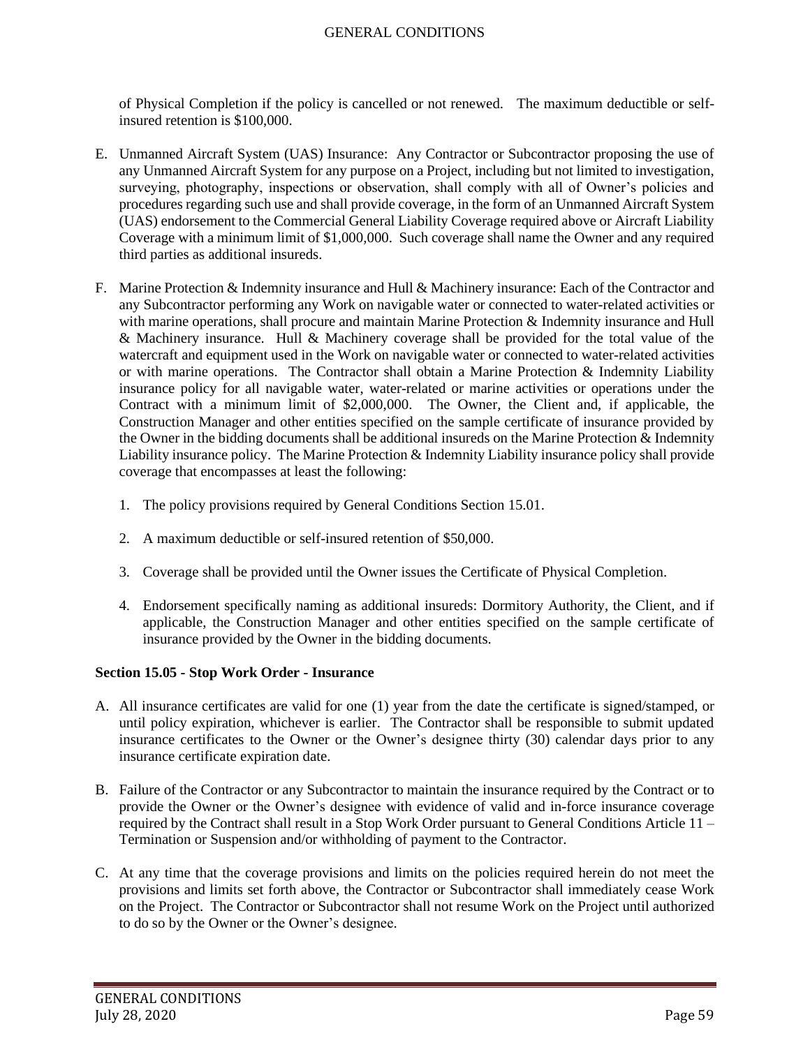of Physical Completion if the policy is cancelled or not renewed. The maximum deductible or self-insured retention is $100,000.

E. Unmanned Aircraft System (UAS) Insurance: Any Contractor or Subcontractor proposing the use of any Unmanned Aircraft System for any purpose on a Project, including but not limited to investigation, surveying, photography, inspections or observation, shall comply with all of Owner's policies and procedures regarding such use and shall provide coverage, in the form of an Unmanned Aircraft System (UAS) endorsement to the Commercial General Liability Coverage required above or Aircraft Liability Coverage with a minimum limit of $1,000,000. Such coverage shall name the Owner and any required third parties as additional insureds.

F. Marine Protection & Indemnity insurance and Hull & Machinery insurance: Each of the Contractor and any Subcontractor performing any Work on navigable water or connected to water-related activities or with marine operations, shall procure and maintain Marine Protection & Indemnity insurance and Hull & Machinery insurance. Hull & Machinery coverage shall be provided for the total value of the watercraft and equipment used in the Work on navigable water or connected to water-related activities or with marine operations. The Contractor shall obtain a Marine Protection & Indemnity Liability insurance policy for all navigable water, water-related or marine activities or operations under the Contract with a minimum limit of $2,000,000. The Owner, the Client and, if applicable, the Construction Manager and other entities specified on the sample certificate of insurance provided by the Owner in the bidding documents shall be additional insureds on the Marine Protection & Indemnity Liability insurance policy. The Marine Protection & Indemnity Liability insurance policy shall provide coverage that encompasses at least the following:

   1. The policy provisions required by General Conditions Section 15.01.

   2. A maximum deductible or self-insured retention of $50,000.

   3. Coverage shall be provided until the Owner issues the Certificate of Physical Completion.

   4. Endorsement specifically naming as additional insureds: Dormitory Authority, the Client, and if applicable, the Construction Manager and other entities specified on the sample certificate of insurance provided by the Owner in the bidding documents.

**Section 15.05 - Stop Work Order - Insurance**

A. All insurance certificates are valid for one (1) year from the date the certificate is signed/stamped, or until policy expiration, whichever is earlier. The Contractor shall be responsible to submit updated insurance certificates to the Owner or the Owner's designee thirty (30) calendar days prior to any insurance certificate expiration date.

B. Failure of the Contractor or any Subcontractor to maintain the insurance required by the Contract or to provide the Owner or the Owner's designee with evidence of valid and in-force insurance coverage required by the Contract shall result in a Stop Work Order pursuant to General Conditions Article 11 – Termination or Suspension and/or withholding of payment to the Contractor.

C. At any time that the coverage provisions and limits on the policies required herein do not meet the provisions and limits set forth above, the Contractor or Subcontractor shall immediately cease Work on the Project. The Contractor or Subcontractor shall not resume Work on the Project until authorized to do so by the Owner or the Owner's designee.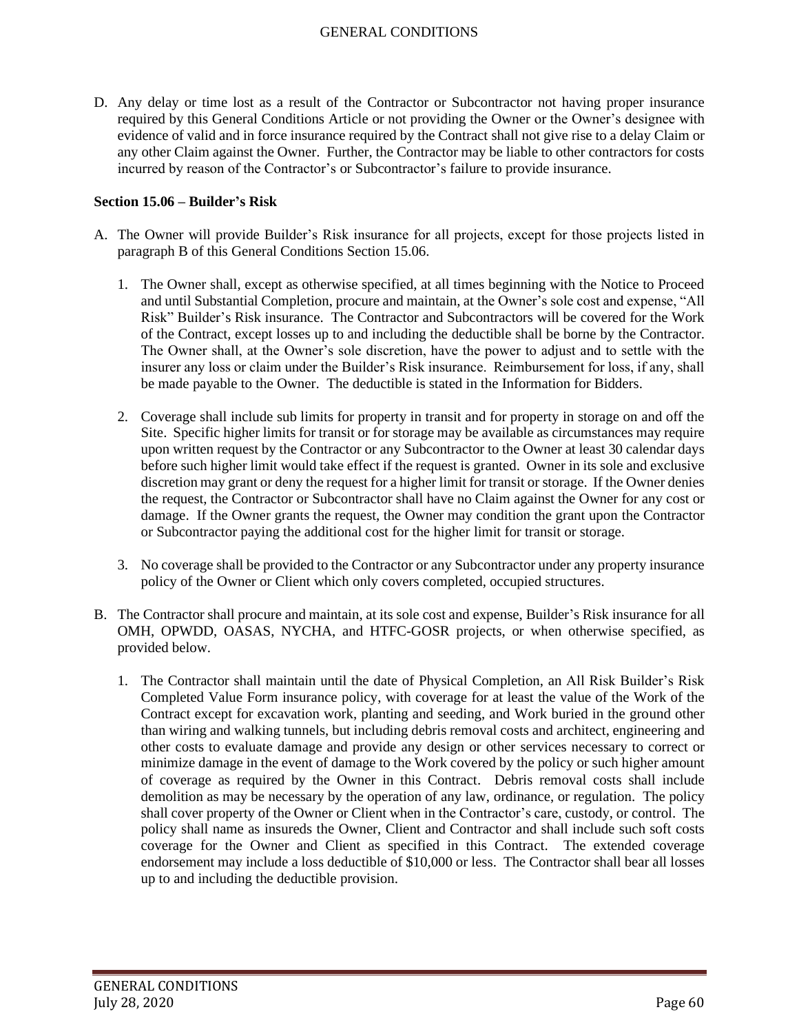D. Any delay or time lost as a result of the Contractor or Subcontractor not having proper insurance required by this General Conditions Article or not providing the Owner or the Owner's designee with evidence of valid and in force insurance required by the Contract shall not give rise to a delay Claim or any other Claim against the Owner. Further, the Contractor may be liable to other contractors for costs incurred by reason of the Contractor's or Subcontractor's failure to provide insurance.

**Section 15.06 – Builder's Risk**

A. The Owner will provide Builder's Risk insurance for all projects, except for those projects listed in paragraph B of this General Conditions Section 15.06.

   1. The Owner shall, except as otherwise specified, at all times beginning with the Notice to Proceed and until Substantial Completion, procure and maintain, at the Owner's sole cost and expense, "All Risk" Builder's Risk insurance. The Contractor and Subcontractors will be covered for the Work of the Contract, except losses up to and including the deductible shall be borne by the Contractor. The Owner shall, at the Owner's sole discretion, have the power to adjust and to settle with the insurer any loss or claim under the Builder's Risk insurance. Reimbursement for loss, if any, shall be made payable to the Owner. The deductible is stated in the Information for Bidders.

   2. Coverage shall include sub limits for property in transit and for property in storage on and off the Site. Specific higher limits for transit or for storage may be available as circumstances may require upon written request by the Contractor or any Subcontractor to the Owner at least 30 calendar days before such higher limit would take effect if the request is granted. Owner in its sole and exclusive discretion may grant or deny the request for a higher limit for transit or storage. If the Owner denies the request, the Contractor or Subcontractor shall have no Claim against the Owner for any cost or damage. If the Owner grants the request, the Owner may condition the grant upon the Contractor or Subcontractor paying the additional cost for the higher limit for transit or storage.

   3. No coverage shall be provided to the Contractor or any Subcontractor under any property insurance policy of the Owner or Client which only covers completed, occupied structures.

B. The Contractor shall procure and maintain, at its sole cost and expense, Builder's Risk insurance for all OMH, OPWDD, OASAS, NYCHA, and HTFC-GOSR projects, or when otherwise specified, as provided below.

   1. The Contractor shall maintain until the date of Physical Completion, an All Risk Builder's Risk Completed Value Form insurance policy, with coverage for at least the value of the Work of the Contract except for excavation work, planting and seeding, and Work buried in the ground other than wiring and walking tunnels, but including debris removal costs and architect, engineering and other costs to evaluate damage and provide any design or other services necessary to correct or minimize damage in the event of damage to the Work covered by the policy or such higher amount of coverage as required by the Owner in this Contract. Debris removal costs shall include demolition as may be necessary by the operation of any law, ordinance, or regulation. The policy shall cover property of the Owner or Client when in the Contractor's care, custody, or control. The policy shall name as insureds the Owner, Client and Contractor and shall include such soft costs coverage for the Owner and Client as specified in this Contract. The extended coverage endorsement may include a loss deductible of $10,000 or less. The Contractor shall bear all losses up to and including the deductible provision.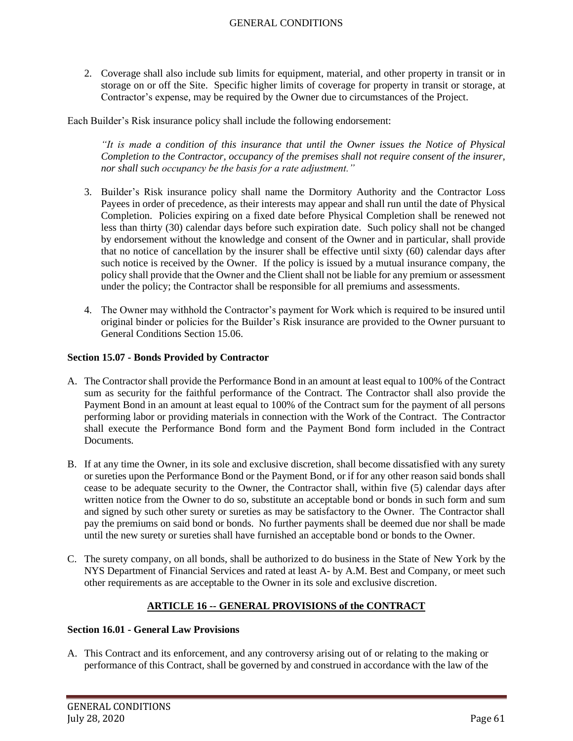2. Coverage shall also include sub limits for equipment, material, and other property in transit or in storage on or off the Site. Specific higher limits of coverage for property in transit or storage, at Contractor's expense, may be required by the Owner due to circumstances of the Project.

Each Builder's Risk insurance policy shall include the following endorsement:

> *"It is made a condition of this insurance that until the Owner issues the Notice of Physical Completion to the Contractor, occupancy of the premises shall not require consent of the insurer, nor shall such occupancy be the basis for a rate adjustment."*

3. Builder's Risk insurance policy shall name the Dormitory Authority and the Contractor Loss Payees in order of precedence, as their interests may appear and shall run until the date of Physical Completion. Policies expiring on a fixed date before Physical Completion shall be renewed not less than thirty (30) calendar days before such expiration date. Such policy shall not be changed by endorsement without the knowledge and consent of the Owner and in particular, shall provide that no notice of cancellation by the insurer shall be effective until sixty (60) calendar days after such notice is received by the Owner. If the policy is issued by a mutual insurance company, the policy shall provide that the Owner and the Client shall not be liable for any premium or assessment under the policy; the Contractor shall be responsible for all premiums and assessments.

4. The Owner may withhold the Contractor's payment for Work which is required to be insured until original binder or policies for the Builder's Risk insurance are provided to the Owner pursuant to General Conditions Section 15.06.

**Section 15.07 - Bonds Provided by Contractor**

A. The Contractor shall provide the Performance Bond in an amount at least equal to 100% of the Contract sum as security for the faithful performance of the Contract. The Contractor shall also provide the Payment Bond in an amount at least equal to 100% of the Contract sum for the payment of all persons performing labor or providing materials in connection with the Work of the Contract. The Contractor shall execute the Performance Bond form and the Payment Bond form included in the Contract Documents.

B. If at any time the Owner, in its sole and exclusive discretion, shall become dissatisfied with any surety or sureties upon the Performance Bond or the Payment Bond, or if for any other reason said bonds shall cease to be adequate security to the Owner, the Contractor shall, within five (5) calendar days after written notice from the Owner to do so, substitute an acceptable bond or bonds in such form and sum and signed by such other surety or sureties as may be satisfactory to the Owner. The Contractor shall pay the premiums on said bond or bonds. No further payments shall be deemed due nor shall be made until the new surety or sureties shall have furnished an acceptable bond or bonds to the Owner.

C. The surety company, on all bonds, shall be authorized to do business in the State of New York by the NYS Department of Financial Services and rated at least A- by A.M. Best and Company, or meet such other requirements as are acceptable to the Owner in its sole and exclusive discretion.

## ARTICLE 16 -- GENERAL PROVISIONS of the CONTRACT

**Section 16.01 - General Law Provisions**

A. This Contract and its enforcement, and any controversy arising out of or relating to the making or performance of this Contract, shall be governed by and construed in accordance with the law of the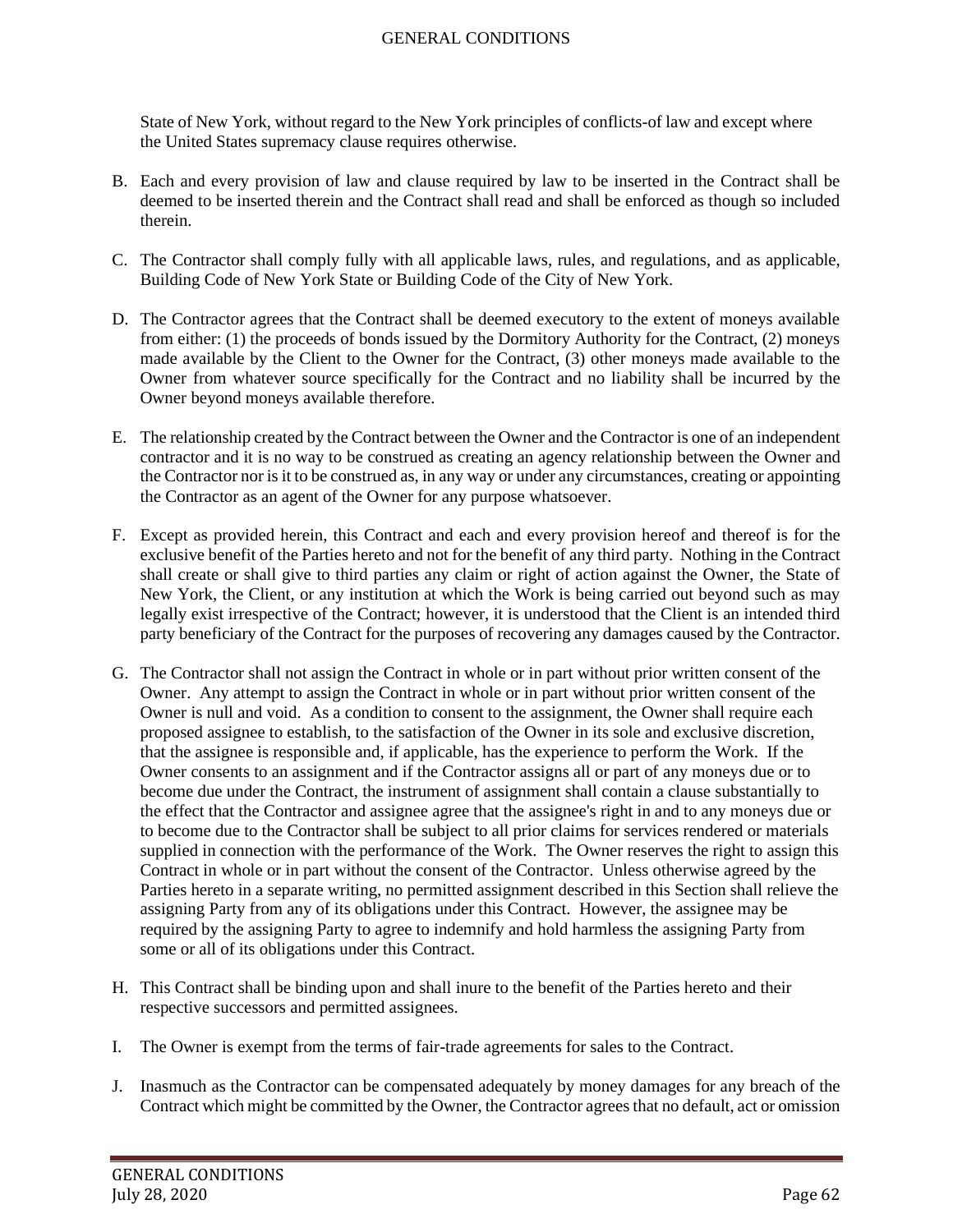State of New York, without regard to the New York principles of conflicts-of law and except where the United States supremacy clause requires otherwise.

B. Each and every provision of law and clause required by law to be inserted in the Contract shall be deemed to be inserted therein and the Contract shall read and shall be enforced as though so included therein.

C. The Contractor shall comply fully with all applicable laws, rules, and regulations, and as applicable, Building Code of New York State or Building Code of the City of New York.

D. The Contractor agrees that the Contract shall be deemed executory to the extent of moneys available from either: (1) the proceeds of bonds issued by the Dormitory Authority for the Contract, (2) moneys made available by the Client to the Owner for the Contract, (3) other moneys made available to the Owner from whatever source specifically for the Contract and no liability shall be incurred by the Owner beyond moneys available therefore.

E. The relationship created by the Contract between the Owner and the Contractor is one of an independent contractor and it is no way to be construed as creating an agency relationship between the Owner and the Contractor nor is it to be construed as, in any way or under any circumstances, creating or appointing the Contractor as an agent of the Owner for any purpose whatsoever.

F. Except as provided herein, this Contract and each and every provision hereof and thereof is for the exclusive benefit of the Parties hereto and not for the benefit of any third party. Nothing in the Contract shall create or shall give to third parties any claim or right of action against the Owner, the State of New York, the Client, or any institution at which the Work is being carried out beyond such as may legally exist irrespective of the Contract; however, it is understood that the Client is an intended third party beneficiary of the Contract for the purposes of recovering any damages caused by the Contractor.

G. The Contractor shall not assign the Contract in whole or in part without prior written consent of the Owner. Any attempt to assign the Contract in whole or in part without prior written consent of the Owner is null and void. As a condition to consent to the assignment, the Owner shall require each proposed assignee to establish, to the satisfaction of the Owner in its sole and exclusive discretion, that the assignee is responsible and, if applicable, has the experience to perform the Work. If the Owner consents to an assignment and if the Contractor assigns all or part of any moneys due or to become due under the Contract, the instrument of assignment shall contain a clause substantially to the effect that the Contractor and assignee agree that the assignee's right in and to any moneys due or to become due to the Contractor shall be subject to all prior claims for services rendered or materials supplied in connection with the performance of the Work. The Owner reserves the right to assign this Contract in whole or in part without the consent of the Contractor. Unless otherwise agreed by the Parties hereto in a separate writing, no permitted assignment described in this Section shall relieve the assigning Party from any of its obligations under this Contract. However, the assignee may be required by the assigning Party to agree to indemnify and hold harmless the assigning Party from some or all of its obligations under this Contract.

H. This Contract shall be binding upon and shall inure to the benefit of the Parties hereto and their respective successors and permitted assignees.

I. The Owner is exempt from the terms of fair-trade agreements for sales to the Contract.

J. Inasmuch as the Contractor can be compensated adequately by money damages for any breach of the Contract which might be committed by the Owner, the Contractor agrees that no default, act or omission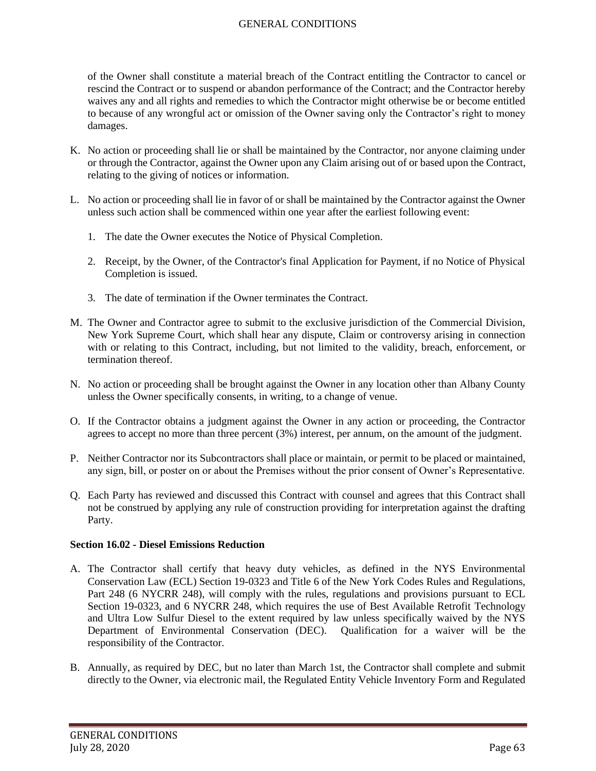of the Owner shall constitute a material breach of the Contract entitling the Contractor to cancel or rescind the Contract or to suspend or abandon performance of the Contract; and the Contractor hereby waives any and all rights and remedies to which the Contractor might otherwise be or become entitled to because of any wrongful act or omission of the Owner saving only the Contractor's right to money damages.

K. No action or proceeding shall lie or shall be maintained by the Contractor, nor anyone claiming under or through the Contractor, against the Owner upon any Claim arising out of or based upon the Contract, relating to the giving of notices or information.

L. No action or proceeding shall lie in favor of or shall be maintained by the Contractor against the Owner unless such action shall be commenced within one year after the earliest following event:

   1. The date the Owner executes the Notice of Physical Completion.

   2. Receipt, by the Owner, of the Contractor's final Application for Payment, if no Notice of Physical Completion is issued.

   3. The date of termination if the Owner terminates the Contract.

M. The Owner and Contractor agree to submit to the exclusive jurisdiction of the Commercial Division, New York Supreme Court, which shall hear any dispute, Claim or controversy arising in connection with or relating to this Contract, including, but not limited to the validity, breach, enforcement, or termination thereof.

N. No action or proceeding shall be brought against the Owner in any location other than Albany County unless the Owner specifically consents, in writing, to a change of venue.

O. If the Contractor obtains a judgment against the Owner in any action or proceeding, the Contractor agrees to accept no more than three percent (3%) interest, per annum, on the amount of the judgment.

P. Neither Contractor nor its Subcontractors shall place or maintain, or permit to be placed or maintained, any sign, bill, or poster on or about the Premises without the prior consent of Owner's Representative.

Q. Each Party has reviewed and discussed this Contract with counsel and agrees that this Contract shall not be construed by applying any rule of construction providing for interpretation against the drafting Party.

**Section 16.02 - Diesel Emissions Reduction**

A. The Contractor shall certify that heavy duty vehicles, as defined in the NYS Environmental Conservation Law (ECL) Section 19-0323 and Title 6 of the New York Codes Rules and Regulations, Part 248 (6 NYCRR 248), will comply with the rules, regulations and provisions pursuant to ECL Section 19-0323, and 6 NYCRR 248, which requires the use of Best Available Retrofit Technology and Ultra Low Sulfur Diesel to the extent required by law unless specifically waived by the NYS Department of Environmental Conservation (DEC). Qualification for a waiver will be the responsibility of the Contractor.

B. Annually, as required by DEC, but no later than March 1st, the Contractor shall complete and submit directly to the Owner, via electronic mail, the Regulated Entity Vehicle Inventory Form and Regulated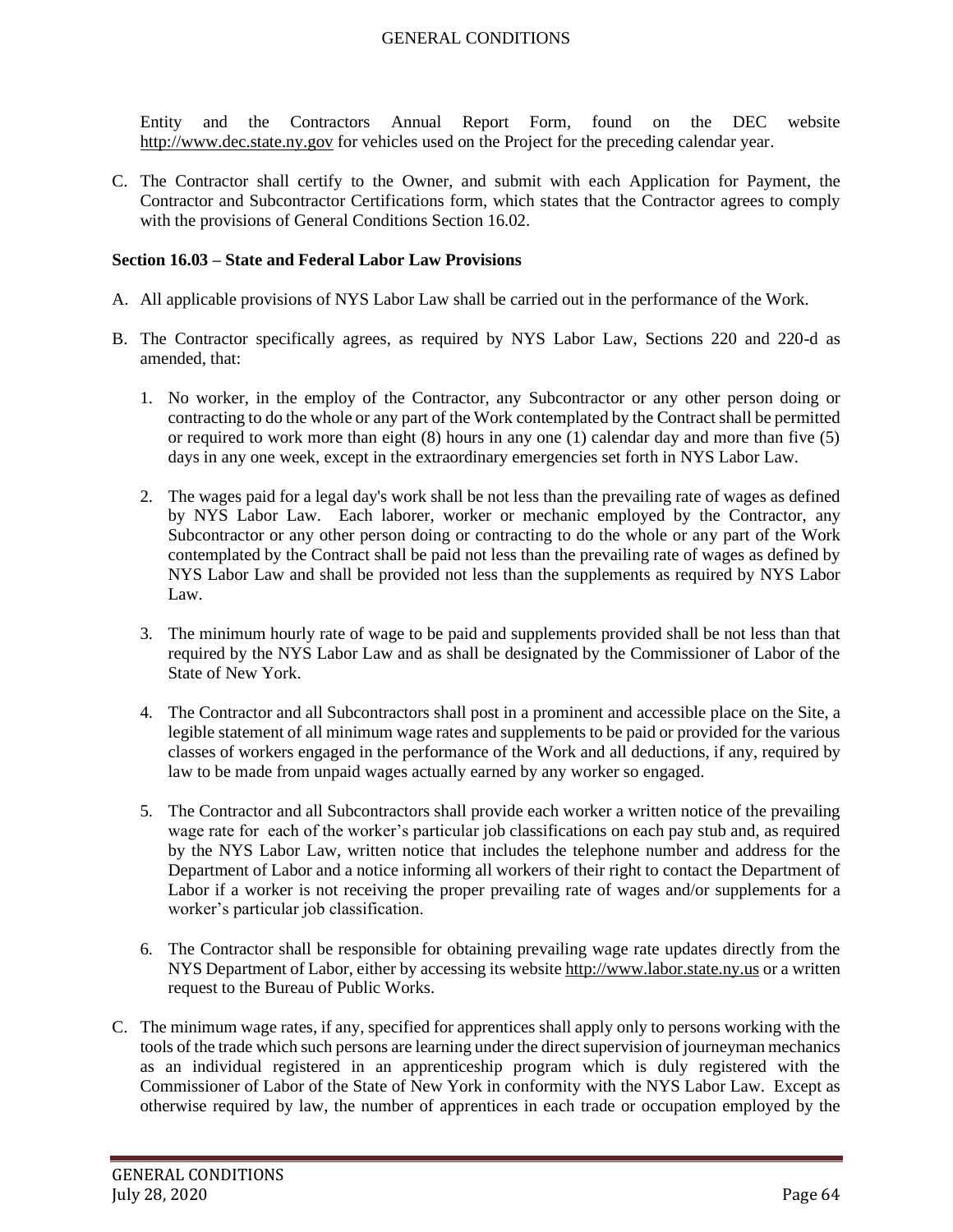Entity and the Contractors Annual Report Form, found on the DEC website http://www.dec.state.ny.gov for vehicles used on the Project for the preceding calendar year.

C. The Contractor shall certify to the Owner, and submit with each Application for Payment, the Contractor and Subcontractor Certifications form, which states that the Contractor agrees to comply with the provisions of General Conditions Section 16.02.

**Section 16.03 – State and Federal Labor Law Provisions**

A. All applicable provisions of NYS Labor Law shall be carried out in the performance of the Work.

B. The Contractor specifically agrees, as required by NYS Labor Law, Sections 220 and 220-d as amended, that:

1. No worker, in the employ of the Contractor, any Subcontractor or any other person doing or contracting to do the whole or any part of the Work contemplated by the Contract shall be permitted or required to work more than eight (8) hours in any one (1) calendar day and more than five (5) days in any one week, except in the extraordinary emergencies set forth in NYS Labor Law.

2. The wages paid for a legal day's work shall be not less than the prevailing rate of wages as defined by NYS Labor Law. Each laborer, worker or mechanic employed by the Contractor, any Subcontractor or any other person doing or contracting to do the whole or any part of the Work contemplated by the Contract shall be paid not less than the prevailing rate of wages as defined by NYS Labor Law and shall be provided not less than the supplements as required by NYS Labor Law.

3. The minimum hourly rate of wage to be paid and supplements provided shall be not less than that required by the NYS Labor Law and as shall be designated by the Commissioner of Labor of the State of New York.

4. The Contractor and all Subcontractors shall post in a prominent and accessible place on the Site, a legible statement of all minimum wage rates and supplements to be paid or provided for the various classes of workers engaged in the performance of the Work and all deductions, if any, required by law to be made from unpaid wages actually earned by any worker so engaged.

5. The Contractor and all Subcontractors shall provide each worker a written notice of the prevailing wage rate for each of the worker's particular job classifications on each pay stub and, as required by the NYS Labor Law, written notice that includes the telephone number and address for the Department of Labor and a notice informing all workers of their right to contact the Department of Labor if a worker is not receiving the proper prevailing rate of wages and/or supplements for a worker's particular job classification.

6. The Contractor shall be responsible for obtaining prevailing wage rate updates directly from the NYS Department of Labor, either by accessing its website http://www.labor.state.ny.us or a written request to the Bureau of Public Works.

C. The minimum wage rates, if any, specified for apprentices shall apply only to persons working with the tools of the trade which such persons are learning under the direct supervision of journeyman mechanics as an individual registered in an apprenticeship program which is duly registered with the Commissioner of Labor of the State of New York in conformity with the NYS Labor Law. Except as otherwise required by law, the number of apprentices in each trade or occupation employed by the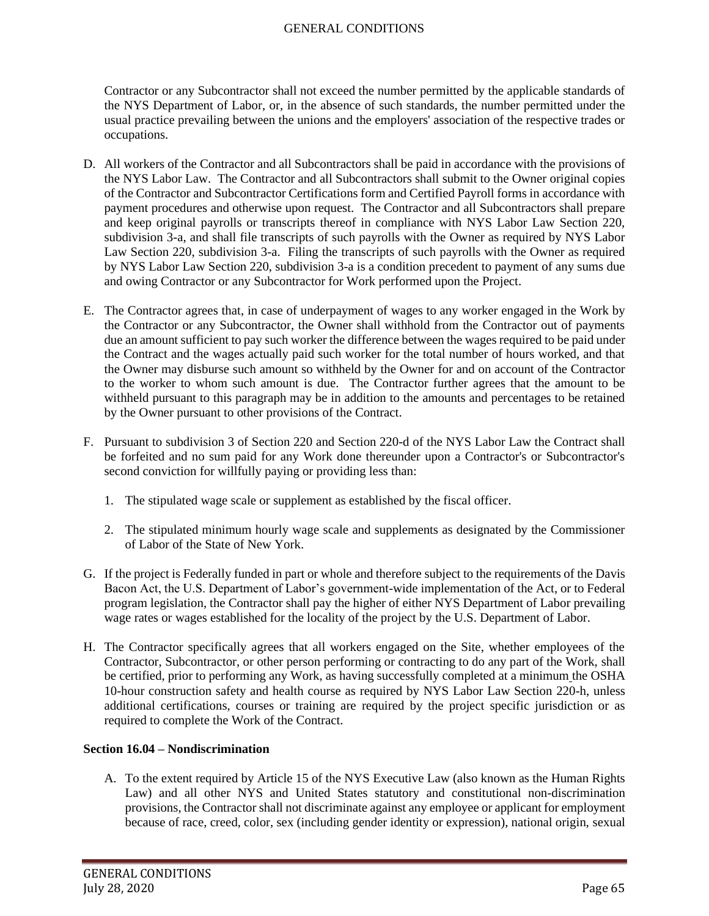Contractor or any Subcontractor shall not exceed the number permitted by the applicable standards of the NYS Department of Labor, or, in the absence of such standards, the number permitted under the usual practice prevailing between the unions and the employers' association of the respective trades or occupations.

D. All workers of the Contractor and all Subcontractors shall be paid in accordance with the provisions of the NYS Labor Law. The Contractor and all Subcontractors shall submit to the Owner original copies of the Contractor and Subcontractor Certifications form and Certified Payroll forms in accordance with payment procedures and otherwise upon request. The Contractor and all Subcontractors shall prepare and keep original payrolls or transcripts thereof in compliance with NYS Labor Law Section 220, subdivision 3-a, and shall file transcripts of such payrolls with the Owner as required by NYS Labor Law Section 220, subdivision 3-a. Filing the transcripts of such payrolls with the Owner as required by NYS Labor Law Section 220, subdivision 3-a is a condition precedent to payment of any sums due and owing Contractor or any Subcontractor for Work performed upon the Project.

E. The Contractor agrees that, in case of underpayment of wages to any worker engaged in the Work by the Contractor or any Subcontractor, the Owner shall withhold from the Contractor out of payments due an amount sufficient to pay such worker the difference between the wages required to be paid under the Contract and the wages actually paid such worker for the total number of hours worked, and that the Owner may disburse such amount so withheld by the Owner for and on account of the Contractor to the worker to whom such amount is due. The Contractor further agrees that the amount to be withheld pursuant to this paragraph may be in addition to the amounts and percentages to be retained by the Owner pursuant to other provisions of the Contract.

F. Pursuant to subdivision 3 of Section 220 and Section 220-d of the NYS Labor Law the Contract shall be forfeited and no sum paid for any Work done thereunder upon a Contractor's or Subcontractor's second conviction for willfully paying or providing less than:

   1. The stipulated wage scale or supplement as established by the fiscal officer.

   2. The stipulated minimum hourly wage scale and supplements as designated by the Commissioner of Labor of the State of New York.

G. If the project is Federally funded in part or whole and therefore subject to the requirements of the Davis Bacon Act, the U.S. Department of Labor's government-wide implementation of the Act, or to Federal program legislation, the Contractor shall pay the higher of either NYS Department of Labor prevailing wage rates or wages established for the locality of the project by the U.S. Department of Labor.

H. The Contractor specifically agrees that all workers engaged on the Site, whether employees of the Contractor, Subcontractor, or other person performing or contracting to do any part of the Work, shall be certified, prior to performing any Work, as having successfully completed at a minimum the OSHA 10-hour construction safety and health course as required by NYS Labor Law Section 220-h, unless additional certifications, courses or training are required by the project specific jurisdiction or as required to complete the Work of the Contract.

**Section 16.04 – Nondiscrimination**

A. To the extent required by Article 15 of the NYS Executive Law (also known as the Human Rights Law) and all other NYS and United States statutory and constitutional non-discrimination provisions, the Contractor shall not discriminate against any employee or applicant for employment because of race, creed, color, sex (including gender identity or expression), national origin, sexual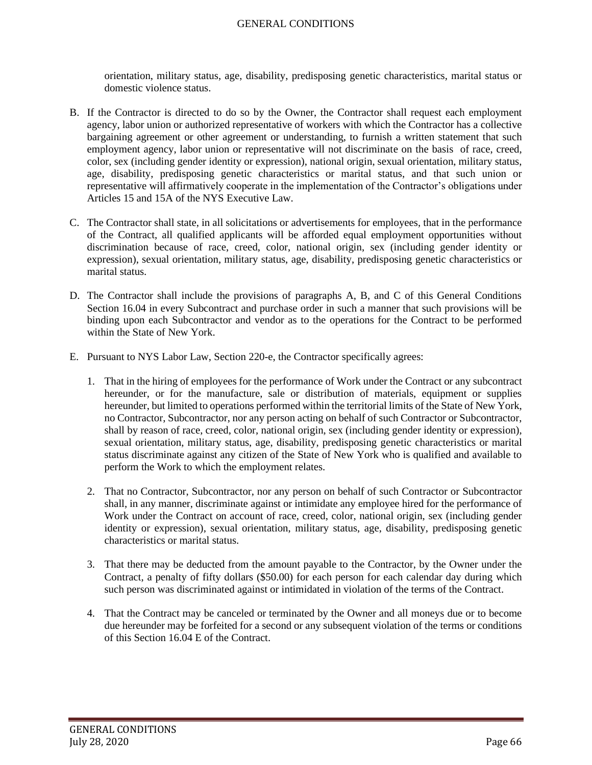orientation, military status, age, disability, predisposing genetic characteristics, marital status or domestic violence status.

B. If the Contractor is directed to do so by the Owner, the Contractor shall request each employment agency, labor union or authorized representative of workers with which the Contractor has a collective bargaining agreement or other agreement or understanding, to furnish a written statement that such employment agency, labor union or representative will not discriminate on the basis of race, creed, color, sex (including gender identity or expression), national origin, sexual orientation, military status, age, disability, predisposing genetic characteristics or marital status, and that such union or representative will affirmatively cooperate in the implementation of the Contractor's obligations under Articles 15 and 15A of the NYS Executive Law.

C. The Contractor shall state, in all solicitations or advertisements for employees, that in the performance of the Contract, all qualified applicants will be afforded equal employment opportunities without discrimination because of race, creed, color, national origin, sex (including gender identity or expression), sexual orientation, military status, age, disability, predisposing genetic characteristics or marital status.

D. The Contractor shall include the provisions of paragraphs A, B, and C of this General Conditions Section 16.04 in every Subcontract and purchase order in such a manner that such provisions will be binding upon each Subcontractor and vendor as to the operations for the Contract to be performed within the State of New York.

E. Pursuant to NYS Labor Law, Section 220-e, the Contractor specifically agrees:

   1. That in the hiring of employees for the performance of Work under the Contract or any subcontract hereunder, or for the manufacture, sale or distribution of materials, equipment or supplies hereunder, but limited to operations performed within the territorial limits of the State of New York, no Contractor, Subcontractor, nor any person acting on behalf of such Contractor or Subcontractor, shall by reason of race, creed, color, national origin, sex (including gender identity or expression), sexual orientation, military status, age, disability, predisposing genetic characteristics or marital status discriminate against any citizen of the State of New York who is qualified and available to perform the Work to which the employment relates.

   2. That no Contractor, Subcontractor, nor any person on behalf of such Contractor or Subcontractor shall, in any manner, discriminate against or intimidate any employee hired for the performance of Work under the Contract on account of race, creed, color, national origin, sex (including gender identity or expression), sexual orientation, military status, age, disability, predisposing genetic characteristics or marital status.

   3. That there may be deducted from the amount payable to the Contractor, by the Owner under the Contract, a penalty of fifty dollars ($50.00) for each person for each calendar day during which such person was discriminated against or intimidated in violation of the terms of the Contract.

   4. That the Contract may be canceled or terminated by the Owner and all moneys due or to become due hereunder may be forfeited for a second or any subsequent violation of the terms or conditions of this Section 16.04 E of the Contract.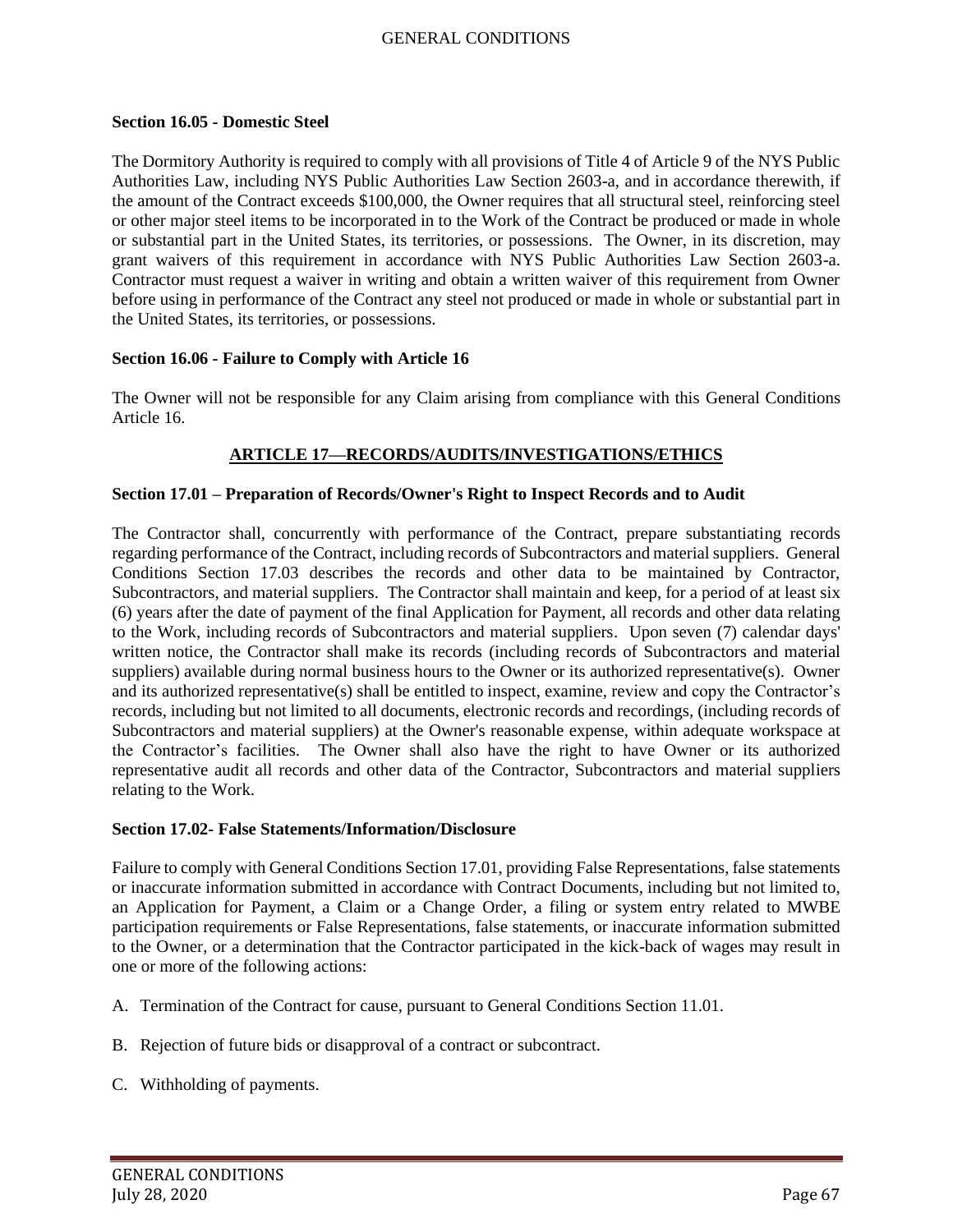**Section 16.05 - Domestic Steel**

The Dormitory Authority is required to comply with all provisions of Title 4 of Article 9 of the NYS Public Authorities Law, including NYS Public Authorities Law Section 2603-a, and in accordance therewith, if the amount of the Contract exceeds $100,000, the Owner requires that all structural steel, reinforcing steel or other major steel items to be incorporated in to the Work of the Contract be produced or made in whole or substantial part in the United States, its territories, or possessions. The Owner, in its discretion, may grant waivers of this requirement in accordance with NYS Public Authorities Law Section 2603-a. Contractor must request a waiver in writing and obtain a written waiver of this requirement from Owner before using in performance of the Contract any steel not produced or made in whole or substantial part in the United States, its territories, or possessions.

**Section 16.06 - Failure to Comply with Article 16**

The Owner will not be responsible for any Claim arising from compliance with this General Conditions Article 16.

## ARTICLE 17—RECORDS/AUDITS/INVESTIGATIONS/ETHICS

**Section 17.01 – Preparation of Records/Owner's Right to Inspect Records and to Audit**

The Contractor shall, concurrently with performance of the Contract, prepare substantiating records regarding performance of the Contract, including records of Subcontractors and material suppliers. General Conditions Section 17.03 describes the records and other data to be maintained by Contractor, Subcontractors, and material suppliers. The Contractor shall maintain and keep, for a period of at least six (6) years after the date of payment of the final Application for Payment, all records and other data relating to the Work, including records of Subcontractors and material suppliers. Upon seven (7) calendar days' written notice, the Contractor shall make its records (including records of Subcontractors and material suppliers) available during normal business hours to the Owner or its authorized representative(s). Owner and its authorized representative(s) shall be entitled to inspect, examine, review and copy the Contractor's records, including but not limited to all documents, electronic records and recordings, (including records of Subcontractors and material suppliers) at the Owner's reasonable expense, within adequate workspace at the Contractor's facilities. The Owner shall also have the right to have Owner or its authorized representative audit all records and other data of the Contractor, Subcontractors and material suppliers relating to the Work.

**Section 17.02- False Statements/Information/Disclosure**

Failure to comply with General Conditions Section 17.01, providing False Representations, false statements or inaccurate information submitted in accordance with Contract Documents, including but not limited to, an Application for Payment, a Claim or a Change Order, a filing or system entry related to MWBE participation requirements or False Representations, false statements, or inaccurate information submitted to the Owner, or a determination that the Contractor participated in the kick-back of wages may result in one or more of the following actions:

A. Termination of the Contract for cause, pursuant to General Conditions Section 11.01.

B. Rejection of future bids or disapproval of a contract or subcontract.

C. Withholding of payments.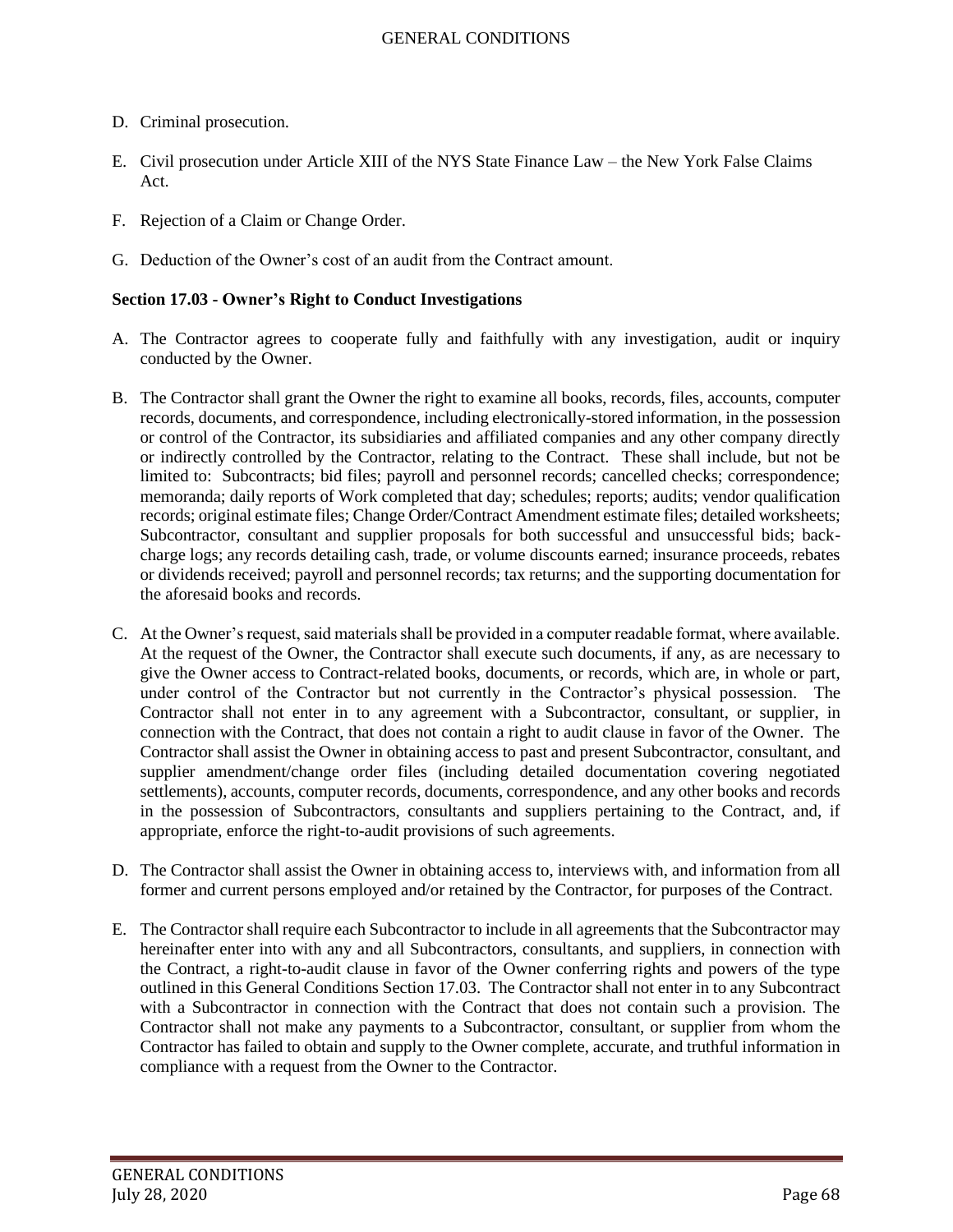D. Criminal prosecution.

E. Civil prosecution under Article XIII of the NYS State Finance Law – the New York False Claims Act.

F. Rejection of a Claim or Change Order.

G. Deduction of the Owner's cost of an audit from the Contract amount.

**Section 17.03 - Owner's Right to Conduct Investigations**

A. The Contractor agrees to cooperate fully and faithfully with any investigation, audit or inquiry conducted by the Owner.

B. The Contractor shall grant the Owner the right to examine all books, records, files, accounts, computer records, documents, and correspondence, including electronically-stored information, in the possession or control of the Contractor, its subsidiaries and affiliated companies and any other company directly or indirectly controlled by the Contractor, relating to the Contract. These shall include, but not be limited to: Subcontracts; bid files; payroll and personnel records; cancelled checks; correspondence; memoranda; daily reports of Work completed that day; schedules; reports; audits; vendor qualification records; original estimate files; Change Order/Contract Amendment estimate files; detailed worksheets; Subcontractor, consultant and supplier proposals for both successful and unsuccessful bids; back-charge logs; any records detailing cash, trade, or volume discounts earned; insurance proceeds, rebates or dividends received; payroll and personnel records; tax returns; and the supporting documentation for the aforesaid books and records.

C. At the Owner's request, said materials shall be provided in a computer readable format, where available. At the request of the Owner, the Contractor shall execute such documents, if any, as are necessary to give the Owner access to Contract-related books, documents, or records, which are, in whole or part, under control of the Contractor but not currently in the Contractor's physical possession. The Contractor shall not enter in to any agreement with a Subcontractor, consultant, or supplier, in connection with the Contract, that does not contain a right to audit clause in favor of the Owner. The Contractor shall assist the Owner in obtaining access to past and present Subcontractor, consultant, and supplier amendment/change order files (including detailed documentation covering negotiated settlements), accounts, computer records, documents, correspondence, and any other books and records in the possession of Subcontractors, consultants and suppliers pertaining to the Contract, and, if appropriate, enforce the right-to-audit provisions of such agreements.

D. The Contractor shall assist the Owner in obtaining access to, interviews with, and information from all former and current persons employed and/or retained by the Contractor, for purposes of the Contract.

E. The Contractor shall require each Subcontractor to include in all agreements that the Subcontractor may hereinafter enter into with any and all Subcontractors, consultants, and suppliers, in connection with the Contract, a right-to-audit clause in favor of the Owner conferring rights and powers of the type outlined in this General Conditions Section 17.03. The Contractor shall not enter in to any Subcontract with a Subcontractor in connection with the Contract that does not contain such a provision. The Contractor shall not make any payments to a Subcontractor, consultant, or supplier from whom the Contractor has failed to obtain and supply to the Owner complete, accurate, and truthful information in compliance with a request from the Owner to the Contractor.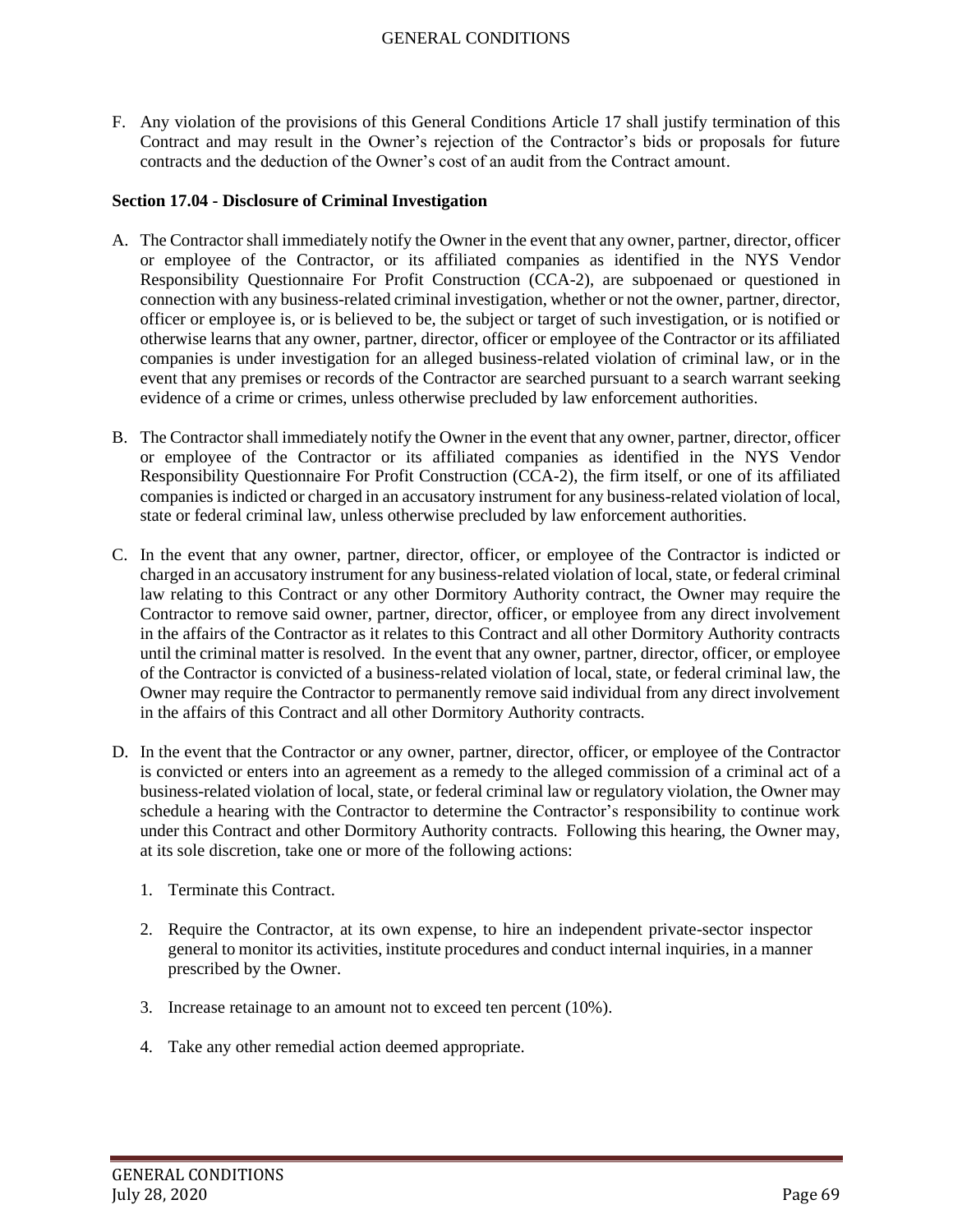F. Any violation of the provisions of this General Conditions Article 17 shall justify termination of this Contract and may result in the Owner's rejection of the Contractor's bids or proposals for future contracts and the deduction of the Owner's cost of an audit from the Contract amount.

**Section 17.04 - Disclosure of Criminal Investigation**

A. The Contractor shall immediately notify the Owner in the event that any owner, partner, director, officer or employee of the Contractor, or its affiliated companies as identified in the NYS Vendor Responsibility Questionnaire For Profit Construction (CCA-2), are subpoenaed or questioned in connection with any business-related criminal investigation, whether or not the owner, partner, director, officer or employee is, or is believed to be, the subject or target of such investigation, or is notified or otherwise learns that any owner, partner, director, officer or employee of the Contractor or its affiliated companies is under investigation for an alleged business-related violation of criminal law, or in the event that any premises or records of the Contractor are searched pursuant to a search warrant seeking evidence of a crime or crimes, unless otherwise precluded by law enforcement authorities.

B. The Contractor shall immediately notify the Owner in the event that any owner, partner, director, officer or employee of the Contractor or its affiliated companies as identified in the NYS Vendor Responsibility Questionnaire For Profit Construction (CCA-2), the firm itself, or one of its affiliated companies is indicted or charged in an accusatory instrument for any business-related violation of local, state or federal criminal law, unless otherwise precluded by law enforcement authorities.

C. In the event that any owner, partner, director, officer, or employee of the Contractor is indicted or charged in an accusatory instrument for any business-related violation of local, state, or federal criminal law relating to this Contract or any other Dormitory Authority contract, the Owner may require the Contractor to remove said owner, partner, director, officer, or employee from any direct involvement in the affairs of the Contractor as it relates to this Contract and all other Dormitory Authority contracts until the criminal matter is resolved. In the event that any owner, partner, director, officer, or employee of the Contractor is convicted of a business-related violation of local, state, or federal criminal law, the Owner may require the Contractor to permanently remove said individual from any direct involvement in the affairs of this Contract and all other Dormitory Authority contracts.

D. In the event that the Contractor or any owner, partner, director, officer, or employee of the Contractor is convicted or enters into an agreement as a remedy to the alleged commission of a criminal act of a business-related violation of local, state, or federal criminal law or regulatory violation, the Owner may schedule a hearing with the Contractor to determine the Contractor's responsibility to continue work under this Contract and other Dormitory Authority contracts. Following this hearing, the Owner may, at its sole discretion, take one or more of the following actions:

   1. Terminate this Contract.

   2. Require the Contractor, at its own expense, to hire an independent private-sector inspector general to monitor its activities, institute procedures and conduct internal inquiries, in a manner prescribed by the Owner.

   3. Increase retainage to an amount not to exceed ten percent (10%).

   4. Take any other remedial action deemed appropriate.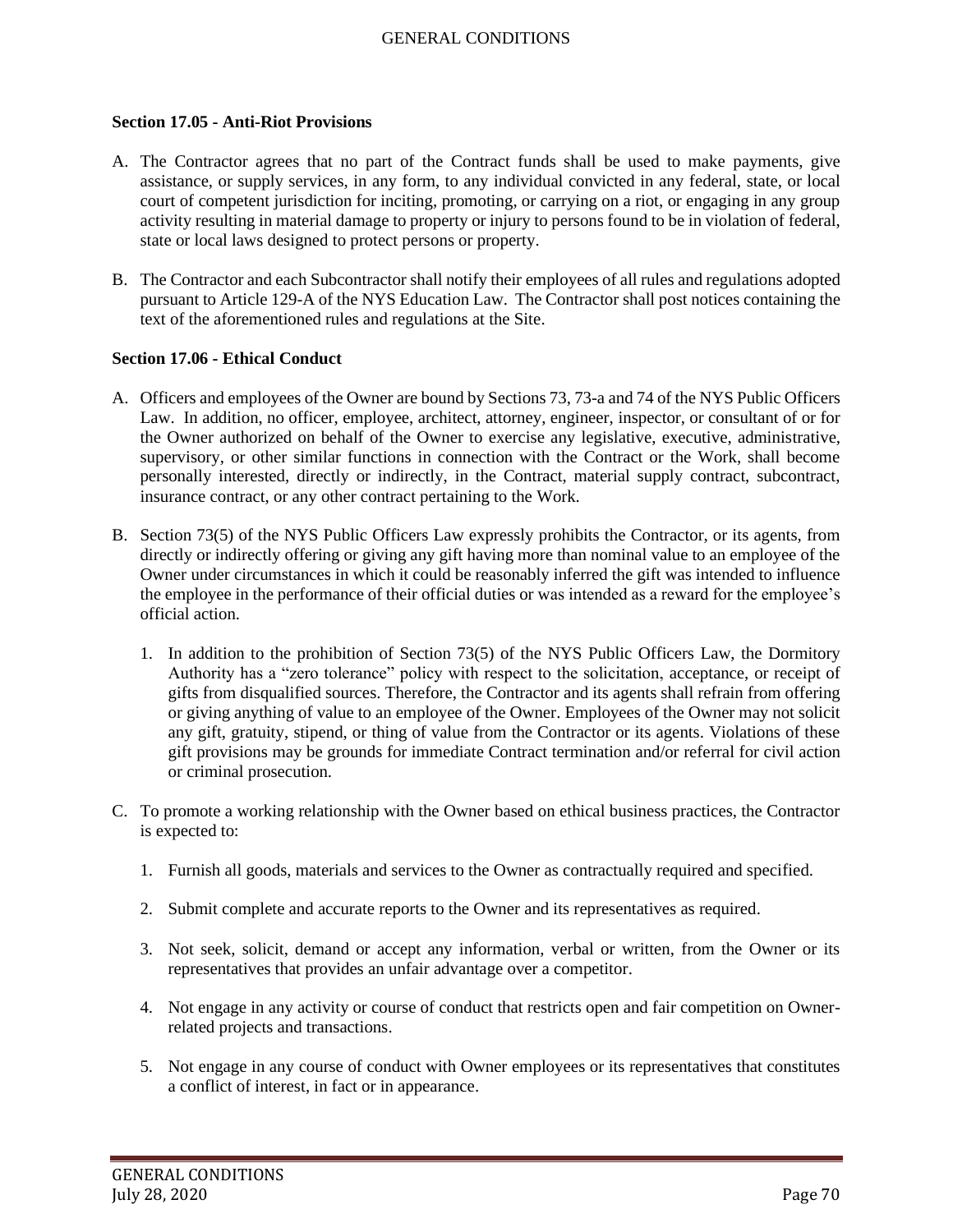**Section 17.05 - Anti-Riot Provisions**

A. The Contractor agrees that no part of the Contract funds shall be used to make payments, give assistance, or supply services, in any form, to any individual convicted in any federal, state, or local court of competent jurisdiction for inciting, promoting, or carrying on a riot, or engaging in any group activity resulting in material damage to property or injury to persons found to be in violation of federal, state or local laws designed to protect persons or property.

B. The Contractor and each Subcontractor shall notify their employees of all rules and regulations adopted pursuant to Article 129-A of the NYS Education Law. The Contractor shall post notices containing the text of the aforementioned rules and regulations at the Site.

**Section 17.06 - Ethical Conduct**

A. Officers and employees of the Owner are bound by Sections 73, 73-a and 74 of the NYS Public Officers Law. In addition, no officer, employee, architect, attorney, engineer, inspector, or consultant of or for the Owner authorized on behalf of the Owner to exercise any legislative, executive, administrative, supervisory, or other similar functions in connection with the Contract or the Work, shall become personally interested, directly or indirectly, in the Contract, material supply contract, subcontract, insurance contract, or any other contract pertaining to the Work.

B. Section 73(5) of the NYS Public Officers Law expressly prohibits the Contractor, or its agents, from directly or indirectly offering or giving any gift having more than nominal value to an employee of the Owner under circumstances in which it could be reasonably inferred the gift was intended to influence the employee in the performance of their official duties or was intended as a reward for the employee's official action.

   1. In addition to the prohibition of Section 73(5) of the NYS Public Officers Law, the Dormitory Authority has a "zero tolerance" policy with respect to the solicitation, acceptance, or receipt of gifts from disqualified sources. Therefore, the Contractor and its agents shall refrain from offering or giving anything of value to an employee of the Owner. Employees of the Owner may not solicit any gift, gratuity, stipend, or thing of value from the Contractor or its agents. Violations of these gift provisions may be grounds for immediate Contract termination and/or referral for civil action or criminal prosecution.

C. To promote a working relationship with the Owner based on ethical business practices, the Contractor is expected to:

   1. Furnish all goods, materials and services to the Owner as contractually required and specified.

   2. Submit complete and accurate reports to the Owner and its representatives as required.

   3. Not seek, solicit, demand or accept any information, verbal or written, from the Owner or its representatives that provides an unfair advantage over a competitor.

   4. Not engage in any activity or course of conduct that restricts open and fair competition on Owner-related projects and transactions.

   5. Not engage in any course of conduct with Owner employees or its representatives that constitutes a conflict of interest, in fact or in appearance.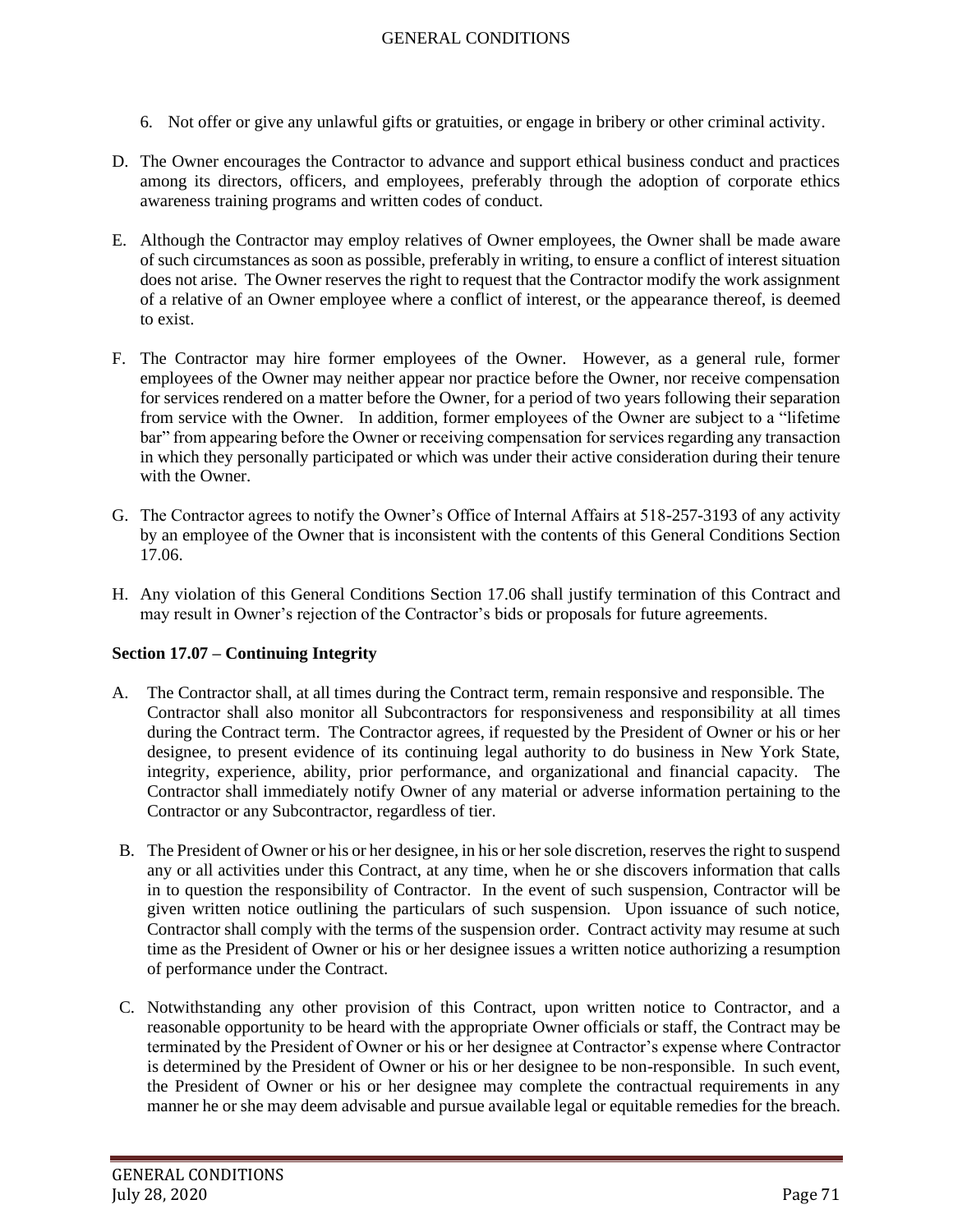6. Not offer or give any unlawful gifts or gratuities, or engage in bribery or other criminal activity.

D. The Owner encourages the Contractor to advance and support ethical business conduct and practices among its directors, officers, and employees, preferably through the adoption of corporate ethics awareness training programs and written codes of conduct.

E. Although the Contractor may employ relatives of Owner employees, the Owner shall be made aware of such circumstances as soon as possible, preferably in writing, to ensure a conflict of interest situation does not arise. The Owner reserves the right to request that the Contractor modify the work assignment of a relative of an Owner employee where a conflict of interest, or the appearance thereof, is deemed to exist.

F. The Contractor may hire former employees of the Owner. However, as a general rule, former employees of the Owner may neither appear nor practice before the Owner, nor receive compensation for services rendered on a matter before the Owner, for a period of two years following their separation from service with the Owner. In addition, former employees of the Owner are subject to a "lifetime bar" from appearing before the Owner or receiving compensation for services regarding any transaction in which they personally participated or which was under their active consideration during their tenure with the Owner.

G. The Contractor agrees to notify the Owner's Office of Internal Affairs at 518-257-3193 of any activity by an employee of the Owner that is inconsistent with the contents of this General Conditions Section 17.06.

H. Any violation of this General Conditions Section 17.06 shall justify termination of this Contract and may result in Owner's rejection of the Contractor's bids or proposals for future agreements.

**Section 17.07 – Continuing Integrity**

A. The Contractor shall, at all times during the Contract term, remain responsive and responsible. The Contractor shall also monitor all Subcontractors for responsiveness and responsibility at all times during the Contract term. The Contractor agrees, if requested by the President of Owner or his or her designee, to present evidence of its continuing legal authority to do business in New York State, integrity, experience, ability, prior performance, and organizational and financial capacity. The Contractor shall immediately notify Owner of any material or adverse information pertaining to the Contractor or any Subcontractor, regardless of tier.

B. The President of Owner or his or her designee, in his or her sole discretion, reserves the right to suspend any or all activities under this Contract, at any time, when he or she discovers information that calls in to question the responsibility of Contractor. In the event of such suspension, Contractor will be given written notice outlining the particulars of such suspension. Upon issuance of such notice, Contractor shall comply with the terms of the suspension order. Contract activity may resume at such time as the President of Owner or his or her designee issues a written notice authorizing a resumption of performance under the Contract.

C. Notwithstanding any other provision of this Contract, upon written notice to Contractor, and a reasonable opportunity to be heard with the appropriate Owner officials or staff, the Contract may be terminated by the President of Owner or his or her designee at Contractor's expense where Contractor is determined by the President of Owner or his or her designee to be non-responsible. In such event, the President of Owner or his or her designee may complete the contractual requirements in any manner he or she may deem advisable and pursue available legal or equitable remedies for the breach.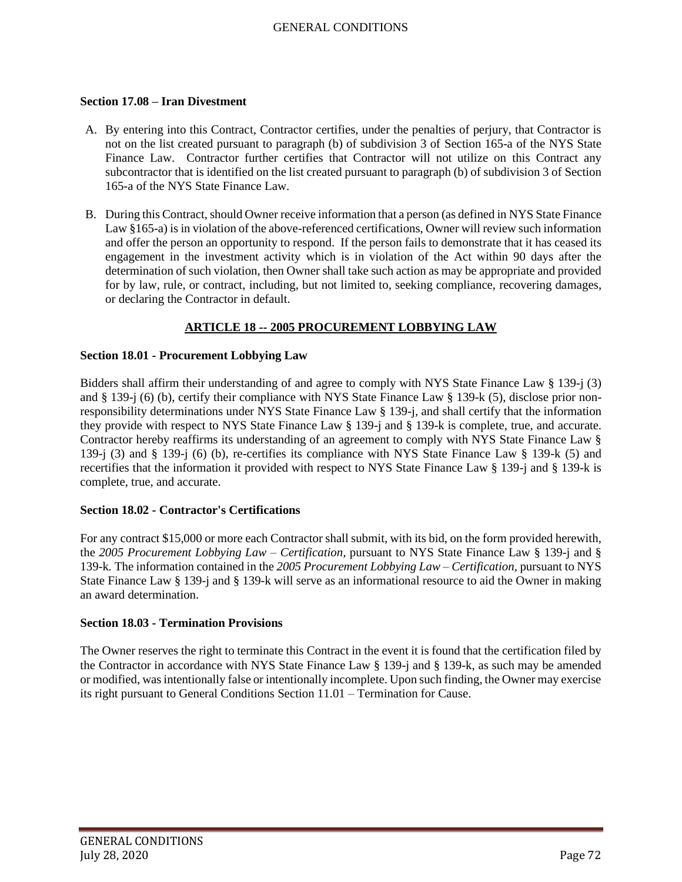**Section 17.08 – Iran Divestment**

A. By entering into this Contract, Contractor certifies, under the penalties of perjury, that Contractor is not on the list created pursuant to paragraph (b) of subdivision 3 of Section 165-a of the NYS State Finance Law. Contractor further certifies that Contractor will not utilize on this Contract any subcontractor that is identified on the list created pursuant to paragraph (b) of subdivision 3 of Section 165-a of the NYS State Finance Law.

B. During this Contract, should Owner receive information that a person (as defined in NYS State Finance Law §165-a) is in violation of the above-referenced certifications, Owner will review such information and offer the person an opportunity to respond. If the person fails to demonstrate that it has ceased its engagement in the investment activity which is in violation of the Act within 90 days after the determination of such violation, then Owner shall take such action as may be appropriate and provided for by law, rule, or contract, including, but not limited to, seeking compliance, recovering damages, or declaring the Contractor in default.

## ARTICLE 18 -- 2005 PROCUREMENT LOBBYING LAW

**Section 18.01 - Procurement Lobbying Law**

Bidders shall affirm their understanding of and agree to comply with NYS State Finance Law § 139-j (3) and § 139-j (6) (b), certify their compliance with NYS State Finance Law § 139-k (5), disclose prior non-responsibility determinations under NYS State Finance Law § 139-j, and shall certify that the information they provide with respect to NYS State Finance Law § 139-j and § 139-k is complete, true, and accurate. Contractor hereby reaffirms its understanding of an agreement to comply with NYS State Finance Law § 139-j (3) and § 139-j (6) (b), re-certifies its compliance with NYS State Finance Law § 139-k (5) and recertifies that the information it provided with respect to NYS State Finance Law § 139-j and § 139-k is complete, true, and accurate.

**Section 18.02 - Contractor's Certifications**

For any contract $15,000 or more each Contractor shall submit, with its bid, on the form provided herewith, the *2005 Procurement Lobbying Law – Certification,* pursuant to NYS State Finance Law § 139-j and § 139-k. The information contained in the *2005 Procurement Lobbying Law – Certification,* pursuant to NYS State Finance Law § 139-j and § 139-k will serve as an informational resource to aid the Owner in making an award determination.

**Section 18.03 - Termination Provisions**

The Owner reserves the right to terminate this Contract in the event it is found that the certification filed by the Contractor in accordance with NYS State Finance Law § 139-j and § 139-k, as such may be amended or modified, was intentionally false or intentionally incomplete. Upon such finding, the Owner may exercise its right pursuant to General Conditions Section 11.01 – Termination for Cause.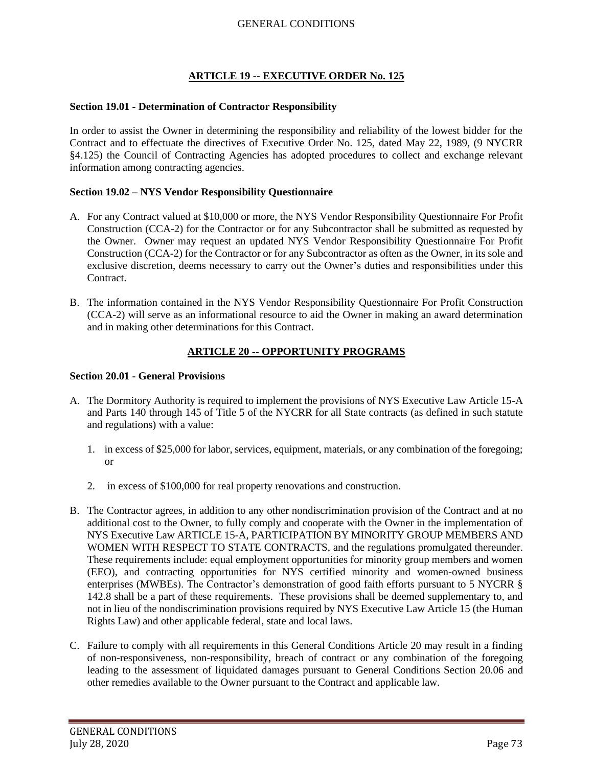## ARTICLE 19 -- EXECUTIVE ORDER No. 125

### Section 19.01 - Determination of Contractor Responsibility

In order to assist the Owner in determining the responsibility and reliability of the lowest bidder for the Contract and to effectuate the directives of Executive Order No. 125, dated May 22, 1989, (9 NYCRR §4.125) the Council of Contracting Agencies has adopted procedures to collect and exchange relevant information among contracting agencies.

### Section 19.02 – NYS Vendor Responsibility Questionnaire

A. For any Contract valued at $10,000 or more, the NYS Vendor Responsibility Questionnaire For Profit Construction (CCA-2) for the Contractor or for any Subcontractor shall be submitted as requested by the Owner. Owner may request an updated NYS Vendor Responsibility Questionnaire For Profit Construction (CCA-2) for the Contractor or for any Subcontractor as often as the Owner, in its sole and exclusive discretion, deems necessary to carry out the Owner's duties and responsibilities under this Contract.

B. The information contained in the NYS Vendor Responsibility Questionnaire For Profit Construction (CCA-2) will serve as an informational resource to aid the Owner in making an award determination and in making other determinations for this Contract.

## ARTICLE 20 -- OPPORTUNITY PROGRAMS

### Section 20.01 - General Provisions

A. The Dormitory Authority is required to implement the provisions of NYS Executive Law Article 15-A and Parts 140 through 145 of Title 5 of the NYCRR for all State contracts (as defined in such statute and regulations) with a value:

   1. in excess of $25,000 for labor, services, equipment, materials, or any combination of the foregoing; or

   2. in excess of $100,000 for real property renovations and construction.

B. The Contractor agrees, in addition to any other nondiscrimination provision of the Contract and at no additional cost to the Owner, to fully comply and cooperate with the Owner in the implementation of NYS Executive Law ARTICLE 15-A, PARTICIPATION BY MINORITY GROUP MEMBERS AND WOMEN WITH RESPECT TO STATE CONTRACTS, and the regulations promulgated thereunder. These requirements include: equal employment opportunities for minority group members and women (EEO), and contracting opportunities for NYS certified minority and women-owned business enterprises (MWBEs). The Contractor's demonstration of good faith efforts pursuant to 5 NYCRR § 142.8 shall be a part of these requirements. These provisions shall be deemed supplementary to, and not in lieu of the nondiscrimination provisions required by NYS Executive Law Article 15 (the Human Rights Law) and other applicable federal, state and local laws.

C. Failure to comply with all requirements in this General Conditions Article 20 may result in a finding of non-responsiveness, non-responsibility, breach of contract or any combination of the foregoing leading to the assessment of liquidated damages pursuant to General Conditions Section 20.06 and other remedies available to the Owner pursuant to the Contract and applicable law.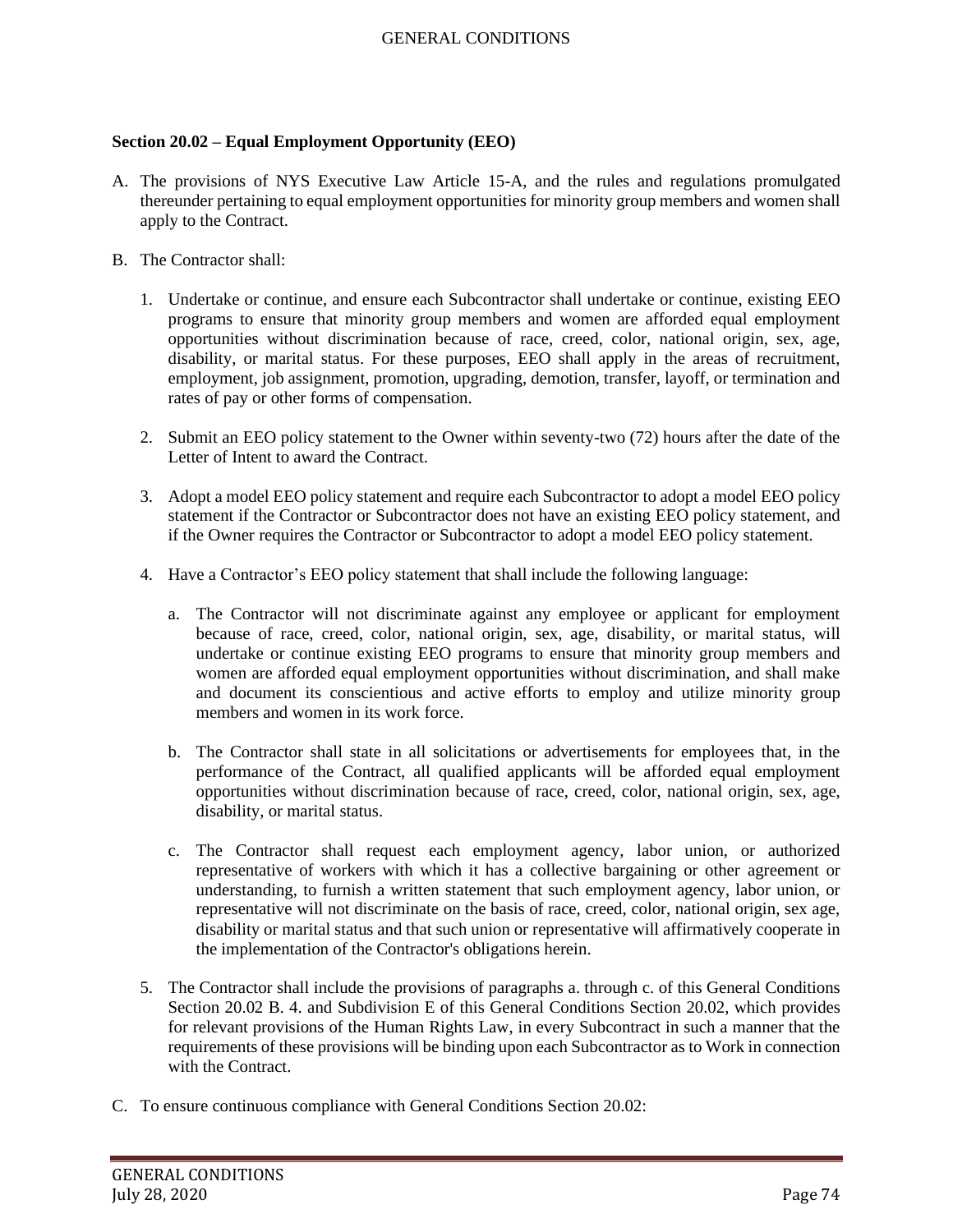**Section 20.02 – Equal Employment Opportunity (EEO)**

A. The provisions of NYS Executive Law Article 15-A, and the rules and regulations promulgated thereunder pertaining to equal employment opportunities for minority group members and women shall apply to the Contract.

B. The Contractor shall:

   1. Undertake or continue, and ensure each Subcontractor shall undertake or continue, existing EEO programs to ensure that minority group members and women are afforded equal employment opportunities without discrimination because of race, creed, color, national origin, sex, age, disability, or marital status. For these purposes, EEO shall apply in the areas of recruitment, employment, job assignment, promotion, upgrading, demotion, transfer, layoff, or termination and rates of pay or other forms of compensation.

   2. Submit an EEO policy statement to the Owner within seventy-two (72) hours after the date of the Letter of Intent to award the Contract.

   3. Adopt a model EEO policy statement and require each Subcontractor to adopt a model EEO policy statement if the Contractor or Subcontractor does not have an existing EEO policy statement, and if the Owner requires the Contractor or Subcontractor to adopt a model EEO policy statement.

   4. Have a Contractor's EEO policy statement that shall include the following language:

      a. The Contractor will not discriminate against any employee or applicant for employment because of race, creed, color, national origin, sex, age, disability, or marital status, will undertake or continue existing EEO programs to ensure that minority group members and women are afforded equal employment opportunities without discrimination, and shall make and document its conscientious and active efforts to employ and utilize minority group members and women in its work force.

      b. The Contractor shall state in all solicitations or advertisements for employees that, in the performance of the Contract, all qualified applicants will be afforded equal employment opportunities without discrimination because of race, creed, color, national origin, sex, age, disability, or marital status.

      c. The Contractor shall request each employment agency, labor union, or authorized representative of workers with which it has a collective bargaining or other agreement or understanding, to furnish a written statement that such employment agency, labor union, or representative will not discriminate on the basis of race, creed, color, national origin, sex age, disability or marital status and that such union or representative will affirmatively cooperate in the implementation of the Contractor's obligations herein.

   5. The Contractor shall include the provisions of paragraphs a. through c. of this General Conditions Section 20.02 B. 4. and Subdivision E of this General Conditions Section 20.02, which provides for relevant provisions of the Human Rights Law, in every Subcontract in such a manner that the requirements of these provisions will be binding upon each Subcontractor as to Work in connection with the Contract.

C. To ensure continuous compliance with General Conditions Section 20.02: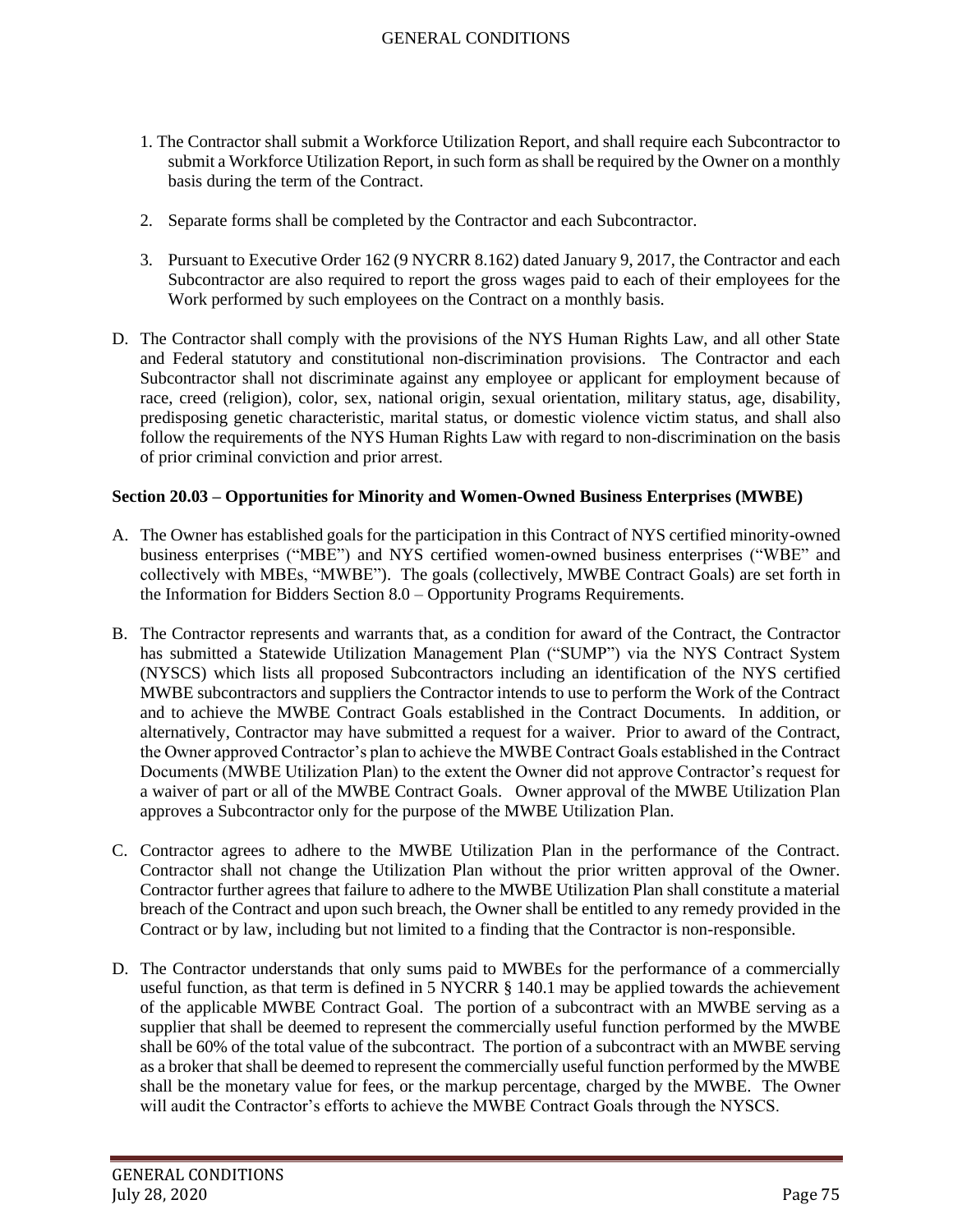1. The Contractor shall submit a Workforce Utilization Report, and shall require each Subcontractor to submit a Workforce Utilization Report, in such form as shall be required by the Owner on a monthly basis during the term of the Contract.

2. Separate forms shall be completed by the Contractor and each Subcontractor.

3. Pursuant to Executive Order 162 (9 NYCRR 8.162) dated January 9, 2017, the Contractor and each Subcontractor are also required to report the gross wages paid to each of their employees for the Work performed by such employees on the Contract on a monthly basis.

D. The Contractor shall comply with the provisions of the NYS Human Rights Law, and all other State and Federal statutory and constitutional non-discrimination provisions. The Contractor and each Subcontractor shall not discriminate against any employee or applicant for employment because of race, creed (religion), color, sex, national origin, sexual orientation, military status, age, disability, predisposing genetic characteristic, marital status, or domestic violence victim status, and shall also follow the requirements of the NYS Human Rights Law with regard to non-discrimination on the basis of prior criminal conviction and prior arrest.

**Section 20.03 – Opportunities for Minority and Women-Owned Business Enterprises (MWBE)**

A. The Owner has established goals for the participation in this Contract of NYS certified minority-owned business enterprises ("MBE") and NYS certified women-owned business enterprises ("WBE" and collectively with MBEs, "MWBE"). The goals (collectively, MWBE Contract Goals) are set forth in the Information for Bidders Section 8.0 – Opportunity Programs Requirements.

B. The Contractor represents and warrants that, as a condition for award of the Contract, the Contractor has submitted a Statewide Utilization Management Plan ("SUMP") via the NYS Contract System (NYSCS) which lists all proposed Subcontractors including an identification of the NYS certified MWBE subcontractors and suppliers the Contractor intends to use to perform the Work of the Contract and to achieve the MWBE Contract Goals established in the Contract Documents. In addition, or alternatively, Contractor may have submitted a request for a waiver. Prior to award of the Contract, the Owner approved Contractor's plan to achieve the MWBE Contract Goals established in the Contract Documents (MWBE Utilization Plan) to the extent the Owner did not approve Contractor's request for a waiver of part or all of the MWBE Contract Goals. Owner approval of the MWBE Utilization Plan approves a Subcontractor only for the purpose of the MWBE Utilization Plan.

C. Contractor agrees to adhere to the MWBE Utilization Plan in the performance of the Contract. Contractor shall not change the Utilization Plan without the prior written approval of the Owner. Contractor further agrees that failure to adhere to the MWBE Utilization Plan shall constitute a material breach of the Contract and upon such breach, the Owner shall be entitled to any remedy provided in the Contract or by law, including but not limited to a finding that the Contractor is non-responsible.

D. The Contractor understands that only sums paid to MWBEs for the performance of a commercially useful function, as that term is defined in 5 NYCRR § 140.1 may be applied towards the achievement of the applicable MWBE Contract Goal. The portion of a subcontract with an MWBE serving as a supplier that shall be deemed to represent the commercially useful function performed by the MWBE shall be 60% of the total value of the subcontract. The portion of a subcontract with an MWBE serving as a broker that shall be deemed to represent the commercially useful function performed by the MWBE shall be the monetary value for fees, or the markup percentage, charged by the MWBE. The Owner will audit the Contractor's efforts to achieve the MWBE Contract Goals through the NYSCS.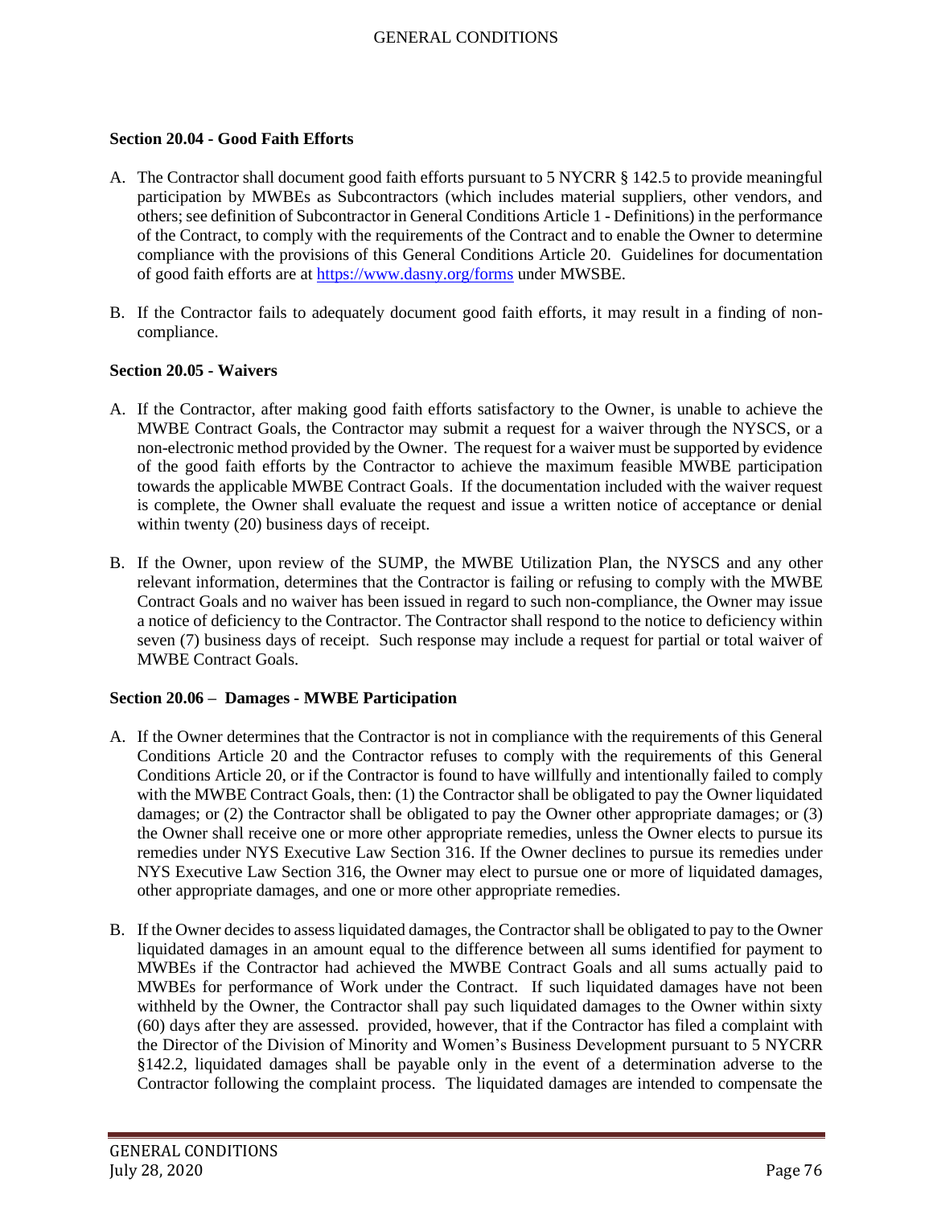**Section 20.04 - Good Faith Efforts**

A. The Contractor shall document good faith efforts pursuant to 5 NYCRR § 142.5 to provide meaningful participation by MWBEs as Subcontractors (which includes material suppliers, other vendors, and others; see definition of Subcontractor in General Conditions Article 1 - Definitions) in the performance of the Contract, to comply with the requirements of the Contract and to enable the Owner to determine compliance with the provisions of this General Conditions Article 20. Guidelines for documentation of good faith efforts are at https://www.dasny.org/forms under MWSBE.

B. If the Contractor fails to adequately document good faith efforts, it may result in a finding of non-compliance.

**Section 20.05 - Waivers**

A. If the Contractor, after making good faith efforts satisfactory to the Owner, is unable to achieve the MWBE Contract Goals, the Contractor may submit a request for a waiver through the NYSCS, or a non-electronic method provided by the Owner. The request for a waiver must be supported by evidence of the good faith efforts by the Contractor to achieve the maximum feasible MWBE participation towards the applicable MWBE Contract Goals. If the documentation included with the waiver request is complete, the Owner shall evaluate the request and issue a written notice of acceptance or denial within twenty (20) business days of receipt.

B. If the Owner, upon review of the SUMP, the MWBE Utilization Plan, the NYSCS and any other relevant information, determines that the Contractor is failing or refusing to comply with the MWBE Contract Goals and no waiver has been issued in regard to such non-compliance, the Owner may issue a notice of deficiency to the Contractor. The Contractor shall respond to the notice to deficiency within seven (7) business days of receipt. Such response may include a request for partial or total waiver of MWBE Contract Goals.

**Section 20.06 – Damages - MWBE Participation**

A. If the Owner determines that the Contractor is not in compliance with the requirements of this General Conditions Article 20 and the Contractor refuses to comply with the requirements of this General Conditions Article 20, or if the Contractor is found to have willfully and intentionally failed to comply with the MWBE Contract Goals, then: (1) the Contractor shall be obligated to pay the Owner liquidated damages; or (2) the Contractor shall be obligated to pay the Owner other appropriate damages; or (3) the Owner shall receive one or more other appropriate remedies, unless the Owner elects to pursue its remedies under NYS Executive Law Section 316. If the Owner declines to pursue its remedies under NYS Executive Law Section 316, the Owner may elect to pursue one or more of liquidated damages, other appropriate damages, and one or more other appropriate remedies.

B. If the Owner decides to assess liquidated damages, the Contractor shall be obligated to pay to the Owner liquidated damages in an amount equal to the difference between all sums identified for payment to MWBEs if the Contractor had achieved the MWBE Contract Goals and all sums actually paid to MWBEs for performance of Work under the Contract. If such liquidated damages have not been withheld by the Owner, the Contractor shall pay such liquidated damages to the Owner within sixty (60) days after they are assessed. provided, however, that if the Contractor has filed a complaint with the Director of the Division of Minority and Women's Business Development pursuant to 5 NYCRR §142.2, liquidated damages shall be payable only in the event of a determination adverse to the Contractor following the complaint process. The liquidated damages are intended to compensate the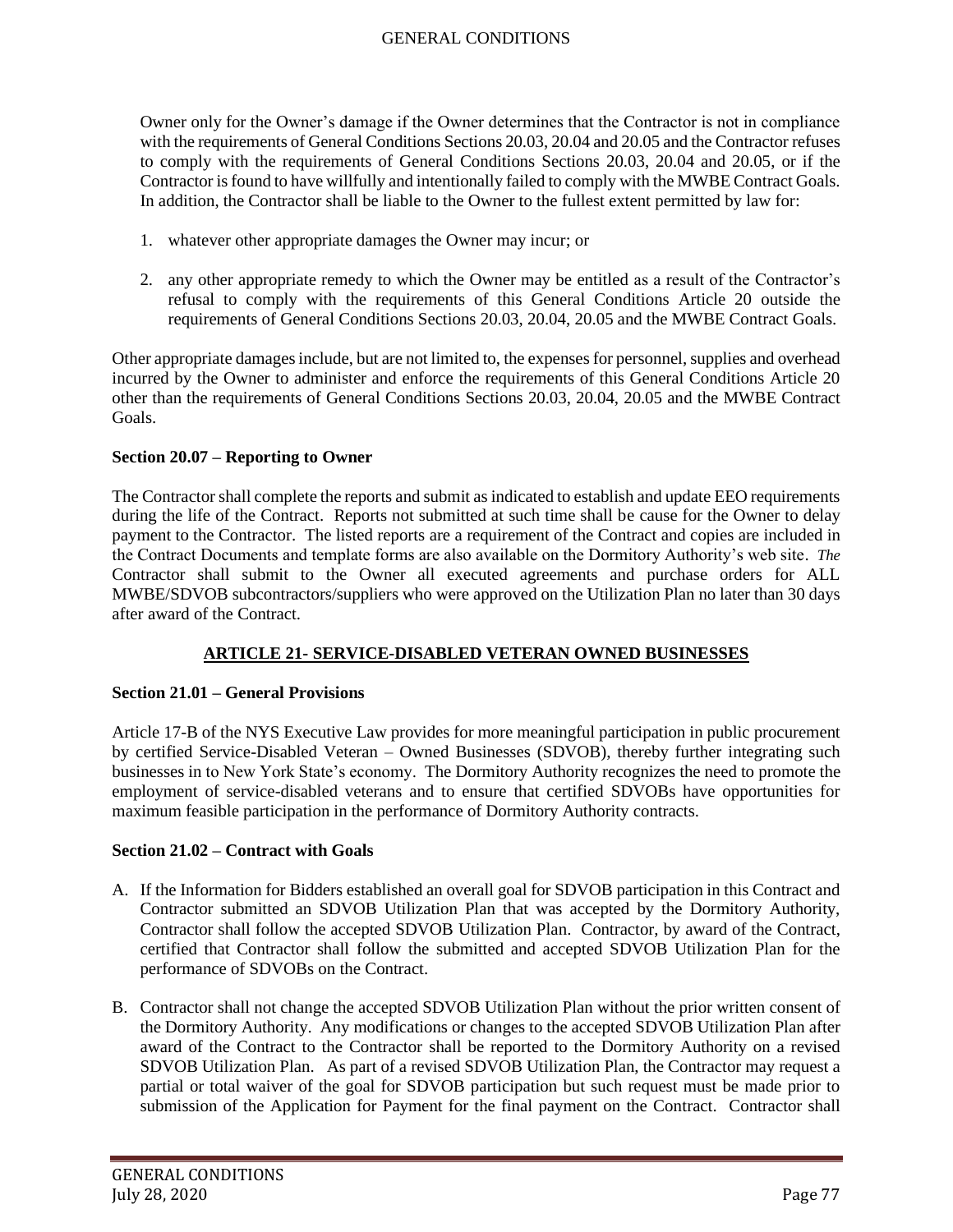Owner only for the Owner's damage if the Owner determines that the Contractor is not in compliance with the requirements of General Conditions Sections 20.03, 20.04 and 20.05 and the Contractor refuses to comply with the requirements of General Conditions Sections 20.03, 20.04 and 20.05, or if the Contractor is found to have willfully and intentionally failed to comply with the MWBE Contract Goals. In addition, the Contractor shall be liable to the Owner to the fullest extent permitted by law for:

1. whatever other appropriate damages the Owner may incur; or

2. any other appropriate remedy to which the Owner may be entitled as a result of the Contractor's refusal to comply with the requirements of this General Conditions Article 20 outside the requirements of General Conditions Sections 20.03, 20.04, 20.05 and the MWBE Contract Goals.

Other appropriate damages include, but are not limited to, the expenses for personnel, supplies and overhead incurred by the Owner to administer and enforce the requirements of this General Conditions Article 20 other than the requirements of General Conditions Sections 20.03, 20.04, 20.05 and the MWBE Contract Goals.

**Section 20.07 – Reporting to Owner**

The Contractor shall complete the reports and submit as indicated to establish and update EEO requirements during the life of the Contract. Reports not submitted at such time shall be cause for the Owner to delay payment to the Contractor. The listed reports are a requirement of the Contract and copies are included in the Contract Documents and template forms are also available on the Dormitory Authority's web site. *The* Contractor shall submit to the Owner all executed agreements and purchase orders for ALL MWBE/SDVOB subcontractors/suppliers who were approved on the Utilization Plan no later than 30 days after award of the Contract.

## ARTICLE 21- SERVICE-DISABLED VETERAN OWNED BUSINESSES

**Section 21.01 – General Provisions**

Article 17-B of the NYS Executive Law provides for more meaningful participation in public procurement by certified Service-Disabled Veteran – Owned Businesses (SDVOB), thereby further integrating such businesses in to New York State's economy. The Dormitory Authority recognizes the need to promote the employment of service-disabled veterans and to ensure that certified SDVOBs have opportunities for maximum feasible participation in the performance of Dormitory Authority contracts.

**Section 21.02 – Contract with Goals**

A. If the Information for Bidders established an overall goal for SDVOB participation in this Contract and Contractor submitted an SDVOB Utilization Plan that was accepted by the Dormitory Authority, Contractor shall follow the accepted SDVOB Utilization Plan. Contractor, by award of the Contract, certified that Contractor shall follow the submitted and accepted SDVOB Utilization Plan for the performance of SDVOBs on the Contract.

B. Contractor shall not change the accepted SDVOB Utilization Plan without the prior written consent of the Dormitory Authority. Any modifications or changes to the accepted SDVOB Utilization Plan after award of the Contract to the Contractor shall be reported to the Dormitory Authority on a revised SDVOB Utilization Plan. As part of a revised SDVOB Utilization Plan, the Contractor may request a partial or total waiver of the goal for SDVOB participation but such request must be made prior to submission of the Application for Payment for the final payment on the Contract. Contractor shall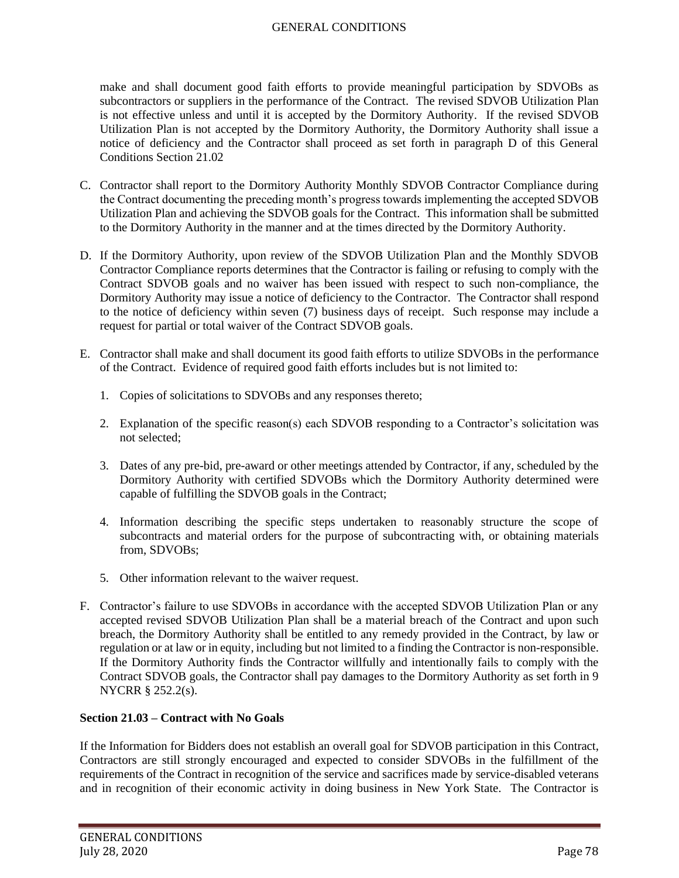make and shall document good faith efforts to provide meaningful participation by SDVOBs as subcontractors or suppliers in the performance of the Contract. The revised SDVOB Utilization Plan is not effective unless and until it is accepted by the Dormitory Authority. If the revised SDVOB Utilization Plan is not accepted by the Dormitory Authority, the Dormitory Authority shall issue a notice of deficiency and the Contractor shall proceed as set forth in paragraph D of this General Conditions Section 21.02

C. Contractor shall report to the Dormitory Authority Monthly SDVOB Contractor Compliance during the Contract documenting the preceding month's progress towards implementing the accepted SDVOB Utilization Plan and achieving the SDVOB goals for the Contract. This information shall be submitted to the Dormitory Authority in the manner and at the times directed by the Dormitory Authority.

D. If the Dormitory Authority, upon review of the SDVOB Utilization Plan and the Monthly SDVOB Contractor Compliance reports determines that the Contractor is failing or refusing to comply with the Contract SDVOB goals and no waiver has been issued with respect to such non-compliance, the Dormitory Authority may issue a notice of deficiency to the Contractor. The Contractor shall respond to the notice of deficiency within seven (7) business days of receipt. Such response may include a request for partial or total waiver of the Contract SDVOB goals.

E. Contractor shall make and shall document its good faith efforts to utilize SDVOBs in the performance of the Contract. Evidence of required good faith efforts includes but is not limited to:

   1. Copies of solicitations to SDVOBs and any responses thereto;

   2. Explanation of the specific reason(s) each SDVOB responding to a Contractor's solicitation was not selected;

   3. Dates of any pre-bid, pre-award or other meetings attended by Contractor, if any, scheduled by the Dormitory Authority with certified SDVOBs which the Dormitory Authority determined were capable of fulfilling the SDVOB goals in the Contract;

   4. Information describing the specific steps undertaken to reasonably structure the scope of subcontracts and material orders for the purpose of subcontracting with, or obtaining materials from, SDVOBs;

   5. Other information relevant to the waiver request.

F. Contractor's failure to use SDVOBs in accordance with the accepted SDVOB Utilization Plan or any accepted revised SDVOB Utilization Plan shall be a material breach of the Contract and upon such breach, the Dormitory Authority shall be entitled to any remedy provided in the Contract, by law or regulation or at law or in equity, including but not limited to a finding the Contractor is non-responsible. If the Dormitory Authority finds the Contractor willfully and intentionally fails to comply with the Contract SDVOB goals, the Contractor shall pay damages to the Dormitory Authority as set forth in 9 NYCRR § 252.2(s).

**Section 21.03 – Contract with No Goals**

If the Information for Bidders does not establish an overall goal for SDVOB participation in this Contract, Contractors are still strongly encouraged and expected to consider SDVOBs in the fulfillment of the requirements of the Contract in recognition of the service and sacrifices made by service-disabled veterans and in recognition of their economic activity in doing business in New York State. The Contractor is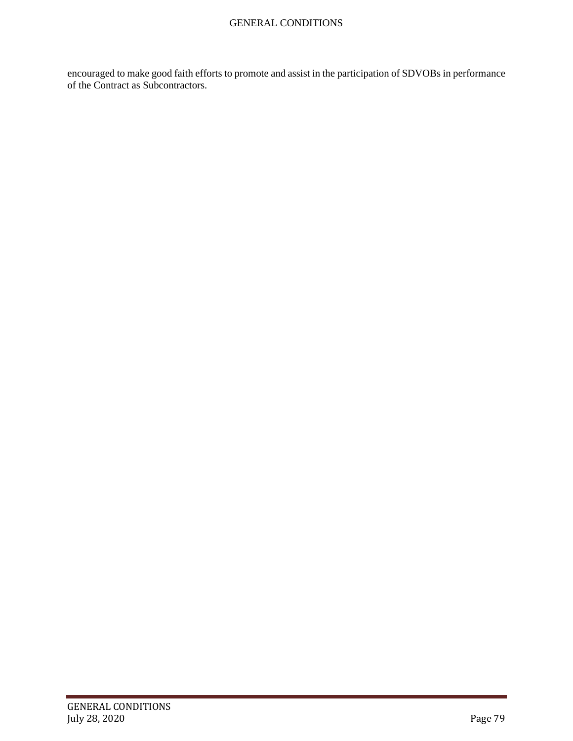encouraged to make good faith efforts to promote and assist in the participation of SDVOBs in performance of the Contract as Subcontractors.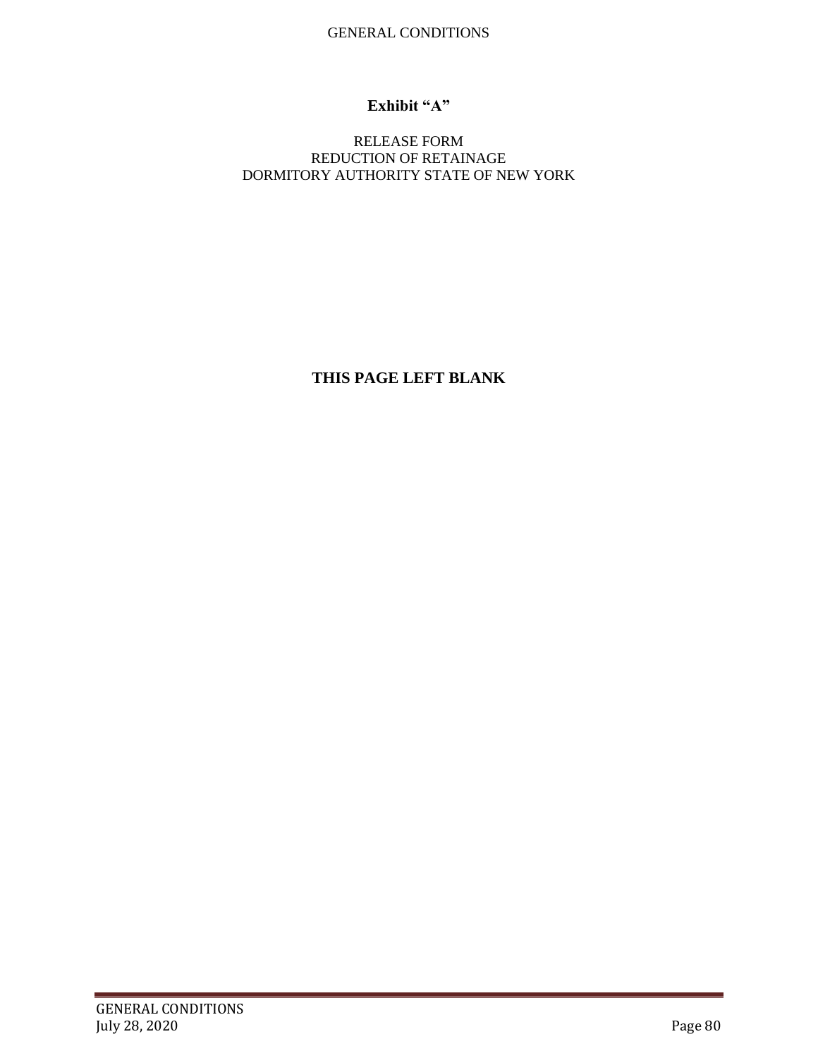## Exhibit "A"

RELEASE FORM
REDUCTION OF RETAINAGE
DORMITORY AUTHORITY STATE OF NEW YORK

**THIS PAGE LEFT BLANK**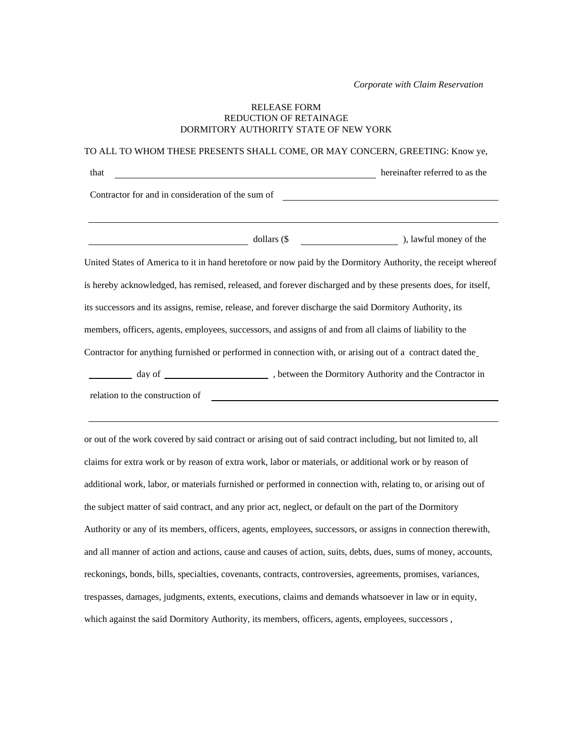*Corporate with Claim Reservation*

RELEASE FORM
REDUCTION OF RETAINAGE
DORMITORY AUTHORITY STATE OF NEW YORK

TO ALL TO WHOM THESE PRESENTS SHALL COME, OR MAY CONCERN, GREETING: Know ye,

that ______________________________________________ hereinafter referred to as the

Contractor for and in consideration of the sum of ______________________________________

________________________________________________________________________

______________________________ dollars ($ __________________ ), lawful money of the

United States of America to it in hand heretofore or now paid by the Dormitory Authority, the receipt whereof is hereby acknowledged, has remised, released, and forever discharged and by these presents does, for itself, its successors and its assigns, remise, release, and forever discharge the said Dormitory Authority, its members, officers, agents, employees, successors, and assigns of and from all claims of liability to the Contractor for anything furnished or performed in connection with, or arising out of a contract dated the

________ day of ____________________ , between the Dormitory Authority and the Contractor in

relation to the construction of ______________________________________________________

________________________________________________________________________

or out of the work covered by said contract or arising out of said contract including, but not limited to, all claims for extra work or by reason of extra work, labor or materials, or additional work or by reason of additional work, labor, or materials furnished or performed in connection with, relating to, or arising out of the subject matter of said contract, and any prior act, neglect, or default on the part of the Dormitory Authority or any of its members, officers, agents, employees, successors, or assigns in connection therewith, and all manner of action and actions, cause and causes of action, suits, debts, dues, sums of money, accounts, reckonings, bonds, bills, specialties, covenants, contracts, controversies, agreements, promises, variances, trespasses, damages, judgments, extents, executions, claims and demands whatsoever in law or in equity, which against the said Dormitory Authority, its members, officers, agents, employees, successors ,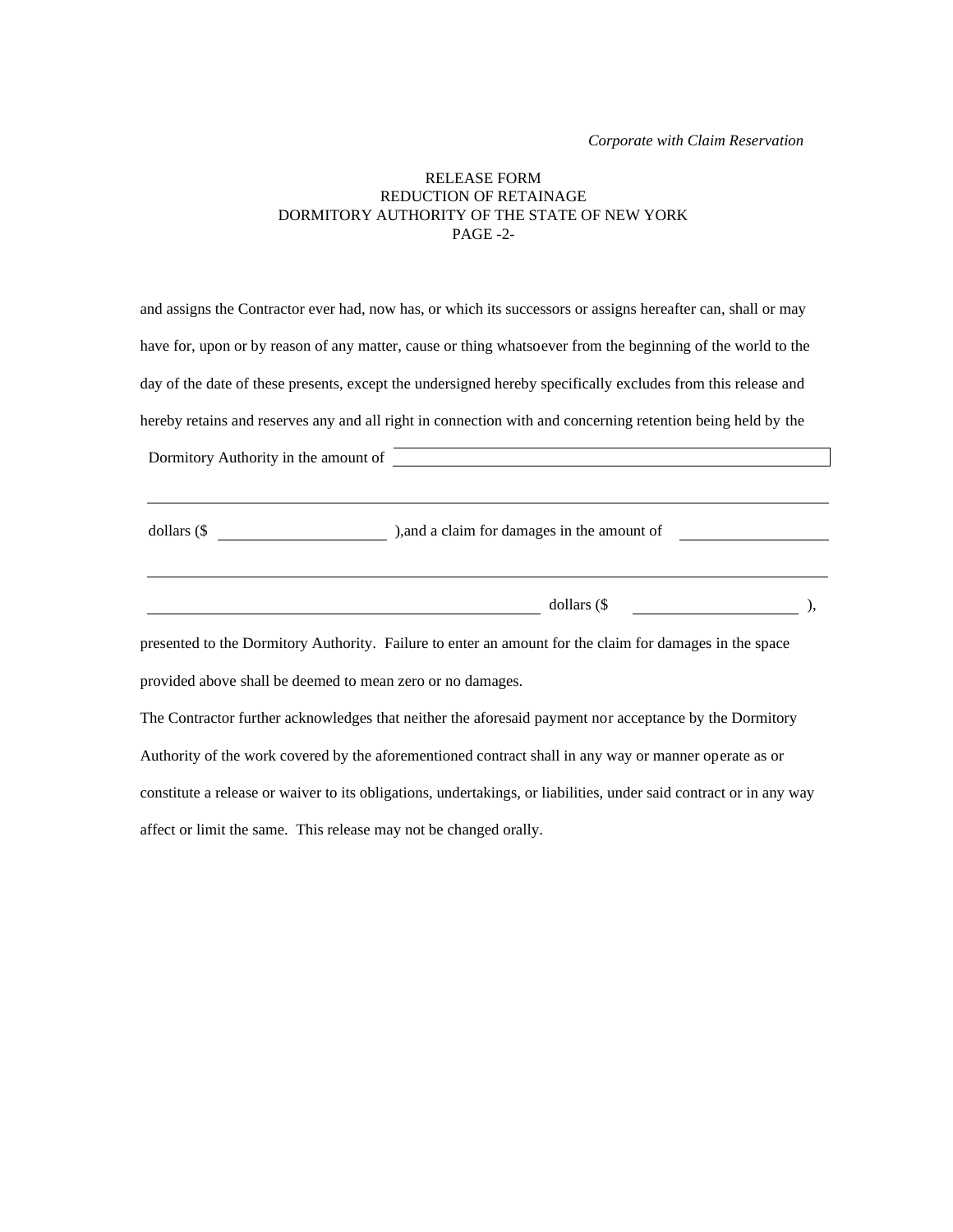*Corporate with Claim Reservation*

RELEASE FORM
REDUCTION OF RETAINAGE
DORMITORY AUTHORITY OF THE STATE OF NEW YORK
PAGE -2-

and assigns the Contractor ever had, now has, or which its successors or assigns hereafter can, shall or may have for, upon or by reason of any matter, cause or thing whatsoever from the beginning of the world to the day of the date of these presents, except the undersigned hereby specifically excludes from this release and hereby retains and reserves any and all right in connection with and concerning retention being held by the Dormitory Authority in the amount of ________________________________________

______________________________________________________________________________

dollars ($ ____________________ ),and a claim for damages in the amount of ________________

______________________________________________________________________________

________________________________________________ dollars ($ ____________________ ),

presented to the Dormitory Authority. Failure to enter an amount for the claim for damages in the space provided above shall be deemed to mean zero or no damages.

The Contractor further acknowledges that neither the aforesaid payment nor acceptance by the Dormitory Authority of the work covered by the aforementioned contract shall in any way or manner operate as or constitute a release or waiver to its obligations, undertakings, or liabilities, under said contract or in any way affect or limit the same. This release may not be changed orally.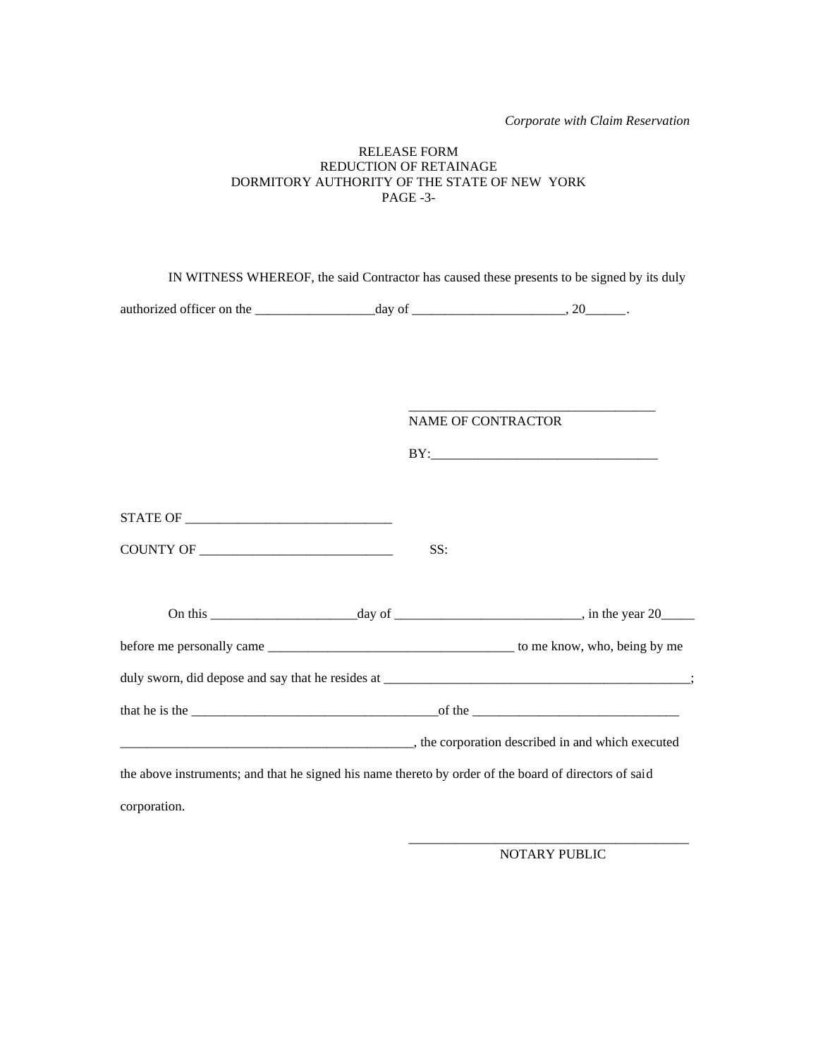*Corporate with Claim Reservation*

RELEASE FORM
REDUCTION OF RETAINAGE
DORMITORY AUTHORITY OF THE STATE OF NEW YORK
PAGE -3-

IN WITNESS WHEREOF, the said Contractor has caused these presents to be signed by its duly authorized officer on the __________________day of _______________________, 20______.

____________________________________
NAME OF CONTRACTOR

BY:__________________________________

STATE OF _______________________________

COUNTY OF _____________________________ SS:

On this ______________________day of ____________________________, in the year 20_____ before me personally came _____________________________________ to me know, who, being by me duly sworn, did depose and say that he resides at ________________________________________________; that he is the _____________________________________of the _______________________________ _____________________________________________, the corporation described in and which executed the above instruments; and that he signed his name thereto by order of the board of directors of said corporation.

_________________________________________
NOTARY PUBLIC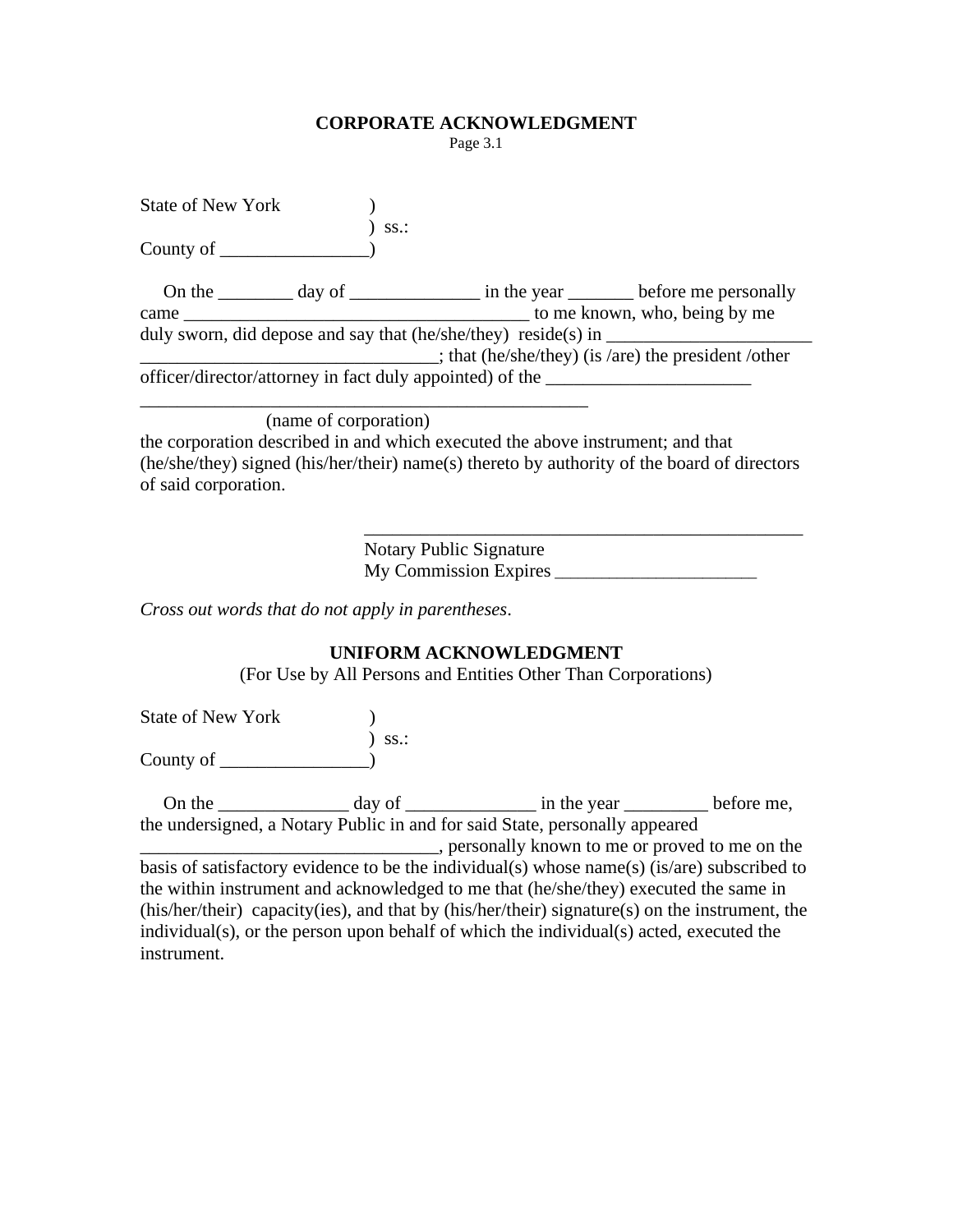## CORPORATE ACKNOWLEDGMENT

Page 3.1

State of New York )
) ss.:
County of ________________)

On the ________ day of ______________ in the year _______ before me personally came _____________________________________ to me known, who, being by me duly sworn, did depose and say that (he/she/they) reside(s) in ______________________ ________________________________; that (he/she/they) (is /are) the president /other officer/director/attorney in fact duly appointed) of the ______________________ _________________________________________________

(name of corporation)

the corporation described in and which executed the above instrument; and that (he/she/they) signed (his/her/their) name(s) thereto by authority of the board of directors of said corporation.

_________________________________________________
Notary Public Signature
My Commission Expires ______________________

*Cross out words that do not apply in parentheses*.

## UNIFORM ACKNOWLEDGMENT

(For Use by All Persons and Entities Other Than Corporations)

State of New York )
) ss.:
County of ________________)

On the ______________ day of ______________ in the year _________ before me, the undersigned, a Notary Public in and for said State, personally appeared ________________________________, personally known to me or proved to me on the basis of satisfactory evidence to be the individual(s) whose name(s) (is/are) subscribed to the within instrument and acknowledged to me that (he/she/they) executed the same in (his/her/their) capacity(ies), and that by (his/her/their) signature(s) on the instrument, the individual(s), or the person upon behalf of which the individual(s) acted, executed the instrument.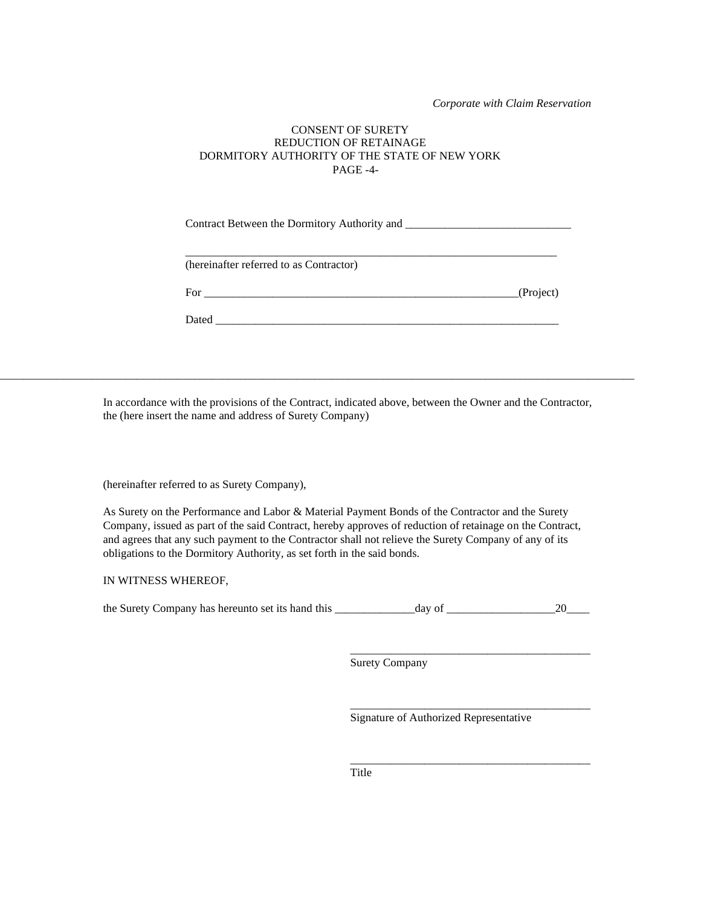*Corporate with Claim Reservation*

CONSENT OF SURETY
REDUCTION OF RETAINAGE
DORMITORY AUTHORITY OF THE STATE OF NEW YORK
PAGE -4-

Contract Between the Dormitory Authority and ______________________________

______________________________________________________________________
(hereinafter referred to as Contractor)

For __________________________________________________________(Project)

Dated _______________________________________________________________

---

In accordance with the provisions of the Contract, indicated above, between the Owner and the Contractor, the (here insert the name and address of Surety Company)

(hereinafter referred to as Surety Company),

As Surety on the Performance and Labor & Material Payment Bonds of the Contractor and the Surety Company, issued as part of the said Contract, hereby approves of reduction of retainage on the Contract, and agrees that any such payment to the Contractor shall not relieve the Surety Company of any of its obligations to the Dormitory Authority, as set forth in the said bonds.

IN WITNESS WHEREOF,

the Surety Company has hereunto set its hand this ______________day of ___________________20____

_____________________________________________
Surety Company

_____________________________________________
Signature of Authorized Representative

_____________________________________________
Title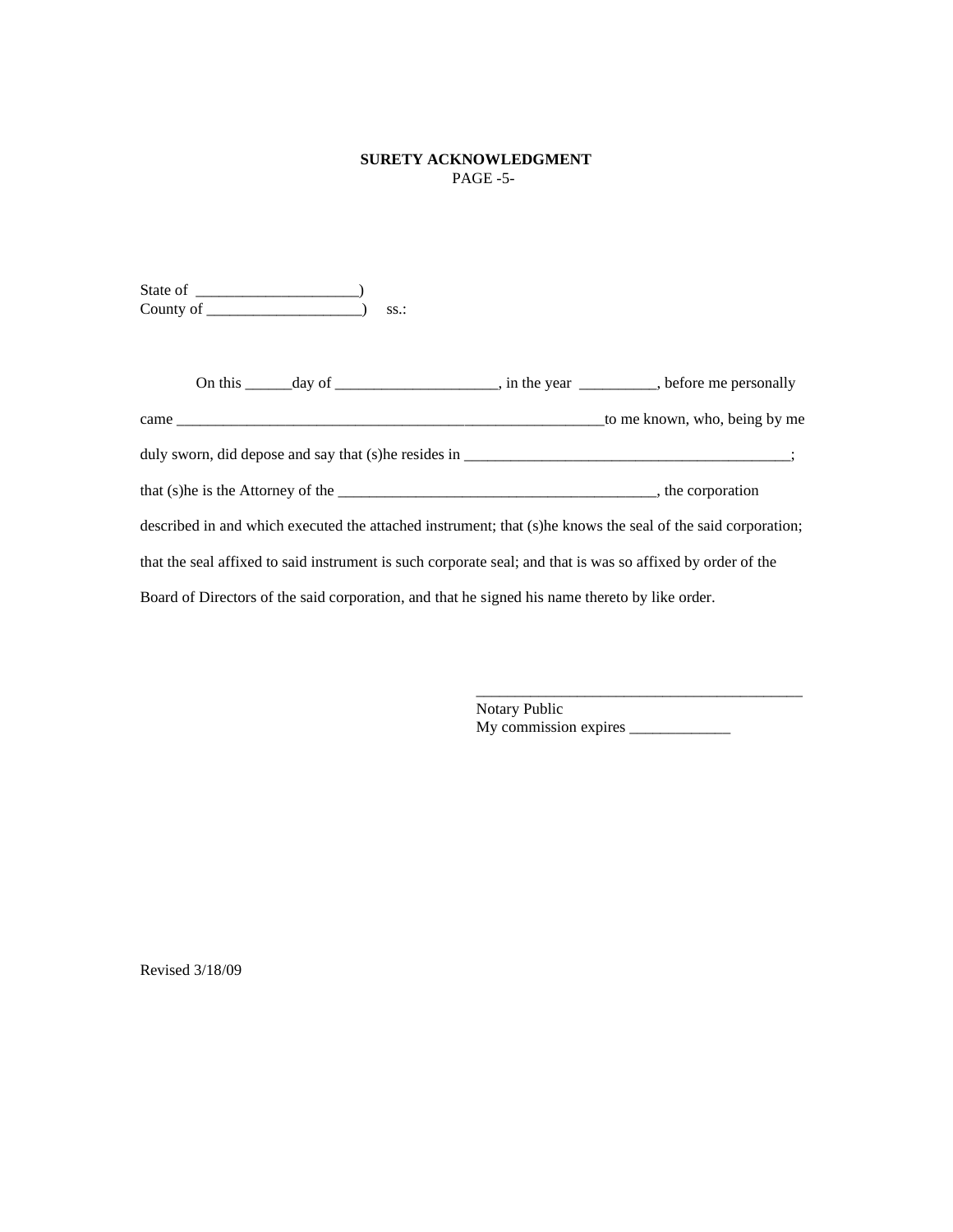**SURETY ACKNOWLEDGMENT**
PAGE -5-

State of _____________________)
County of ____________________) ss.:

On this ______day of _____________________, in the year __________, before me personally came _________________________________________________________to me known, who, being by me duly sworn, did depose and say that (s)he resides in __________________________________________; that (s)he is the Attorney of the __________________________________________, the corporation described in and which executed the attached instrument; that (s)he knows the seal of the said corporation; that the seal affixed to said instrument is such corporate seal; and that is was so affixed by order of the Board of Directors of the said corporation, and that he signed his name thereto by like order.

____________________________________________
Notary Public
My commission expires _____________

Revised 3/18/09